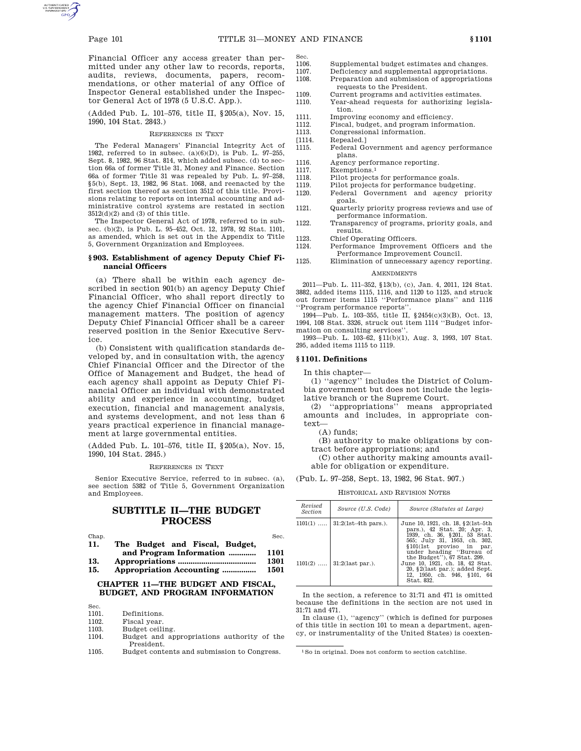Financial Officer any access greater than permitted under any other law to records, reports, audits, reviews, documents, papers, recommendations, or other material of any Office of Inspector General established under the Inspector General Act of 1978 (5 U.S.C. App.).

(Added Pub. L. 101–576, title II, §205(a), Nov. 15, 1990, 104 Stat. 2843.)

REFERENCES IN TEXT

The Federal Managers' Financial Integrity Act of 1982, referred to in subsec. (a)(6)(D), is Pub. L. 97–255, Sept. 8, 1982, 96 Stat. 814, which added subsec. (d) to section 66a of former Title 31, Money and Finance. Section 66a of former Title 31 was repealed by Pub. L. 97–258, §5(b), Sept. 13, 1982, 96 Stat. 1068, and reenacted by the first section thereof as section 3512 of this title. Provisions relating to reports on internal accounting and administrative control systems are restated in section 3512(d)(2) and (3) of this title.

The Inspector General Act of 1978, referred to in subsec. (b)(2), is Pub. L. 95–452, Oct. 12, 1978, 92 Stat. 1101, as amended, which is set out in the Appendix to Title 5, Government Organization and Employees.

### § 903. Establishment of agency Deputy Chief Financial Officers

(a) There shall be within each agency described in section 901(b) an agency Deputy Chief Financial Officer, who shall report directly to the agency Chief Financial Officer on financial management matters. The position of agency Deputy Chief Financial Officer shall be a career reserved position in the Senior Executive Service.

(b) Consistent with qualification standards developed by, and in consultation with, the agency Chief Financial Officer and the Director of the Office of Management and Budget, the head of each agency shall appoint as Deputy Chief Financial Officer an individual with demonstrated ability and experience in accounting, budget execution, financial and management analysis, and systems development, and not less than 6 years practical experience in financial management at large governmental entities.

(Added Pub. L. 101–576, title II, §205(a), Nov. 15, 1990, 104 Stat. 2845.)

REFERENCES IN TEXT

Senior Executive Service, referred to in subsec. (a), see section 5382 of Title 5, Government Organization and Employees.

## SUBTITLE II—THE BUDGET PROCESS

| Chap. | | Sec. |
|---|---|---|
| **11.** | **The Budget and Fiscal, Budget, and Program Information** | **1101** |
| **13.** | **Appropriations** | **1301** |
| **15.** | **Appropriation Accounting** | **1501** |

## CHAPTER 11—THE BUDGET AND FISCAL, BUDGET, AND PROGRAM INFORMATION

| Sec. | |
|---|---|
| 1101. | Definitions. |
| 1102. | Fiscal year. |
| 1103. | Budget ceiling. |
| 1104. | Budget and appropriations authority of the President. |
| 1105. | Budget contents and submission to Congress. |
| 1106. | Supplemental budget estimates and changes. |
| 1107. | Deficiency and supplemental appropriations. |
| 1108. | Preparation and submission of appropriations requests to the President. |
| 1109. | Current programs and activities estimates. |
| 1110. | Year-ahead requests for authorizing legislation. |
| 1111. | Improving economy and efficiency. |
| 1112. | Fiscal, budget, and program information. |
| 1113. | Congressional information. |
| [1114. | Repealed.] |
| 1115. | Federal Government and agency performance plans. |
| 1116. | Agency performance reporting. |
| 1117. | Exemptions.[1] |
| 1118. | Pilot projects for performance goals. |
| 1119. | Pilot projects for performance budgeting. |
| 1120. | Federal Government and agency priority goals. |
| 1121. | Quarterly priority progress reviews and use of performance information. |
| 1122. | Transparency of programs, priority goals, and results. |
| 1123. | Chief Operating Officers. |
| 1124. | Performance Improvement Officers and the Performance Improvement Council. |
| 1125. | Elimination of unnecessary agency reporting. |

AMENDMENTS

2011—Pub. L. 111–352, §13(b), (c), Jan. 4, 2011, 124 Stat. 3882, added items 1115, 1116, and 1120 to 1125, and struck out former items 1115 "Performance plans" and 1116 "Program performance reports".

1994—Pub. L. 103–355, title II, §2454(c)(3)(B), Oct. 13, 1994, 108 Stat. 3326, struck out item 1114 "Budget information on consulting services".

1993—Pub. L. 103–62, §11(b)(1), Aug. 3, 1993, 107 Stat. 295, added items 1115 to 1119.

### § 1101. Definitions

In this chapter—

(1) "agency" includes the District of Columbia government but does not include the legislative branch or the Supreme Court.

(2) "appropriations" means appropriated amounts and includes, in appropriate context—

(A) funds;

(B) authority to make obligations by contract before appropriations; and

(C) other authority making amounts available for obligation or expenditure.

(Pub. L. 97–258, Sept. 13, 1982, 96 Stat. 907.)

HISTORICAL AND REVISION NOTES

| *Revised Section* | *Source (U.S. Code)* | *Source (Statutes at Large)* |
|---|---|---|
| 1101(1) ..... | 31:2(1st–4th pars.). | June 10, 1921, ch. 18, §2(1st–5th pars.), 42 Stat. 20; Apr. 3, 1939, ch. 36, §201, 53 Stat. 565; July 31, 1953, ch. 302, §101(1st proviso in par. under heading "Bureau of the Budget"), 67 Stat. 299. |
| 1101(2) ..... | 31:2(last par.). | June 10, 1921, ch. 18, 42 Stat. 20, §2(last par.); added Sept. 12, 1950, ch. 946, §101, 64 Stat. 832. |

In the section, a reference to 31:71 and 471 is omitted because the definitions in the section are not used in 31:71 and 471.

In clause (1), "agency" (which is defined for purposes of this title in section 101 to mean a department, agency, or instrumentality of the United States) is coexten-

[1] So in original. Does not conform to section catchline.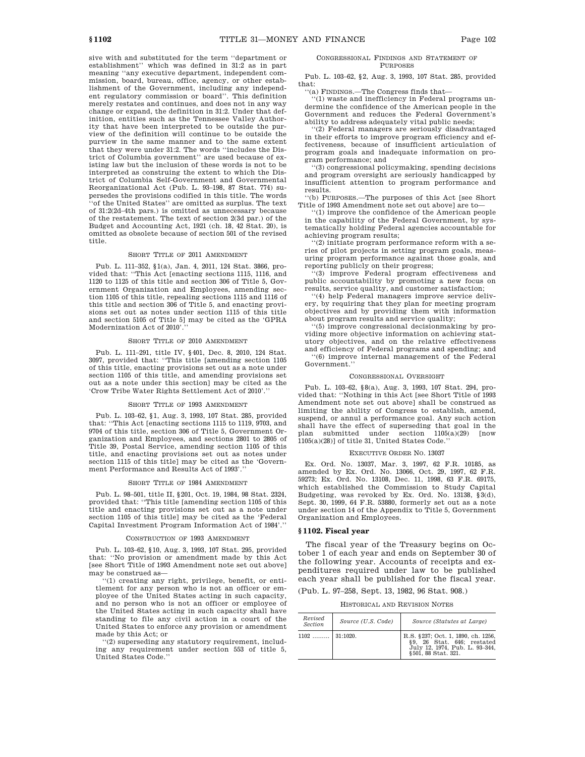sive with and substituted for the term ''department or establishment'' which was defined in 31:2 as in part meaning ''any executive department, independent commission, board, bureau, office, agency, or other establishment of the Government, including any independent regulatory commission or board''. This definition merely restates and continues, and does not in any way change or expand, the definition in 31:2. Under that definition, entities such as the Tennessee Valley Authority that have been interpreted to be outside the purview of the definition will continue to be outside the purview in the same manner and to the same extent that they were under 31:2. The words ''includes the District of Columbia government'' are used because of existing law but the inclusion of these words is not to be interpreted as construing the extent to which the District of Columbia Self-Government and Governmental Reorganizational Act (Pub. L. 93–198, 87 Stat. 774) supersedes the provisions codified in this title. The words ''of the United States'' are omitted as surplus. The text of 31:2(2d–4th pars.) is omitted as unnecessary because of the restatement. The text of section 2(3d par.) of the Budget and Accounting Act, 1921 (ch. 18, 42 Stat. 20), is omitted as obsolete because of section 501 of the revised title.

SHORT TITLE OF 2011 AMENDMENT

Pub. L. 111–352, §1(a), Jan. 4, 2011, 124 Stat. 3866, provided that: ''This Act [enacting sections 1115, 1116, and 1120 to 1125 of this title and section 306 of Title 5, Government Organization and Employees, amending section 1105 of this title, repealing sections 1115 and 1116 of this title and section 306 of Title 5, and enacting provisions set out as notes under section 1115 of this title and section 5105 of Title 5] may be cited as the 'GPRA Modernization Act of 2010'.''

SHORT TITLE OF 2010 AMENDMENT

Pub. L. 111–291, title IV, §401, Dec. 8, 2010, 124 Stat. 3097, provided that: ''This title [amending section 1105 of this title, enacting provisions set out as a note under section 1105 of this title, and amending provisions set out as a note under this section] may be cited as the 'Crow Tribe Water Rights Settlement Act of 2010'.''

SHORT TITLE OF 1993 AMENDMENT

Pub. L. 103–62, §1, Aug. 3, 1993, 107 Stat. 285, provided that: ''This Act [enacting sections 1115 to 1119, 9703, and 9704 of this title, section 306 of Title 5, Government Organization and Employees, and sections 2801 to 2805 of Title 39, Postal Service, amending section 1105 of this title, and enacting provisions set out as notes under section 1115 of this title] may be cited as the 'Government Performance and Results Act of 1993'.''

SHORT TITLE OF 1984 AMENDMENT

Pub. L. 98–501, title II, §201, Oct. 19, 1984, 98 Stat. 2324, provided that: ''This title [amending section 1105 of this title and enacting provisions set out as a note under section 1105 of this title] may be cited as the 'Federal Capital Investment Program Information Act of 1984'.''

CONSTRUCTION OF 1993 AMENDMENT

Pub. L. 103–62, §10, Aug. 3, 1993, 107 Stat. 295, provided that: ''No provision or amendment made by this Act [see Short Title of 1993 Amendment note set out above] may be construed as—

''(1) creating any right, privilege, benefit, or entitlement for any person who is not an officer or employee of the United States acting in such capacity, and no person who is not an officer or employee of the United States acting in such capacity shall have standing to file any civil action in a court of the United States to enforce any provision or amendment made by this Act; or

''(2) superseding any statutory requirement, including any requirement under section 553 of title 5, United States Code.''

CONGRESSIONAL FINDINGS AND STATEMENT OF PURPOSES

Pub. L. 103–62, §2, Aug. 3, 1993, 107 Stat. 285, provided that:

''(a) FINDINGS.—The Congress finds that—

''(1) waste and inefficiency in Federal programs undermine the confidence of the American people in the Government and reduces the Federal Government's ability to address adequately vital public needs;

''(2) Federal managers are seriously disadvantaged in their efforts to improve program efficiency and effectiveness, because of insufficient articulation of program goals and inadequate information on program performance; and

''(3) congressional policymaking, spending decisions and program oversight are seriously handicapped by insufficient attention to program performance and results.

''(b) PURPOSES.—The purposes of this Act [see Short Title of 1993 Amendment note set out above] are to—

''(1) improve the confidence of the American people in the capability of the Federal Government, by systematically holding Federal agencies accountable for achieving program results;

''(2) initiate program performance reform with a series of pilot projects in setting program goals, measuring program performance against those goals, and reporting publicly on their progress;

''(3) improve Federal program effectiveness and public accountability by promoting a new focus on results, service quality, and customer satisfaction;

''(4) help Federal managers improve service delivery, by requiring that they plan for meeting program objectives and by providing them with information about program results and service quality;

''(5) improve congressional decisionmaking by providing more objective information on achieving statutory objectives, and on the relative effectiveness and efficiency of Federal programs and spending; and

''(6) improve internal management of the Federal Government.''

CONGRESSIONAL OVERSIGHT

Pub. L. 103–62, §8(a), Aug. 3, 1993, 107 Stat. 294, provided that: ''Nothing in this Act [see Short Title of 1993 Amendment note set out above] shall be construed as limiting the ability of Congress to establish, amend, suspend, or annul a performance goal. Any such action shall have the effect of superseding that goal in the plan submitted under section 1105(a)(29) [now 1105(a)(28)] of title 31, United States Code.''

EXECUTIVE ORDER NO. 13037

Ex. Ord. No. 13037, Mar. 3, 1997, 62 F.R. 10185, as amended by Ex. Ord. No. 13066, Oct. 29, 1997, 62 F.R. 59273; Ex. Ord. No. 13108, Dec. 11, 1998, 63 F.R. 69175, which established the Commission to Study Capital Budgeting, was revoked by Ex. Ord. No. 13138, §3(d), Sept. 30, 1999, 64 F.R. 53880, formerly set out as a note under section 14 of the Appendix to Title 5, Government Organization and Employees.

## §1102. Fiscal year

The fiscal year of the Treasury begins on October 1 of each year and ends on September 30 of the following year. Accounts of receipts and expenditures required under law to be published each year shall be published for the fiscal year.

(Pub. L. 97–258, Sept. 13, 1982, 96 Stat. 908.)

HISTORICAL AND REVISION NOTES

| Revised Section | Source (U.S. Code) | Source (Statutes at Large) |
|---|---|---|
| 1102 ......... | 31:1020. | R.S. §237; Oct. 1, 1890, ch. 1256, §9, 26 Stat. 646; restated July 12, 1974, Pub. L. 93–344, §501, 88 Stat. 321. |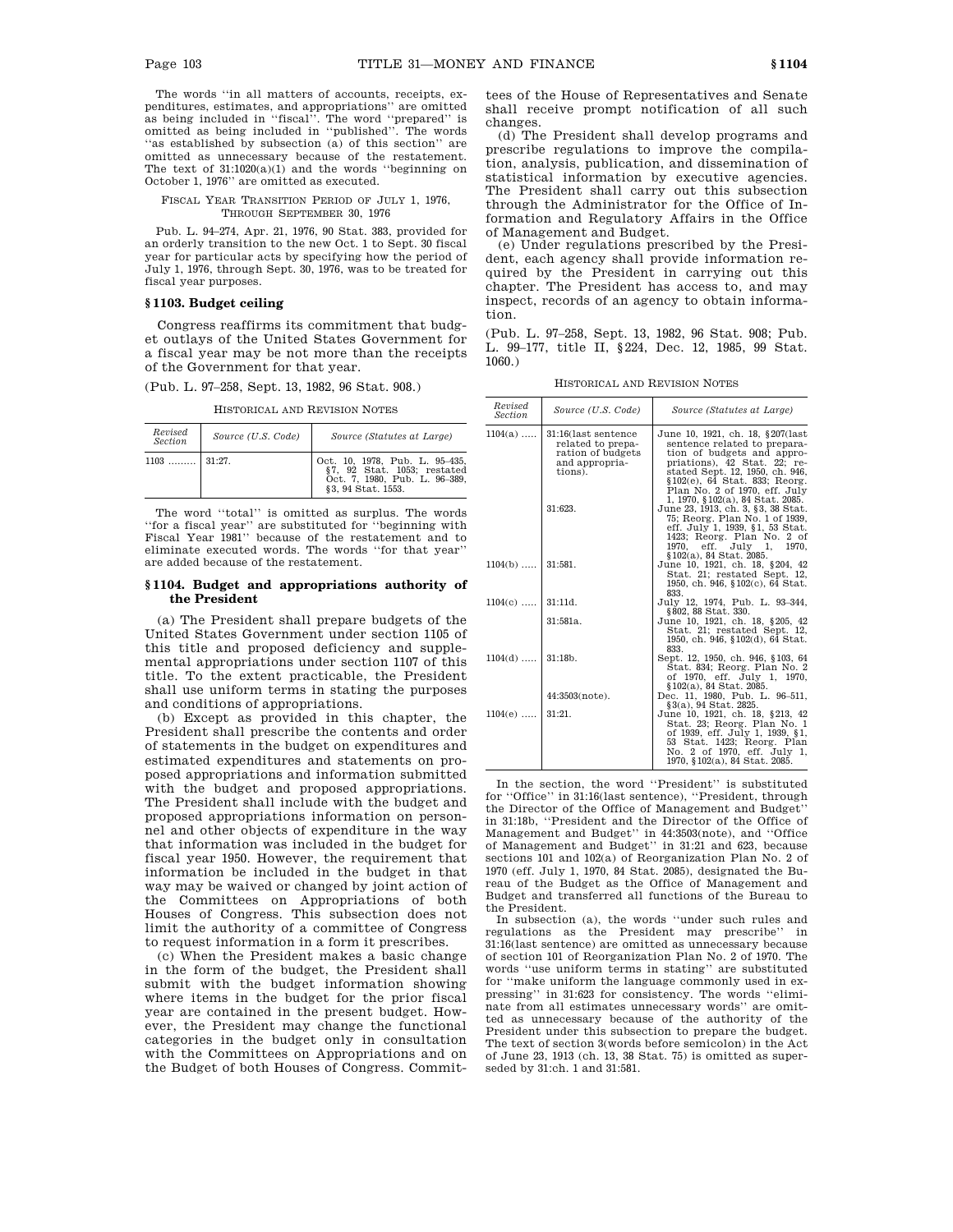The words "in all matters of accounts, receipts, expenditures, estimates, and appropriations" are omitted as being included in "fiscal". The word "prepared" is omitted as being included in "published". The words "as established by subsection (a) of this section" are omitted as unnecessary because of the restatement. The text of 31:1020(a)(1) and the words "beginning on October 1, 1976" are omitted as executed.

FISCAL YEAR TRANSITION PERIOD OF JULY 1, 1976, THROUGH SEPTEMBER 30, 1976

Pub. L. 94–274, Apr. 21, 1976, 90 Stat. 383, provided for an orderly transition to the new Oct. 1 to Sept. 30 fiscal year for particular acts by specifying how the period of July 1, 1976, through Sept. 30, 1976, was to be treated for fiscal year purposes.

### § 1103. Budget ceiling

Congress reaffirms its commitment that budget outlays of the United States Government for a fiscal year may be not more than the receipts of the Government for that year.

(Pub. L. 97–258, Sept. 13, 1982, 96 Stat. 908.)

HISTORICAL AND REVISION NOTES

| Revised Section | Source (U.S. Code) | Source (Statutes at Large) |
|---|---|---|
| 1103 | 31:27. | Oct. 10, 1978, Pub. L. 95–435, §7, 92 Stat. 1053; restated Oct. 7, 1980, Pub. L. 96–389, §3, 94 Stat. 1553. |

The word "total" is omitted as surplus. The words "for a fiscal year" are substituted for "beginning with Fiscal Year 1981" because of the restatement and to eliminate executed words. The words "for that year" are added because of the restatement.

### § 1104. Budget and appropriations authority of the President

(a) The President shall prepare budgets of the United States Government under section 1105 of this title and proposed deficiency and supplemental appropriations under section 1107 of this title. To the extent practicable, the President shall use uniform terms in stating the purposes and conditions of appropriations.

(b) Except as provided in this chapter, the President shall prescribe the contents and order of statements in the budget on expenditures and estimated expenditures and statements on proposed appropriations and information submitted with the budget and proposed appropriations. The President shall include with the budget and proposed appropriations information on personnel and other objects of expenditure in the way that information was included in the budget for fiscal year 1950. However, the requirement that information be included in the budget in that way may be waived or changed by joint action of the Committees on Appropriations of both Houses of Congress. This subsection does not limit the authority of a committee of Congress to request information in a form it prescribes.

(c) When the President makes a basic change in the form of the budget, the President shall submit with the budget information showing where items in the budget for the prior fiscal year are contained in the present budget. However, the President may change the functional categories in the budget only in consultation with the Committees on Appropriations and on the Budget of both Houses of Congress. Committees of the House of Representatives and Senate shall receive prompt notification of all such changes.

(d) The President shall develop programs and prescribe regulations to improve the compilation, analysis, publication, and dissemination of statistical information by executive agencies. The President shall carry out this subsection through the Administrator for the Office of Information and Regulatory Affairs in the Office of Management and Budget.

(e) Under regulations prescribed by the President, each agency shall provide information required by the President in carrying out this chapter. The President has access to, and may inspect, records of an agency to obtain information.

(Pub. L. 97–258, Sept. 13, 1982, 96 Stat. 908; Pub. L. 99–177, title II, §224, Dec. 12, 1985, 99 Stat. 1060.)

HISTORICAL AND REVISION NOTES

| Revised Section | Source (U.S. Code) | Source (Statutes at Large) |
|---|---|---|
| 1104(a) | 31:16(last sentence related to preparation of budgets and appropriations). | June 10, 1921, ch. 18, §207(last sentence related to preparation of budgets and appropriations), 42 Stat. 22; restated Sept. 12, 1950, ch. 946, §102(e), 64 Stat. 833; Reorg. Plan No. 2 of 1970, eff. July 1, 1970, §102(a), 84 Stat. 2085. |
| | 31:623. | June 23, 1913, ch. 3, §3, 38 Stat. 75; Reorg. Plan No. 1 of 1939, eff. July 1, 1939, §1, 53 Stat. 1423; Reorg. Plan No. 2 of 1970, eff. July 1, 1970, §102(a), 84 Stat. 2085. |
| 1104(b) | 31:581. | June 10, 1921, ch. 18, §204, 42 Stat. 21; restated Sept. 12, 1950, ch. 946, §102(c), 64 Stat. 833. |
| 1104(c) | 31:11d. | July 12, 1974, Pub. L. 93–344, §802, 88 Stat. 330. |
| | 31:581a. | June 10, 1921, ch. 18, §205, 42 Stat. 21; restated Sept. 12, 1950, ch. 946, §102(d), 64 Stat. 833. |
| 1104(d) | 31:18b. | Sept. 12, 1950, ch. 946, §103, 64 Stat. 834; Reorg. Plan No. 2 of 1970, eff. July 1, 1970, §102(a), 84 Stat. 2085. |
| | 44:3503(note). | Dec. 11, 1980, Pub. L. 96–511, §3(a), 94 Stat. 2825. |
| 1104(e) | 31:21. | June 10, 1921, ch. 18, §213, 42 Stat. 23; Reorg. Plan No. 1 of 1939, eff. July 1, 1939, §1, 53 Stat. 1423; Reorg. Plan No. 2 of 1970, eff. July 1, 1970, §102(a), 84 Stat. 2085. |

In the section, the word "President" is substituted for "Office" in 31:16(last sentence), "President, through the Director of the Office of Management and Budget" in 31:18b, "President and the Director of the Office of Management and Budget" in 44:3503(note), and "Office of Management and Budget" in 31:21 and 623, because sections 101 and 102(a) of Reorganization Plan No. 2 of 1970 (eff. July 1, 1970, 84 Stat. 2085), designated the Bureau of the Budget as the Office of Management and Budget and transferred all functions of the Bureau to the President.

In subsection (a), the words "under such rules and regulations as the President may prescribe" in 31:16(last sentence) are omitted as unnecessary because of section 101 of Reorganization Plan No. 2 of 1970. The words "use uniform terms in stating" are substituted for "make uniform the language commonly used in expressing" in 31:623 for consistency. The words "eliminate from all estimates unnecessary words" are omitted as unnecessary because of the authority of the President under this subsection to prepare the budget. The text of section 3(words before semicolon) in the Act of June 23, 1913 (ch. 13, 38 Stat. 75) is omitted as superseded by 31:ch. 1 and 31:581.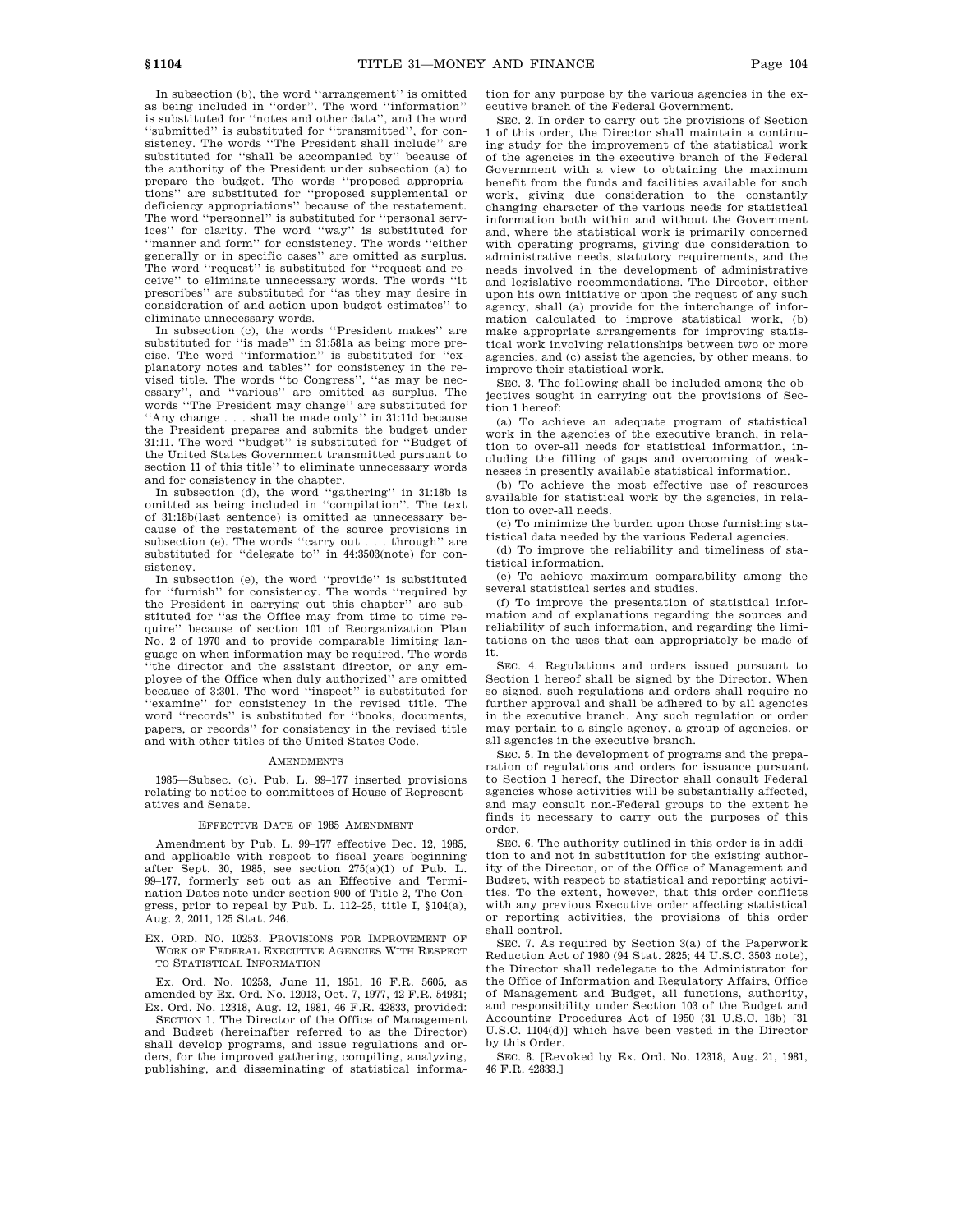In subsection (b), the word "arrangement" is omitted as being included in "order". The word "information" is substituted for "notes and other data", and the word "submitted" is substituted for "transmitted", for consistency. The words "The President shall include" are substituted for "shall be accompanied by" because of the authority of the President under subsection (a) to prepare the budget. The words "proposed appropriations" are substituted for "proposed supplemental or deficiency appropriations" because of the restatement. The word "personnel" is substituted for "personal services" for clarity. The word "way" is substituted for "manner and form" for consistency. The words "either generally or in specific cases" are omitted as surplus. The word "request" is substituted for "request and receive" to eliminate unnecessary words. The words "it prescribes" are substituted for "as they may desire in consideration of and action upon budget estimates" to eliminate unnecessary words.

In subsection (c), the words "President makes" are substituted for "is made" in 31:581a as being more precise. The word "information" is substituted for "explanatory notes and tables" for consistency in the revised title. The words "to Congress", "as may be necessary", and "various" are omitted as surplus. The words "The President may change" are substituted for "Any change . . . shall be made only" in 31:11d because the President prepares and submits the budget under 31:11. The word "budget" is substituted for "Budget of the United States Government transmitted pursuant to section 11 of this title" to eliminate unnecessary words and for consistency in the chapter.

In subsection (d), the word "gathering" in 31:18b is omitted as being included in "compilation". The text of 31:18b(last sentence) is omitted as unnecessary because of the restatement of the source provisions in subsection (e). The words "carry out . . . through" are substituted for "delegate to" in 44:3503(note) for consistency.

In subsection (e), the word "provide" is substituted for "furnish" for consistency. The words "required by the President in carrying out this chapter" are substituted for "as the Office may from time to time require" because of section 101 of Reorganization Plan No. 2 of 1970 and to provide comparable limiting language on when information may be required. The words "the director and the assistant director, or any employee of the Office when duly authorized" are omitted because of 3:301. The word "inspect" is substituted for "examine" for consistency in the revised title. The word "records" is substituted for "books, documents, papers, or records" for consistency in the revised title and with other titles of the United States Code.

## AMENDMENTS

1985—Subsec. (c). Pub. L. 99–177 inserted provisions relating to notice to committees of House of Representatives and Senate.

## EFFECTIVE DATE OF 1985 AMENDMENT

Amendment by Pub. L. 99–177 effective Dec. 12, 1985, and applicable with respect to fiscal years beginning after Sept. 30, 1985, see section 275(a)(1) of Pub. L. 99–177, formerly set out as an Effective and Termination Dates note under section 900 of Title 2, The Congress, prior to repeal by Pub. L. 112–25, title I, §104(a), Aug. 2, 2011, 125 Stat. 246.

## EX. ORD. NO. 10253. PROVISIONS FOR IMPROVEMENT OF WORK OF FEDERAL EXECUTIVE AGENCIES WITH RESPECT TO STATISTICAL INFORMATION

Ex. Ord. No. 10253, June 11, 1951, 16 F.R. 5605, as amended by Ex. Ord. No. 12013, Oct. 7, 1977, 42 F.R. 54931; Ex. Ord. No. 12318, Aug. 12, 1981, 46 F.R. 42833, provided:

SECTION 1. The Director of the Office of Management and Budget (hereinafter referred to as the Director) shall develop programs, and issue regulations and orders, for the improved gathering, compiling, analyzing, publishing, and disseminating of statistical information for any purpose by the various agencies in the executive branch of the Federal Government.

SEC. 2. In order to carry out the provisions of Section 1 of this order, the Director shall maintain a continuing study for the improvement of the statistical work of the agencies in the executive branch of the Federal Government with a view to obtaining the maximum benefit from the funds and facilities available for such work, giving due consideration to the constantly changing character of the various needs for statistical information both within and without the Government and, where the statistical work is primarily concerned with operating programs, giving due consideration to administrative needs, statutory requirements, and the needs involved in the development of administrative and legislative recommendations. The Director, either upon his own initiative or upon the request of any such agency, shall (a) provide for the interchange of information calculated to improve statistical work, (b) make appropriate arrangements for improving statistical work involving relationships between two or more agencies, and (c) assist the agencies, by other means, to improve their statistical work.

SEC. 3. The following shall be included among the objectives sought in carrying out the provisions of Section 1 hereof:

(a) To achieve an adequate program of statistical work in the agencies of the executive branch, in relation to over-all needs for statistical information, including the filling of gaps and overcoming of weaknesses in presently available statistical information.

(b) To achieve the most effective use of resources available for statistical work by the agencies, in relation to over-all needs.

(c) To minimize the burden upon those furnishing statistical data needed by the various Federal agencies.

(d) To improve the reliability and timeliness of statistical information.

(e) To achieve maximum comparability among the several statistical series and studies.

(f) To improve the presentation of statistical information and of explanations regarding the sources and reliability of such information, and regarding the limitations on the uses that can appropriately be made of it.

SEC. 4. Regulations and orders issued pursuant to Section 1 hereof shall be signed by the Director. When so signed, such regulations and orders shall require no further approval and shall be adhered to by all agencies in the executive branch. Any such regulation or order may pertain to a single agency, a group of agencies, or all agencies in the executive branch.

SEC. 5. In the development of programs and the preparation of regulations and orders for issuance pursuant to Section 1 hereof, the Director shall consult Federal agencies whose activities will be substantially affected, and may consult non-Federal groups to the extent he finds it necessary to carry out the purposes of this order.

SEC. 6. The authority outlined in this order is in addition to and not in substitution for the existing authority of the Director, or of the Office of Management and Budget, with respect to statistical and reporting activities. To the extent, however, that this order conflicts with any previous Executive order affecting statistical or reporting activities, the provisions of this order shall control.

SEC. 7. As required by Section 3(a) of the Paperwork Reduction Act of 1980 (94 Stat. 2825; 44 U.S.C. 3503 note), the Director shall redelegate to the Administrator for the Office of Information and Regulatory Affairs, Office of Management and Budget, all functions, authority, and responsibility under Section 103 of the Budget and Accounting Procedures Act of 1950 (31 U.S.C. 18b) [31 U.S.C. 1104(d)] which have been vested in the Director by this Order.

SEC. 8. [Revoked by Ex. Ord. No. 12318, Aug. 21, 1981, 46 F.R. 42833.]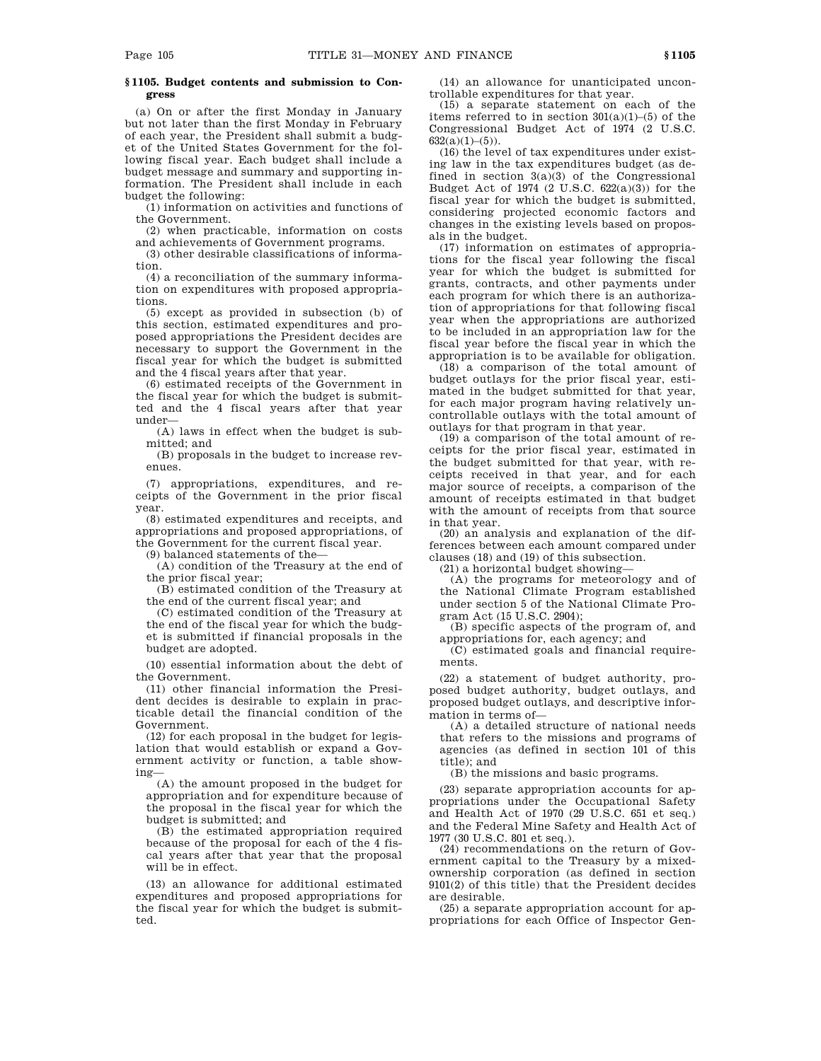### § 1105. Budget contents and submission to Congress

(a) On or after the first Monday in January but not later than the first Monday in February of each year, the President shall submit a budget of the United States Government for the following fiscal year. Each budget shall include a budget message and summary and supporting information. The President shall include in each budget the following:

(1) information on activities and functions of the Government.

(2) when practicable, information on costs and achievements of Government programs.

(3) other desirable classifications of information.

(4) a reconciliation of the summary information on expenditures with proposed appropriations.

(5) except as provided in subsection (b) of this section, estimated expenditures and proposed appropriations the President decides are necessary to support the Government in the fiscal year for which the budget is submitted and the 4 fiscal years after that year.

(6) estimated receipts of the Government in the fiscal year for which the budget is submitted and the 4 fiscal years after that year under—

(A) laws in effect when the budget is submitted; and

(B) proposals in the budget to increase revenues.

(7) appropriations, expenditures, and receipts of the Government in the prior fiscal year.

(8) estimated expenditures and receipts, and appropriations and proposed appropriations, of the Government for the current fiscal year.

(9) balanced statements of the—

(A) condition of the Treasury at the end of the prior fiscal year;

(B) estimated condition of the Treasury at the end of the current fiscal year; and

(C) estimated condition of the Treasury at the end of the fiscal year for which the budget is submitted if financial proposals in the budget are adopted.

(10) essential information about the debt of the Government.

(11) other financial information the President decides is desirable to explain in practicable detail the financial condition of the Government.

(12) for each proposal in the budget for legislation that would establish or expand a Government activity or function, a table showing—

(A) the amount proposed in the budget for appropriation and for expenditure because of the proposal in the fiscal year for which the budget is submitted; and

(B) the estimated appropriation required because of the proposal for each of the 4 fiscal years after that year that the proposal will be in effect.

(13) an allowance for additional estimated expenditures and proposed appropriations for the fiscal year for which the budget is submitted.

(14) an allowance for unanticipated uncontrollable expenditures for that year.

(15) a separate statement on each of the items referred to in section 301(a)(1)–(5) of the Congressional Budget Act of 1974 (2 U.S.C. 632(a)(1)–(5)).

(16) the level of tax expenditures under existing law in the tax expenditures budget (as defined in section 3(a)(3) of the Congressional Budget Act of 1974 (2 U.S.C. 622(a)(3)) for the fiscal year for which the budget is submitted, considering projected economic factors and changes in the existing levels based on proposals in the budget.

(17) information on estimates of appropriations for the fiscal year following the fiscal year for which the budget is submitted for grants, contracts, and other payments under each program for which there is an authorization of appropriations for that following fiscal year when the appropriations are authorized to be included in an appropriation law for the fiscal year before the fiscal year in which the appropriation is to be available for obligation.

(18) a comparison of the total amount of budget outlays for the prior fiscal year, estimated in the budget submitted for that year, for each major program having relatively uncontrollable outlays with the total amount of outlays for that program in that year.

(19) a comparison of the total amount of receipts for the prior fiscal year, estimated in the budget submitted for that year, with receipts received in that year, and for each major source of receipts, a comparison of the amount of receipts estimated in that budget with the amount of receipts from that source in that year.

(20) an analysis and explanation of the differences between each amount compared under clauses (18) and (19) of this subsection.

(21) a horizontal budget showing—

(A) the programs for meteorology and of the National Climate Program established under section 5 of the National Climate Program Act (15 U.S.C. 2904);

(B) specific aspects of the program of, and appropriations for, each agency; and

(C) estimated goals and financial requirements.

(22) a statement of budget authority, proposed budget authority, budget outlays, and proposed budget outlays, and descriptive information in terms of—

(A) a detailed structure of national needs that refers to the missions and programs of agencies (as defined in section 101 of this title); and

(B) the missions and basic programs.

(23) separate appropriation accounts for appropriations under the Occupational Safety and Health Act of 1970 (29 U.S.C. 651 et seq.) and the Federal Mine Safety and Health Act of 1977 (30 U.S.C. 801 et seq.).

(24) recommendations on the return of Government capital to the Treasury by a mixed-ownership corporation (as defined in section 9101(2) of this title) that the President decides are desirable.

(25) a separate appropriation account for appropriations for each Office of Inspector Gen-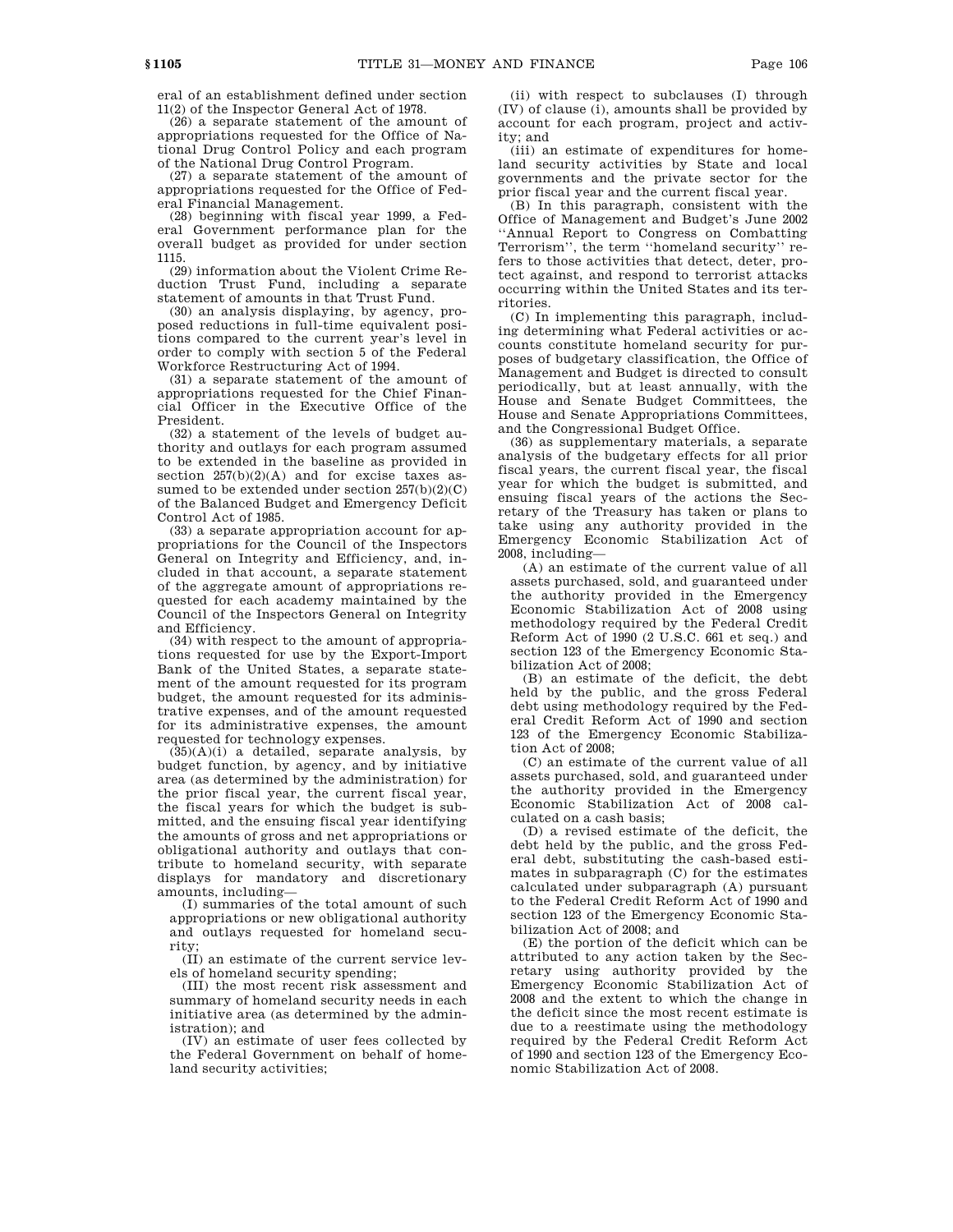eral of an establishment defined under section 11(2) of the Inspector General Act of 1978.

(26) a separate statement of the amount of appropriations requested for the Office of National Drug Control Policy and each program of the National Drug Control Program.

(27) a separate statement of the amount of appropriations requested for the Office of Federal Financial Management.

(28) beginning with fiscal year 1999, a Federal Government performance plan for the overall budget as provided for under section 1115.

(29) information about the Violent Crime Reduction Trust Fund, including a separate statement of amounts in that Trust Fund.

(30) an analysis displaying, by agency, proposed reductions in full-time equivalent positions compared to the current year's level in order to comply with section 5 of the Federal Workforce Restructuring Act of 1994.

(31) a separate statement of the amount of appropriations requested for the Chief Financial Officer in the Executive Office of the President.

(32) a statement of the levels of budget authority and outlays for each program assumed to be extended in the baseline as provided in section 257(b)(2)(A) and for excise taxes assumed to be extended under section 257(b)(2)(C) of the Balanced Budget and Emergency Deficit Control Act of 1985.

(33) a separate appropriation account for appropriations for the Council of the Inspectors General on Integrity and Efficiency, and, included in that account, a separate statement of the aggregate amount of appropriations requested for each academy maintained by the Council of the Inspectors General on Integrity and Efficiency.

(34) with respect to the amount of appropriations requested for use by the Export-Import Bank of the United States, a separate statement of the amount requested for its program budget, the amount requested for its administrative expenses, and of the amount requested for its administrative expenses, the amount requested for technology expenses.

(35)(A)(i) a detailed, separate analysis, by budget function, by agency, and by initiative area (as determined by the administration) for the prior fiscal year, the current fiscal year, the fiscal years for which the budget is submitted, and the ensuing fiscal year identifying the amounts of gross and net appropriations or obligational authority and outlays that contribute to homeland security, with separate displays for mandatory and discretionary amounts, including—

(I) summaries of the total amount of such appropriations or new obligational authority and outlays requested for homeland security;

(II) an estimate of the current service levels of homeland security spending;

(III) the most recent risk assessment and summary of homeland security needs in each initiative area (as determined by the administration); and

(IV) an estimate of user fees collected by the Federal Government on behalf of homeland security activities;

(ii) with respect to subclauses (I) through (IV) of clause (i), amounts shall be provided by account for each program, project and activity; and

(iii) an estimate of expenditures for homeland security activities by State and local governments and the private sector for the prior fiscal year and the current fiscal year.

(B) In this paragraph, consistent with the Office of Management and Budget's June 2002 ''Annual Report to Congress on Combatting Terrorism'', the term ''homeland security'' refers to those activities that detect, deter, protect against, and respond to terrorist attacks occurring within the United States and its territories.

(C) In implementing this paragraph, including determining what Federal activities or accounts constitute homeland security for purposes of budgetary classification, the Office of Management and Budget is directed to consult periodically, but at least annually, with the House and Senate Budget Committees, the House and Senate Appropriations Committees, and the Congressional Budget Office.

(36) as supplementary materials, a separate analysis of the budgetary effects for all prior fiscal years, the current fiscal year, the fiscal year for which the budget is submitted, and ensuing fiscal years of the actions the Secretary of the Treasury has taken or plans to take using any authority provided in the Emergency Economic Stabilization Act of 2008, including—

(A) an estimate of the current value of all assets purchased, sold, and guaranteed under the authority provided in the Emergency Economic Stabilization Act of 2008 using methodology required by the Federal Credit Reform Act of 1990 (2 U.S.C. 661 et seq.) and section 123 of the Emergency Economic Stabilization Act of 2008;

(B) an estimate of the deficit, the debt held by the public, and the gross Federal debt using methodology required by the Federal Credit Reform Act of 1990 and section 123 of the Emergency Economic Stabilization Act of 2008;

(C) an estimate of the current value of all assets purchased, sold, and guaranteed under the authority provided in the Emergency Economic Stabilization Act of 2008 calculated on a cash basis;

(D) a revised estimate of the deficit, the debt held by the public, and the gross Federal debt, substituting the cash-based estimates in subparagraph (C) for the estimates calculated under subparagraph (A) pursuant to the Federal Credit Reform Act of 1990 and section 123 of the Emergency Economic Stabilization Act of 2008; and

(E) the portion of the deficit which can be attributed to any action taken by the Secretary using authority provided by the Emergency Economic Stabilization Act of 2008 and the extent to which the change in the deficit since the most recent estimate is due to a reestimate using the methodology required by the Federal Credit Reform Act of 1990 and section 123 of the Emergency Economic Stabilization Act of 2008.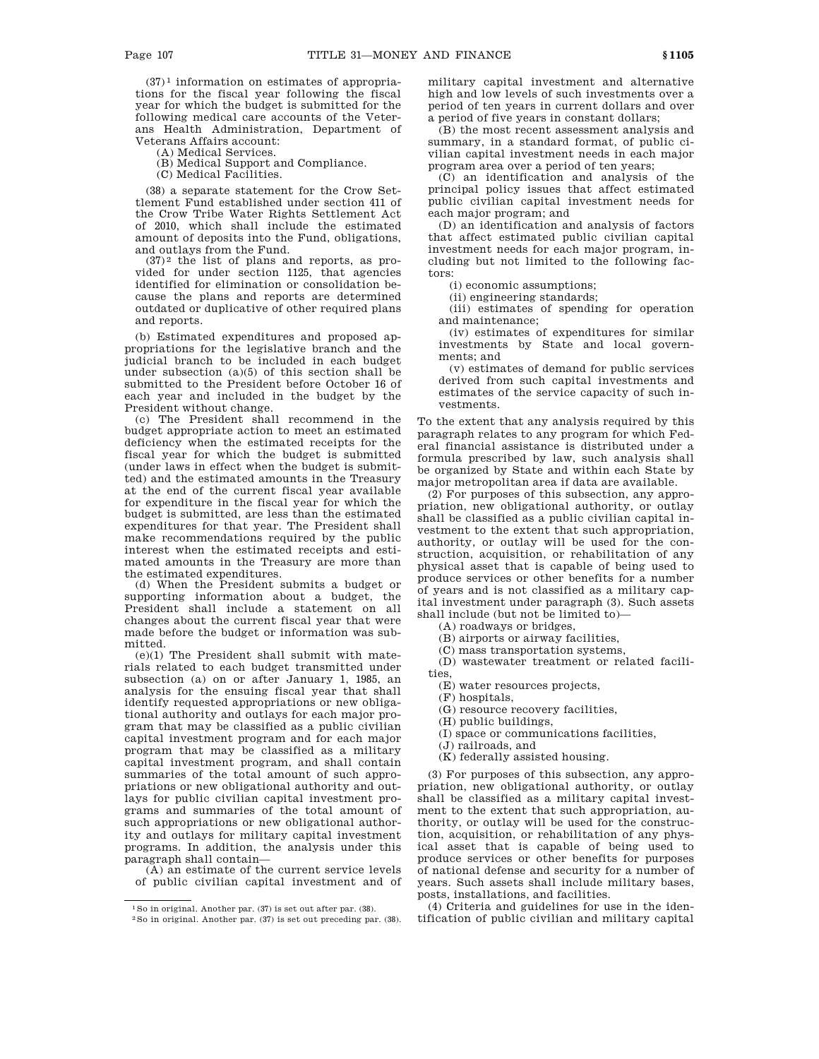(37)[1] information on estimates of appropriations for the fiscal year following the fiscal year for which the budget is submitted for the following medical care accounts of the Veterans Health Administration, Department of Veterans Affairs account:

(A) Medical Services.

(B) Medical Support and Compliance.

(C) Medical Facilities.

(38) a separate statement for the Crow Settlement Fund established under section 411 of the Crow Tribe Water Rights Settlement Act of 2010, which shall include the estimated amount of deposits into the Fund, obligations, and outlays from the Fund.

(37)[2] the list of plans and reports, as provided for under section 1125, that agencies identified for elimination or consolidation because the plans and reports are determined outdated or duplicative of other required plans and reports.

(b) Estimated expenditures and proposed appropriations for the legislative branch and the judicial branch to be included in each budget under subsection (a)(5) of this section shall be submitted to the President before October 16 of each year and included in the budget by the President without change.

(c) The President shall recommend in the budget appropriate action to meet an estimated deficiency when the estimated receipts for the fiscal year for which the budget is submitted (under laws in effect when the budget is submitted) and the estimated amounts in the Treasury at the end of the current fiscal year available for expenditure in the fiscal year for which the budget is submitted, are less than the estimated expenditures for that year. The President shall make recommendations required by the public interest when the estimated receipts and estimated amounts in the Treasury are more than the estimated expenditures.

(d) When the President submits a budget or supporting information about a budget, the President shall include a statement on all changes about the current fiscal year that were made before the budget or information was submitted.

(e)(1) The President shall submit with materials related to each budget transmitted under subsection (a) on or after January 1, 1985, an analysis for the ensuing fiscal year that shall identify requested appropriations or new obligational authority and outlays for each major program that may be classified as a public civilian capital investment program and for each major program that may be classified as a military capital investment program, and shall contain summaries of the total amount of such appropriations or new obligational authority and outlays for public civilian capital investment programs and summaries of the total amount of such appropriations or new obligational authority and outlays for military capital investment programs. In addition, the analysis under this paragraph shall contain—

(A) an estimate of the current service levels of public civilian capital investment and of military capital investment and alternative high and low levels of such investments over a period of ten years in current dollars and over a period of five years in constant dollars;

(B) the most recent assessment analysis and summary, in a standard format, of public civilian capital investment needs in each major program area over a period of ten years;

(C) an identification and analysis of the principal policy issues that affect estimated public civilian capital investment needs for each major program; and

(D) an identification and analysis of factors that affect estimated public civilian capital investment needs for each major program, including but not limited to the following factors:

(i) economic assumptions;

(ii) engineering standards;

(iii) estimates of spending for operation and maintenance;

(iv) estimates of expenditures for similar investments by State and local governments; and

(v) estimates of demand for public services derived from such capital investments and estimates of the service capacity of such investments.

To the extent that any analysis required by this paragraph relates to any program for which Federal financial assistance is distributed under a formula prescribed by law, such analysis shall be organized by State and within each State by major metropolitan area if data are available.

(2) For purposes of this subsection, any appropriation, new obligational authority, or outlay shall be classified as a public civilian capital investment to the extent that such appropriation, authority, or outlay will be used for the construction, acquisition, or rehabilitation of any physical asset that is capable of being used to produce services or other benefits for a number of years and is not classified as a military capital investment under paragraph (3). Such assets shall include (but not be limited to)—

(A) roadways or bridges,

(B) airports or airway facilities,

(C) mass transportation systems,

(D) wastewater treatment or related facilities,

(E) water resources projects,

(F) hospitals,

(G) resource recovery facilities,

(H) public buildings,

(I) space or communications facilities,

(J) railroads, and

(K) federally assisted housing.

(3) For purposes of this subsection, any appropriation, new obligational authority, or outlay shall be classified as a military capital investment to the extent that such appropriation, authority, or outlay will be used for the construction, acquisition, or rehabilitation of any physical asset that is capable of being used to produce services or other benefits for purposes of national defense and security for a number of years. Such assets shall include military bases, posts, installations, and facilities.

(4) Criteria and guidelines for use in the identification of public civilian and military capital

---

[1] So in original. Another par. (37) is set out after par. (38).

[2] So in original. Another par. (37) is set out preceding par. (38).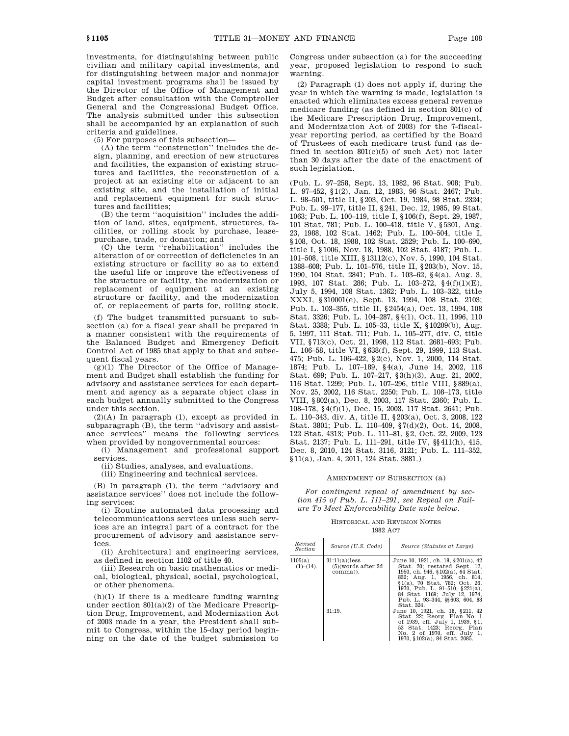investments, for distinguishing between public civilian and military capital investments, and for distinguishing between major and nonmajor capital investment programs shall be issued by the Director of the Office of Management and Budget after consultation with the Comptroller General and the Congressional Budget Office. The analysis submitted under this subsection shall be accompanied by an explanation of such criteria and guidelines.

(5) For purposes of this subsection—

(A) the term ''construction'' includes the design, planning, and erection of new structures and facilities, the expansion of existing structures and facilities, the reconstruction of a project at an existing site or adjacent to an existing site, and the installation of initial and replacement equipment for such structures and facilities;

(B) the term ''acquisition'' includes the addition of land, sites, equipment, structures, facilities, or rolling stock by purchase, lease-purchase, trade, or donation; and

(C) the term ''rehabilitation'' includes the alteration of or correction of deficiencies in an existing structure or facility so as to extend the useful life or improve the effectiveness of the structure or facility, the modernization or replacement of equipment at an existing structure or facility, and the modernization of, or replacement of parts for, rolling stock.

(f) The budget transmitted pursuant to subsection (a) for a fiscal year shall be prepared in a manner consistent with the requirements of the Balanced Budget and Emergency Deficit Control Act of 1985 that apply to that and subsequent fiscal years.

(g)(1) The Director of the Office of Management and Budget shall establish the funding for advisory and assistance services for each department and agency as a separate object class in each budget annually submitted to the Congress under this section.

(2)(A) In paragraph (1), except as provided in subparagraph (B), the term ''advisory and assistance services'' means the following services when provided by nongovernmental sources:

(i) Management and professional support services.

(ii) Studies, analyses, and evaluations.

(iii) Engineering and technical services.

(B) In paragraph (1), the term ''advisory and assistance services'' does not include the following services:

(i) Routine automated data processing and telecommunications services unless such services are an integral part of a contract for the procurement of advisory and assistance services.

(ii) Architectural and engineering services, as defined in section 1102 of title 40.

(iii) Research on basic mathematics or medical, biological, physical, social, psychological, or other phenomena.

(h)(1) If there is a medicare funding warning under section 801(a)(2) of the Medicare Prescription Drug, Improvement, and Modernization Act of 2003 made in a year, the President shall submit to Congress, within the 15-day period beginning on the date of the budget submission to Congress under subsection (a) for the succeeding year, proposed legislation to respond to such warning.

(2) Paragraph (1) does not apply if, during the year in which the warning is made, legislation is enacted which eliminates excess general revenue medicare funding (as defined in section 801(c) of the Medicare Prescription Drug, Improvement, and Modernization Act of 2003) for the 7-fiscal-year reporting period, as certified by the Board of Trustees of each medicare trust fund (as defined in section 801(c)(5) of such Act) not later than 30 days after the date of the enactment of such legislation.

(Pub. L. 97–258, Sept. 13, 1982, 96 Stat. 908; Pub. L. 97–452, §1(2), Jan. 12, 1983, 96 Stat. 2467; Pub. L. 98–501, title II, §203, Oct. 19, 1984, 98 Stat. 2324; Pub. L. 99–177, title II, §241, Dec. 12, 1985, 99 Stat. 1063; Pub. L. 100–119, title I, §106(f), Sept. 29, 1987, 101 Stat. 781; Pub. L. 100–418, title V, §5301, Aug. 23, 1988, 102 Stat. 1462; Pub. L. 100–504, title I, §108, Oct. 18, 1988, 102 Stat. 2529; Pub. L. 100–690, title I, §1006, Nov. 18, 1988, 102 Stat. 4187; Pub. L. 101–508, title XIII, §13112(c), Nov. 5, 1990, 104 Stat. 1388–608; Pub. L. 101–576, title II, §203(b), Nov. 15, 1990, 104 Stat. 2841; Pub. L. 103–62, §4(a), Aug. 3, 1993, 107 Stat. 286; Pub. L. 103–272, §4(f)(1)(E), July 5, 1994, 108 Stat. 1362; Pub. L. 103–322, title XXXI, §310001(e), Sept. 13, 1994, 108 Stat. 2103; Pub. L. 103–355, title II, §2454(a), Oct. 13, 1994, 108 Stat. 3326; Pub. L. 104–287, §4(1), Oct. 11, 1996, 110 Stat. 3388; Pub. L. 105–33, title X, §10209(b), Aug. 5, 1997, 111 Stat. 711; Pub. L. 105–277, div. C, title VII, §713(c), Oct. 21, 1998, 112 Stat. 2681–693; Pub. L. 106–58, title VI, §638(f), Sept. 29, 1999, 113 Stat. 475; Pub. L. 106–422, §2(c), Nov. 1, 2000, 114 Stat. 1874; Pub. L. 107–189, §4(a), June 14, 2002, 116 Stat. 699; Pub. L. 107–217, §3(h)(3), Aug. 21, 2002, 116 Stat. 1299; Pub. L. 107–296, title VIII, §889(a), Nov. 25, 2002, 116 Stat. 2250; Pub. L. 108–173, title VIII, §802(a), Dec. 8, 2003, 117 Stat. 2360; Pub. L. 108–178, §4(f)(1), Dec. 15, 2003, 117 Stat. 2641; Pub. L. 110–343, div. A, title II, §203(a), Oct. 3, 2008, 122 Stat. 3801; Pub. L. 110–409, §7(d)(2), Oct. 14, 2008, 122 Stat. 4313; Pub. L. 111–81, §2, Oct. 22, 2009, 123 Stat. 2137; Pub. L. 111–291, title IV, §§411(h), 415, Dec. 8, 2010, 124 Stat. 3116, 3121; Pub. L. 111–352, §11(a), Jan. 4, 2011, 124 Stat. 3881.)

AMENDMENT OF SUBSECTION (a)

*For contingent repeal of amendment by section 415 of Pub. L. 111–291, see Repeal on Failure To Meet Enforceability Date note below.*

HISTORICAL AND REVISION NOTES

1982 ACT

| Revised Section | Source (U.S. Code) | Source (Statutes at Large) |
|---|---|---|
| 1105(a) (1)–(14). | 31:11(a)(less (5)(words after 2d comma)). | June 10, 1921, ch. 18, §201(a), 42 Stat. 20; restated Sept. 12, 1950, ch. 946, §102(a), 64 Stat. 832; Aug. 1, 1956, ch. 814, §1(a), 70 Stat. 782; Oct. 26, 1970, Pub. L. 91–510, §221(a), 84 Stat. 1169; July 12, 1974, Pub. L. 93–344, §§603, 604, 88 Stat. 324. |
| | 31:19. | June 10, 1921, ch. 18, §211, 42 Stat. 22; Reorg. Plan No. 1 of 1939, eff. July 1, 1939, §1, 53 Stat. 1423; Reorg. Plan No. 2 of 1970, eff. July 1, 1970, §102(a), 84 Stat. 2085. |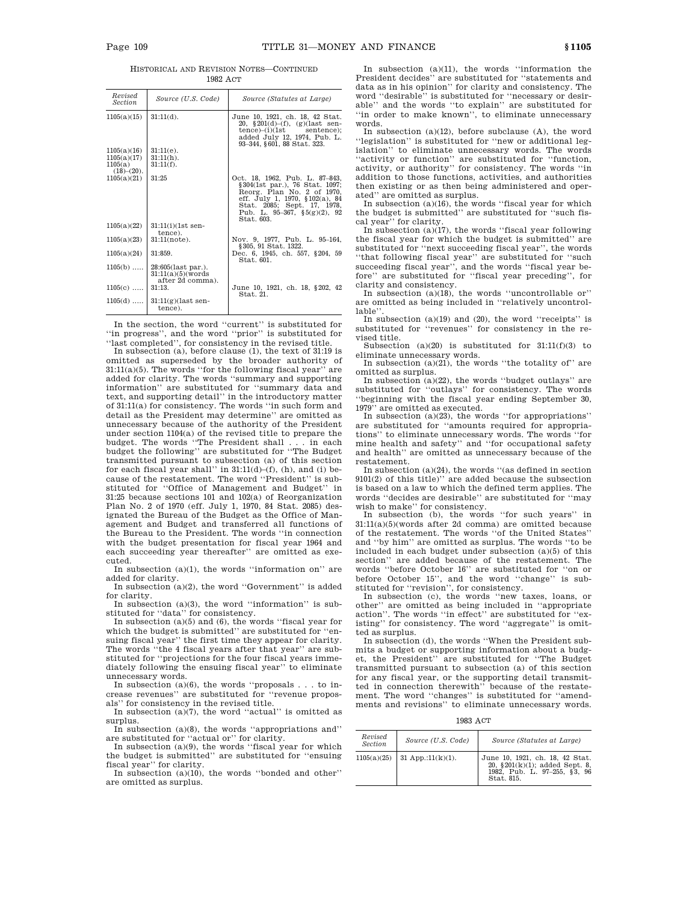HISTORICAL AND REVISION NOTES—CONTINUED

1982 ACT

| Revised Section | Source (U.S. Code) | Source (Statutes at Large) |
|---|---|---|
| 1105(a)(15) | 31:11(d). | June 10, 1921, ch. 18, 42 Stat. 20, §201(d)–(f), (g)(last sentence)–(i)(1st sentence); added July 12, 1974, Pub. L. 93–344, §601, 88 Stat. 323. |
| 1105(a)(16) | 31:11(e). | |
| 1105(a)(17) | 31:11(h). | |
| 1105(a) (18)–(20). | 31:11(f). | |
| 1105(a)(21) | 31:25 | Oct. 18, 1962, Pub. L. 87–843, §304(1st par.), 76 Stat. 1097; Reorg. Plan No. 2 of 1970, eff. July 1, 1970, §102(a), 84 Stat. 2085; Sept. 17, 1978, Pub. L. 95–367, §5(g)(2), 92 Stat. 603. |
| 1105(a)(22) | 31:11(i)(1st sentence). | |
| 1105(a)(23) | 31:11(note). | Nov. 9, 1977, Pub. L. 95–164, §305, 91 Stat. 1322. |
| 1105(a)(24) | 31:859. | Dec. 6, 1945, ch. 557, §204, 59 Stat. 601. |
| 1105(b) ..... | 28:605(last par.). 31:11(a)(5)(words after 2d comma). | |
| 1105(c) ..... | 31:13. | June 10, 1921, ch. 18, §202, 42 Stat. 21. |
| 1105(d) ..... | 31:11(g)(last sentence). | |

In the section, the word ''current'' is substituted for ''in progress'', and the word ''prior'' is substituted for ''last completed'', for consistency in the revised title.

In subsection (a), before clause (1), the text of 31:19 is omitted as superseded by the broader authority of 31:11(a)(5). The words ''for the following fiscal year'' are added for clarity. The words ''summary and supporting information'' are substituted for ''summary data and text, and supporting detail'' in the introductory matter of 31:11(a) for consistency. The words ''in such form and detail as the President may determine'' are omitted as unnecessary because of the authority of the President under section 1104(a) of the revised title to prepare the budget. The words ''The President shall . . . in each budget the following'' are substituted for ''The Budget transmitted pursuant to subsection (a) of this section for each fiscal year shall'' in 31:11(d)–(f), (h), and (i) because of the restatement. The word ''President'' is substituted for ''Office of Management and Budget'' in 31:25 because sections 101 and 102(a) of Reorganization Plan No. 2 of 1970 (eff. July 1, 1970, 84 Stat. 2085) designated the Bureau of the Budget as the Office of Management and Budget and transferred all functions of the Bureau to the President. The words ''in connection with the budget presentation for fiscal year 1964 and each succeeding year thereafter'' are omitted as executed.

In subsection (a)(1), the words ''information on'' are added for clarity.

In subsection (a)(2), the word ''Government'' is added for clarity.

In subsection (a)(3), the word ''information'' is substituted for ''data'' for consistency.

In subsection (a)(5) and (6), the words ''fiscal year for which the budget is submitted'' are substituted for ''ensuing fiscal year'' the first time they appear for clarity. The words ''the 4 fiscal years after that year'' are substituted for ''projections for the four fiscal years immediately following the ensuing fiscal year'' to eliminate unnecessary words.

In subsection (a)(6), the words ''proposals . . . to increase revenues'' are substituted for ''revenue proposals'' for consistency in the revised title.

In subsection (a)(7), the word ''actual'' is omitted as surplus.

In subsection (a)(8), the words ''appropriations and'' are substituted for ''actual or'' for clarity.

In subsection (a)(9), the words ''fiscal year for which the budget is submitted'' are substituted for ''ensuing fiscal year'' for clarity.

In subsection (a)(10), the words ''bonded and other'' are omitted as surplus.

In subsection (a)(11), the words ''information the President decides'' are substituted for ''statements and data as in his opinion'' for clarity and consistency. The word ''desirable'' is substituted for ''necessary or desirable'' and the words ''to explain'' are substituted for ''in order to make known'', to eliminate unnecessary words.

In subsection (a)(12), before subclause (A), the word ''legislation'' is substituted for ''new or additional legislation'' to eliminate unnecessary words. The words ''activity or function'' are substituted for ''function, activity, or authority'' for consistency. The words ''in addition to those functions, activities, and authorities then existing or as then being administered and operated'' are omitted as surplus.

In subsection (a)(16), the words ''fiscal year for which the budget is submitted'' are substituted for ''such fiscal year'' for clarity.

In subsection (a)(17), the words ''fiscal year following the fiscal year for which the budget is submitted'' are substituted for ''next succeeding fiscal year'', the words ''that following fiscal year'' are substituted for ''such succeeding fiscal year'', and the words ''fiscal year before'' are substituted for ''fiscal year preceding'', for clarity and consistency.

In subsection (a)(18), the words ''uncontrollable or'' are omitted as being included in ''relatively uncontrollable''.

In subsection (a)(19) and (20), the word ''receipts'' is substituted for ''revenues'' for consistency in the revised title.

Subsection (a)(20) is substituted for 31:11(f)(3) to eliminate unnecessary words.

In subsection (a)(21), the words ''the totality of'' are omitted as surplus.

In subsection (a)(22), the words ''budget outlays'' are substituted for ''outlays'' for consistency. The words ''beginning with the fiscal year ending September 30, 1979'' are omitted as executed.

In subsection (a)(23), the words ''for appropriations'' are substituted for ''amounts required for appropriations'' to eliminate unnecessary words. The words ''for mine health and safety'' and ''for occupational safety and health'' are omitted as unnecessary because of the restatement.

In subsection (a)(24), the words ''(as defined in section 9101(2) of this title)'' are added because the subsection is based on a law to which the defined term applies. The words ''decides are desirable'' are substituted for ''may wish to make'' for consistency.

In subsection (b), the words ''for such years'' in 31:11(a)(5)(words after 2d comma) are omitted because of the restatement. The words ''of the United States'' and ''by him'' are omitted as surplus. The words ''to be included in each budget under subsection (a)(5) of this section'' are added because of the restatement. The words ''before October 16'' are substituted for ''on or before October 15'', and the word ''change'' is substituted for ''revision'', for consistency.

In subsection (c), the words ''new taxes, loans, or other'' are omitted as being included in ''appropriate action''. The words ''in effect'' are substituted for ''existing'' for consistency. The word ''aggregate'' is omitted as surplus.

In subsection (d), the words ''When the President submits a budget or supporting information about a budget, the President'' are substituted for ''The Budget transmitted pursuant to subsection (a) of this section for any fiscal year, or the supporting detail transmitted in connection therewith'' because of the restatement. The word ''changes'' is substituted for ''amendments and revisions'' to eliminate unnecessary words.

1983 ACT

| Revised Section | Source (U.S. Code) | Source (Statutes at Large) |
|---|---|---|
| 1105(a)(25) | 31 App.:11(k)(1). | June 10, 1921, ch. 18, 42 Stat. 20, §201(k)(1); added Sept. 8, 1982, Pub. L. 97–255, §3, 96 Stat. 815. |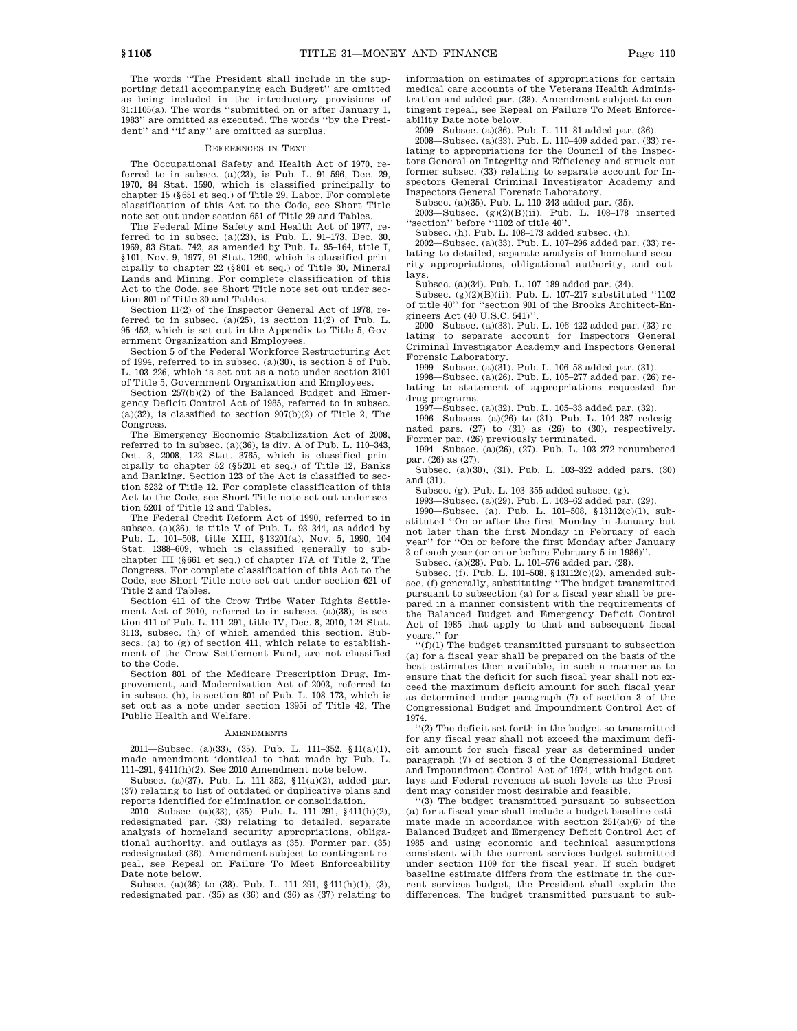The words "The President shall include in the supporting detail accompanying each Budget" are omitted as being included in the introductory provisions of 31:1105(a). The words "submitted on or after January 1, 1983" are omitted as executed. The words "by the President" and "if any" are omitted as surplus.

#### REFERENCES IN TEXT

The Occupational Safety and Health Act of 1970, referred to in subsec. (a)(23), is Pub. L. 91–596, Dec. 29, 1970, 84 Stat. 1590, which is classified principally to chapter 15 (§651 et seq.) of Title 29, Labor. For complete classification of this Act to the Code, see Short Title note set out under section 651 of Title 29 and Tables.

The Federal Mine Safety and Health Act of 1977, referred to in subsec. (a)(23), is Pub. L. 91–173, Dec. 30, 1969, 83 Stat. 742, as amended by Pub. L. 95–164, title I, §101, Nov. 9, 1977, 91 Stat. 1290, which is classified principally to chapter 22 (§801 et seq.) of Title 30, Mineral Lands and Mining. For complete classification of this Act to the Code, see Short Title note set out under section 801 of Title 30 and Tables.

Section 11(2) of the Inspector General Act of 1978, referred to in subsec. (a)(25), is section 11(2) of Pub. L. 95–452, which is set out in the Appendix to Title 5, Government Organization and Employees.

Section 5 of the Federal Workforce Restructuring Act of 1994, referred to in subsec. (a)(30), is section 5 of Pub. L. 103–226, which is set out as a note under section 3101 of Title 5, Government Organization and Employees.

Section 257(b)(2) of the Balanced Budget and Emergency Deficit Control Act of 1985, referred to in subsec. (a)(32), is classified to section 907(b)(2) of Title 2, The Congress.

The Emergency Economic Stabilization Act of 2008, referred to in subsec. (a)(36), is div. A of Pub. L. 110–343, Oct. 3, 2008, 122 Stat. 3765, which is classified principally to chapter 52 (§5201 et seq.) of Title 12, Banks and Banking. Section 123 of the Act is classified to section 5232 of Title 12. For complete classification of this Act to the Code, see Short Title note set out under section 5201 of Title 12 and Tables.

The Federal Credit Reform Act of 1990, referred to in subsec. (a)(36), is title V of Pub. L. 93–344, as added by Pub. L. 101–508, title XIII, §13201(a), Nov. 5, 1990, 104 Stat. 1388–609, which is classified generally to subchapter III (§661 et seq.) of chapter 17A of Title 2, The Congress. For complete classification of this Act to the Code, see Short Title note set out under section 621 of Title 2 and Tables.

Section 411 of the Crow Tribe Water Rights Settlement Act of 2010, referred to in subsec. (a)(38), is section 411 of Pub. L. 111–291, title IV, Dec. 8, 2010, 124 Stat. 3113, subsec. (h) of which amended this section. Subsecs. (a) to (g) of section 411, which relate to establishment of the Crow Settlement Fund, are not classified to the Code.

Section 801 of the Medicare Prescription Drug, Improvement, and Modernization Act of 2003, referred to in subsec. (h), is section 801 of Pub. L. 108–173, which is set out as a note under section 1395i of Title 42, The Public Health and Welfare.

#### AMENDMENTS

2011—Subsec. (a)(33), (35). Pub. L. 111–352, §11(a)(1), made amendment identical to that made by Pub. L. 111–291, §411(h)(2). See 2010 Amendment note below.

Subsec. (a)(37). Pub. L. 111–352, §11(a)(2), added par. (37) relating to list of outdated or duplicative plans and reports identified for elimination or consolidation.

2010—Subsec. (a)(33), (35). Pub. L. 111–291, §411(h)(2), redesignated par. (33) relating to detailed, separate analysis of homeland security appropriations, obligational authority, and outlays as (35). Former par. (35) redesignated (36). Amendment subject to contingent repeal, see Repeal on Failure To Meet Enforceability Date note below.

Subsec. (a)(36) to (38). Pub. L. 111–291, §411(h)(1), (3), redesignated par. (35) as (36) and (36) as (37) relating to information on estimates of appropriations for certain medical care accounts of the Veterans Health Administration and added par. (38). Amendment subject to contingent repeal, see Repeal on Failure To Meet Enforceability Date note below.

2009—Subsec. (a)(36). Pub. L. 111–81 added par. (36).

2008—Subsec. (a)(33). Pub. L. 110–409 added par. (33) relating to appropriations for the Council of the Inspectors General on Integrity and Efficiency and struck out former subsec. (33) relating to separate account for Inspectors General Criminal Investigator Academy and Inspectors General Forensic Laboratory.

Subsec. (a)(35). Pub. L. 110–343 added par. (35).

2003—Subsec. (g)(2)(B)(ii). Pub. L. 108–178 inserted "section" before "1102 of title 40".

Subsec. (h). Pub. L. 108–173 added subsec. (h).

2002—Subsec. (a)(33). Pub. L. 107–296 added par. (33) relating to detailed, separate analysis of homeland security appropriations, obligational authority, and outlays.

Subsec. (a)(34). Pub. L. 107–189 added par. (34).

Subsec. (g)(2)(B)(ii). Pub. L. 107–217 substituted "1102 of title 40" for "section 901 of the Brooks Architect-Engineers Act (40 U.S.C. 541)".

2000—Subsec. (a)(33). Pub. L. 106–422 added par. (33) relating to separate account for Inspectors General Criminal Investigator Academy and Inspectors General Forensic Laboratory.

1999—Subsec. (a)(31). Pub. L. 106–58 added par. (31).

1998—Subsec. (a)(26). Pub. L. 105–277 added par. (26) relating to statement of appropriations requested for drug programs.

1997—Subsec. (a)(32). Pub. L. 105–33 added par. (32).

1996—Subsecs. (a)(26) to (31). Pub. L. 104–287 redesignated pars. (27) to (31) as (26) to (30), respectively. Former par. (26) previously terminated.

1994—Subsec. (a)(26), (27). Pub. L. 103–272 renumbered par. (26) as (27).

Subsec. (a)(30), (31). Pub. L. 103–322 added pars. (30) and (31).

Subsec. (g). Pub. L. 103–355 added subsec. (g).

1993—Subsec. (a)(29). Pub. L. 103–62 added par. (29).

1990—Subsec. (a). Pub. L. 101–508, §13112(c)(1), substituted "On or after the first Monday in January but not later than the first Monday in February of each year" for "On or before the first Monday after January 3 of each year (or on or before February 5 in 1986)".

Subsec. (a)(28). Pub. L. 101–576 added par. (28).

Subsec. (f). Pub. L. 101–508, §13112(c)(2), amended subsec. (f) generally, substituting "The budget transmitted pursuant to subsection (a) for a fiscal year shall be prepared in a manner consistent with the requirements of the Balanced Budget and Emergency Deficit Control Act of 1985 that apply to that and subsequent fiscal years." for

"(f)(1) The budget transmitted pursuant to subsection (a) for a fiscal year shall be prepared on the basis of the best estimates then available, in such a manner as to ensure that the deficit for such fiscal year shall not exceed the maximum deficit amount for such fiscal year as determined under paragraph (7) of section 3 of the Congressional Budget and Impoundment Control Act of 1974.

"(2) The deficit set forth in the budget so transmitted for any fiscal year shall not exceed the maximum deficit amount for such fiscal year as determined under paragraph (7) of section 3 of the Congressional Budget and Impoundment Control Act of 1974, with budget outlays and Federal revenues at such levels as the President may consider most desirable and feasible.

"(3) The budget transmitted pursuant to subsection (a) for a fiscal year shall include a budget baseline estimate made in accordance with section 251(a)(6) of the Balanced Budget and Emergency Deficit Control Act of 1985 and using economic and technical assumptions consistent with the current services budget submitted under section 1109 for the fiscal year. If such budget baseline estimate differs from the estimate in the current services budget, the President shall explain the differences. The budget transmitted pursuant to sub-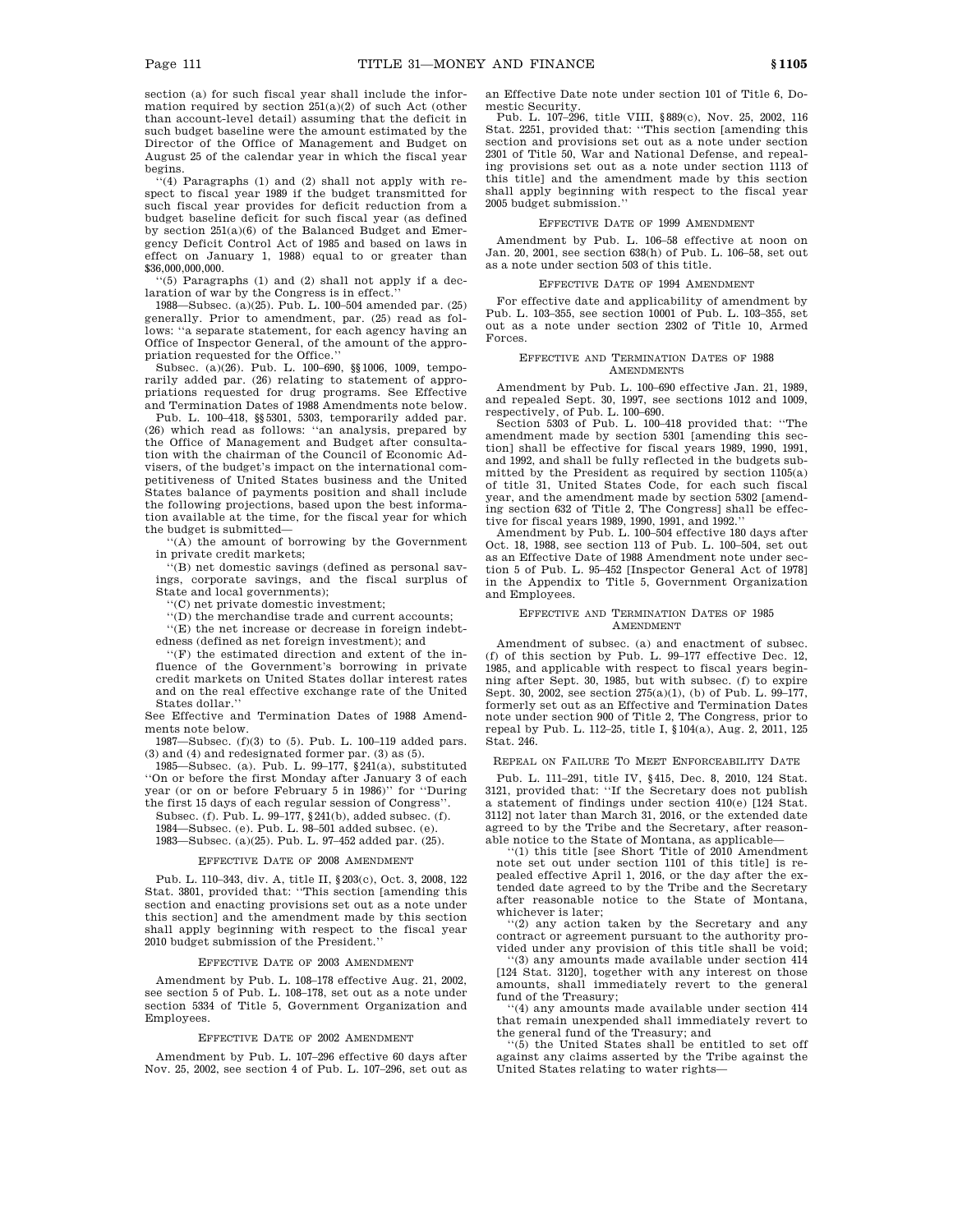section (a) for such fiscal year shall include the information required by section 251(a)(2) of such Act (other than account-level detail) assuming that the deficit in such budget baseline were the amount estimated by the Director of the Office of Management and Budget on August 25 of the calendar year in which the fiscal year begins.

"(4) Paragraphs (1) and (2) shall not apply with respect to fiscal year 1989 if the budget transmitted for such fiscal year provides for deficit reduction from a budget baseline deficit for such fiscal year (as defined by section 251(a)(6) of the Balanced Budget and Emergency Deficit Control Act of 1985 and based on laws in effect on January 1, 1988) equal to or greater than $36,000,000,000.

"(5) Paragraphs (1) and (2) shall not apply if a declaration of war by the Congress is in effect."

1988—Subsec. (a)(25). Pub. L. 100–504 amended par. (25) generally. Prior to amendment, par. (25) read as follows: "a separate statement, for each agency having an Office of Inspector General, of the amount of the appropriation requested for the Office."

Subsec. (a)(26). Pub. L. 100–690, §§1006, 1009, temporarily added par. (26) relating to statement of appropriations requested for drug programs. See Effective and Termination Dates of 1988 Amendments note below.

Pub. L. 100–418, §§5301, 5303, temporarily added par. (26) which read as follows: "an analysis, prepared by the Office of Management and Budget after consultation with the chairman of the Council of Economic Advisers, of the budget's impact on the international competitiveness of United States business and the United States balance of payments position and shall include the following projections, based upon the best information available at the time, for the fiscal year for which the budget is submitted—

"(A) the amount of borrowing by the Government in private credit markets;

"(B) net domestic savings (defined as personal savings, corporate savings, and the fiscal surplus of State and local governments);

"(C) net private domestic investment;

"(D) the merchandise trade and current accounts;

"(E) the net increase or decrease in foreign indebtedness (defined as net foreign investment); and

"(F) the estimated direction and extent of the influence of the Government's borrowing in private credit markets on United States dollar interest rates and on the real effective exchange rate of the United States dollar."

See Effective and Termination Dates of 1988 Amendments note below.

1987—Subsec. (f)(3) to (5). Pub. L. 100–119 added pars. (3) and (4) and redesignated former par. (3) as (5).

1985—Subsec. (a). Pub. L. 99–177, §241(a), substituted "On or before the first Monday after January 3 of each year (or on or before February 5 in 1986)" for "During the first 15 days of each regular session of Congress".

Subsec. (f). Pub. L. 99–177, §241(b), added subsec. (f).

1984—Subsec. (e). Pub. L. 98–501 added subsec. (e).

1983—Subsec. (a)(25). Pub. L. 97–452 added par. (25).

### EFFECTIVE DATE OF 2008 AMENDMENT

Pub. L. 110–343, div. A, title II, §203(c), Oct. 3, 2008, 122 Stat. 3801, provided that: "This section [amending this section and enacting provisions set out as a note under this section] and the amendment made by this section shall apply beginning with respect to the fiscal year 2010 budget submission of the President."

### EFFECTIVE DATE OF 2003 AMENDMENT

Amendment by Pub. L. 108–178 effective Aug. 21, 2002, see section 5 of Pub. L. 108–178, set out as a note under section 5334 of Title 5, Government Organization and Employees.

### EFFECTIVE DATE OF 2002 AMENDMENT

Amendment by Pub. L. 107–296 effective 60 days after Nov. 25, 2002, see section 4 of Pub. L. 107–296, set out as an Effective Date note under section 101 of Title 6, Domestic Security.

Pub. L. 107–296, title VIII, §889(c), Nov. 25, 2002, 116 Stat. 2251, provided that: "This section [amending this section and provisions set out as a note under section 2301 of Title 50, War and National Defense, and repealing provisions set out as a note under section 1113 of this title] and the amendment made by this section shall apply beginning with respect to the fiscal year 2005 budget submission."

### EFFECTIVE DATE OF 1999 AMENDMENT

Amendment by Pub. L. 106–58 effective at noon on Jan. 20, 2001, see section 638(h) of Pub. L. 106–58, set out as a note under section 503 of this title.

### EFFECTIVE DATE OF 1994 AMENDMENT

For effective date and applicability of amendment by Pub. L. 103–355, see section 10001 of Pub. L. 103–355, set out as a note under section 2302 of Title 10, Armed Forces.

### EFFECTIVE AND TERMINATION DATES OF 1988 AMENDMENTS

Amendment by Pub. L. 100–690 effective Jan. 21, 1989, and repealed Sept. 30, 1997, see sections 1012 and 1009, respectively, of Pub. L. 100–690.

Section 5303 of Pub. L. 100–418 provided that: "The amendment made by section 5301 [amending this section] shall be effective for fiscal years 1989, 1990, 1991, and 1992, and shall be fully reflected in the budgets submitted by the President as required by section 1105(a) of title 31, United States Code, for each such fiscal year, and the amendment made by section 5302 [amending section 632 of Title 2, The Congress] shall be effective for fiscal years 1989, 1990, 1991, and 1992."

Amendment by Pub. L. 100–504 effective 180 days after Oct. 18, 1988, see section 113 of Pub. L. 100–504, set out as an Effective Date of 1988 Amendment note under section 5 of Pub. L. 95–452 [Inspector General Act of 1978] in the Appendix to Title 5, Government Organization and Employees.

### EFFECTIVE AND TERMINATION DATES OF 1985 AMENDMENT

Amendment of subsec. (a) and enactment of subsec. (f) of this section by Pub. L. 99–177 effective Dec. 12, 1985, and applicable with respect to fiscal years beginning after Sept. 30, 1985, but with subsec. (f) to expire Sept. 30, 2002, see section 275(a)(1), (b) of Pub. L. 99–177, formerly set out as an Effective and Termination Dates note under section 900 of Title 2, The Congress, prior to repeal by Pub. L. 112–25, title I, §104(a), Aug. 2, 2011, 125 Stat. 246.

### REPEAL ON FAILURE TO MEET ENFORCEABILITY DATE

Pub. L. 111–291, title IV, §415, Dec. 8, 2010, 124 Stat. 3121, provided that: "If the Secretary does not publish a statement of findings under section 410(e) [124 Stat. 3112] not later than March 31, 2016, or the extended date agreed to by the Tribe and the Secretary, after reasonable notice to the State of Montana, as applicable—

"(1) this title [see Short Title of 2010 Amendment note set out under section 1101 of this title] is repealed effective April 1, 2016, or the day after the extended date agreed to by the Tribe and the Secretary after reasonable notice to the State of Montana, whichever is later;

"(2) any action taken by the Secretary and any contract or agreement pursuant to the authority provided under any provision of this title shall be void;

"(3) any amounts made available under section 414 [124 Stat. 3120], together with any interest on those amounts, shall immediately revert to the general fund of the Treasury;

"(4) any amounts made available under section 414 that remain unexpended shall immediately revert to the general fund of the Treasury; and

"(5) the United States shall be entitled to set off against any claims asserted by the Tribe against the United States relating to water rights—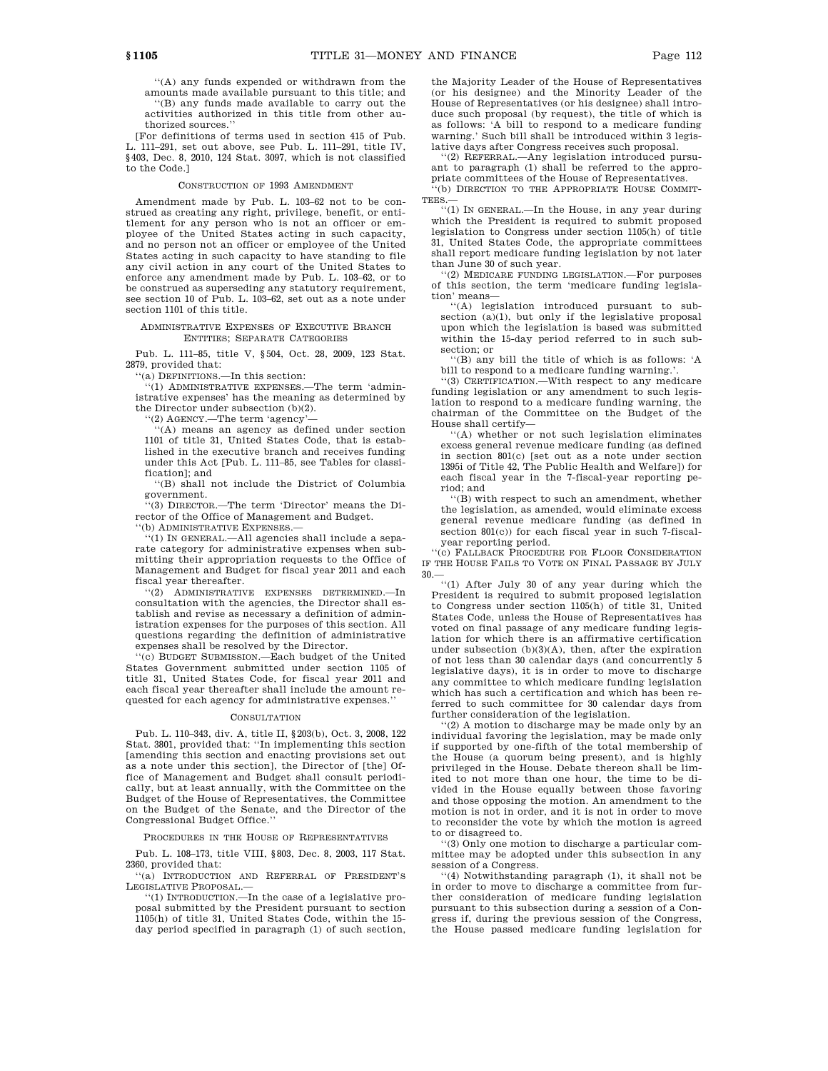''(A) any funds expended or withdrawn from the amounts made available pursuant to this title; and

''(B) any funds made available to carry out the activities authorized in this title from other authorized sources.''

[For definitions of terms used in section 415 of Pub. L. 111–291, set out above, see Pub. L. 111–291, title IV, §403, Dec. 8, 2010, 124 Stat. 3097, which is not classified to the Code.]

CONSTRUCTION OF 1993 AMENDMENT

Amendment made by Pub. L. 103–62 not to be construed as creating any right, privilege, benefit, or entitlement for any person who is not an officer or employee of the United States acting in such capacity, and no person not an officer or employee of the United States acting in such capacity to have standing to file any civil action in any court of the United States to enforce any amendment made by Pub. L. 103–62, or to be construed as superseding any statutory requirement, see section 10 of Pub. L. 103–62, set out as a note under section 1101 of this title.

ADMINISTRATIVE EXPENSES OF EXECUTIVE BRANCH ENTITIES; SEPARATE CATEGORIES

Pub. L. 111–85, title V, §504, Oct. 28, 2009, 123 Stat. 2879, provided that:

''(a) DEFINITIONS.—In this section:

''(1) ADMINISTRATIVE EXPENSES.—The term 'administrative expenses' has the meaning as determined by the Director under subsection (b)(2).

''(2) AGENCY.—The term 'agency'—

''(A) means an agency as defined under section 1101 of title 31, United States Code, that is established in the executive branch and receives funding under this Act [Pub. L. 111–85, see Tables for classification]; and

''(B) shall not include the District of Columbia government.

''(3) DIRECTOR.—The term 'Director' means the Director of the Office of Management and Budget.

''(b) ADMINISTRATIVE EXPENSES.—

''(1) IN GENERAL.—All agencies shall include a separate category for administrative expenses when submitting their appropriation requests to the Office of Management and Budget for fiscal year 2011 and each fiscal year thereafter.

''(2) ADMINISTRATIVE EXPENSES DETERMINED.—In consultation with the agencies, the Director shall establish and revise as necessary a definition of administration expenses for the purposes of this section. All questions regarding the definition of administrative expenses shall be resolved by the Director.

''(c) BUDGET SUBMISSION.—Each budget of the United States Government submitted under section 1105 of title 31, United States Code, for fiscal year 2011 and each fiscal year thereafter shall include the amount requested for each agency for administrative expenses.''

CONSULTATION

Pub. L. 110–343, div. A, title II, §203(b), Oct. 3, 2008, 122 Stat. 3801, provided that: ''In implementing this section [amending this section and enacting provisions set out as a note under this section], the Director of [the] Office of Management and Budget shall consult periodically, but at least annually, with the Committee on the Budget of the House of Representatives, the Committee on the Budget of the Senate, and the Director of the Congressional Budget Office.''

PROCEDURES IN THE HOUSE OF REPRESENTATIVES

Pub. L. 108–173, title VIII, §803, Dec. 8, 2003, 117 Stat. 2360, provided that:

''(a) INTRODUCTION AND REFERRAL OF PRESIDENT'S LEGISLATIVE PROPOSAL.—

''(1) INTRODUCTION.—In the case of a legislative proposal submitted by the President pursuant to section 1105(h) of title 31, United States Code, within the 15-day period specified in paragraph (1) of such section, the Majority Leader of the House of Representatives (or his designee) and the Minority Leader of the House of Representatives (or his designee) shall introduce such proposal (by request), the title of which is as follows: 'A bill to respond to a medicare funding warning.' Such bill shall be introduced within 3 legislative days after Congress receives such proposal.

''(2) REFERRAL.—Any legislation introduced pursuant to paragraph (1) shall be referred to the appropriate committees of the House of Representatives.

''(b) DIRECTION TO THE APPROPRIATE HOUSE COMMITTEES.—

''(1) IN GENERAL.—In the House, in any year during which the President is required to submit proposed legislation to Congress under section 1105(h) of title 31, United States Code, the appropriate committees shall report medicare funding legislation by not later than June 30 of such year.

''(2) MEDICARE FUNDING LEGISLATION.—For purposes of this section, the term 'medicare funding legislation' means—

''(A) legislation introduced pursuant to subsection (a)(1), but only if the legislative proposal upon which the legislation is based was submitted within the 15-day period referred to in such subsection; or

''(B) any bill the title of which is as follows: 'A bill to respond to a medicare funding warning.'.

''(3) CERTIFICATION.—With respect to any medicare funding legislation or any amendment to such legislation to respond to a medicare funding warning, the chairman of the Committee on the Budget of the House shall certify—

''(A) whether or not such legislation eliminates excess general revenue medicare funding (as defined in section 801(c) [set out as a note under section 1395i of Title 42, The Public Health and Welfare]) for each fiscal year in the 7-fiscal-year reporting period; and

''(B) with respect to such an amendment, whether the legislation, as amended, would eliminate excess general revenue medicare funding (as defined in section 801(c)) for each fiscal year in such 7-fiscal-year reporting period.

''(c) FALLBACK PROCEDURE FOR FLOOR CONSIDERATION IF THE HOUSE FAILS TO VOTE ON FINAL PASSAGE BY JULY 30.—

''(1) After July 30 of any year during which the President is required to submit proposed legislation to Congress under section 1105(h) of title 31, United States Code, unless the House of Representatives has voted on final passage of any medicare funding legislation for which there is an affirmative certification under subsection (b)(3)(A), then, after the expiration of not less than 30 calendar days (and concurrently 5 legislative days), it is in order to move to discharge any committee to which medicare funding legislation which has such a certification and which has been referred to such committee for 30 calendar days from further consideration of the legislation.

''(2) A motion to discharge may be made only by an individual favoring the legislation, may be made only if supported by one-fifth of the total membership of the House (a quorum being present), and is highly privileged in the House. Debate thereon shall be limited to not more than one hour, the time to be divided in the House equally between those favoring and those opposing the motion. An amendment to the motion is not in order, and it is not in order to move to reconsider the vote by which the motion is agreed to or disagreed to.

''(3) Only one motion to discharge a particular committee may be adopted under this subsection in any session of a Congress.

''(4) Notwithstanding paragraph (1), it shall not be in order to move to discharge a committee from further consideration of medicare funding legislation pursuant to this subsection during a session of a Congress if, during the previous session of the Congress, the House passed medicare funding legislation for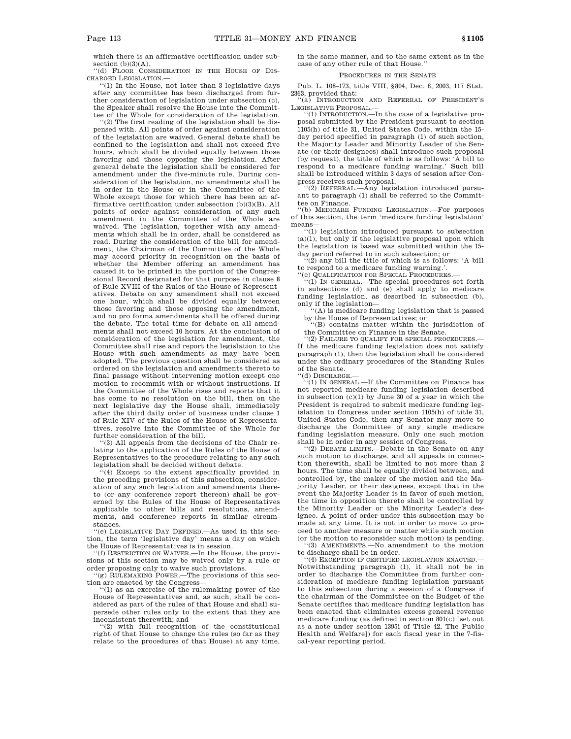which there is an affirmative certification under subsection (b)(3)(A).

''(d) FLOOR CONSIDERATION IN THE HOUSE OF DISCHARGED LEGISLATION.—

''(1) In the House, not later than 3 legislative days after any committee has been discharged from further consideration of legislation under subsection (c), the Speaker shall resolve the House into the Committee of the Whole for consideration of the legislation.

''(2) The first reading of the legislation shall be dispensed with. All points of order against consideration of the legislation are waived. General debate shall be confined to the legislation and shall not exceed five hours, which shall be divided equally between those favoring and those opposing the legislation. After general debate the legislation shall be considered for amendment under the five-minute rule. During consideration of the legislation, no amendments shall be in order in the House or in the Committee of the Whole except those for which there has been an affirmative certification under subsection (b)(3)(B). All points of order against consideration of any such amendment in the Committee of the Whole are waived. The legislation, together with any amendments which shall be in order, shall be considered as read. During the consideration of the bill for amendment, the Chairman of the Committee of the Whole may accord priority in recognition on the basis of whether the Member offering an amendment has caused it to be printed in the portion of the Congressional Record designated for that purpose in clause 8 of Rule XVIII of the Rules of the House of Representatives. Debate on any amendment shall not exceed one hour, which shall be divided equally between those favoring and those opposing the amendment, and no pro forma amendments shall be offered during the debate. The total time for debate on all amendments shall not exceed 10 hours. At the conclusion of consideration of the legislation for amendment, the Committee shall rise and report the legislation to the House with such amendments as may have been adopted. The previous question shall be considered as ordered on the legislation and amendments thereto to final passage without intervening motion except one motion to recommit with or without instructions. If the Committee of the Whole rises and reports that it has come to no resolution on the bill, then on the next legislative day the House shall, immediately after the third daily order of business under clause 1 of Rule XIV of the Rules of the House of Representatives, resolve into the Committee of the Whole for further consideration of the bill.

''(3) All appeals from the decisions of the Chair relating to the application of the Rules of the House of Representatives to the procedure relating to any such legislation shall be decided without debate.

''(4) Except to the extent specifically provided in the preceding provisions of this subsection, consideration of any such legislation and amendments thereto (or any conference report thereon) shall be governed by the Rules of the House of Representatives applicable to other bills and resolutions, amendments, and conference reports in similar circumstances.

''(e) LEGISLATIVE DAY DEFINED.—As used in this section, the term 'legislative day' means a day on which the House of Representatives is in session.

''(f) RESTRICTION ON WAIVER.—In the House, the provisions of this section may be waived only by a rule or order proposing only to waive such provisions.

''(g) RULEMAKING POWER.—The provisions of this section are enacted by the Congress—

''(1) as an exercise of the rulemaking power of the House of Representatives and, as such, shall be considered as part of the rules of that House and shall supersede other rules only to the extent that they are inconsistent therewith; and

''(2) with full recognition of the constitutional right of that House to change the rules (so far as they relate to the procedures of that House) at any time, in the same manner, and to the same extent as in the case of any other rule of that House.''

PROCEDURES IN THE SENATE

Pub. L. 108–173, title VIII, §804, Dec. 8, 2003, 117 Stat. 2363, provided that:

''(a) INTRODUCTION AND REFERRAL OF PRESIDENT'S LEGISLATIVE PROPOSAL.—

''(1) INTRODUCTION.—In the case of a legislative proposal submitted by the President pursuant to section 1105(h) of title 31, United States Code, within the 15-day period specified in paragraph (1) of such section, the Majority Leader and Minority Leader of the Senate (or their designees) shall introduce such proposal (by request), the title of which is as follows: 'A bill to respond to a medicare funding warning.' Such bill shall be introduced within 3 days of session after Congress receives such proposal.

''(2) REFERRAL.—Any legislation introduced pursuant to paragraph (1) shall be referred to the Committee on Finance.

''(b) MEDICARE FUNDING LEGISLATION.—For purposes of this section, the term 'medicare funding legislation' means—

''(1) legislation introduced pursuant to subsection (a)(1), but only if the legislative proposal upon which the legislation is based was submitted within the 15-day period referred to in such subsection; or

''(2) any bill the title of which is as follows: 'A bill to respond to a medicare funding warning.'.

''(c) QUALIFICATION FOR SPECIAL PROCEDURES.—

''(1) IN GENERAL.—The special procedures set forth in subsections (d) and (e) shall apply to medicare funding legislation, as described in subsection (b), only if the legislation—

''(A) is medicare funding legislation that is passed by the House of Representatives; or

''(B) contains matter within the jurisdiction of the Committee on Finance in the Senate.

''(2) FAILURE TO QUALIFY FOR SPECIAL PROCEDURES.—If the medicare funding legislation does not satisfy paragraph (1), then the legislation shall be considered under the ordinary procedures of the Standing Rules of the Senate.

''(d) DISCHARGE.—

''(1) IN GENERAL.—If the Committee on Finance has not reported medicare funding legislation described in subsection (c)(1) by June 30 of a year in which the President is required to submit medicare funding legislation to Congress under section 1105(h) of title 31, United States Code, then any Senator may move to discharge the Committee of any single medicare funding legislation measure. Only one such motion shall be in order in any session of Congress.

''(2) DEBATE LIMITS.—Debate in the Senate on any such motion to discharge, and all appeals in connection therewith, shall be limited to not more than 2 hours. The time shall be equally divided between, and controlled by, the maker of the motion and the Majority Leader, or their designees, except that in the event the Majority Leader is in favor of such motion, the time in opposition thereto shall be controlled by the Minority Leader or the Minority Leader's designee. A point of order under this subsection may be made at any time. It is not in order to move to proceed to another measure or matter while such motion (or the motion to reconsider such motion) is pending.

''(3) AMENDMENTS.—No amendment to the motion to discharge shall be in order.

''(4) EXCEPTION IF CERTIFIED LEGISLATION ENACTED.—Notwithstanding paragraph (1), it shall not be in order to discharge the Committee from further consideration of medicare funding legislation pursuant to this subsection during a session of a Congress if the chairman of the Committee on the Budget of the Senate certifies that medicare funding legislation has been enacted that eliminates excess general revenue medicare funding (as defined in section 801(c) [set out as a note under section 1395i of Title 42, The Public Health and Welfare]) for each fiscal year in the 7-fiscal-year reporting period.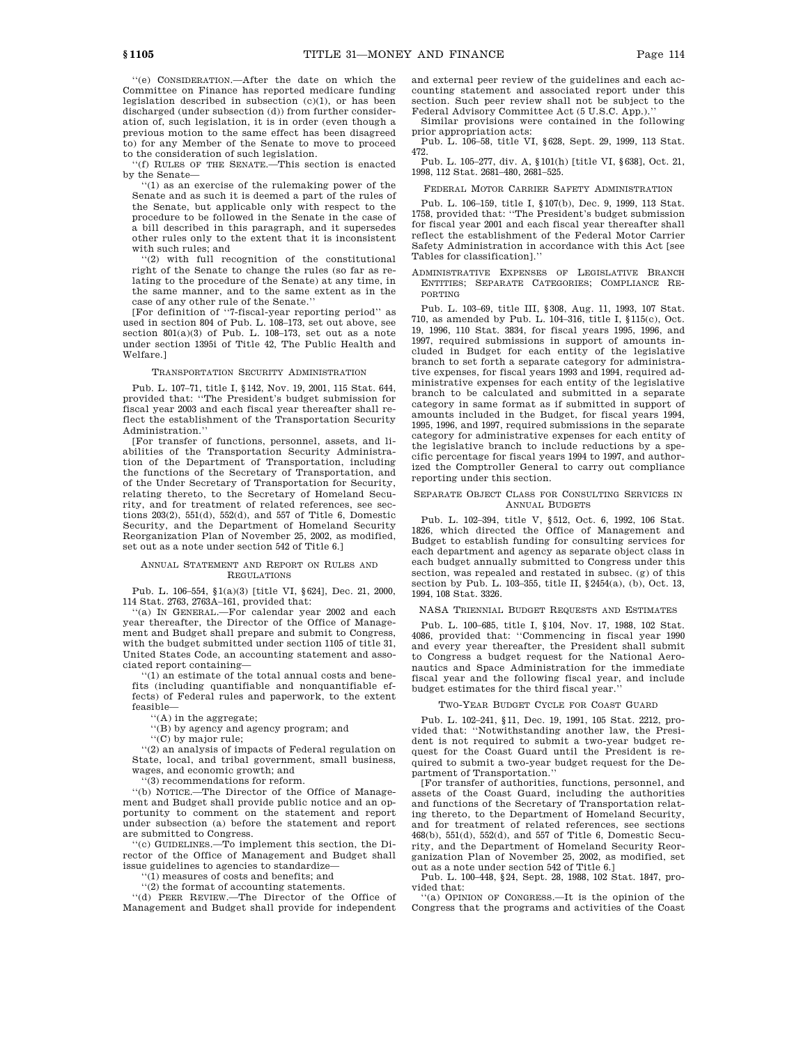"(e) CONSIDERATION.—After the date on which the Committee on Finance has reported medicare funding legislation described in subsection (c)(1), or has been discharged (under subsection (d)) from further consideration of, such legislation, it is in order (even though a previous motion to the same effect has been disagreed to) for any Member of the Senate to move to proceed to the consideration of such legislation.

"(f) RULES OF THE SENATE.—This section is enacted by the Senate—

"(1) as an exercise of the rulemaking power of the Senate and as such it is deemed a part of the rules of the Senate, but applicable only with respect to the procedure to be followed in the Senate in the case of a bill described in this paragraph, and it supersedes other rules only to the extent that it is inconsistent with such rules; and

"(2) with full recognition of the constitutional right of the Senate to change the rules (so far as relating to the procedure of the Senate) at any time, in the same manner, and to the same extent as in the case of any other rule of the Senate."

[For definition of "7-fiscal-year reporting period" as used in section 804 of Pub. L. 108–173, set out above, see section 801(a)(3) of Pub. L. 108–173, set out as a note under section 1395i of Title 42, The Public Health and Welfare.]

#### TRANSPORTATION SECURITY ADMINISTRATION

Pub. L. 107–71, title I, §142, Nov. 19, 2001, 115 Stat. 644, provided that: "The President's budget submission for fiscal year 2003 and each fiscal year thereafter shall reflect the establishment of the Transportation Security Administration."

[For transfer of functions, personnel, assets, and liabilities of the Transportation Security Administration of the Department of Transportation, including the functions of the Secretary of Transportation, and of the Under Secretary of Transportation for Security, relating thereto, to the Secretary of Homeland Security, and for treatment of related references, see sections 203(2), 551(d), 552(d), and 557 of Title 6, Domestic Security, and the Department of Homeland Security Reorganization Plan of November 25, 2002, as modified, set out as a note under section 542 of Title 6.]

#### ANNUAL STATEMENT AND REPORT ON RULES AND REGULATIONS

Pub. L. 106–554, §1(a)(3) [title VI, §624], Dec. 21, 2000, 114 Stat. 2763, 2763A–161, provided that:

"(a) IN GENERAL.—For calendar year 2002 and each year thereafter, the Director of the Office of Management and Budget shall prepare and submit to Congress, with the budget submitted under section 1105 of title 31, United States Code, an accounting statement and associated report containing—

"(1) an estimate of the total annual costs and benefits (including quantifiable and nonquantifiable effects) of Federal rules and paperwork, to the extent feasible—

"(A) in the aggregate;

"(B) by agency and agency program; and

"(C) by major rule;

"(2) an analysis of impacts of Federal regulation on State, local, and tribal government, small business, wages, and economic growth; and

"(3) recommendations for reform.

"(b) NOTICE.—The Director of the Office of Management and Budget shall provide public notice and an opportunity to comment on the statement and report under subsection (a) before the statement and report are submitted to Congress.

"(c) GUIDELINES.—To implement this section, the Director of the Office of Management and Budget shall issue guidelines to agencies to standardize—

"(1) measures of costs and benefits; and

"(2) the format of accounting statements.

"(d) PEER REVIEW.—The Director of the Office of Management and Budget shall provide for independent and external peer review of the guidelines and each accounting statement and associated report under this section. Such peer review shall not be subject to the Federal Advisory Committee Act (5 U.S.C. App.)."

Similar provisions were contained in the following prior appropriation acts:

Pub. L. 106–58, title VI, §628, Sept. 29, 1999, 113 Stat. 472.

Pub. L. 105–277, div. A, §101(h) [title VI, §638], Oct. 21, 1998, 112 Stat. 2681–480, 2681–525.

#### FEDERAL MOTOR CARRIER SAFETY ADMINISTRATION

Pub. L. 106–159, title I, §107(b), Dec. 9, 1999, 113 Stat. 1758, provided that: "The President's budget submission for fiscal year 2001 and each fiscal year thereafter shall reflect the establishment of the Federal Motor Carrier Safety Administration in accordance with this Act [see Tables for classification]."

#### ADMINISTRATIVE EXPENSES OF LEGISLATIVE BRANCH ENTITIES; SEPARATE CATEGORIES; COMPLIANCE REPORTING

Pub. L. 103–69, title III, §308, Aug. 11, 1993, 107 Stat. 710, as amended by Pub. L. 104–316, title I, §115(c), Oct. 19, 1996, 110 Stat. 3834, for fiscal years 1995, 1996, and 1997, required submissions in support of amounts included in Budget for each entity of the legislative branch to set forth a separate category for administrative expenses, for fiscal years 1993 and 1994, required administrative expenses for each entity of the legislative branch to be calculated and submitted in a separate category in same format as if submitted in support of amounts included in the Budget, for fiscal years 1994, 1995, 1996, and 1997, required submissions in the separate category for administrative expenses for each entity of the legislative branch to include reductions by a specific percentage for fiscal years 1994 to 1997, and authorized the Comptroller General to carry out compliance reporting under this section.

#### SEPARATE OBJECT CLASS FOR CONSULTING SERVICES IN ANNUAL BUDGETS

Pub. L. 102–394, title V, §512, Oct. 6, 1992, 106 Stat. 1826, which directed the Office of Management and Budget to establish funding for consulting services for each department and agency as separate object class in each budget annually submitted to Congress under this section, was repealed and restated in subsec. (g) of this section by Pub. L. 103–355, title II, §2454(a), (b), Oct. 13, 1994, 108 Stat. 3326.

#### NASA TRIENNIAL BUDGET REQUESTS AND ESTIMATES

Pub. L. 100–685, title I, §104, Nov. 17, 1988, 102 Stat. 4086, provided that: "Commencing in fiscal year 1990 and every year thereafter, the President shall submit to Congress a budget request for the National Aeronautics and Space Administration for the immediate fiscal year and the following fiscal year, and include budget estimates for the third fiscal year."

#### TWO-YEAR BUDGET CYCLE FOR COAST GUARD

Pub. L. 102–241, §11, Dec. 19, 1991, 105 Stat. 2212, provided that: "Notwithstanding another law, the President is not required to submit a two-year budget request for the Coast Guard until the President is required to submit a two-year budget request for the Department of Transportation."

[For transfer of authorities, functions, personnel, and assets of the Coast Guard, including the authorities and functions of the Secretary of Transportation relating thereto, to the Department of Homeland Security, and for treatment of related references, see sections 468(b), 551(d), 552(d), and 557 of Title 6, Domestic Security, and the Department of Homeland Security Reorganization Plan of November 25, 2002, as modified, set out as a note under section 542 of Title 6.]

Pub. L. 100–448, §24, Sept. 28, 1988, 102 Stat. 1847, provided that:

"(a) OPINION OF CONGRESS.—It is the opinion of the Congress that the programs and activities of the Coast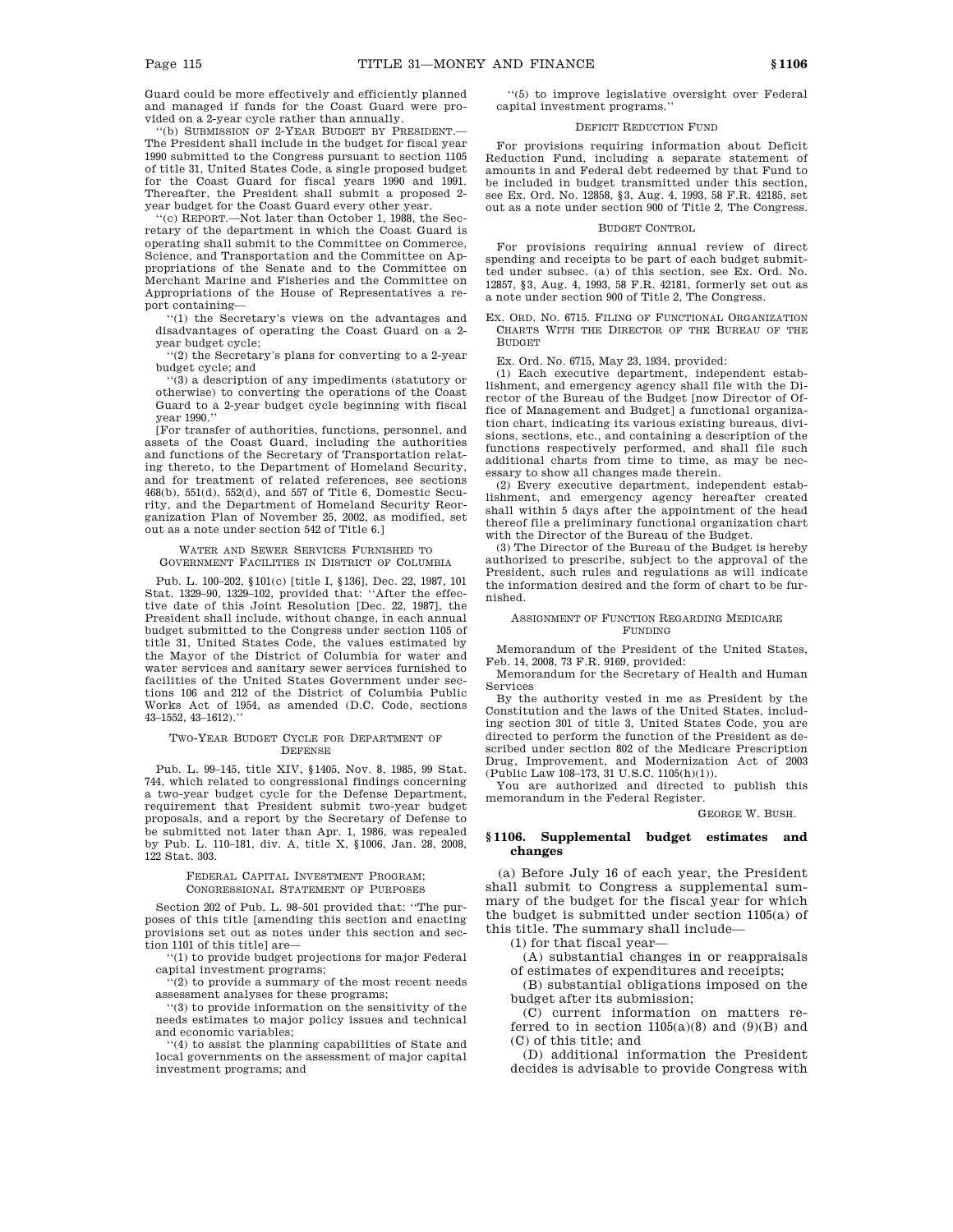Guard could be more effectively and efficiently planned and managed if funds for the Coast Guard were provided on a 2-year cycle rather than annually.

''(b) SUBMISSION OF 2-YEAR BUDGET BY PRESIDENT.—The President shall include in the budget for fiscal year 1990 submitted to the Congress pursuant to section 1105 of title 31, United States Code, a single proposed budget for the Coast Guard for fiscal years 1990 and 1991. Thereafter, the President shall submit a proposed 2-year budget for the Coast Guard every other year.

''(c) REPORT.—Not later than October 1, 1988, the Secretary of the department in which the Coast Guard is operating shall submit to the Committee on Commerce, Science, and Transportation and the Committee on Appropriations of the Senate and to the Committee on Merchant Marine and Fisheries and the Committee on Appropriations of the House of Representatives a report containing—

''(1) the Secretary's views on the advantages and disadvantages of operating the Coast Guard on a 2-year budget cycle;

''(2) the Secretary's plans for converting to a 2-year budget cycle; and

''(3) a description of any impediments (statutory or otherwise) to converting the operations of the Coast Guard to a 2-year budget cycle beginning with fiscal year 1990.''

[For transfer of authorities, functions, personnel, and assets of the Coast Guard, including the authorities and functions of the Secretary of Transportation relating thereto, to the Department of Homeland Security, and for treatment of related references, see sections 468(b), 551(d), 552(d), and 557 of Title 6, Domestic Security, and the Department of Homeland Security Reorganization Plan of November 25, 2002, as modified, set out as a note under section 542 of Title 6.]

WATER AND SEWER SERVICES FURNISHED TO GOVERNMENT FACILITIES IN DISTRICT OF COLUMBIA

Pub. L. 100–202, §101(c) [title I, §136], Dec. 22, 1987, 101 Stat. 1329–90, 1329–102, provided that: ''After the effective date of this Joint Resolution [Dec. 22, 1987], the President shall include, without change, in each annual budget submitted to the Congress under section 1105 of title 31, United States Code, the values estimated by the Mayor of the District of Columbia for water and water services and sanitary sewer services furnished to facilities of the United States Government under sections 106 and 212 of the District of Columbia Public Works Act of 1954, as amended (D.C. Code, sections 43–1552, 43–1612).''

TWO-YEAR BUDGET CYCLE FOR DEPARTMENT OF DEFENSE

Pub. L. 99–145, title XIV, §1405, Nov. 8, 1985, 99 Stat. 744, which related to congressional findings concerning a two-year budget cycle for the Defense Department, requirement that President submit two-year budget proposals, and a report by the Secretary of Defense to be submitted not later than Apr. 1, 1986, was repealed by Pub. L. 110–181, div. A, title X, §1006, Jan. 28, 2008, 122 Stat. 303.

FEDERAL CAPITAL INVESTMENT PROGRAM; CONGRESSIONAL STATEMENT OF PURPOSES

Section 202 of Pub. L. 98–501 provided that: ''The purposes of this title [amending this section and enacting provisions set out as notes under this section and section 1101 of this title] are—

''(1) to provide budget projections for major Federal capital investment programs;

''(2) to provide a summary of the most recent needs assessment analyses for these programs;

''(3) to provide information on the sensitivity of the needs estimates to major policy issues and technical and economic variables;

''(4) to assist the planning capabilities of State and local governments on the assessment of major capital investment programs; and

''(5) to improve legislative oversight over Federal capital investment programs.''

DEFICIT REDUCTION FUND

For provisions requiring information about Deficit Reduction Fund, including a separate statement of amounts in and Federal debt redeemed by that Fund to be included in budget transmitted under this section, see Ex. Ord. No. 12858, §3, Aug. 4, 1993, 58 F.R. 42185, set out as a note under section 900 of Title 2, The Congress.

BUDGET CONTROL

For provisions requiring annual review of direct spending and receipts to be part of each budget submitted under subsec. (a) of this section, see Ex. Ord. No. 12857, §3, Aug. 4, 1993, 58 F.R. 42181, formerly set out as a note under section 900 of Title 2, The Congress.

EX. ORD. NO. 6715. FILING OF FUNCTIONAL ORGANIZATION CHARTS WITH THE DIRECTOR OF THE BUREAU OF THE BUDGET

Ex. Ord. No. 6715, May 23, 1934, provided:

(1) Each executive department, independent establishment, and emergency agency shall file with the Director of the Bureau of the Budget [now Director of Office of Management and Budget] a functional organization chart, indicating its various existing bureaus, divisions, sections, etc., and containing a description of the functions respectively performed, and shall file such additional charts from time to time, as may be necessary to show all changes made therein.

(2) Every executive department, independent establishment, and emergency agency hereafter created shall within 5 days after the appointment of the head thereof file a preliminary functional organization chart with the Director of the Bureau of the Budget.

(3) The Director of the Bureau of the Budget is hereby authorized to prescribe, subject to the approval of the President, such rules and regulations as will indicate the information desired and the form of chart to be furnished.

ASSIGNMENT OF FUNCTION REGARDING MEDICARE FUNDING

Memorandum of the President of the United States, Feb. 14, 2008, 73 F.R. 9169, provided:

Memorandum for the Secretary of Health and Human Services

By the authority vested in me as President by the Constitution and the laws of the United States, including section 301 of title 3, United States Code, you are directed to perform the function of the President as described under section 802 of the Medicare Prescription Drug, Improvement, and Modernization Act of 2003 (Public Law 108–173, 31 U.S.C. 1105(h)(1)).

You are authorized and directed to publish this memorandum in the Federal Register.

GEORGE W. BUSH.

## §1106. Supplemental budget estimates and changes

(a) Before July 16 of each year, the President shall submit to Congress a supplemental summary of the budget for the fiscal year for which the budget is submitted under section 1105(a) of this title. The summary shall include—

(1) for that fiscal year—

(A) substantial changes in or reappraisals of estimates of expenditures and receipts;

(B) substantial obligations imposed on the budget after its submission;

(C) current information on matters referred to in section 1105(a)(8) and (9)(B) and (C) of this title; and

(D) additional information the President decides is advisable to provide Congress with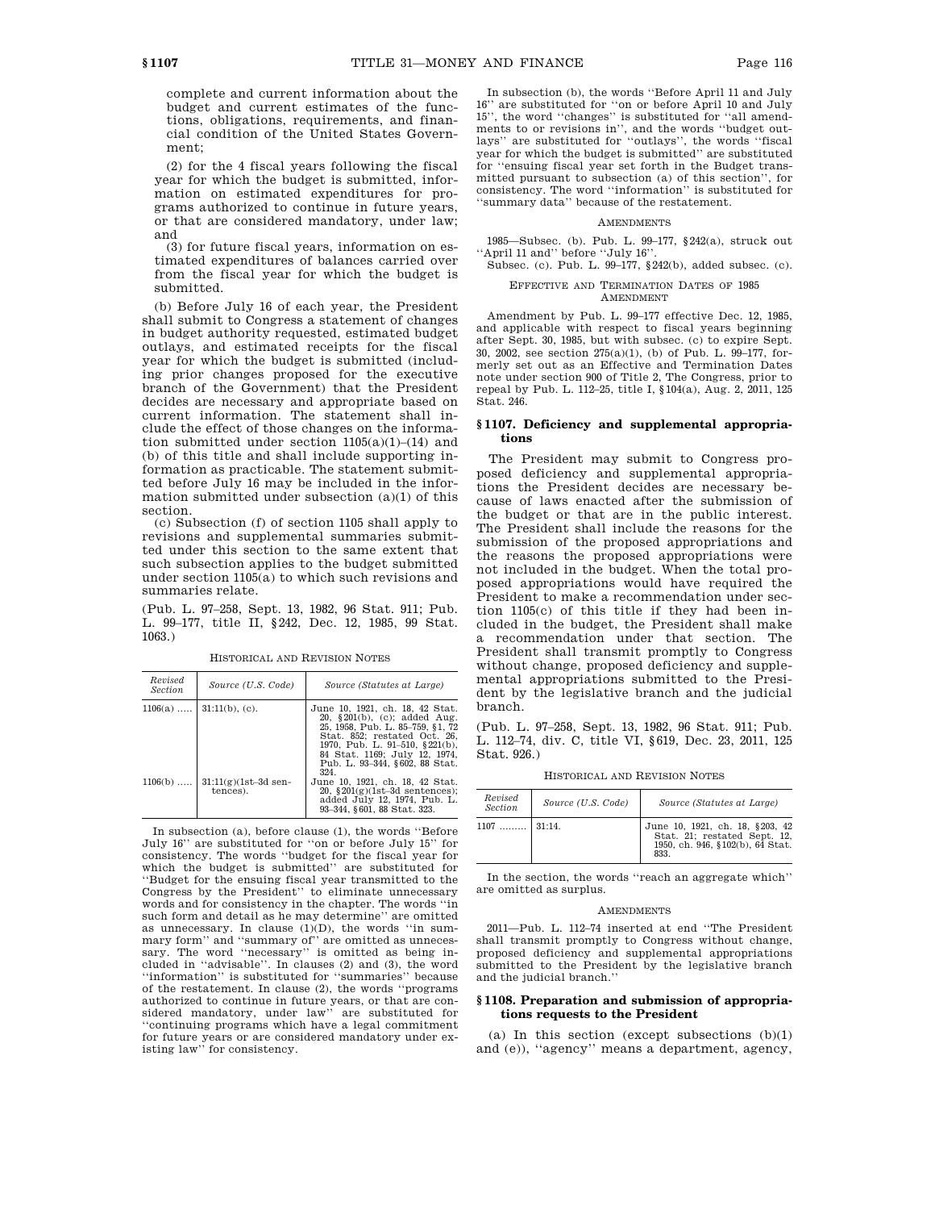complete and current information about the budget and current estimates of the functions, obligations, requirements, and financial condition of the United States Government;

(2) for the 4 fiscal years following the fiscal year for which the budget is submitted, information on estimated expenditures for programs authorized to continue in future years, or that are considered mandatory, under law; and

(3) for future fiscal years, information on estimated expenditures of balances carried over from the fiscal year for which the budget is submitted.

(b) Before July 16 of each year, the President shall submit to Congress a statement of changes in budget authority requested, estimated budget outlays, and estimated receipts for the fiscal year for which the budget is submitted (including prior changes proposed for the executive branch of the Government) that the President decides are necessary and appropriate based on current information. The statement shall include the effect of those changes on the information submitted under section 1105(a)(1)–(14) and (b) of this title and shall include supporting information as practicable. The statement submitted before July 16 may be included in the information submitted under subsection (a)(1) of this section.

(c) Subsection (f) of section 1105 shall apply to revisions and supplemental summaries submitted under this section to the same extent that such subsection applies to the budget submitted under section 1105(a) to which such revisions and summaries relate.

(Pub. L. 97–258, Sept. 13, 1982, 96 Stat. 911; Pub. L. 99–177, title II, §242, Dec. 12, 1985, 99 Stat. 1063.)

HISTORICAL AND REVISION NOTES

| Revised Section | Source (U.S. Code) | Source (Statutes at Large) |
|---|---|---|
| 1106(a) ..... | 31:11(b), (c). | June 10, 1921, ch. 18, 42 Stat. 20, §201(b), (c); added Aug. 25, 1958, Pub. L. 85–759, §1, 72 Stat. 852; restated Oct. 26, 1970, Pub. L. 91–510, §221(b), 84 Stat. 1169; July 12, 1974, Pub. L. 93–344, §602, 88 Stat. 324. |
| 1106(b) ..... | 31:11(g)(1st–3d sentences). | June 10, 1921, ch. 18, 42 Stat. 20, §201(g)(1st–3d sentences); added July 12, 1974, Pub. L. 93–344, §601, 88 Stat. 323. |

In subsection (a), before clause (1), the words "Before July 16" are substituted for "on or before July 15" for consistency. The words "budget for the fiscal year for which the budget is submitted" are substituted for "Budget for the ensuing fiscal year transmitted to the Congress by the President" to eliminate unnecessary words and for consistency in the chapter. The words "in such form and detail as he may determine" are omitted as unnecessary. In clause (1)(D), the words "in summary form" and "summary of" are omitted as unnecessary. The word "necessary" is omitted as being included in "advisable". In clauses (2) and (3), the word "information" is substituted for "summaries" because of the restatement. In clause (2), the words "programs authorized to continue in future years, or that are considered mandatory, under law" are substituted for "continuing programs which have a legal commitment for future years or are considered mandatory under existing law" for consistency.

In subsection (b), the words "Before April 11 and July 16" are substituted for "on or before April 10 and July 15", the word "changes" is substituted for "all amendments to or revisions in", and the words "budget outlays" are substituted for "outlays", the words "fiscal year for which the budget is submitted" are substituted for "ensuing fiscal year set forth in the Budget transmitted pursuant to subsection (a) of this section", for consistency. The word "information" is substituted for "summary data" because of the restatement.

AMENDMENTS

1985—Subsec. (b). Pub. L. 99–177, §242(a), struck out "April 11 and" before "July 16".

Subsec. (c). Pub. L. 99–177, §242(b), added subsec. (c).

EFFECTIVE AND TERMINATION DATES OF 1985 AMENDMENT

Amendment by Pub. L. 99–177 effective Dec. 12, 1985, and applicable with respect to fiscal years beginning after Sept. 30, 1985, but with subsec. (c) to expire Sept. 30, 2002, see section 275(a)(1), (b) of Pub. L. 99–177, formerly set out as an Effective and Termination Dates note under section 900 of Title 2, The Congress, prior to repeal by Pub. L. 112–25, title I, §104(a), Aug. 2, 2011, 125 Stat. 246.

### §1107. Deficiency and supplemental appropriations

The President may submit to Congress proposed deficiency and supplemental appropriations the President decides are necessary because of laws enacted after the submission of the budget or that are in the public interest. The President shall include the reasons for the submission of the proposed appropriations and the reasons the proposed appropriations were not included in the budget. When the total proposed appropriations would have required the President to make a recommendation under section 1105(c) of this title if they had been included in the budget, the President shall make a recommendation under that section. The President shall transmit promptly to Congress without change, proposed deficiency and supplemental appropriations submitted to the President by the legislative branch and the judicial branch.

(Pub. L. 97–258, Sept. 13, 1982, 96 Stat. 911; Pub. L. 112–74, div. C, title VI, §619, Dec. 23, 2011, 125 Stat. 926.)

HISTORICAL AND REVISION NOTES

| Revised Section | Source (U.S. Code) | Source (Statutes at Large) |
|---|---|---|
| 1107 ......... | 31:14. | June 10, 1921, ch. 18, §203, 42 Stat. 21; restated Sept. 12, 1950, ch. 946, §102(b), 64 Stat. 833. |

In the section, the words "reach an aggregate which" are omitted as surplus.

AMENDMENTS

2011—Pub. L. 112–74 inserted at end "The President shall transmit promptly to Congress without change, proposed deficiency and supplemental appropriations submitted to the President by the legislative branch and the judicial branch."

### §1108. Preparation and submission of appropriations requests to the President

(a) In this section (except subsections (b)(1) and (e)), "agency" means a department, agency,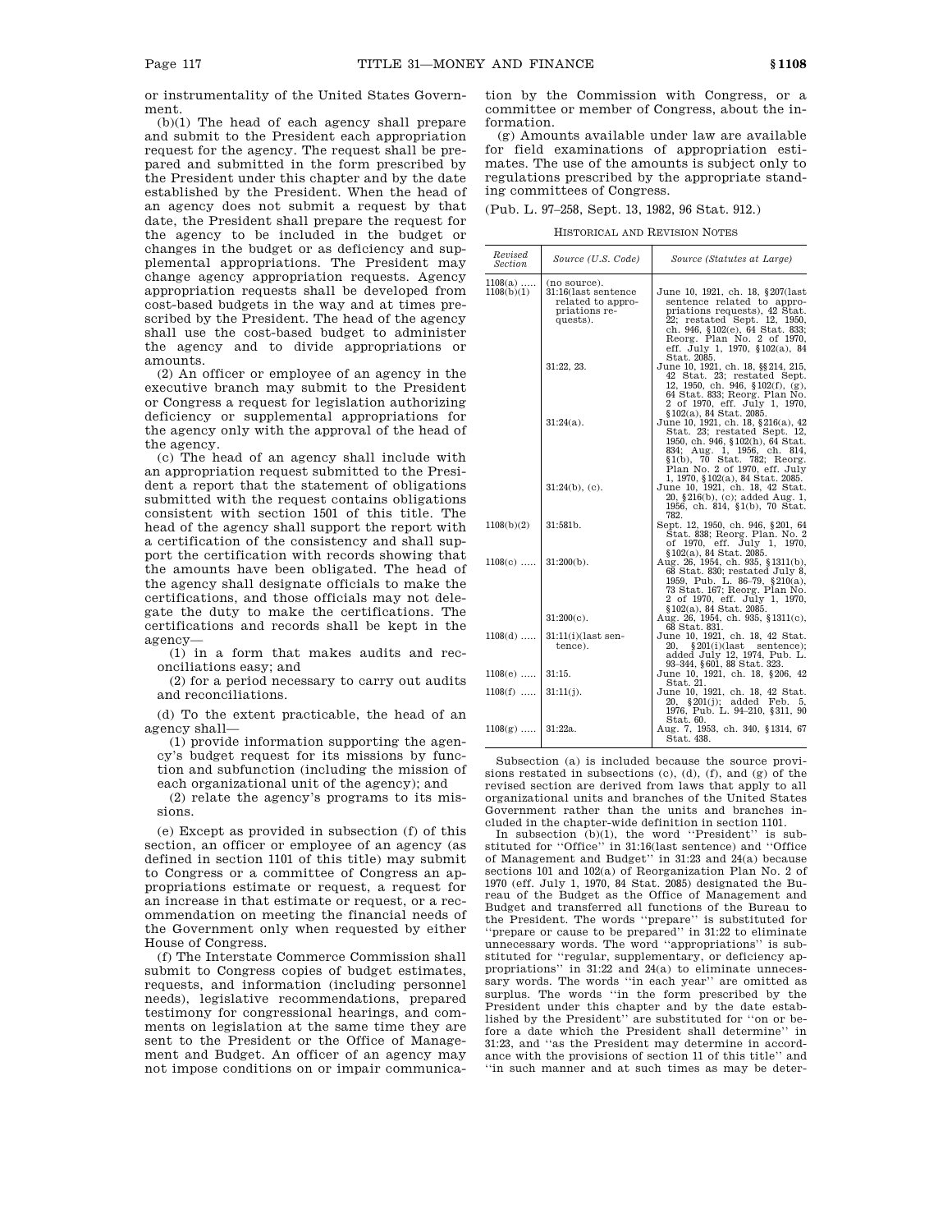or instrumentality of the United States Government.

(b)(1) The head of each agency shall prepare and submit to the President each appropriation request for the agency. The request shall be prepared and submitted in the form prescribed by the President under this chapter and by the date established by the President. When the head of an agency does not submit a request by that date, the President shall prepare the request for the agency to be included in the budget or changes in the budget or as deficiency and supplemental appropriations. The President may change agency appropriation requests. Agency appropriation requests shall be developed from cost-based budgets in the way and at times prescribed by the President. The head of the agency shall use the cost-based budget to administer the agency and to divide appropriations or amounts.

(2) An officer or employee of an agency in the executive branch may submit to the President or Congress a request for legislation authorizing deficiency or supplemental appropriations for the agency only with the approval of the head of the agency.

(c) The head of an agency shall include with an appropriation request submitted to the President a report that the statement of obligations submitted with the request contains obligations consistent with section 1501 of this title. The head of the agency shall support the report with a certification of the consistency and shall support the certification with records showing that the amounts have been obligated. The head of the agency shall designate officials to make the certifications, and those officials may not delegate the duty to make the certifications. The certifications and records shall be kept in the agency—

(1) in a form that makes audits and reconciliations easy; and

(2) for a period necessary to carry out audits and reconciliations.

(d) To the extent practicable, the head of an agency shall—

(1) provide information supporting the agency's budget request for its missions by function and subfunction (including the mission of each organizational unit of the agency); and

(2) relate the agency's programs to its missions.

(e) Except as provided in subsection (f) of this section, an officer or employee of an agency (as defined in section 1101 of this title) may submit to Congress or a committee of Congress an appropriations estimate or request, a request for an increase in that estimate or request, or a recommendation on meeting the financial needs of the Government only when requested by either House of Congress.

(f) The Interstate Commerce Commission shall submit to Congress copies of budget estimates, requests, and information (including personnel needs), legislative recommendations, prepared testimony for congressional hearings, and comments on legislation at the same time they are sent to the President or the Office of Management and Budget. An officer of an agency may not impose conditions on or impair communication by the Commission with Congress, or a committee or member of Congress, about the information.

(g) Amounts available under law are available for field examinations of appropriation estimates. The use of the amounts is subject only to regulations prescribed by the appropriate standing committees of Congress.

(Pub. L. 97–258, Sept. 13, 1982, 96 Stat. 912.)

HISTORICAL AND REVISION NOTES

| Revised Section | Source (U.S. Code) | Source (Statutes at Large) |
|---|---|---|
| 1108(a) ..... | (no source). | |
| 1108(b)(1) | 31:16(last sentence related to appropriations requests). | June 10, 1921, ch. 18, §207(last sentence related to appropriations requests), 42 Stat. 22; restated Sept. 12, 1950, ch. 946, §102(e), 64 Stat. 833; Reorg. Plan No. 2 of 1970, eff. July 1, 1970, §102(a), 84 Stat. 2085. |
| | 31:22, 23. | June 10, 1921, ch. 18, §§214, 215, 42 Stat. 23; restated Sept. 12, 1950, ch. 946, §102(f), (g), 64 Stat. 833; Reorg. Plan No. 2 of 1970, eff. July 1, 1970, §102(a), 84 Stat. 2085. |
| | 31:24(a). | June 10, 1921, ch. 18, §216(a), 42 Stat. 23; restated Sept. 12, 1950, ch. 946, §102(h), 64 Stat. 834; Aug. 1, 1956, ch. 814, §1(b), 70 Stat. 782; Reorg. Plan No. 2 of 1970, eff. July 1, 1970, §102(a), 84 Stat. 2085. |
| | 31:24(b), (c). | June 10, 1921, ch. 18, 42 Stat. 20, §216(b), (c); added Aug. 1, 1956, ch. 814, §1(b), 70 Stat. 782. |
| 1108(b)(2) | 31:581b. | Sept. 12, 1950, ch. 946, §201, 64 Stat. 838; Reorg. Plan. No. 2 of 1970, eff. July 1, 1970, §102(a), 84 Stat. 2085. |
| 1108(c) ..... | 31:200(b). | Aug. 26, 1954, ch. 935, §1311(b), 68 Stat. 830; restated July 8, 1959, Pub. L. 86–79, §210(a), 73 Stat. 167; Reorg. Plan No. 2 of 1970, eff. July 1, 1970, §102(a), 84 Stat. 2085. |
| | 31:200(c). | Aug. 26, 1954, ch. 935, §1311(c), 68 Stat. 831. |
| 1108(d) ..... | 31:11(i)(last sentence). | June 10, 1921, ch. 18, 42 Stat. 20, §201(i)(last sentence); added July 12, 1974, Pub. L. 93–344, §601, 88 Stat. 323. |
| 1108(e) ..... | 31:15. | June 10, 1921, ch. 18, §206, 42 Stat. 21. |
| 1108(f) ..... | 31:11(j). | June 10, 1921, ch. 18, 42 Stat. 20, §201(j); added Feb. 5, 1976, Pub. L. 94–210, §311, 90 Stat. 60. |
| 1108(g) ..... | 31:22a. | Aug. 7, 1953, ch. 340, §1314, 67 Stat. 438. |

Subsection (a) is included because the source provisions restated in subsections (c), (d), (f), and (g) of the revised section are derived from laws that apply to all organizational units and branches of the United States Government rather than the units and branches included in the chapter-wide definition in section 1101.

In subsection (b)(1), the word "President" is substituted for "Office" in 31:16(last sentence) and "Office of Management and Budget" in 31:23 and 24(a) because sections 101 and 102(a) of Reorganization Plan No. 2 of 1970 (eff. July 1, 1970, 84 Stat. 2085) designated the Bureau of the Budget as the Office of Management and Budget and transferred all functions of the Bureau to the President. The words "prepare" is substituted for "prepare or cause to be prepared" in 31:22 to eliminate unnecessary words. The word "appropriations" is substituted for "regular, supplementary, or deficiency appropriations" in 31:22 and 24(a) to eliminate unnecessary words. The words "in each year" are omitted as surplus. The words "in the form prescribed by the President under this chapter and by the date established by the President" are substituted for "on or before a date which the President shall determine" in 31:23, and "as the President may determine in accordance with the provisions of section 11 of this title" and "in such manner and at such times as may be deter-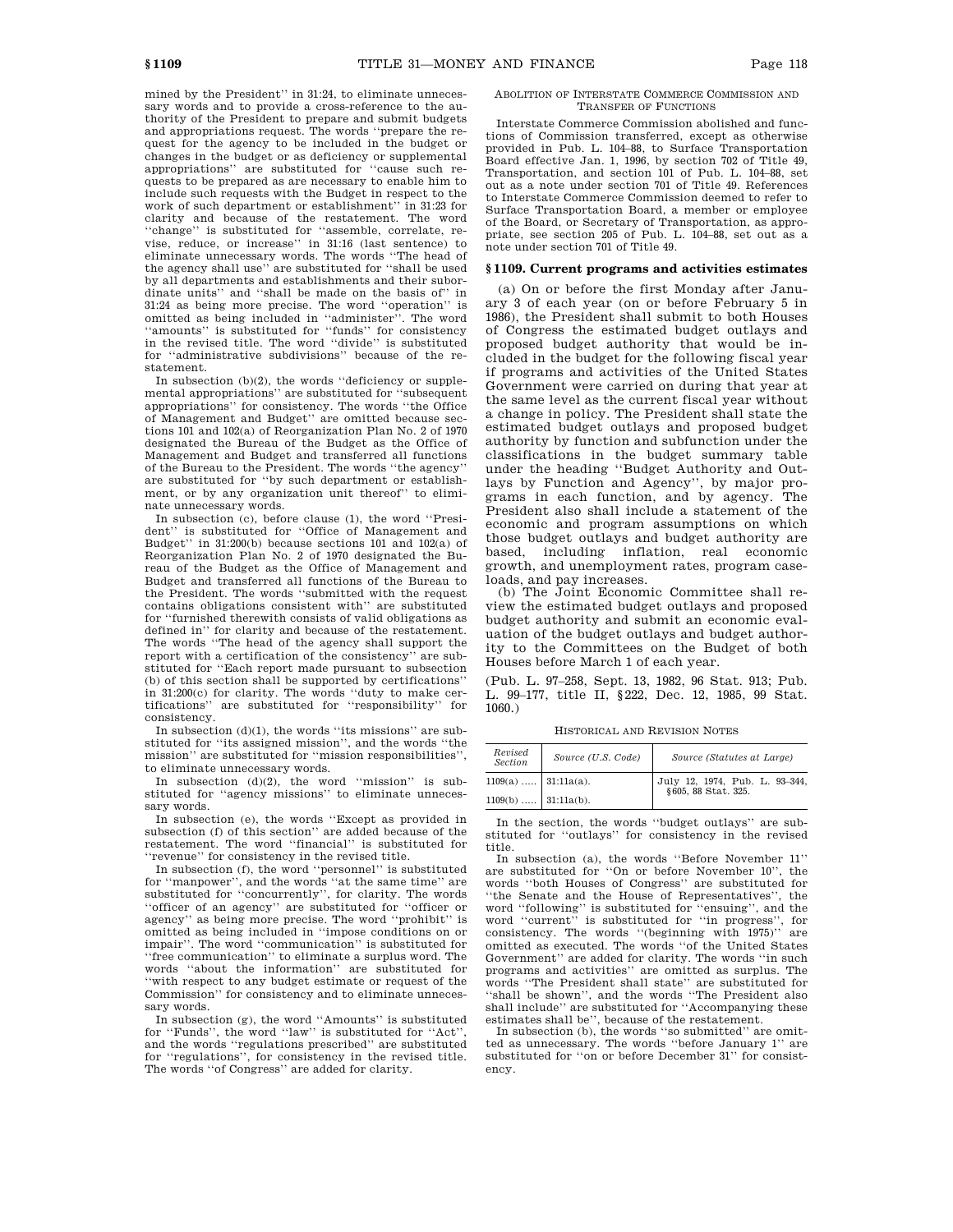mined by the President'' in 31:24, to eliminate unnecessary words and to provide a cross-reference to the authority of the President to prepare and submit budgets and appropriations request. The words ''prepare the request for the agency to be included in the budget or changes in the budget or as deficiency or supplemental appropriations'' are substituted for ''cause such requests to be prepared as are necessary to enable him to include such requests with the Budget in respect to the work of such department or establishment'' in 31:23 for clarity and because of the restatement. The word ''change'' is substituted for ''assemble, correlate, revise, reduce, or increase'' in 31:16 (last sentence) to eliminate unnecessary words. The words ''The head of the agency shall use'' are substituted for ''shall be used by all departments and establishments and their subordinate units'' and ''shall be made on the basis of'' in 31:24 as being more precise. The word ''operation'' is omitted as being included in ''administer''. The word ''amounts'' is substituted for ''funds'' for consistency in the revised title. The word ''divide'' is substituted for ''administrative subdivisions'' because of the restatement.

In subsection (b)(2), the words ''deficiency or supplemental appropriations'' are substituted for ''subsequent appropriations'' for consistency. The words ''the Office of Management and Budget'' are omitted because sections 101 and 102(a) of Reorganization Plan No. 2 of 1970 designated the Bureau of the Budget as the Office of Management and Budget and transferred all functions of the Bureau to the President. The words ''the agency'' are substituted for ''by such department or establishment, or by any organization unit thereof'' to eliminate unnecessary words.

In subsection (c), before clause (1), the word ''President'' is substituted for ''Office of Management and Budget'' in 31:200(b) because sections 101 and 102(a) of Reorganization Plan No. 2 of 1970 designated the Bureau of the Budget as the Office of Management and Budget and transferred all functions of the Bureau to the President. The words ''submitted with the request contains obligations consistent with'' are substituted for ''furnished therewith consists of valid obligations as defined in'' for clarity and because of the restatement. The words ''The head of the agency shall support the report with a certification of the consistency'' are substituted for ''Each report made pursuant to subsection (b) of this section shall be supported by certifications'' in 31:200(c) for clarity. The words ''duty to make certifications'' are substituted for ''responsibility'' for consistency.

In subsection (d)(1), the words ''its missions'' are substituted for ''its assigned mission'', and the words ''the mission'' are substituted for ''mission responsibilities'', to eliminate unnecessary words.

In subsection (d)(2), the word ''mission'' is substituted for ''agency missions'' to eliminate unnecessary words.

In subsection (e), the words ''Except as provided in subsection (f) of this section'' are added because of the restatement. The word ''financial'' is substituted for ''revenue'' for consistency in the revised title.

In subsection (f), the word ''personnel'' is substituted for ''manpower'', and the words ''at the same time'' are substituted for ''concurrently'', for clarity. The words ''officer of an agency'' are substituted for ''officer or agency'' as being more precise. The word ''prohibit'' is omitted as being included in ''impose conditions on or impair''. The word ''communication'' is substituted for ''free communication'' to eliminate a surplus word. The words ''about the information'' are substituted for ''with respect to any budget estimate or request of the Commission'' for consistency and to eliminate unnecessary words.

In subsection (g), the word ''Amounts'' is substituted for ''Funds'', the word ''law'' is substituted for ''Act'', and the words ''regulations prescribed'' are substituted for ''regulations'', for consistency in the revised title. The words ''of Congress'' are added for clarity.

ABOLITION OF INTERSTATE COMMERCE COMMISSION AND TRANSFER OF FUNCTIONS

Interstate Commerce Commission abolished and functions of Commission transferred, except as otherwise provided in Pub. L. 104–88, to Surface Transportation Board effective Jan. 1, 1996, by section 702 of Title 49, Transportation, and section 101 of Pub. L. 104–88, set out as a note under section 701 of Title 49. References to Interstate Commerce Commission deemed to refer to Surface Transportation Board, a member or employee of the Board, or Secretary of Transportation, as appropriate, see section 205 of Pub. L. 104–88, set out as a note under section 701 of Title 49.

## § 1109. Current programs and activities estimates

(a) On or before the first Monday after January 3 of each year (on or before February 5 in 1986), the President shall submit to both Houses of Congress the estimated budget outlays and proposed budget authority that would be included in the budget for the following fiscal year if programs and activities of the United States Government were carried on during that year at the same level as the current fiscal year without a change in policy. The President shall state the estimated budget outlays and proposed budget authority by function and subfunction under the classifications in the budget summary table under the heading ''Budget Authority and Outlays by Function and Agency'', by major programs in each function, and by agency. The President also shall include a statement of the economic and program assumptions on which those budget outlays and budget authority are based, including inflation, real economic growth, and unemployment rates, program caseloads, and pay increases.

(b) The Joint Economic Committee shall review the estimated budget outlays and proposed budget authority and submit an economic evaluation of the budget outlays and budget authority to the Committees on the Budget of both Houses before March 1 of each year.

(Pub. L. 97–258, Sept. 13, 1982, 96 Stat. 913; Pub. L. 99–177, title II, §222, Dec. 12, 1985, 99 Stat. 1060.)

HISTORICAL AND REVISION NOTES

| Revised Section | Source (U.S. Code) | Source (Statutes at Large) |
|---|---|---|
| 1109(a) ..... | 31:11a(a). | July 12, 1974, Pub. L. 93–344, §605, 88 Stat. 325. |
| 1109(b) ..... | 31:11a(b). | |

In the section, the words ''budget outlays'' are substituted for ''outlays'' for consistency in the revised title.

In subsection (a), the words ''Before November 11'' are substituted for ''On or before November 10'', the words ''both Houses of Congress'' are substituted for ''the Senate and the House of Representatives'', the word ''following'' is substituted for ''ensuing'', and the word ''current'' is substituted for ''in progress'', for consistency. The words ''(beginning with 1975)'' are omitted as executed. The words ''of the United States Government'' are added for clarity. The words ''in such programs and activities'' are omitted as surplus. The words ''The President shall state'' are substituted for ''shall be shown'', and the words ''The President also shall include'' are substituted for ''Accompanying these estimates shall be'', because of the restatement.

In subsection (b), the words ''so submitted'' are omitted as unnecessary. The words ''before January 1'' are substituted for ''on or before December 31'' for consistency.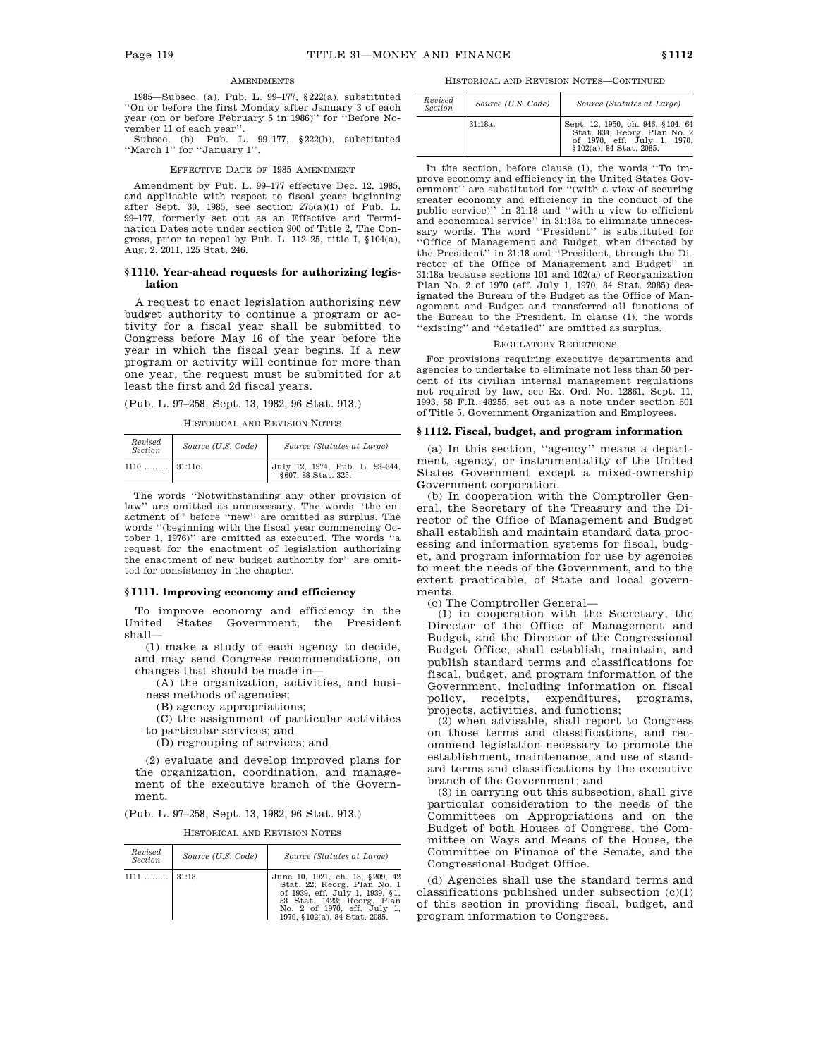AMENDMENTS

1985—Subsec. (a). Pub. L. 99–177, §222(a), substituted "On or before the first Monday after January 3 of each year (on or before February 5 in 1986)" for "Before November 11 of each year".

Subsec. (b). Pub. L. 99–177, §222(b), substituted "March 1" for "January 1".

EFFECTIVE DATE OF 1985 AMENDMENT

Amendment by Pub. L. 99–177 effective Dec. 12, 1985, and applicable with respect to fiscal years beginning after Sept. 30, 1985, see section 275(a)(1) of Pub. L. 99–177, formerly set out as an Effective and Termination Dates note under section 900 of Title 2, The Congress, prior to repeal by Pub. L. 112–25, title I, §104(a), Aug. 2, 2011, 125 Stat. 246.

### §1110. Year-ahead requests for authorizing legislation

A request to enact legislation authorizing new budget authority to continue a program or activity for a fiscal year shall be submitted to Congress before May 16 of the year before the year in which the fiscal year begins. If a new program or activity will continue for more than one year, the request must be submitted for at least the first and 2d fiscal years.

(Pub. L. 97–258, Sept. 13, 1982, 96 Stat. 913.)

HISTORICAL AND REVISION NOTES

| Revised Section | Source (U.S. Code) | Source (Statutes at Large) |
|---|---|---|
| 1110 ......... | 31:11c. | July 12, 1974, Pub. L. 93–344, §607, 88 Stat. 325. |

The words "Notwithstanding any other provision of law" are omitted as unnecessary. The words "the enactment of" before "new" are omitted as surplus. The words "(beginning with the fiscal year commencing October 1, 1976)" are omitted as executed. The words "a request for the enactment of legislation authorizing the enactment of new budget authority for" are omitted for consistency in the chapter.

### §1111. Improving economy and efficiency

To improve economy and efficiency in the United States Government, the President shall—

(1) make a study of each agency to decide, and may send Congress recommendations, on changes that should be made in—

(A) the organization, activities, and business methods of agencies;

(B) agency appropriations;

(C) the assignment of particular activities to particular services; and

(D) regrouping of services; and

(2) evaluate and develop improved plans for the organization, coordination, and management of the executive branch of the Government.

(Pub. L. 97–258, Sept. 13, 1982, 96 Stat. 913.)

HISTORICAL AND REVISION NOTES

| Revised Section | Source (U.S. Code) | Source (Statutes at Large) |
|---|---|---|
| 1111 ......... | 31:18. | June 10, 1921, ch. 18, §209, 42 Stat. 22; Reorg. Plan No. 1 of 1939, eff. July 1, 1939, §1, 53 Stat. 1423; Reorg. Plan No. 2 of 1970, eff. July 1, 1970, §102(a), 84 Stat. 2085. |
| | 31:18a. | Sept. 12, 1950, ch. 946, §104, 64 Stat. 834; Reorg. Plan No. 2 of 1970, eff. July 1, 1970, §102(a), 84 Stat. 2085. |

In the section, before clause (1), the words "To improve economy and efficiency in the United States Government" are substituted for "(with a view of securing greater economy and efficiency in the conduct of the public service)" in 31:18 and "with a view to efficient and economical service" in 31:18a to eliminate unnecessary words. The word "President" is substituted for "Office of Management and Budget, when directed by the President" in 31:18 and "President, through the Director of the Office of Management and Budget" in 31:18a because sections 101 and 102(a) of Reorganization Plan No. 2 of 1970 (eff. July 1, 1970, 84 Stat. 2085) designated the Bureau of the Budget as the Office of Management and Budget and transferred all functions of the Bureau to the President. In clause (1), the words "existing" and "detailed" are omitted as surplus.

REGULATORY REDUCTIONS

For provisions requiring executive departments and agencies to undertake to eliminate not less than 50 percent of its civilian internal management regulations not required by law, see Ex. Ord. No. 12861, Sept. 11, 1993, 58 F.R. 48255, set out as a note under section 601 of Title 5, Government Organization and Employees.

### §1112. Fiscal, budget, and program information

(a) In this section, "agency" means a department, agency, or instrumentality of the United States Government except a mixed-ownership Government corporation.

(b) In cooperation with the Comptroller General, the Secretary of the Treasury and the Director of the Office of Management and Budget shall establish and maintain standard data processing and information systems for fiscal, budget, and program information for use by agencies to meet the needs of the Government, and to the extent practicable, of State and local governments.

(c) The Comptroller General—

(1) in cooperation with the Secretary, the Director of the Office of Management and Budget, and the Director of the Congressional Budget Office, shall establish, maintain, and publish standard terms and classifications for fiscal, budget, and program information of the Government, including information on fiscal policy, receipts, expenditures, programs, projects, activities, and functions;

(2) when advisable, shall report to Congress on those terms and classifications, and recommend legislation necessary to promote the establishment, maintenance, and use of standard terms and classifications by the executive branch of the Government; and

(3) in carrying out this subsection, shall give particular consideration to the needs of the Committees on Appropriations and on the Budget of both Houses of Congress, the Committee on Ways and Means of the House, the Committee on Finance of the Senate, and the Congressional Budget Office.

(d) Agencies shall use the standard terms and classifications published under subsection (c)(1) of this section in providing fiscal, budget, and program information to Congress.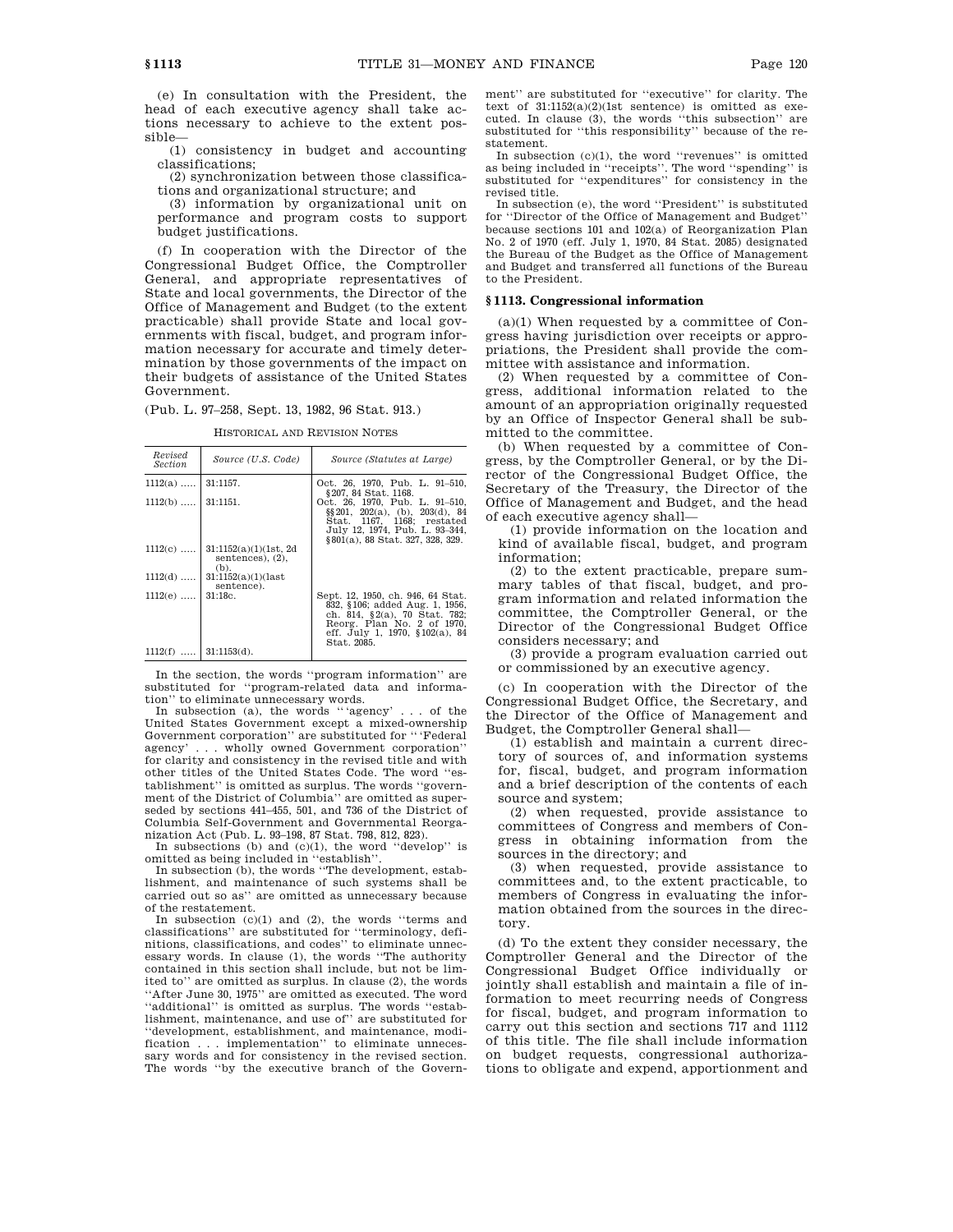(e) In consultation with the President, the head of each executive agency shall take actions necessary to achieve to the extent possible—

(1) consistency in budget and accounting classifications;

(2) synchronization between those classifications and organizational structure; and

(3) information by organizational unit on performance and program costs to support budget justifications.

(f) In cooperation with the Director of the Congressional Budget Office, the Comptroller General, and appropriate representatives of State and local governments, the Director of the Office of Management and Budget (to the extent practicable) shall provide State and local governments with fiscal, budget, and program information necessary for accurate and timely determination by those governments of the impact on their budgets of assistance of the United States Government.

(Pub. L. 97–258, Sept. 13, 1982, 96 Stat. 913.)

HISTORICAL AND REVISION NOTES

| Revised Section | Source (U.S. Code) | Source (Statutes at Large) |
|---|---|---|
| 1112(a) ...... | 31:1157. | Oct. 26, 1970, Pub. L. 91–510, §207, 84 Stat. 1168. |
| 1112(b) ...... | 31:1151. | Oct. 26, 1970, Pub. L. 91–510, §§201, 202(a), (b), 203(d), 84 Stat. 1167, 1168; restated July 12, 1974, Pub. L. 93–344, §801(a), 88 Stat. 327, 328, 329. |
| 1112(c) ...... | 31:1152(a)(1)(1st, 2d sentences), (2), (b). | |
| 1112(d) ...... | 31:1152(a)(1)(last sentence). | |
| 1112(e) ...... | 31:18c. | Sept. 12, 1950, ch. 946, 64 Stat. 832, §106; added Aug. 1, 1956, ch. 814, §2(a), 70 Stat. 782; Reorg. Plan No. 2 of 1970, eff. July 1, 1970, §102(a), 84 Stat. 2085. |
| 1112(f) ...... | 31:1153(d). | |

In the section, the words "program information" are substituted for "program-related data and information" to eliminate unnecessary words.

In subsection (a), the words "'agency' . . . of the United States Government except a mixed-ownership Government corporation" are substituted for "'Federal agency' . . . wholly owned Government corporation" for clarity and consistency in the revised title and with other titles of the United States Code. The word "establishment" is omitted as surplus. The words "government of the District of Columbia" are omitted as superseded by sections 441–455, 501, and 736 of the District of Columbia Self-Government and Governmental Reorganization Act (Pub. L. 93–198, 87 Stat. 798, 812, 823).

In subsections (b) and (c)(1), the word "develop" is omitted as being included in "establish".

In subsection (b), the words "The development, establishment, and maintenance of such systems shall be carried out so as" are omitted as unnecessary because of the restatement.

In subsection (c)(1) and (2), the words "terms and classifications" are substituted for "terminology, definitions, classifications, and codes" to eliminate unnecessary words. In clause (1), the words "The authority contained in this section shall include, but not be limited to" are omitted as surplus. In clause (2), the words "After June 30, 1975" are omitted as executed. The word "additional" is omitted as surplus. The words "establishment, maintenance, and use of" are substituted for "development, establishment, and maintenance, modification . . . implementation" to eliminate unnecessary words and for consistency in the revised section. The words "by the executive branch of the Government" are substituted for "executive" for clarity. The text of 31:1152(a)(2)(1st sentence) is omitted as executed. In clause (3), the words "this subsection" are substituted for "this responsibility" because of the restatement.

In subsection (c)(1), the word "revenues" is omitted as being included in "receipts". The word "spending" is substituted for "expenditures" for consistency in the revised title.

In subsection (e), the word "President" is substituted for "Director of the Office of Management and Budget" because sections 101 and 102(a) of Reorganization Plan No. 2 of 1970 (eff. July 1, 1970, 84 Stat. 2085) designated the Bureau of the Budget as the Office of Management and Budget and transferred all functions of the Bureau to the President.

### §1113. Congressional information

(a)(1) When requested by a committee of Congress having jurisdiction over receipts or appropriations, the President shall provide the committee with assistance and information.

(2) When requested by a committee of Congress, additional information related to the amount of an appropriation originally requested by an Office of Inspector General shall be submitted to the committee.

(b) When requested by a committee of Congress, by the Comptroller General, or by the Director of the Congressional Budget Office, the Secretary of the Treasury, the Director of the Office of Management and Budget, and the head of each executive agency shall—

(1) provide information on the location and kind of available fiscal, budget, and program information;

(2) to the extent practicable, prepare summary tables of that fiscal, budget, and program information and related information the committee, the Comptroller General, or the Director of the Congressional Budget Office considers necessary; and

(3) provide a program evaluation carried out or commissioned by an executive agency.

(c) In cooperation with the Director of the Congressional Budget Office, the Secretary, and the Director of the Office of Management and Budget, the Comptroller General shall—

(1) establish and maintain a current directory of sources of, and information systems for, fiscal, budget, and program information and a brief description of the contents of each source and system;

(2) when requested, provide assistance to committees of Congress and members of Congress in obtaining information from the sources in the directory; and

(3) when requested, provide assistance to committees and, to the extent practicable, to members of Congress in evaluating the information obtained from the sources in the directory.

(d) To the extent they consider necessary, the Comptroller General and the Director of the Congressional Budget Office individually or jointly shall establish and maintain a file of information to meet recurring needs of Congress for fiscal, budget, and program information to carry out this section and sections 717 and 1112 of this title. The file shall include information on budget requests, congressional authorizations to obligate and expend, apportionment and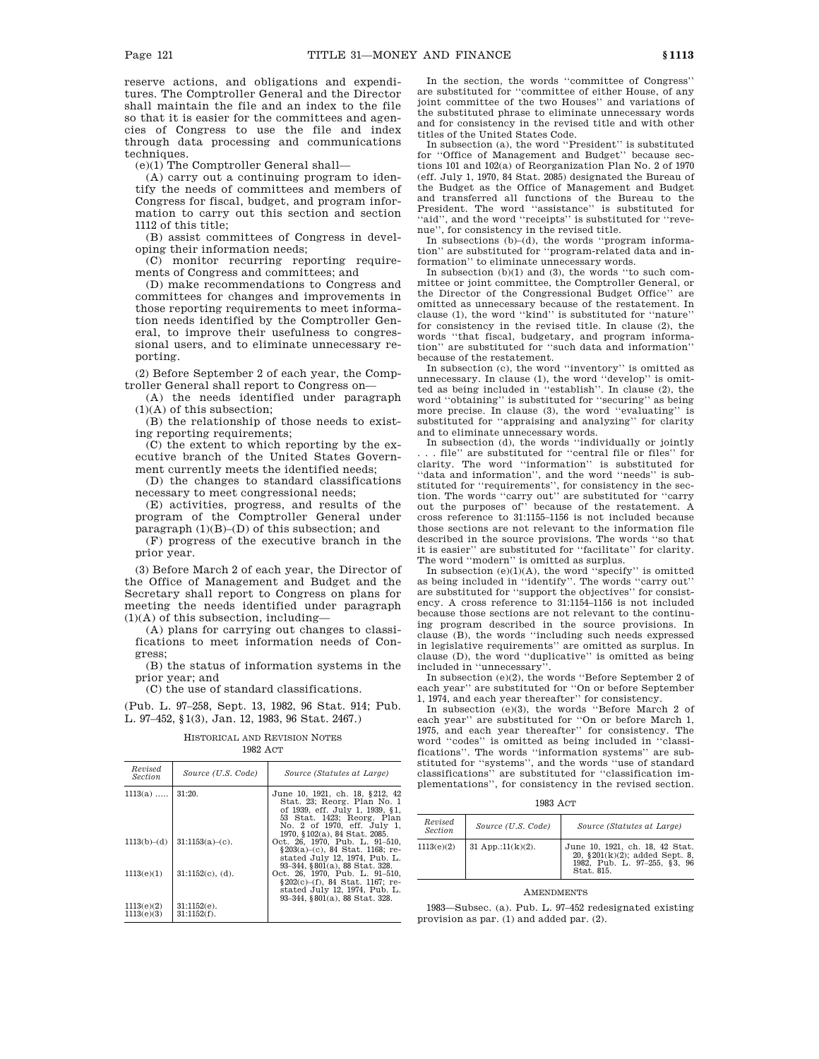reserve actions, and obligations and expenditures. The Comptroller General and the Director shall maintain the file and an index to the file so that it is easier for the committees and agencies of Congress to use the file and index through data processing and communications techniques.

(e)(1) The Comptroller General shall—

(A) carry out a continuing program to identify the needs of committees and members of Congress for fiscal, budget, and program information to carry out this section and section 1112 of this title;

(B) assist committees of Congress in developing their information needs;

(C) monitor recurring reporting requirements of Congress and committees; and

(D) make recommendations to Congress and committees for changes and improvements in those reporting requirements to meet information needs identified by the Comptroller General, to improve their usefulness to congressional users, and to eliminate unnecessary reporting.

(2) Before September 2 of each year, the Comptroller General shall report to Congress on—

(A) the needs identified under paragraph (1)(A) of this subsection;

(B) the relationship of those needs to existing reporting requirements;

(C) the extent to which reporting by the executive branch of the United States Government currently meets the identified needs;

(D) the changes to standard classifications necessary to meet congressional needs;

(E) activities, progress, and results of the program of the Comptroller General under paragraph (1)(B)–(D) of this subsection; and

(F) progress of the executive branch in the prior year.

(3) Before March 2 of each year, the Director of the Office of Management and Budget and the Secretary shall report to Congress on plans for meeting the needs identified under paragraph (1)(A) of this subsection, including—

(A) plans for carrying out changes to classifications to meet information needs of Congress;

(B) the status of information systems in the prior year; and

(C) the use of standard classifications.

(Pub. L. 97–258, Sept. 13, 1982, 96 Stat. 914; Pub. L. 97–452, §1(3), Jan. 12, 1983, 96 Stat. 2467.)

HISTORICAL AND REVISION NOTES

1982 ACT

| Revised Section | Source (U.S. Code) | Source (Statutes at Large) |
|---|---|---|
| 1113(a) ..... | 31:20. | June 10, 1921, ch. 18, §212, 42 Stat. 23; Reorg. Plan No. 1 of 1939, eff. July 1, 1939, §1, 53 Stat. 1423; Reorg. Plan No. 2 of 1970, eff. July 1, 1970, §102(a), 84 Stat. 2085. |
| 1113(b)–(d) | 31:1153(a)–(c). | Oct. 26, 1970, Pub. L. 91–510, §203(a)–(c), 84 Stat. 1168; restated July 12, 1974, Pub. L. 93–344, §801(a), 88 Stat. 328. |
| 1113(e)(1) | 31:1152(c), (d). | Oct. 26, 1970, Pub. L. 91–510, §202(c)–(f), 84 Stat. 1167; restated July 12, 1974, Pub. L. 93–344, §801(a), 88 Stat. 328. |
| 1113(e)(2) | 31:1152(e). | |
| 1113(e)(3) | 31:1152(f). | |

In the section, the words "committee of Congress" are substituted for "committee of either House, of any joint committee of the two Houses" and variations of the substituted phrase to eliminate unnecessary words and for consistency in the revised title and with other titles of the United States Code.

In subsection (a), the word "President" is substituted for "Office of Management and Budget" because sections 101 and 102(a) of Reorganization Plan No. 2 of 1970 (eff. July 1, 1970, 84 Stat. 2085) designated the Bureau of the Budget as the Office of Management and Budget and transferred all functions of the Bureau to the President. The word "assistance" is substituted for "aid", and the word "receipts" is substituted for "revenue", for consistency in the revised title.

In subsections (b)–(d), the words "program information" are substituted for "program-related data and information" to eliminate unnecessary words.

In subsection (b)(1) and (3), the words "to such committee or joint committee, the Comptroller General, or the Director of the Congressional Budget Office" are omitted as unnecessary because of the restatement. In clause (1), the word "kind" is substituted for "nature" for consistency in the revised title. In clause (2), the words "that fiscal, budgetary, and program information" are substituted for "such data and information" because of the restatement.

In subsection (c), the word "inventory" is omitted as unnecessary. In clause (1), the word "develop" is omitted as being included in "establish". In clause (2), the word "obtaining" is substituted for "securing" as being more precise. In clause (3), the word "evaluating" is substituted for "appraising and analyzing" for clarity and to eliminate unnecessary words.

In subsection (d), the words "individually or jointly . . . file" are substituted for "central file or files" for clarity. The word "information" is substituted for "data and information", and the word "needs" is substituted for "requirements", for consistency in the section. The words "carry out" are substituted for "carry out the purposes of" because of the restatement. A cross reference to 31:1155–1156 is not included because those sections are not relevant to the information file described in the source provisions. The words "so that it is easier" are substituted for "facilitate" for clarity. The word "modern" is omitted as surplus.

In subsection (e)(1)(A), the word "specify" is omitted as being included in "identify". The words "carry out" are substituted for "support the objectives" for consistency. A cross reference to 31:1154–1156 is not included because those sections are not relevant to the continuing program described in the source provisions. In clause (B), the words "including such needs expressed in legislative requirements" are omitted as surplus. In clause (D), the word "duplicative" is omitted as being included in "unnecessary".

In subsection (e)(2), the words "Before September 2 of each year" are substituted for "On or before September 1, 1974, and each year thereafter" for consistency.

In subsection (e)(3), the words "Before March 2 of each year" are substituted for "On or before March 1, 1975, and each year thereafter" for consistency. The word "codes" is omitted as being included in "classifications". The words "information systems" are substituted for "systems", and the words "use of standard classifications" are substituted for "classification implementations", for consistency in the revised section.

1983 ACT

| Revised Section | Source (U.S. Code) | Source (Statutes at Large) |
|---|---|---|
| 1113(e)(2) | 31 App.:11(k)(2). | June 10, 1921, ch. 18, 42 Stat. 20, §201(k)(2); added Sept. 8, 1982, Pub. L. 97–255, §3, 96 Stat. 815. |

AMENDMENTS

1983—Subsec. (a). Pub. L. 97–452 redesignated existing provision as par. (1) and added par. (2).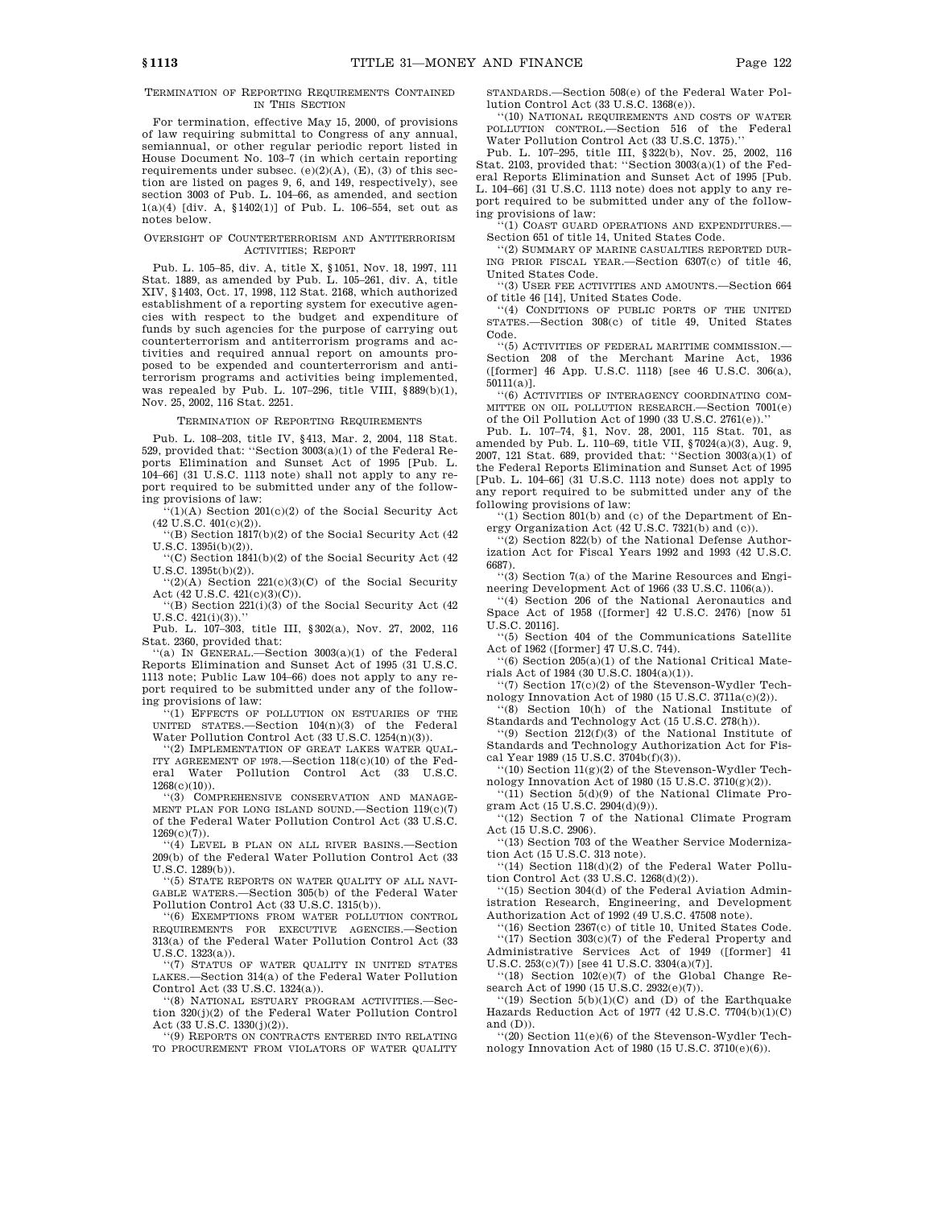TERMINATION OF REPORTING REQUIREMENTS CONTAINED IN THIS SECTION

For termination, effective May 15, 2000, of provisions of law requiring submittal to Congress of any annual, semiannual, or other regular periodic report listed in House Document No. 103–7 (in which certain reporting requirements under subsec. (e)(2)(A), (E), (3) of this section are listed on pages 9, 6, and 149, respectively), see section 3003 of Pub. L. 104–66, as amended, and section 1(a)(4) [div. A, §1402(1)] of Pub. L. 106–554, set out as notes below.

OVERSIGHT OF COUNTERTERRORISM AND ANTITERRORISM ACTIVITIES; REPORT

Pub. L. 105–85, div. A, title X, §1051, Nov. 18, 1997, 111 Stat. 1889, as amended by Pub. L. 105–261, div. A, title XIV, §1403, Oct. 17, 1998, 112 Stat. 2168, which authorized establishment of a reporting system for executive agencies with respect to the budget and expenditure of funds by such agencies for the purpose of carrying out counterterrorism and antiterrorism programs and activities and required annual report on amounts proposed to be expended and counterterrorism and antiterrorism programs and activities being implemented, was repealed by Pub. L. 107–296, title VIII, §889(b)(1), Nov. 25, 2002, 116 Stat. 2251.

TERMINATION OF REPORTING REQUIREMENTS

Pub. L. 108–203, title IV, §413, Mar. 2, 2004, 118 Stat. 529, provided that: "Section 3003(a)(1) of the Federal Reports Elimination and Sunset Act of 1995 [Pub. L. 104–66] (31 U.S.C. 1113 note) shall not apply to any report required to be submitted under any of the following provisions of law:

"(1)(A) Section 201(c)(2) of the Social Security Act (42 U.S.C. 401(c)(2)).

"(B) Section 1817(b)(2) of the Social Security Act (42 U.S.C. 1395i(b)(2)).

"(C) Section 1841(b)(2) of the Social Security Act (42 U.S.C. 1395t(b)(2)).

"(2)(A) Section 221(c)(3)(C) of the Social Security Act (42 U.S.C. 421(c)(3)(C)).

"(B) Section 221(i)(3) of the Social Security Act (42 U.S.C. 421(i)(3))."

Pub. L. 107–303, title III, §302(a), Nov. 27, 2002, 116 Stat. 2360, provided that:

"(a) IN GENERAL.—Section 3003(a)(1) of the Federal Reports Elimination and Sunset Act of 1995 (31 U.S.C. 1113 note; Public Law 104–66) does not apply to any report required to be submitted under any of the following provisions of law:

"(1) EFFECTS OF POLLUTION ON ESTUARIES OF THE UNITED STATES.—Section 104(n)(3) of the Federal Water Pollution Control Act (33 U.S.C. 1254(n)(3)).

"(2) IMPLEMENTATION OF GREAT LAKES WATER QUALITY AGREEMENT OF 1978.—Section 118(c)(10) of the Federal Water Pollution Control Act (33 U.S.C. 1268(c)(10)).

"(3) COMPREHENSIVE CONSERVATION AND MANAGEMENT PLAN FOR LONG ISLAND SOUND.—Section 119(c)(7) of the Federal Water Pollution Control Act (33 U.S.C. 1269(c)(7)).

"(4) LEVEL B PLAN ON ALL RIVER BASINS.—Section 209(b) of the Federal Water Pollution Control Act (33 U.S.C. 1289(b)).

"(5) STATE REPORTS ON WATER QUALITY OF ALL NAVIGABLE WATERS.—Section 305(b) of the Federal Water Pollution Control Act (33 U.S.C. 1315(b)).

"(6) EXEMPTIONS FROM WATER POLLUTION CONTROL REQUIREMENTS FOR EXECUTIVE AGENCIES.—Section 313(a) of the Federal Water Pollution Control Act (33 U.S.C. 1323(a)).

"(7) STATUS OF WATER QUALITY IN UNITED STATES LAKES.—Section 314(a) of the Federal Water Pollution Control Act (33 U.S.C. 1324(a)).

"(8) NATIONAL ESTUARY PROGRAM ACTIVITIES.—Section 320(j)(2) of the Federal Water Pollution Control Act (33 U.S.C. 1330(j)(2)).

"(9) REPORTS ON CONTRACTS ENTERED INTO RELATING TO PROCUREMENT FROM VIOLATORS OF WATER QUALITY STANDARDS.—Section 508(e) of the Federal Water Pollution Control Act (33 U.S.C. 1368(e)).

"(10) NATIONAL REQUIREMENTS AND COSTS OF WATER POLLUTION CONTROL.—Section 516 of the Federal Water Pollution Control Act (33 U.S.C. 1375)."

Pub. L. 107–295, title III, §322(b), Nov. 25, 2002, 116 Stat. 2103, provided that: "Section 3003(a)(1) of the Federal Reports Elimination and Sunset Act of 1995 [Pub. L. 104–66] (31 U.S.C. 1113 note) does not apply to any report required to be submitted under any of the following provisions of law:

"(1) COAST GUARD OPERATIONS AND EXPENDITURES.—Section 651 of title 14, United States Code.

"(2) SUMMARY OF MARINE CASUALTIES REPORTED DURING PRIOR FISCAL YEAR.—Section 6307(c) of title 46, United States Code.

"(3) USER FEE ACTIVITIES AND AMOUNTS.—Section 664 of title 46 [14], United States Code.

"(4) CONDITIONS OF PUBLIC PORTS OF THE UNITED STATES.—Section 308(c) of title 49, United States Code.

"(5) ACTIVITIES OF FEDERAL MARITIME COMMISSION.—Section 208 of the Merchant Marine Act, 1936 ([former] 46 App. U.S.C. 1118) [see 46 U.S.C. 306(a), 50111(a)].

"(6) ACTIVITIES OF INTERAGENCY COORDINATING COMMITTEE ON OIL POLLUTION RESEARCH.—Section 7001(e) of the Oil Pollution Act of 1990 (33 U.S.C. 2761(e))."

Pub. L. 107–74, §1, Nov. 28, 2001, 115 Stat. 701, as amended by Pub. L. 110–69, title VII, §7024(a)(3), Aug. 9, 2007, 121 Stat. 689, provided that: "Section 3003(a)(1) of the Federal Reports Elimination and Sunset Act of 1995 [Pub. L. 104–66] (31 U.S.C. 1113 note) does not apply to any report required to be submitted under any of the following provisions of law:

"(1) Section 801(b) and (c) of the Department of Energy Organization Act (42 U.S.C. 7321(b) and (c)).

"(2) Section 822(b) of the National Defense Authorization Act for Fiscal Years 1992 and 1993 (42 U.S.C. 6687).

"(3) Section 7(a) of the Marine Resources and Engineering Development Act of 1966 (33 U.S.C. 1106(a)).

"(4) Section 206 of the National Aeronautics and Space Act of 1958 ([former] 42 U.S.C. 2476) [now 51 U.S.C. 20116].

"(5) Section 404 of the Communications Satellite Act of 1962 ([former] 47 U.S.C. 744).

"(6) Section 205(a)(1) of the National Critical Materials Act of 1984 (30 U.S.C. 1804(a)(1)).

"(7) Section 17(c)(2) of the Stevenson-Wydler Technology Innovation Act of 1980 (15 U.S.C. 3711a(c)(2)).

"(8) Section 10(h) of the National Institute of Standards and Technology Act (15 U.S.C. 278(h)).

"(9) Section 212(f)(3) of the National Institute of Standards and Technology Authorization Act for Fiscal Year 1989 (15 U.S.C. 3704b(f)(3)).

"(10) Section 11(g)(2) of the Stevenson-Wydler Technology Innovation Act of 1980 (15 U.S.C. 3710(g)(2)).

"(11) Section 5(d)(9) of the National Climate Program Act (15 U.S.C. 2904(d)(9)).

"(12) Section 7 of the National Climate Program Act (15 U.S.C. 2906).

"(13) Section 703 of the Weather Service Modernization Act (15 U.S.C. 313 note).

"(14) Section 118(d)(2) of the Federal Water Pollution Control Act (33 U.S.C. 1268(d)(2)).

"(15) Section 304(d) of the Federal Aviation Administration Research, Engineering, and Development Authorization Act of 1992 (49 U.S.C. 47508 note).

"(16) Section 2367(c) of title 10, United States Code.

"(17) Section 303(c)(7) of the Federal Property and Administrative Services Act of 1949 ([former] 41 U.S.C. 253(c)(7)) [see 41 U.S.C. 3304(a)(7)].

"(18) Section 102(e)(7) of the Global Change Research Act of 1990 (15 U.S.C. 2932(e)(7)).

"(19) Section 5(b)(1)(C) and (D) of the Earthquake Hazards Reduction Act of 1977 (42 U.S.C. 7704(b)(1)(C) and (D)).

"(20) Section 11(e)(6) of the Stevenson-Wydler Technology Innovation Act of 1980 (15 U.S.C. 3710(e)(6)).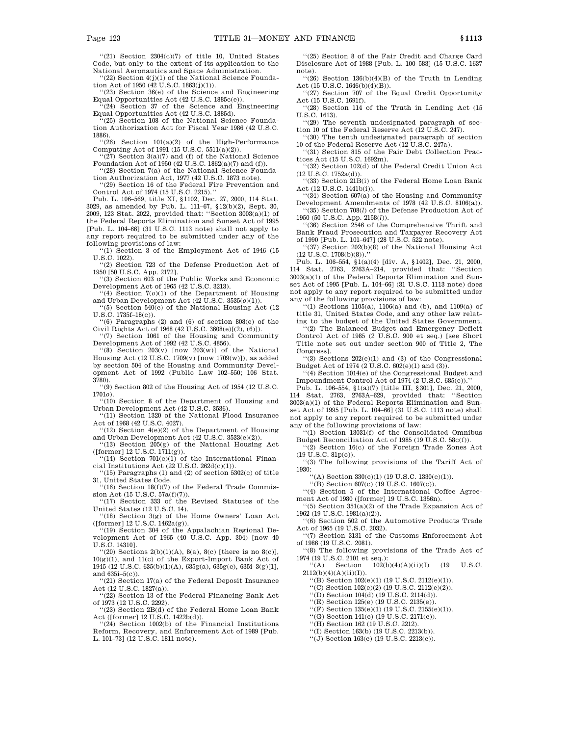''(21) Section 2304(c)(7) of title 10, United States Code, but only to the extent of its application to the National Aeronautics and Space Administration.

''(22) Section 4(j)(1) of the National Science Foundation Act of 1950 (42 U.S.C. 1863(j)(1)).

''(23) Section 36(e) of the Science and Engineering Equal Opportunities Act (42 U.S.C. 1885c(e)).

''(24) Section 37 of the Science and Engineering Equal Opportunities Act (42 U.S.C. 1885d).

''(25) Section 108 of the National Science Foundation Authorization Act for Fiscal Year 1986 (42 U.S.C. 1886).

''(26) Section 101(a)(2) of the High-Performance Computing Act of 1991 (15 U.S.C. 5511(a)(2)).

''(27) Section 3(a)(7) and (f) of the National Science Foundation Act of 1950 (42 U.S.C. 1862(a)(7) and (f)).

''(28) Section 7(a) of the National Science Foundation Authorization Act, 1977 (42 U.S.C. 1873 note).

''(29) Section 16 of the Federal Fire Prevention and Control Act of 1974 (15 U.S.C. 2215).''

Pub. L. 106–569, title XI, §1102, Dec. 27, 2000, 114 Stat. 3029, as amended by Pub. L. 111–67, §12(b)(2), Sept. 30, 2009, 123 Stat. 2022, provided that: ''Section 3003(a)(1) of the Federal Reports Elimination and Sunset Act of 1995 [Pub. L. 104–66] (31 U.S.C. 1113 note) shall not apply to any report required to be submitted under any of the following provisions of law:

''(1) Section 3 of the Employment Act of 1946 (15 U.S.C. 1022).

''(2) Section 723 of the Defense Production Act of 1950 [50 U.S.C. App. 2172].

''(3) Section 603 of the Public Works and Economic Development Act of 1965 (42 U.S.C. 3213).

''(4) Section 7(*o*)(1) of the Department of Housing and Urban Development Act (42 U.S.C. 3535(*o*)(1)).

''(5) Section 540(c) of the National Housing Act (12 U.S.C. 1735f–18(c)).

''(6) Paragraphs (2) and (6) of section 808(e) of the Civil Rights Act of 1968 (42 U.S.C. 3608(e)[(2), (6)]).

''(7) Section 1061 of the Housing and Community Development Act of 1992 (42 U.S.C. 4856).

''(8) Section 203(v) [now 203(w)] of the National Housing Act (12 U.S.C. 1709(v) [now 1709(w)]), as added by section 504 of the Housing and Community Development Act of 1992 (Public Law 102–550; 106 Stat. 3780).

''(9) Section 802 of the Housing Act of 1954 (12 U.S.C. 1701*o*).

''(10) Section 8 of the Department of Housing and Urban Development Act (42 U.S.C. 3536).

''(11) Section 1320 of the National Flood Insurance Act of 1968 (42 U.S.C. 4027).

''(12) Section 4(e)(2) of the Department of Housing and Urban Development Act (42 U.S.C. 3533(e)(2)).

''(13) Section 205(g) of the National Housing Act ([former] 12 U.S.C. 1711(g)).

''(14) Section 701(c)(1) of the International Financial Institutions Act (22 U.S.C. 262d(c)(1)).

''(15) Paragraphs (1) and (2) of section 5302(c) of title 31, United States Code.

''(16) Section 18(f)(7) of the Federal Trade Commission Act (15 U.S.C. 57a(f)(7)).

''(17) Section 333 of the Revised Statutes of the United States (12 U.S.C. 14).

''(18) Section 3(g) of the Home Owners' Loan Act ([former] 12 U.S.C. 1462a(g)).

''(19) Section 304 of the Appalachian Regional Development Act of 1965 (40 U.S.C. App. 304) [now 40 U.S.C. 14310].

''(20) Sections 2(b)(1)(A), 8(a), 8(c) [there is no 8(c)], 10(g)(1), and 11(c) of the Export-Import Bank Act of 1945 (12 U.S.C. 635(b)(1)(A), 635g(a), 635g(c), 635i–3(g)[1], and 635i–5(c)).

''(21) Section 17(a) of the Federal Deposit Insurance Act (12 U.S.C. 1827(a)).

''(22) Section 13 of the Federal Financing Bank Act of 1973 (12 U.S.C. 2292).

''(23) Section 2B(d) of the Federal Home Loan Bank Act ([former] 12 U.S.C. 1422b(d)).

''(24) Section 1002(b) of the Financial Institutions Reform, Recovery, and Enforcement Act of 1989 [Pub. L. 101–73] (12 U.S.C. 1811 note).

''(25) Section 8 of the Fair Credit and Charge Card Disclosure Act of 1988 [Pub. L. 100–583] (15 U.S.C. 1637 note).

''(26) Section 136(b)(4)(B) of the Truth in Lending Act (15 U.S.C. 1646(b)(4)(B)).

''(27) Section 707 of the Equal Credit Opportunity Act (15 U.S.C. 1691f).

''(28) Section 114 of the Truth in Lending Act (15 U.S.C. 1613).

''(29) The seventh undesignated paragraph of section 10 of the Federal Reserve Act (12 U.S.C. 247).

''(30) The tenth undesignated paragraph of section 10 of the Federal Reserve Act (12 U.S.C. 247a).

''(31) Section 815 of the Fair Debt Collection Practices Act (15 U.S.C. 1692m).

''(32) Section 102(d) of the Federal Credit Union Act (12 U.S.C. 1752a(d)).

''(33) Section 21B(i) of the Federal Home Loan Bank Act (12 U.S.C. 1441b(i)).

''(34) Section 607(a) of the Housing and Community Development Amendments of 1978 (42 U.S.C. 8106(a)).

''(35) Section 708(*l*) of the Defense Production Act of 1950 (50 U.S.C. App. 2158(*l*)).

''(36) Section 2546 of the Comprehensive Thrift and Bank Fraud Prosecution and Taxpayer Recovery Act of 1990 [Pub. L. 101–647] (28 U.S.C. 522 note).

''(37) Section 202(b)(8) of the National Housing Act (12 U.S.C. 1708(b)(8)).''

Pub. L. 106–554, §1(a)(4) [div. A, §1402], Dec. 21, 2000, 114 Stat. 2763, 2763A–214, provided that: ''Section 3003(a)(1) of the Federal Reports Elimination and Sunset Act of 1995 [Pub. L. 104–66] (31 U.S.C. 1113 note) does not apply to any report required to be submitted under any of the following provisions of law:

''(1) Sections 1105(a), 1106(a) and (b), and 1109(a) of title 31, United States Code, and any other law relating to the budget of the United States Government.

''(2) The Balanced Budget and Emergency Deficit Control Act of 1985 (2 U.S.C. 900 et seq.) [see Short Title note set out under section 900 of Title 2, The Congress].

''(3) Sections 202(e)(1) and (3) of the Congressional Budget Act of 1974 (2 U.S.C. 602(e)(1) and (3)).

''(4) Section 1014(e) of the Congressional Budget and Impoundment Control Act of 1974 (2 U.S.C. 685(e)).''

Pub. L. 106–554, §1(a)(7) [title III, §301], Dec. 21, 2000, 114 Stat. 2763, 2763A–629, provided that: ''Section 3003(a)(1) of the Federal Reports Elimination and Sunset Act of 1995 [Pub. L. 104–66] (31 U.S.C. 1113 note) shall not apply to any report required to be submitted under any of the following provisions of law:

''(1) Section 13031(f) of the Consolidated Omnibus Budget Reconciliation Act of 1985 (19 U.S.C. 58c(f)).

''(2) Section 16(c) of the Foreign Trade Zones Act (19 U.S.C. 81p(c)).

''(3) The following provisions of the Tariff Act of 1930:

''(A) Section 330(c)(1) (19 U.S.C. 1330(c)(1)).

''(B) Section 607(c) (19 U.S.C. 1607(c)).

''(4) Section 5 of the International Coffee Agreement Act of 1980 ([former] 19 U.S.C. 1356n).

''(5) Section 351(a)(2) of the Trade Expansion Act of 1962 (19 U.S.C. 1981(a)(2)).

''(6) Section 502 of the Automotive Products Trade Act of 1965 (19 U.S.C. 2032).

''(7) Section 3131 of the Customs Enforcement Act of 1986 (19 U.S.C. 2081).

''(8) The following provisions of the Trade Act of 1974 (19 U.S.C. 2101 et seq.):

''(A) Section 102(b)(4)(A)(ii)(I) (19 U.S.C. 2112(b)(4)(A)(ii)(I)).

''(B) Section 102(e)(1) (19 U.S.C. 2112(e)(1)).

''(C) Section 102(e)(2) (19 U.S.C. 2112(e)(2)).

''(D) Section 104(d) (19 U.S.C. 2114(d)).

''(E) Section 125(e) (19 U.S.C. 2135(e)).

''(F) Section 135(e)(1) (19 U.S.C. 2155(e)(1)).

''(G) Section 141(c) (19 U.S.C. 2171(c)).

''(H) Section 162 (19 U.S.C. 2212).

''(I) Section 163(b) (19 U.S.C. 2213(b)).

''(J) Section 163(c) (19 U.S.C. 2213(c)).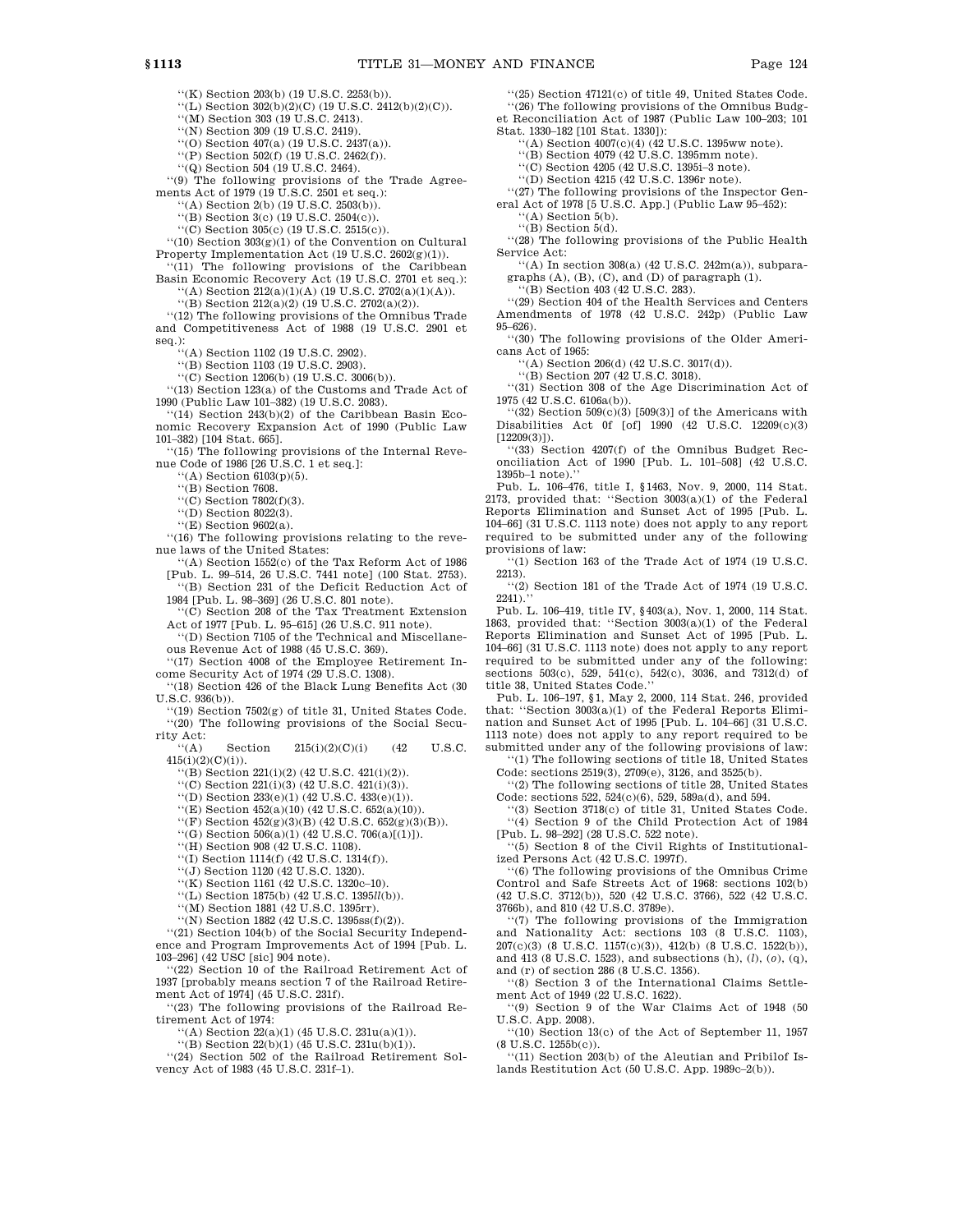''(K) Section 203(b) (19 U.S.C. 2253(b)).

''(L) Section 302(b)(2)(C) (19 U.S.C. 2412(b)(2)(C)).

''(M) Section 303 (19 U.S.C. 2413).

''(N) Section 309 (19 U.S.C. 2419).

''(O) Section 407(a) (19 U.S.C. 2437(a)).

''(P) Section 502(f) (19 U.S.C. 2462(f)).

''(Q) Section 504 (19 U.S.C. 2464).

''(9) The following provisions of the Trade Agreements Act of 1979 (19 U.S.C. 2501 et seq.):

''(A) Section 2(b) (19 U.S.C. 2503(b)).

''(B) Section 3(c) (19 U.S.C. 2504(c)).

''(C) Section 305(c) (19 U.S.C. 2515(c)).

''(10) Section 303(g)(1) of the Convention on Cultural Property Implementation Act (19 U.S.C. 2602(g)(1)).

''(11) The following provisions of the Caribbean Basin Economic Recovery Act (19 U.S.C. 2701 et seq.):

''(A) Section 212(a)(1)(A) (19 U.S.C. 2702(a)(1)(A)).

''(B) Section 212(a)(2) (19 U.S.C. 2702(a)(2)).

''(12) The following provisions of the Omnibus Trade and Competitiveness Act of 1988 (19 U.S.C. 2901 et seq.):

''(A) Section 1102 (19 U.S.C. 2902).

''(B) Section 1103 (19 U.S.C. 2903).

''(C) Section 1206(b) (19 U.S.C. 3006(b)).

''(13) Section 123(a) of the Customs and Trade Act of 1990 (Public Law 101–382) (19 U.S.C. 2083).

''(14) Section 243(b)(2) of the Caribbean Basin Economic Recovery Expansion Act of 1990 (Public Law 101–382) [104 Stat. 665].

''(15) The following provisions of the Internal Revenue Code of 1986 [26 U.S.C. 1 et seq.]:

''(A) Section 6103(p)(5).

''(B) Section 7608.

''(C) Section 7802(f)(3).

''(D) Section 8022(3).

''(E) Section 9602(a).

''(16) The following provisions relating to the revenue laws of the United States:

''(A) Section 1552(c) of the Tax Reform Act of 1986 [Pub. L. 99–514, 26 U.S.C. 7441 note] (100 Stat. 2753).

''(B) Section 231 of the Deficit Reduction Act of 1984 [Pub. L. 98–369] (26 U.S.C. 801 note).

''(C) Section 208 of the Tax Treatment Extension Act of 1977 [Pub. L. 95–615] (26 U.S.C. 911 note).

''(D) Section 7105 of the Technical and Miscellaneous Revenue Act of 1988 (45 U.S.C. 369).

''(17) Section 4008 of the Employee Retirement Income Security Act of 1974 (29 U.S.C. 1308).

''(18) Section 426 of the Black Lung Benefits Act (30 U.S.C. 936(b)).

''(19) Section 7502(g) of title 31, United States Code.

''(20) The following provisions of the Social Security Act:

''(A) Section 215(i)(2)(C)(i) (42 U.S.C. 415(i)(2)(C)(i)).

''(B) Section 221(i)(2) (42 U.S.C. 421(i)(2)).

''(C) Section 221(i)(3) (42 U.S.C. 421(i)(3)).

''(D) Section 233(e)(1) (42 U.S.C. 433(e)(1)).

''(E) Section 452(a)(10) (42 U.S.C. 652(a)(10)).

''(F) Section 452(g)(3)(B) (42 U.S.C. 652(g)(3)(B)).

''(G) Section 506(a)(1) (42 U.S.C. 706(a)[(1)]).

''(H) Section 908 (42 U.S.C. 1108).

''(I) Section 1114(f) (42 U.S.C. 1314(f)).

''(J) Section 1120 (42 U.S.C. 1320).

''(K) Section 1161 (42 U.S.C. 1320c–10).

''(L) Section 1875(b) (42 U.S.C. 1395*ll*(b)).

''(M) Section 1881 (42 U.S.C. 1395rr).

''(N) Section 1882 (42 U.S.C. 1395ss(f)(2)).

''(21) Section 104(b) of the Social Security Independence and Program Improvements Act of 1994 [Pub. L. 103–296] (42 USC [sic] 904 note).

''(22) Section 10 of the Railroad Retirement Act of 1937 [probably means section 7 of the Railroad Retirement Act of 1974] (45 U.S.C. 231f).

''(23) The following provisions of the Railroad Retirement Act of 1974:

''(A) Section 22(a)(1) (45 U.S.C. 231u(a)(1)).

''(B) Section 22(b)(1) (45 U.S.C. 231u(b)(1)).

''(24) Section 502 of the Railroad Retirement Solvency Act of 1983 (45 U.S.C. 231f–1).

''(25) Section 47121(c) of title 49, United States Code.

''(26) The following provisions of the Omnibus Budget Reconciliation Act of 1987 (Public Law 100–203; 101 Stat. 1330–182 [101 Stat. 1330]):

''(A) Section 4007(c)(4) (42 U.S.C. 1395ww note).

''(B) Section 4079 (42 U.S.C. 1395mm note).

''(C) Section 4205 (42 U.S.C. 1395i–3 note).

''(D) Section 4215 (42 U.S.C. 1396r note).

''(27) The following provisions of the Inspector General Act of 1978 [5 U.S.C. App.] (Public Law 95–452):

''(A) Section 5(b).

''(B) Section 5(d).

''(28) The following provisions of the Public Health Service Act:

''(A) In section 308(a) (42 U.S.C. 242m(a)), subparagraphs (A), (B), (C), and (D) of paragraph (1).

''(B) Section 403 (42 U.S.C. 283).

''(29) Section 404 of the Health Services and Centers Amendments of 1978 (42 U.S.C. 242p) (Public Law 95–626).

''(30) The following provisions of the Older Americans Act of 1965:

''(A) Section 206(d) (42 U.S.C. 3017(d)).

''(B) Section 207 (42 U.S.C. 3018).

''(31) Section 308 of the Age Discrimination Act of 1975 (42 U.S.C. 6106a(b)).

''(32) Section 509(c)(3) [509(3)] of the Americans with Disabilities Act 0f [of] 1990 (42 U.S.C. 12209(c)(3) [12209(3)]).

''(33) Section 4207(f) of the Omnibus Budget Reconciliation Act of 1990 [Pub. L. 101–508] (42 U.S.C. 1395b–1 note).''

Pub. L. 106–476, title I, §1463, Nov. 9, 2000, 114 Stat. 2173, provided that: ''Section 3003(a)(1) of the Federal Reports Elimination and Sunset Act of 1995 [Pub. L. 104–66] (31 U.S.C. 1113 note) does not apply to any report required to be submitted under any of the following provisions of law:

''(1) Section 163 of the Trade Act of 1974 (19 U.S.C. 2213).

''(2) Section 181 of the Trade Act of 1974 (19 U.S.C. 2241).''

Pub. L. 106–419, title IV, §403(a), Nov. 1, 2000, 114 Stat. 1863, provided that: ''Section 3003(a)(1) of the Federal Reports Elimination and Sunset Act of 1995 [Pub. L. 104–66] (31 U.S.C. 1113 note) does not apply to any report required to be submitted under any of the following: sections 503(c), 529, 541(c), 542(c), 3036, and 7312(d) of title 38, United States Code.''

Pub. L. 106–197, §1, May 2, 2000, 114 Stat. 246, provided that: ''Section 3003(a)(1) of the Federal Reports Elimination and Sunset Act of 1995 [Pub. L. 104–66] (31 U.S.C. 1113 note) does not apply to any report required to be submitted under any of the following provisions of law:

''(1) The following sections of title 18, United States Code: sections 2519(3), 2709(e), 3126, and 3525(b).

''(2) The following sections of title 28, United States Code: sections 522, 524(c)(6), 529, 589a(d), and 594.

''(3) Section 3718(c) of title 31, United States Code.

''(4) Section 9 of the Child Protection Act of 1984 [Pub. L. 98–292] (28 U.S.C. 522 note).

''(5) Section 8 of the Civil Rights of Institutionalized Persons Act (42 U.S.C. 1997f).

''(6) The following provisions of the Omnibus Crime Control and Safe Streets Act of 1968: sections 102(b) (42 U.S.C. 3712(b)), 520 (42 U.S.C. 3766), 522 (42 U.S.C. 3766b), and 810 (42 U.S.C. 3789e).

''(7) The following provisions of the Immigration and Nationality Act: sections 103 (8 U.S.C. 1103), 207(c)(3) (8 U.S.C. 1157(c)(3)), 412(b) (8 U.S.C. 1522(b)), and 413 (8 U.S.C. 1523), and subsections (h), (*l*), (*o*), (q), and (r) of section 286 (8 U.S.C. 1356).

''(8) Section 3 of the International Claims Settlement Act of 1949 (22 U.S.C. 1622).

''(9) Section 9 of the War Claims Act of 1948 (50 U.S.C. App. 2008).

''(10) Section 13(c) of the Act of September 11, 1957 (8 U.S.C. 1255b(c)).

''(11) Section 203(b) of the Aleutian and Pribilof Islands Restitution Act (50 U.S.C. App. 1989c–2(b)).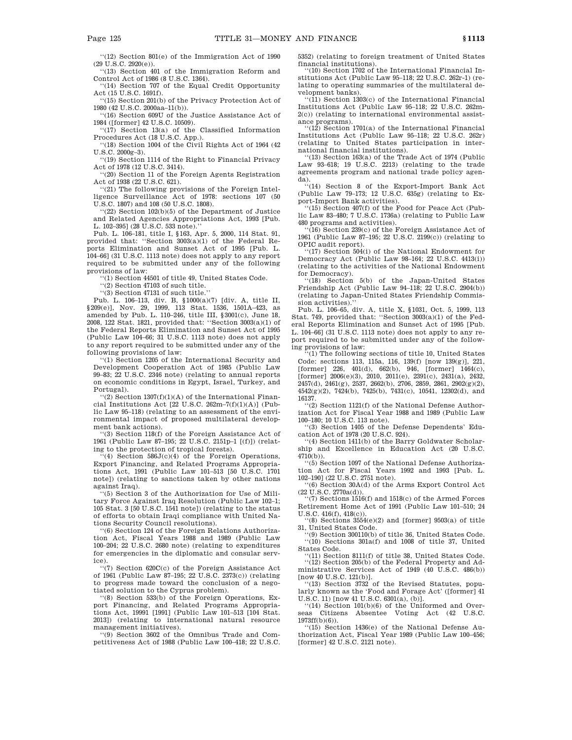''(12) Section 801(e) of the Immigration Act of 1990 (29 U.S.C. 2920(e)).

''(13) Section 401 of the Immigration Reform and Control Act of 1986 (8 U.S.C. 1364).

''(14) Section 707 of the Equal Credit Opportunity Act (15 U.S.C. 1691f).

''(15) Section 201(b) of the Privacy Protection Act of 1980 (42 U.S.C. 2000aa–11(b)).

''(16) Section 609U of the Justice Assistance Act of 1984 ([former] 42 U.S.C. 10509).

''(17) Section 13(a) of the Classified Information Procedures Act (18 U.S.C. App.).

''(18) Section 1004 of the Civil Rights Act of 1964 (42 U.S.C. 2000g–3).

''(19) Section 1114 of the Right to Financial Privacy Act of 1978 (12 U.S.C. 3414).

''(20) Section 11 of the Foreign Agents Registration Act of 1938 (22 U.S.C. 621).

''(21) The following provisions of the Foreign Intelligence Surveillance Act of 1978: sections 107 (50 U.S.C. 1807) and 108 (50 U.S.C. 1808).

''(22) Section 102(b)(5) of the Department of Justice and Related Agencies Appropriations Act, 1993 [Pub. L. 102–395] (28 U.S.C. 533 note).''

Pub. L. 106–181, title I, §163, Apr. 5, 2000, 114 Stat. 91, provided that: ''Section 3003(a)(1) of the Federal Reports Elimination and Sunset Act of 1995 [Pub. L. 104–66] (31 U.S.C. 1113 note) does not apply to any report required to be submitted under any of the following provisions of law:

''(1) Section 44501 of title 49, United States Code.

''(2) Section 47103 of such title.

''(3) Section 47131 of such title.''

Pub. L. 106–113, div. B, §1000(a)(7) [div. A, title II, §209(e)], Nov. 29, 1999, 113 Stat. 1536, 1501A–423, as amended by Pub. L. 110–246, title III, §3001(c), June 18, 2008, 122 Stat. 1821, provided that: ''Section 3003(a)(1) of the Federal Reports Elimination and Sunset Act of 1995 (Public Law 104–66; 31 U.S.C. 1113 note) does not apply to any report required to be submitted under any of the following provisions of law:

''(1) Section 1205 of the International Security and Development Cooperation Act of 1985 (Public Law 99–83; 22 U.S.C. 2346 note) (relating to annual reports on economic conditions in Egypt, Israel, Turkey, and Portugal).

''(2) Section 1307(f)(1)(A) of the International Financial Institutions Act [22 U.S.C. 262m–7(f)(1)(A)] (Public Law 95–118) (relating to an assessment of the environmental impact of proposed multilateral development bank actions).

''(3) Section 118(f) of the Foreign Assistance Act of 1961 (Public Law 87–195; 22 U.S.C. 2151p–1 [(f)]) (relating to the protection of tropical forests).

''(4) Section 586J(c)(4) of the Foreign Operations, Export Financing, and Related Programs Appropriations Act, 1991 (Public Law 101–513 [50 U.S.C. 1701 note]) (relating to sanctions taken by other nations against Iraq).

''(5) Section 3 of the Authorization for Use of Military Force Against Iraq Resolution (Public Law 102–1; 105 Stat. 3 [50 U.S.C. 1541 note]) (relating to the status of efforts to obtain Iraqi compliance with United Nations Security Council resolutions).

''(6) Section 124 of the Foreign Relations Authorization Act, Fiscal Years 1988 and 1989 (Public Law 100–204; 22 U.S.C. 2680 note) (relating to expenditures for emergencies in the diplomatic and consular service).

''(7) Section 620C(c) of the Foreign Assistance Act of 1961 (Public Law 87–195; 22 U.S.C. 2373(c)) (relating to progress made toward the conclusion of a negotiated solution to the Cyprus problem).

''(8) Section 533(b) of the Foreign Operations, Export Financing, and Related Programs Appropriations Act, 19991 [1991] (Public Law 101–513 [104 Stat. 2013]) (relating to international natural resource management initiatives).

''(9) Section 3602 of the Omnibus Trade and Competitiveness Act of 1988 (Public Law 100–418; 22 U.S.C. 5352) (relating to foreign treatment of United States financial institutions).

''(10) Section 1702 of the International Financial Institutions Act (Public Law 95–118; 22 U.S.C. 262r-1) (relating to operating summaries of the multilateral development banks).

''(11) Section 1303(c) of the International Financial Institutions Act (Public Law 95–118; 22 U.S.C. 262m-2(c)) (relating to international environmental assistance programs).

''(12) Section 1701(a) of the International Financial Institutions Act (Public Law 95–118; 22 U.S.C. 262r) (relating to United States participation in international financial institutions).

''(13) Section 163(a) of the Trade Act of 1974 (Public Law 93–618; 19 U.S.C. 2213) (relating to the trade agreements program and national trade policy agenda).

''(14) Section 8 of the Export-Import Bank Act (Public Law 79–173; 12 U.S.C. 635g) (relating to Export-Import Bank activities).

''(15) Section 407(f) of the Food for Peace Act (Public Law 83–480; 7 U.S.C. 1736a) (relating to Public Law 480 programs and activities).

''(16) Section 239(c) of the Foreign Assistance Act of 1961 (Public Law 87–195; 22 U.S.C. 2199(c)) (relating to OPIC audit report).

''(17) Section 504(i) of the National Endowment for Democracy Act (Public Law 98–164; 22 U.S.C. 4413(i)) (relating to the activities of the National Endowment for Democracy).

''(18) Section 5(b) of the Japan-United States Friendship Act (Public Law 94–118; 22 U.S.C. 2904(b)) (relating to Japan-United States Friendship Commission activities).''

Pub. L. 106–65, div. A, title X, §1031, Oct. 5, 1999, 113 Stat. 749, provided that: ''Section 3003(a)(1) of the Federal Reports Elimination and Sunset Act of 1995 [Pub. L. 104–66] (31 U.S.C. 1113 note) does not apply to any report required to be submitted under any of the following provisions of law:

''(1) The following sections of title 10, United States Code: sections 113, 115a, 116, 139(f) [now 139(g)], 221, [former] 226, 401(d), 662(b), 946, [former] 1464(c), [former] 2006(e)(3), 2010, 2011(e), 2391(c), 2431(a), 2432, 2457(d), 2461(g), 2537, 2662(b), 2706, 2859, 2861, 2902(g)(2), 4542(g)(2), 7424(b), 7425(b), 7431(c), 10541, 12302(d), and 16137.

''(2) Section 1121(f) of the National Defense Authorization Act for Fiscal Year 1988 and 1989 (Public Law 100–180; 10 U.S.C. 113 note).

''(3) Section 1405 of the Defense Dependents' Education Act of 1978 (20 U.S.C. 924).

''(4) Section 1411(b) of the Barry Goldwater Scholarship and Excellence in Education Act (20 U.S.C. 4710(b)).

''(5) Section 1097 of the National Defense Authorization Act for Fiscal Years 1992 and 1993 [Pub. L. 102–190] (22 U.S.C. 2751 note).

''(6) Section 30A(d) of the Arms Export Control Act (22 U.S.C. 2770a(d)).

''(7) Sections 1516(f) and 1518(c) of the Armed Forces Retirement Home Act of 1991 (Public Law 101–510; 24 U.S.C. 416(f), 418(c)).

''(8) Sections 3554(e)(2) and [former] 9503(a) of title 31, United States Code.

''(9) Section 300110(b) of title 36, United States Code.

''(10) Sections 301a(f) and 1008 of title 37, United States Code.

''(11) Section 8111(f) of title 38, United States Code.

''(12) Section 205(b) of the Federal Property and Administrative Services Act of 1949 (40 U.S.C. 486(b)) [now 40 U.S.C. 121(b)].

''(13) Section 3732 of the Revised Statutes, popularly known as the 'Food and Forage Act' ([former] 41 U.S.C. 11) [now 41 U.S.C. 6301(a), (b)].

''(14) Section 101(b)(6) of the Uniformed and Overseas Citizens Absentee Voting Act (42 U.S.C. 1973ff(b)(6)).

''(15) Section 1436(e) of the National Defense Authorization Act, Fiscal Year 1989 (Public Law 100–456; [former] 42 U.S.C. 2121 note).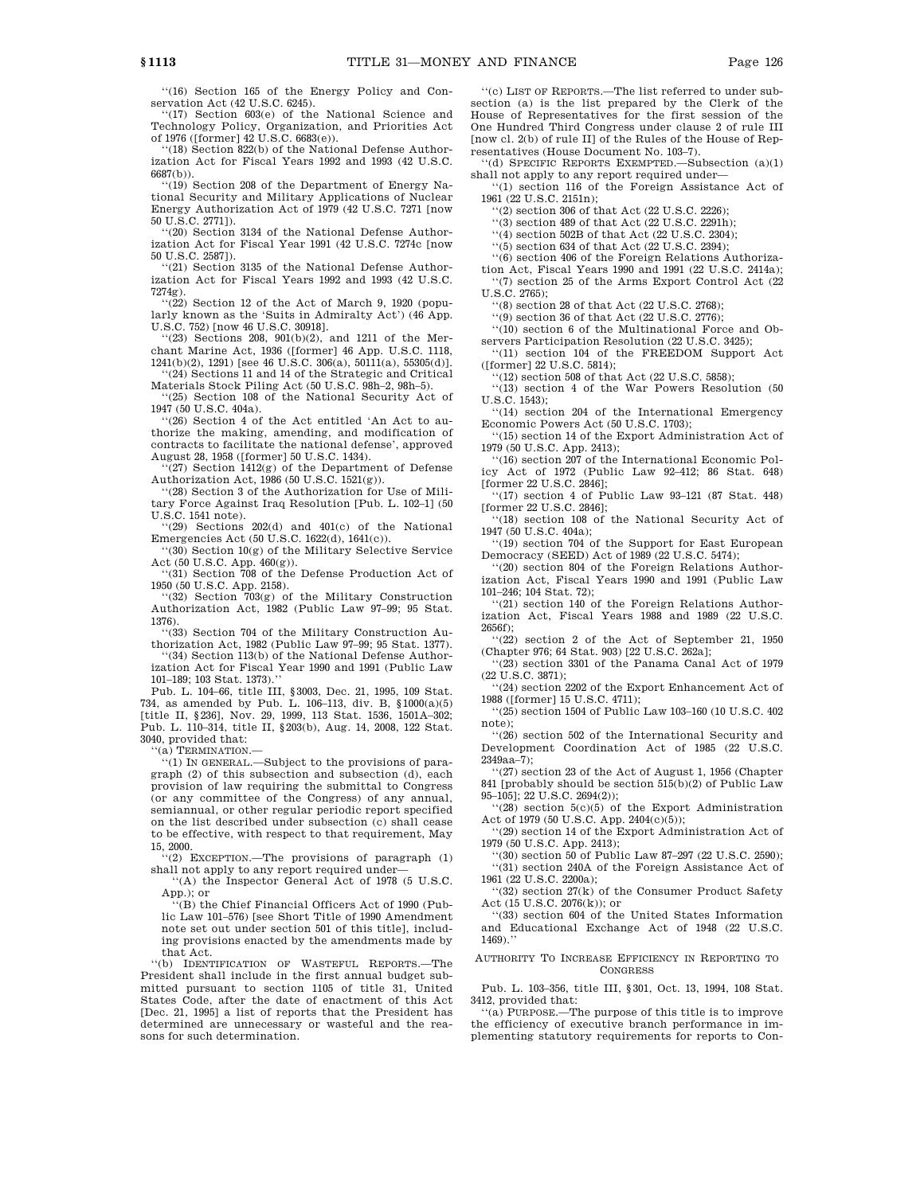"(16) Section 165 of the Energy Policy and Conservation Act (42 U.S.C. 6245).

"(17) Section 603(e) of the National Science and Technology Policy, Organization, and Priorities Act of 1976 ([former] 42 U.S.C. 6683(e)).

"(18) Section 822(b) of the National Defense Authorization Act for Fiscal Years 1992 and 1993 (42 U.S.C. 6687(b)).

"(19) Section 208 of the Department of Energy National Security and Military Applications of Nuclear Energy Authorization Act of 1979 (42 U.S.C. 7271 [now 50 U.S.C. 2771]).

"(20) Section 3134 of the National Defense Authorization Act for Fiscal Year 1991 (42 U.S.C. 7274c [now 50 U.S.C. 2587]).

"(21) Section 3135 of the National Defense Authorization Act for Fiscal Years 1992 and 1993 (42 U.S.C. 7274g).

"(22) Section 12 of the Act of March 9, 1920 (popularly known as the 'Suits in Admiralty Act') (46 App. U.S.C. 752) [now 46 U.S.C. 30918].

"(23) Sections 208, 901(b)(2), and 1211 of the Merchant Marine Act, 1936 ([former] 46 App. U.S.C. 1118, 1241(b)(2), 1291) [see 46 U.S.C. 306(a), 50111(a), 55305(d)].

"(24) Sections 11 and 14 of the Strategic and Critical Materials Stock Piling Act (50 U.S.C. 98h–2, 98h–5).

"(25) Section 108 of the National Security Act of 1947 (50 U.S.C. 404a).

"(26) Section 4 of the Act entitled 'An Act to authorize the making, amending, and modification of contracts to facilitate the national defense', approved August 28, 1958 ([former] 50 U.S.C. 1434).

"(27) Section 1412(g) of the Department of Defense Authorization Act, 1986 (50 U.S.C. 1521(g)).

"(28) Section 3 of the Authorization for Use of Military Force Against Iraq Resolution [Pub. L. 102–1] (50 U.S.C. 1541 note).

"(29) Sections 202(d) and 401(c) of the National Emergencies Act (50 U.S.C. 1622(d), 1641(c)).

"(30) Section 10(g) of the Military Selective Service Act (50 U.S.C. App. 460(g)).

"(31) Section 708 of the Defense Production Act of 1950 (50 U.S.C. App. 2158).

"(32) Section 703(g) of the Military Construction Authorization Act, 1982 (Public Law 97–99; 95 Stat. 1376).

"(33) Section 704 of the Military Construction Authorization Act, 1982 (Public Law 97–99; 95 Stat. 1377).

"(34) Section 113(b) of the National Defense Authorization Act for Fiscal Year 1990 and 1991 (Public Law 101–189; 103 Stat. 1373)."

Pub. L. 104–66, title III, §3003, Dec. 21, 1995, 109 Stat. 734, as amended by Pub. L. 106–113, div. B, §1000(a)(5) [title II, §236], Nov. 29, 1999, 113 Stat. 1536, 1501A–302; Pub. L. 110–314, title II, §203(b), Aug. 14, 2008, 122 Stat. 3040, provided that:

"(a) TERMINATION.—

"(1) IN GENERAL.—Subject to the provisions of paragraph (2) of this subsection and subsection (d), each provision of law requiring the submittal to Congress (or any committee of the Congress) of any annual, semiannual, or other regular periodic report specified on the list described under subsection (c) shall cease to be effective, with respect to that requirement, May 15, 2000.

"(2) EXCEPTION.—The provisions of paragraph (1) shall not apply to any report required under—

"(A) the Inspector General Act of 1978 (5 U.S.C. App.); or

"(B) the Chief Financial Officers Act of 1990 (Public Law 101–576) [see Short Title of 1990 Amendment note set out under section 501 of this title], including provisions enacted by the amendments made by that Act.

"(b) IDENTIFICATION OF WASTEFUL REPORTS.—The President shall include in the first annual budget submitted pursuant to section 1105 of title 31, United States Code, after the date of enactment of this Act [Dec. 21, 1995] a list of reports that the President has determined are unnecessary or wasteful and the reasons for such determination.

"(c) LIST OF REPORTS.—The list referred to under subsection (a) is the list prepared by the Clerk of the House of Representatives for the first session of the One Hundred Third Congress under clause 2 of rule III [now cl. 2(b) of rule II] of the Rules of the House of Representatives (House Document No. 103–7).

"(d) SPECIFIC REPORTS EXEMPTED.—Subsection (a)(1) shall not apply to any report required under—

"(1) section 116 of the Foreign Assistance Act of 1961 (22 U.S.C. 2151n);

"(2) section 306 of that Act (22 U.S.C. 2226);

"(3) section 489 of that Act (22 U.S.C. 2291h);

"(4) section 502B of that Act (22 U.S.C. 2304);

"(5) section 634 of that Act (22 U.S.C. 2394);

"(6) section 406 of the Foreign Relations Authorization Act, Fiscal Years 1990 and 1991 (22 U.S.C. 2414a);

"(7) section 25 of the Arms Export Control Act (22 U.S.C. 2765);

"(8) section 28 of that Act (22 U.S.C. 2768);

"(9) section 36 of that Act (22 U.S.C. 2776);

"(10) section 6 of the Multinational Force and Observers Participation Resolution (22 U.S.C. 3425);

"(11) section 104 of the FREEDOM Support Act ([former] 22 U.S.C. 5814);

"(12) section 508 of that Act (22 U.S.C. 5858);

"(13) section 4 of the War Powers Resolution (50 U.S.C. 1543);

"(14) section 204 of the International Emergency Economic Powers Act (50 U.S.C. 1703);

"(15) section 14 of the Export Administration Act of 1979 (50 U.S.C. App. 2413);

"(16) section 207 of the International Economic Policy Act of 1972 (Public Law 92–412; 86 Stat. 648) [former 22 U.S.C. 2846];

"(17) section 4 of Public Law 93–121 (87 Stat. 448) [former 22 U.S.C. 2846];

"(18) section 108 of the National Security Act of 1947 (50 U.S.C. 404a);

"(19) section 704 of the Support for East European Democracy (SEED) Act of 1989 (22 U.S.C. 5474);

"(20) section 804 of the Foreign Relations Authorization Act, Fiscal Years 1990 and 1991 (Public Law 101–246; 104 Stat. 72);

"(21) section 140 of the Foreign Relations Authorization Act, Fiscal Years 1988 and 1989 (22 U.S.C. 2656f);

"(22) section 2 of the Act of September 21, 1950 (Chapter 976; 64 Stat. 903) [22 U.S.C. 262a];

"(23) section 3301 of the Panama Canal Act of 1979 (22 U.S.C. 3871);

"(24) section 2202 of the Export Enhancement Act of 1988 ([former] 15 U.S.C. 4711);

"(25) section 1504 of Public Law 103–160 (10 U.S.C. 402 note);

"(26) section 502 of the International Security and Development Coordination Act of 1985 (22 U.S.C. 2349aa–7);

"(27) section 23 of the Act of August 1, 1956 (Chapter 841 [probably should be section 515(b)(2) of Public Law 95–105]; 22 U.S.C. 2694(2));

"(28) section 5(c)(5) of the Export Administration Act of 1979 (50 U.S.C. App. 2404(c)(5));

"(29) section 14 of the Export Administration Act of 1979 (50 U.S.C. App. 2413);

"(30) section 50 of Public Law 87–297 (22 U.S.C. 2590);

"(31) section 240A of the Foreign Assistance Act of 1961 (22 U.S.C. 2200a);

"(32) section 27(k) of the Consumer Product Safety Act (15 U.S.C. 2076(k)); or

"(33) section 604 of the United States Information and Educational Exchange Act of 1948 (22 U.S.C. 1469)."

AUTHORITY TO INCREASE EFFICIENCY IN REPORTING TO CONGRESS

Pub. L. 103–356, title III, §301, Oct. 13, 1994, 108 Stat. 3412, provided that:

"(a) PURPOSE.—The purpose of this title is to improve the efficiency of executive branch performance in implementing statutory requirements for reports to Con-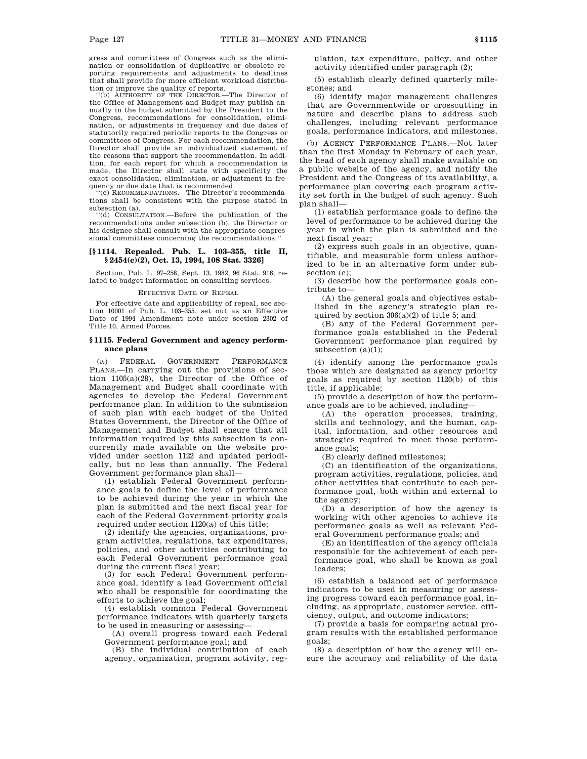gress and committees of Congress such as the elimination or consolidation of duplicative or obsolete reporting requirements and adjustments to deadlines that shall provide for more efficient workload distribution or improve the quality of reports.

"(b) AUTHORITY OF THE DIRECTOR.—The Director of the Office of Management and Budget may publish annually in the budget submitted by the President to the Congress, recommendations for consolidation, elimination, or adjustments in frequency and due dates of statutorily required periodic reports to the Congress or committees of Congress. For each recommendation, the Director shall provide an individualized statement of the reasons that support the recommendation. In addition, for each report for which a recommendation is made, the Director shall state with specificity the exact consolidation, elimination, or adjustment in frequency or due date that is recommended.

"(c) RECOMMENDATIONS.—The Director's recommendations shall be consistent with the purpose stated in subsection (a).

"(d) CONSULTATION.—Before the publication of the recommendations under subsection (b), the Director or his designee shall consult with the appropriate congressional committees concerning the recommendations."

### [§ 1114. Repealed. Pub. L. 103–355, title II, § 2454(c)(2), Oct. 13, 1994, 108 Stat. 3326]

Section, Pub. L. 97–258, Sept. 13, 1982, 96 Stat. 916, related to budget information on consulting services.

EFFECTIVE DATE OF REPEAL

For effective date and applicability of repeal, see section 10001 of Pub. L. 103–355, set out as an Effective Date of 1994 Amendment note under section 2302 of Title 10, Armed Forces.

### § 1115. Federal Government and agency performance plans

(a) FEDERAL GOVERNMENT PERFORMANCE PLANS.—In carrying out the provisions of section 1105(a)(28), the Director of the Office of Management and Budget shall coordinate with agencies to develop the Federal Government performance plan. In addition to the submission of such plan with each budget of the United States Government, the Director of the Office of Management and Budget shall ensure that all information required by this subsection is concurrently made available on the website provided under section 1122 and updated periodically, but no less than annually. The Federal Government performance plan shall—

(1) establish Federal Government performance goals to define the level of performance to be achieved during the year in which the plan is submitted and the next fiscal year for each of the Federal Government priority goals required under section 1120(a) of this title;

(2) identify the agencies, organizations, program activities, regulations, tax expenditures, policies, and other activities contributing to each Federal Government performance goal during the current fiscal year;

(3) for each Federal Government performance goal, identify a lead Government official who shall be responsible for coordinating the efforts to achieve the goal;

(4) establish common Federal Government performance indicators with quarterly targets to be used in measuring or assessing—

(A) overall progress toward each Federal Government performance goal; and

(B) the individual contribution of each agency, organization, program activity, regulation, tax expenditure, policy, and other activity identified under paragraph (2);

(5) establish clearly defined quarterly milestones; and

(6) identify major management challenges that are Governmentwide or crosscutting in nature and describe plans to address such challenges, including relevant performance goals, performance indicators, and milestones.

(b) AGENCY PERFORMANCE PLANS.—Not later than the first Monday in February of each year, the head of each agency shall make available on a public website of the agency, and notify the President and the Congress of its availability, a performance plan covering each program activity set forth in the budget of such agency. Such plan shall—

(1) establish performance goals to define the level of performance to be achieved during the year in which the plan is submitted and the next fiscal year;

(2) express such goals in an objective, quantifiable, and measurable form unless authorized to be in an alternative form under subsection (c);

(3) describe how the performance goals contribute to—

(A) the general goals and objectives established in the agency's strategic plan required by section 306(a)(2) of title 5; and

(B) any of the Federal Government performance goals established in the Federal Government performance plan required by subsection (a)(1);

(4) identify among the performance goals those which are designated as agency priority goals as required by section 1120(b) of this title, if applicable;

(5) provide a description of how the performance goals are to be achieved, including—

(A) the operation processes, training, skills and technology, and the human, capital, information, and other resources and strategies required to meet those performance goals;

(B) clearly defined milestones;

(C) an identification of the organizations, program activities, regulations, policies, and other activities that contribute to each performance goal, both within and external to the agency;

(D) a description of how the agency is working with other agencies to achieve its performance goals as well as relevant Federal Government performance goals; and

(E) an identification of the agency officials responsible for the achievement of each performance goal, who shall be known as goal leaders;

(6) establish a balanced set of performance indicators to be used in measuring or assessing progress toward each performance goal, including, as appropriate, customer service, efficiency, output, and outcome indicators;

(7) provide a basis for comparing actual program results with the established performance goals;

(8) a description of how the agency will ensure the accuracy and reliability of the data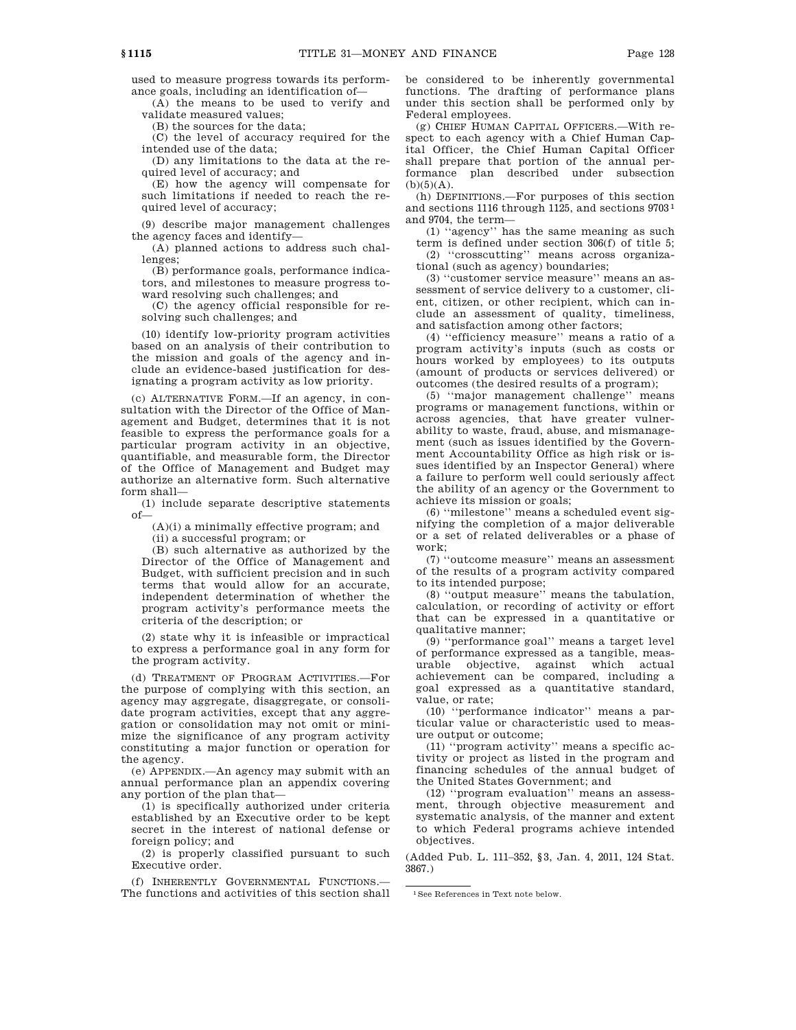used to measure progress towards its performance goals, including an identification of—

(A) the means to be used to verify and validate measured values;

(B) the sources for the data;

(C) the level of accuracy required for the intended use of the data;

(D) any limitations to the data at the required level of accuracy; and

(E) how the agency will compensate for such limitations if needed to reach the required level of accuracy;

(9) describe major management challenges the agency faces and identify—

(A) planned actions to address such challenges;

(B) performance goals, performance indicators, and milestones to measure progress toward resolving such challenges; and

(C) the agency official responsible for resolving such challenges; and

(10) identify low-priority program activities based on an analysis of their contribution to the mission and goals of the agency and include an evidence-based justification for designating a program activity as low priority.

(c) ALTERNATIVE FORM.—If an agency, in consultation with the Director of the Office of Management and Budget, determines that it is not feasible to express the performance goals for a particular program activity in an objective, quantifiable, and measurable form, the Director of the Office of Management and Budget may authorize an alternative form. Such alternative form shall—

(1) include separate descriptive statements of—

(A)(i) a minimally effective program; and

(ii) a successful program; or

(B) such alternative as authorized by the Director of the Office of Management and Budget, with sufficient precision and in such terms that would allow for an accurate, independent determination of whether the program activity's performance meets the criteria of the description; or

(2) state why it is infeasible or impractical to express a performance goal in any form for the program activity.

(d) TREATMENT OF PROGRAM ACTIVITIES.—For the purpose of complying with this section, an agency may aggregate, disaggregate, or consolidate program activities, except that any aggregation or consolidation may not omit or minimize the significance of any program activity constituting a major function or operation for the agency.

(e) APPENDIX.—An agency may submit with an annual performance plan an appendix covering any portion of the plan that—

(1) is specifically authorized under criteria established by an Executive order to be kept secret in the interest of national defense or foreign policy; and

(2) is properly classified pursuant to such Executive order.

(f) INHERENTLY GOVERNMENTAL FUNCTIONS.—The functions and activities of this section shall be considered to be inherently governmental functions. The drafting of performance plans under this section shall be performed only by Federal employees.

(g) CHIEF HUMAN CAPITAL OFFICERS.—With respect to each agency with a Chief Human Capital Officer, the Chief Human Capital Officer shall prepare that portion of the annual performance plan described under subsection (b)(5)(A).

(h) DEFINITIONS.—For purposes of this section and sections 1116 through 1125, and sections 9703[1] and 9704, the term—

(1) ''agency'' has the same meaning as such term is defined under section 306(f) of title 5;

(2) ''crosscutting'' means across organizational (such as agency) boundaries;

(3) ''customer service measure'' means an assessment of service delivery to a customer, client, citizen, or other recipient, which can include an assessment of quality, timeliness, and satisfaction among other factors;

(4) ''efficiency measure'' means a ratio of a program activity's inputs (such as costs or hours worked by employees) to its outputs (amount of products or services delivered) or outcomes (the desired results of a program);

(5) ''major management challenge'' means programs or management functions, within or across agencies, that have greater vulnerability to waste, fraud, abuse, and mismanagement (such as issues identified by the Government Accountability Office as high risk or issues identified by an Inspector General) where a failure to perform well could seriously affect the ability of an agency or the Government to achieve its mission or goals;

(6) ''milestone'' means a scheduled event signifying the completion of a major deliverable or a set of related deliverables or a phase of work;

(7) ''outcome measure'' means an assessment of the results of a program activity compared to its intended purpose;

(8) ''output measure'' means the tabulation, calculation, or recording of activity or effort that can be expressed in a quantitative or qualitative manner;

(9) ''performance goal'' means a target level of performance expressed as a tangible, measurable objective, against which actual achievement can be compared, including a goal expressed as a quantitative standard, value, or rate;

(10) ''performance indicator'' means a particular value or characteristic used to measure output or outcome;

(11) ''program activity'' means a specific activity or project as listed in the program and financing schedules of the annual budget of the United States Government; and

(12) ''program evaluation'' means an assessment, through objective measurement and systematic analysis, of the manner and extent to which Federal programs achieve intended objectives.

(Added Pub. L. 111–352, §3, Jan. 4, 2011, 124 Stat. 3867.)

[1] See References in Text note below.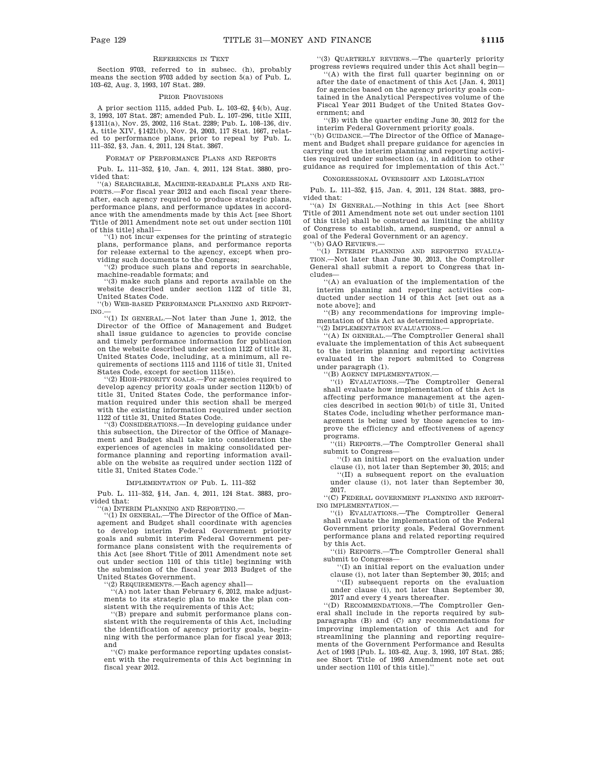#### References in Text

Section 9703, referred to in subsec. (h), probably means the section 9703 added by section 5(a) of Pub. L. 103–62, Aug. 3, 1993, 107 Stat. 289.

#### Prior Provisions

A prior section 1115, added Pub. L. 103–62, §4(b), Aug. 3, 1993, 107 Stat. 287; amended Pub. L. 107–296, title XIII, §1311(a), Nov. 25, 2002, 116 Stat. 2289; Pub. L. 108–136, div. A, title XIV, §1421(b), Nov. 24, 2003, 117 Stat. 1667, related to performance plans, prior to repeal by Pub. L. 111–352, §3, Jan. 4, 2011, 124 Stat. 3867.

#### Format of Performance Plans and Reports

Pub. L. 111–352, §10, Jan. 4, 2011, 124 Stat. 3880, provided that:

''(a) Searchable, Machine-readable Plans and Reports.—For fiscal year 2012 and each fiscal year thereafter, each agency required to produce strategic plans, performance plans, and performance updates in accordance with the amendments made by this Act [see Short Title of 2011 Amendment note set out under section 1101 of this title] shall—

''(1) not incur expenses for the printing of strategic plans, performance plans, and performance reports for release external to the agency, except when providing such documents to the Congress;

''(2) produce such plans and reports in searchable, machine-readable formats; and

''(3) make such plans and reports available on the website described under section 1122 of title 31, United States Code.

''(b) Web-based Performance Planning and Reporting.—

''(1) In general.—Not later than June 1, 2012, the Director of the Office of Management and Budget shall issue guidance to agencies to provide concise and timely performance information for publication on the website described under section 1122 of title 31, United States Code, including, at a minimum, all requirements of sections 1115 and 1116 of title 31, United States Code, except for section 1115(e).

''(2) High-priority goals.—For agencies required to develop agency priority goals under section 1120(b) of title 31, United States Code, the performance information required under this section shall be merged with the existing information required under section 1122 of title 31, United States Code.

''(3) Considerations.—In developing guidance under this subsection, the Director of the Office of Management and Budget shall take into consideration the experiences of agencies in making consolidated performance planning and reporting information available on the website as required under section 1122 of title 31, United States Code.''

#### Implementation of Pub. L. 111–352

Pub. L. 111–352, §14, Jan. 4, 2011, 124 Stat. 3883, provided that:

''(a) Interim Planning and Reporting.—

''(1) In general.—The Director of the Office of Management and Budget shall coordinate with agencies to develop interim Federal Government priority goals and submit interim Federal Government performance plans consistent with the requirements of this Act [see Short Title of 2011 Amendment note set out under section 1101 of this title] beginning with the submission of the fiscal year 2013 Budget of the United States Government.

''(2) Requirements.—Each agency shall—

''(A) not later than February 6, 2012, make adjustments to its strategic plan to make the plan consistent with the requirements of this Act;

''(B) prepare and submit performance plans consistent with the requirements of this Act, including the identification of agency priority goals, beginning with the performance plan for fiscal year 2013; and

''(C) make performance reporting updates consistent with the requirements of this Act beginning in fiscal year 2012.

''(3) Quarterly reviews.—The quarterly priority progress reviews required under this Act shall begin—

''(A) with the first full quarter beginning on or after the date of enactment of this Act [Jan. 4, 2011] for agencies based on the agency priority goals contained in the Analytical Perspectives volume of the Fiscal Year 2011 Budget of the United States Government; and

''(B) with the quarter ending June 30, 2012 for the interim Federal Government priority goals.

''(b) Guidance.—The Director of the Office of Management and Budget shall prepare guidance for agencies in carrying out the interim planning and reporting activities required under subsection (a), in addition to other guidance as required for implementation of this Act.''

#### Congressional Oversight and Legislation

Pub. L. 111–352, §15, Jan. 4, 2011, 124 Stat. 3883, provided that:

''(a) In General.—Nothing in this Act [see Short Title of 2011 Amendment note set out under section 1101 of this title] shall be construed as limiting the ability of Congress to establish, amend, suspend, or annul a goal of the Federal Government or an agency.

''(b) GAO Reviews.—

''(1) Interim planning and reporting evaluation.—Not later than June 30, 2013, the Comptroller General shall submit a report to Congress that includes—

''(A) an evaluation of the implementation of the interim planning and reporting activities conducted under section 14 of this Act [set out as a note above]; and

''(B) any recommendations for improving implementation of this Act as determined appropriate.

''(2) Implementation evaluations.—

''(A) In general.—The Comptroller General shall evaluate the implementation of this Act subsequent to the interim planning and reporting activities evaluated in the report submitted to Congress under paragraph (1).

''(B) Agency implementation.—

''(i) Evaluations.—The Comptroller General shall evaluate how implementation of this Act is affecting performance management at the agencies described in section 901(b) of title 31, United States Code, including whether performance management is being used by those agencies to improve the efficiency and effectiveness of agency programs.

''(ii) Reports.—The Comptroller General shall submit to Congress—

''(I) an initial report on the evaluation under clause (i), not later than September 30, 2015; and

''(II) a subsequent report on the evaluation under clause (i), not later than September 30, 2017.

''(C) Federal government planning and reporting implementation.—

''(i) Evaluations.—The Comptroller General shall evaluate the implementation of the Federal Government priority goals, Federal Government performance plans and related reporting required by this Act.

''(ii) Reports.—The Comptroller General shall submit to Congress—

''(I) an initial report on the evaluation under clause (i), not later than September 30, 2015; and

''(II) subsequent reports on the evaluation under clause (i), not later than September 30, 2017 and every 4 years thereafter.

''(D) Recommendations.—The Comptroller General shall include in the reports required by subparagraphs (B) and (C) any recommendations for improving implementation of this Act and for streamlining the planning and reporting requirements of the Government Performance and Results Act of 1993 [Pub. L. 103–62, Aug. 3, 1993, 107 Stat. 285; see Short Title of 1993 Amendment note set out under section 1101 of this title].''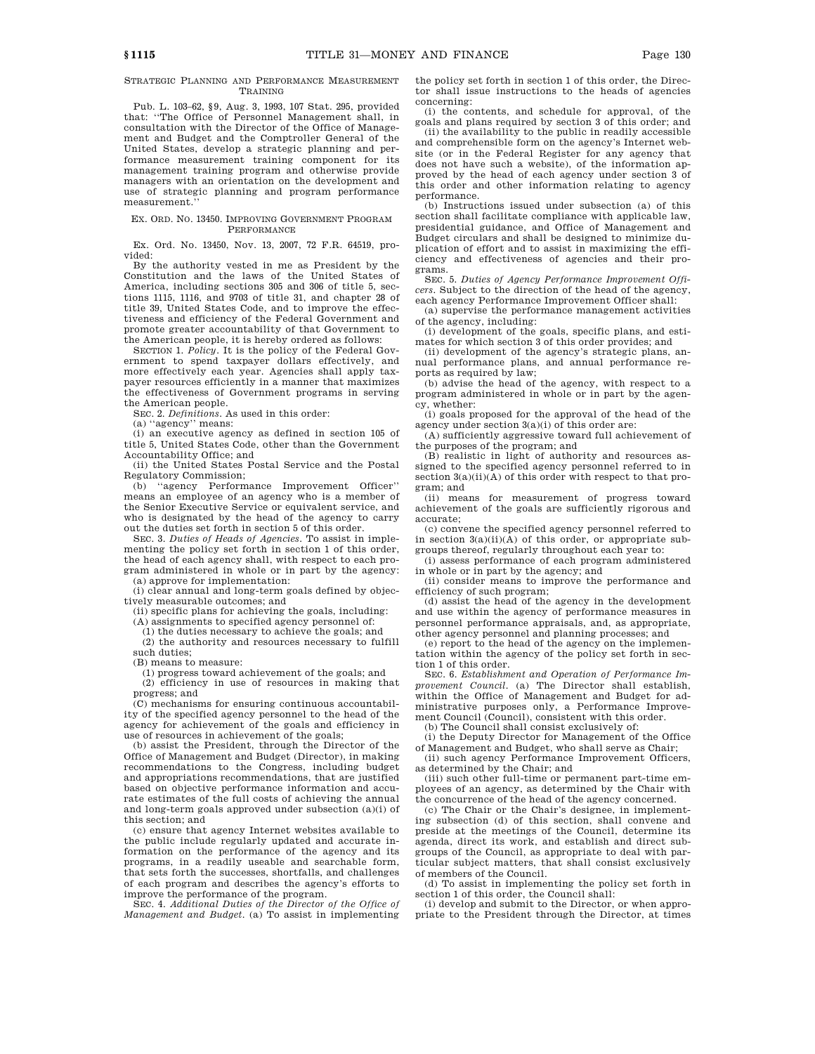STRATEGIC PLANNING AND PERFORMANCE MEASUREMENT TRAINING

Pub. L. 103–62, §9, Aug. 3, 1993, 107 Stat. 295, provided that: "The Office of Personnel Management shall, in consultation with the Director of the Office of Management and Budget and the Comptroller General of the United States, develop a strategic planning and performance measurement training component for its management training program and otherwise provide managers with an orientation on the development and use of strategic planning and program performance measurement."

EX. ORD. NO. 13450. IMPROVING GOVERNMENT PROGRAM PERFORMANCE

Ex. Ord. No. 13450, Nov. 13, 2007, 72 F.R. 64519, provided:

By the authority vested in me as President by the Constitution and the laws of the United States of America, including sections 305 and 306 of title 5, sections 1115, 1116, and 9703 of title 31, and chapter 28 of title 39, United States Code, and to improve the effectiveness and efficiency of the Federal Government and promote greater accountability of that Government to the American people, it is hereby ordered as follows:

SECTION 1. *Policy*. It is the policy of the Federal Government to spend taxpayer dollars effectively, and more effectively each year. Agencies shall apply taxpayer resources efficiently in a manner that maximizes the effectiveness of Government programs in serving the American people.

SEC. 2. *Definitions*. As used in this order:

(a) "agency" means:

(i) an executive agency as defined in section 105 of title 5, United States Code, other than the Government Accountability Office; and

(ii) the United States Postal Service and the Postal Regulatory Commission;

(b) "agency Performance Improvement Officer" means an employee of an agency who is a member of the Senior Executive Service or equivalent service, and who is designated by the head of the agency to carry out the duties set forth in section 5 of this order.

SEC. 3. *Duties of Heads of Agencies*. To assist in implementing the policy set forth in section 1 of this order, the head of each agency shall, with respect to each program administered in whole or in part by the agency:

(a) approve for implementation:

(i) clear annual and long-term goals defined by objectively measurable outcomes; and

(ii) specific plans for achieving the goals, including:

(A) assignments to specified agency personnel of:

(1) the duties necessary to achieve the goals; and

(2) the authority and resources necessary to fulfill such duties;

(B) means to measure:

(1) progress toward achievement of the goals; and

(2) efficiency in use of resources in making that progress; and

(C) mechanisms for ensuring continuous accountability of the specified agency personnel to the head of the agency for achievement of the goals and efficiency in use of resources in achievement of the goals;

(b) assist the President, through the Director of the Office of Management and Budget (Director), in making recommendations to the Congress, including budget and appropriations recommendations, that are justified based on objective performance information and accurate estimates of the full costs of achieving the annual and long-term goals approved under subsection (a)(i) of this section; and

(c) ensure that agency Internet websites available to the public include regularly updated and accurate information on the performance of the agency and its programs, in a readily useable and searchable form, that sets forth the successes, shortfalls, and challenges of each program and describes the agency's efforts to improve the performance of the program.

SEC. 4. *Additional Duties of the Director of the Office of Management and Budget*. (a) To assist in implementing the policy set forth in section 1 of this order, the Director shall issue instructions to the heads of agencies concerning:

(i) the contents, and schedule for approval, of the goals and plans required by section 3 of this order; and

(ii) the availability to the public in readily accessible and comprehensible form on the agency's Internet website (or in the Federal Register for any agency that does not have such a website), of the information approved by the head of each agency under section 3 of this order and other information relating to agency performance.

(b) Instructions issued under subsection (a) of this section shall facilitate compliance with applicable law, presidential guidance, and Office of Management and Budget circulars and shall be designed to minimize duplication of effort and to assist in maximizing the efficiency and effectiveness of agencies and their programs.

SEC. 5. *Duties of Agency Performance Improvement Officers*. Subject to the direction of the head of the agency, each agency Performance Improvement Officer shall:

(a) supervise the performance management activities of the agency, including:

(i) development of the goals, specific plans, and estimates for which section 3 of this order provides; and

(ii) development of the agency's strategic plans, annual performance plans, and annual performance reports as required by law;

(b) advise the head of the agency, with respect to a program administered in whole or in part by the agency, whether:

(i) goals proposed for the approval of the head of the agency under section 3(a)(i) of this order are:

(A) sufficiently aggressive toward full achievement of the purposes of the program; and

(B) realistic in light of authority and resources assigned to the specified agency personnel referred to in section 3(a)(ii)(A) of this order with respect to that program; and

(ii) means for measurement of progress toward achievement of the goals are sufficiently rigorous and accurate;

(c) convene the specified agency personnel referred to in section 3(a)(ii)(A) of this order, or appropriate subgroups thereof, regularly throughout each year to:

(i) assess performance of each program administered in whole or in part by the agency; and

(ii) consider means to improve the performance and efficiency of such program;

(d) assist the head of the agency in the development and use within the agency of performance measures in personnel performance appraisals, and, as appropriate, other agency personnel and planning processes; and

(e) report to the head of the agency on the implementation within the agency of the policy set forth in section 1 of this order.

SEC. 6. *Establishment and Operation of Performance Improvement Council*. (a) The Director shall establish, within the Office of Management and Budget for administrative purposes only, a Performance Improvement Council (Council), consistent with this order.

(b) The Council shall consist exclusively of:

(i) the Deputy Director for Management of the Office of Management and Budget, who shall serve as Chair;

(ii) such agency Performance Improvement Officers, as determined by the Chair; and

(iii) such other full-time or permanent part-time employees of an agency, as determined by the Chair with the concurrence of the head of the agency concerned.

(c) The Chair or the Chair's designee, in implementing subsection (d) of this section, shall convene and preside at the meetings of the Council, determine its agenda, direct its work, and establish and direct subgroups of the Council, as appropriate to deal with particular subject matters, that shall consist exclusively of members of the Council.

(d) To assist in implementing the policy set forth in section 1 of this order, the Council shall:

(i) develop and submit to the Director, or when appropriate to the President through the Director, at times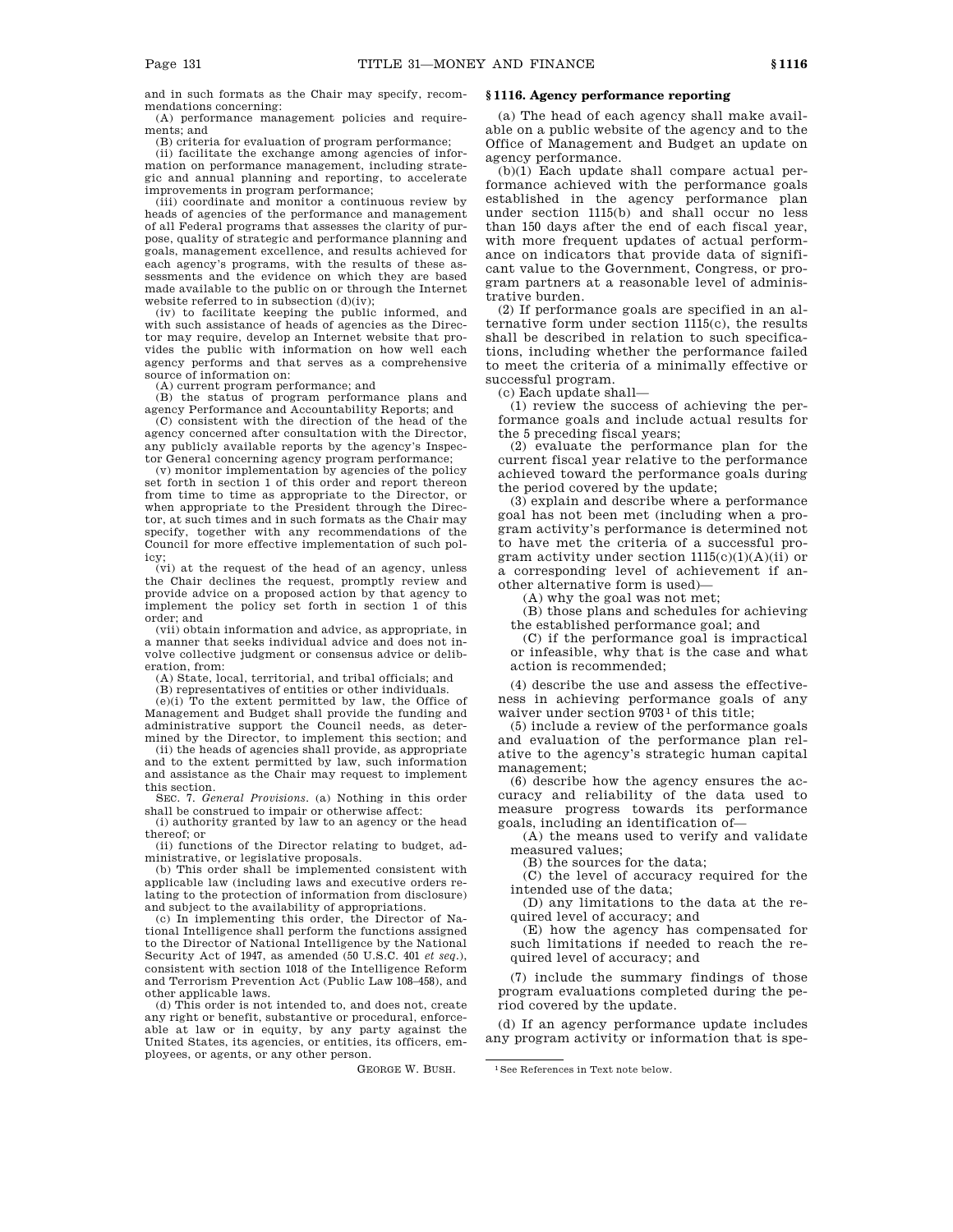and in such formats as the Chair may specify, recommendations concerning:

(A) performance management policies and requirements; and

(B) criteria for evaluation of program performance;

(ii) facilitate the exchange among agencies of information on performance management, including strategic and annual planning and reporting, to accelerate improvements in program performance;

(iii) coordinate and monitor a continuous review by heads of agencies of the performance and management of all Federal programs that assesses the clarity of purpose, quality of strategic and performance planning and goals, management excellence, and results achieved for each agency's programs, with the results of these assessments and the evidence on which they are based made available to the public on or through the Internet website referred to in subsection (d)(iv);

(iv) to facilitate keeping the public informed, and with such assistance of heads of agencies as the Director may require, develop an Internet website that provides the public with information on how well each agency performs and that serves as a comprehensive source of information on:

(A) current program performance; and

(B) the status of program performance plans and agency Performance and Accountability Reports; and

(C) consistent with the direction of the head of the agency concerned after consultation with the Director, any publicly available reports by the agency's Inspector General concerning agency program performance;

(v) monitor implementation by agencies of the policy set forth in section 1 of this order and report thereon from time to time as appropriate to the Director, or when appropriate to the President through the Director, at such times and in such formats as the Chair may specify, together with any recommendations of the Council for more effective implementation of such policy;

(vi) at the request of the head of an agency, unless the Chair declines the request, promptly review and provide advice on a proposed action by that agency to implement the policy set forth in section 1 of this order; and

(vii) obtain information and advice, as appropriate, in a manner that seeks individual advice and does not involve collective judgment or consensus advice or deliberation, from:

(A) State, local, territorial, and tribal officials; and

(B) representatives of entities or other individuals.

(e)(i) To the extent permitted by law, the Office of Management and Budget shall provide the funding and administrative support the Council needs, as determined by the Director, to implement this section; and

(ii) the heads of agencies shall provide, as appropriate and to the extent permitted by law, such information and assistance as the Chair may request to implement this section.

SEC. 7. *General Provisions*. (a) Nothing in this order shall be construed to impair or otherwise affect:

(i) authority granted by law to an agency or the head thereof; or

(ii) functions of the Director relating to budget, administrative, or legislative proposals.

(b) This order shall be implemented consistent with applicable law (including laws and executive orders relating to the protection of information from disclosure) and subject to the availability of appropriations.

(c) In implementing this order, the Director of National Intelligence shall perform the functions assigned to the Director of National Intelligence by the National Security Act of 1947, as amended (50 U.S.C. 401 *et seq.*), consistent with section 1018 of the Intelligence Reform and Terrorism Prevention Act (Public Law 108–458), and other applicable laws.

(d) This order is not intended to, and does not, create any right or benefit, substantive or procedural, enforceable at law or in equity, by any party against the United States, its agencies, or entities, its officers, employees, or agents, or any other person.

GEORGE W. BUSH.

## § 1116. Agency performance reporting

(a) The head of each agency shall make available on a public website of the agency and to the Office of Management and Budget an update on agency performance.

(b)(1) Each update shall compare actual performance achieved with the performance goals established in the agency performance plan under section 1115(b) and shall occur no less than 150 days after the end of each fiscal year, with more frequent updates of actual performance on indicators that provide data of significant value to the Government, Congress, or program partners at a reasonable level of administrative burden.

(2) If performance goals are specified in an alternative form under section 1115(c), the results shall be described in relation to such specifications, including whether the performance failed to meet the criteria of a minimally effective or successful program.

(c) Each update shall—

(1) review the success of achieving the performance goals and include actual results for the 5 preceding fiscal years;

(2) evaluate the performance plan for the current fiscal year relative to the performance achieved toward the performance goals during the period covered by the update;

(3) explain and describe where a performance goal has not been met (including when a program activity's performance is determined not to have met the criteria of a successful program activity under section 1115(c)(1)(A)(ii) or a corresponding level of achievement if another alternative form is used)—

(A) why the goal was not met;

(B) those plans and schedules for achieving the established performance goal; and

(C) if the performance goal is impractical or infeasible, why that is the case and what action is recommended;

(4) describe the use and assess the effectiveness in achieving performance goals of any waiver under section 9703[1] of this title;

(5) include a review of the performance goals and evaluation of the performance plan relative to the agency's strategic human capital management;

(6) describe how the agency ensures the accuracy and reliability of the data used to measure progress towards its performance goals, including an identification of—

(A) the means used to verify and validate measured values;

(B) the sources for the data;

(C) the level of accuracy required for the intended use of the data;

(D) any limitations to the data at the required level of accuracy; and

(E) how the agency has compensated for such limitations if needed to reach the required level of accuracy; and

(7) include the summary findings of those program evaluations completed during the period covered by the update.

(d) If an agency performance update includes any program activity or information that is spe-

[1] See References in Text note below.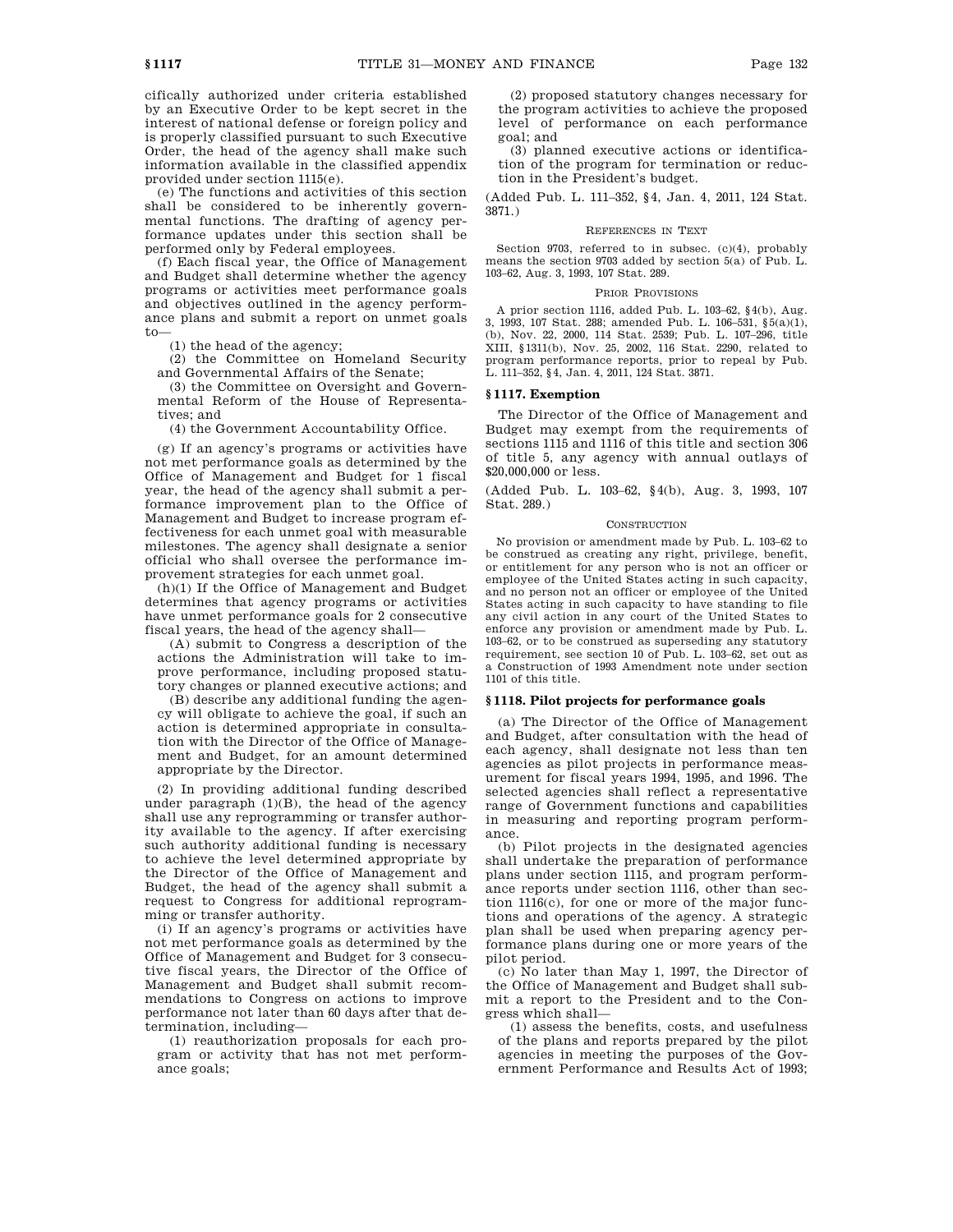cifically authorized under criteria established by an Executive Order to be kept secret in the interest of national defense or foreign policy and is properly classified pursuant to such Executive Order, the head of the agency shall make such information available in the classified appendix provided under section 1115(e).

(e) The functions and activities of this section shall be considered to be inherently governmental functions. The drafting of agency performance updates under this section shall be performed only by Federal employees.

(f) Each fiscal year, the Office of Management and Budget shall determine whether the agency programs or activities meet performance goals and objectives outlined in the agency performance plans and submit a report on unmet goals to—

(1) the head of the agency;

(2) the Committee on Homeland Security and Governmental Affairs of the Senate;

(3) the Committee on Oversight and Government Reform of the House of Representatives; and

(4) the Government Accountability Office.

(g) If an agency's programs or activities have not met performance goals as determined by the Office of Management and Budget for 1 fiscal year, the head of the agency shall submit a performance improvement plan to the Office of Management and Budget to increase program effectiveness for each unmet goal with measurable milestones. The agency shall designate a senior official who shall oversee the performance improvement strategies for each unmet goal.

(h)(1) If the Office of Management and Budget determines that agency programs or activities have unmet performance goals for 2 consecutive fiscal years, the head of the agency shall—

(A) submit to Congress a description of the actions the Administration will take to improve performance, including proposed statutory changes or planned executive actions; and

(B) describe any additional funding the agency will obligate to achieve the goal, if such an action is determined appropriate in consultation with the Director of the Office of Management and Budget, for an amount determined appropriate by the Director.

(2) In providing additional funding described under paragraph (1)(B), the head of the agency shall use any reprogramming or transfer authority available to the agency. If after exercising such authority additional funding is necessary to achieve the level determined appropriate by the Director of the Office of Management and Budget, the head of the agency shall submit a request to Congress for additional reprogramming or transfer authority.

(i) If an agency's programs or activities have not met performance goals as determined by the Office of Management and Budget for 3 consecutive fiscal years, the Director of the Office of Management and Budget shall submit recommendations to Congress on actions to improve performance not later than 60 days after that determination, including—

(1) reauthorization proposals for each program or activity that has not met performance goals;

(2) proposed statutory changes necessary for the program activities to achieve the proposed level of performance on each performance goal; and

(3) planned executive actions or identification of the program for termination or reduction in the President's budget.

(Added Pub. L. 111–352, §4, Jan. 4, 2011, 124 Stat. 3871.)

REFERENCES IN TEXT

Section 9703, referred to in subsec. (c)(4), probably means the section 9703 added by section 5(a) of Pub. L. 103–62, Aug. 3, 1993, 107 Stat. 289.

PRIOR PROVISIONS

A prior section 1116, added Pub. L. 103–62, §4(b), Aug. 3, 1993, 107 Stat. 288; amended Pub. L. 106–531, §5(a)(1), (b), Nov. 22, 2000, 114 Stat. 2539; Pub. L. 107–296, title XIII, §1311(b), Nov. 25, 2002, 116 Stat. 2290, related to program performance reports, prior to repeal by Pub. L. 111–352, §4, Jan. 4, 2011, 124 Stat. 3871.

### §1117. Exemption

The Director of the Office of Management and Budget may exempt from the requirements of sections 1115 and 1116 of this title and section 306 of title 5, any agency with annual outlays of $20,000,000 or less.

(Added Pub. L. 103–62, §4(b), Aug. 3, 1993, 107 Stat. 289.)

CONSTRUCTION

No provision or amendment made by Pub. L. 103–62 to be construed as creating any right, privilege, benefit, or entitlement for any person who is not an officer or employee of the United States acting in such capacity, and no person not an officer or employee of the United States acting in such capacity to have standing to file any civil action in any court of the United States to enforce any provision or amendment made by Pub. L. 103–62, or to be construed as superseding any statutory requirement, see section 10 of Pub. L. 103–62, set out as a Construction of 1993 Amendment note under section 1101 of this title.

### §1118. Pilot projects for performance goals

(a) The Director of the Office of Management and Budget, after consultation with the head of each agency, shall designate not less than ten agencies as pilot projects in performance measurement for fiscal years 1994, 1995, and 1996. The selected agencies shall reflect a representative range of Government functions and capabilities in measuring and reporting program performance.

(b) Pilot projects in the designated agencies shall undertake the preparation of performance plans under section 1115, and program performance reports under section 1116, other than section 1116(c), for one or more of the major functions and operations of the agency. A strategic plan shall be used when preparing agency performance plans during one or more years of the pilot period.

(c) No later than May 1, 1997, the Director of the Office of Management and Budget shall submit a report to the President and to the Congress which shall—

(1) assess the benefits, costs, and usefulness of the plans and reports prepared by the pilot agencies in meeting the purposes of the Government Performance and Results Act of 1993;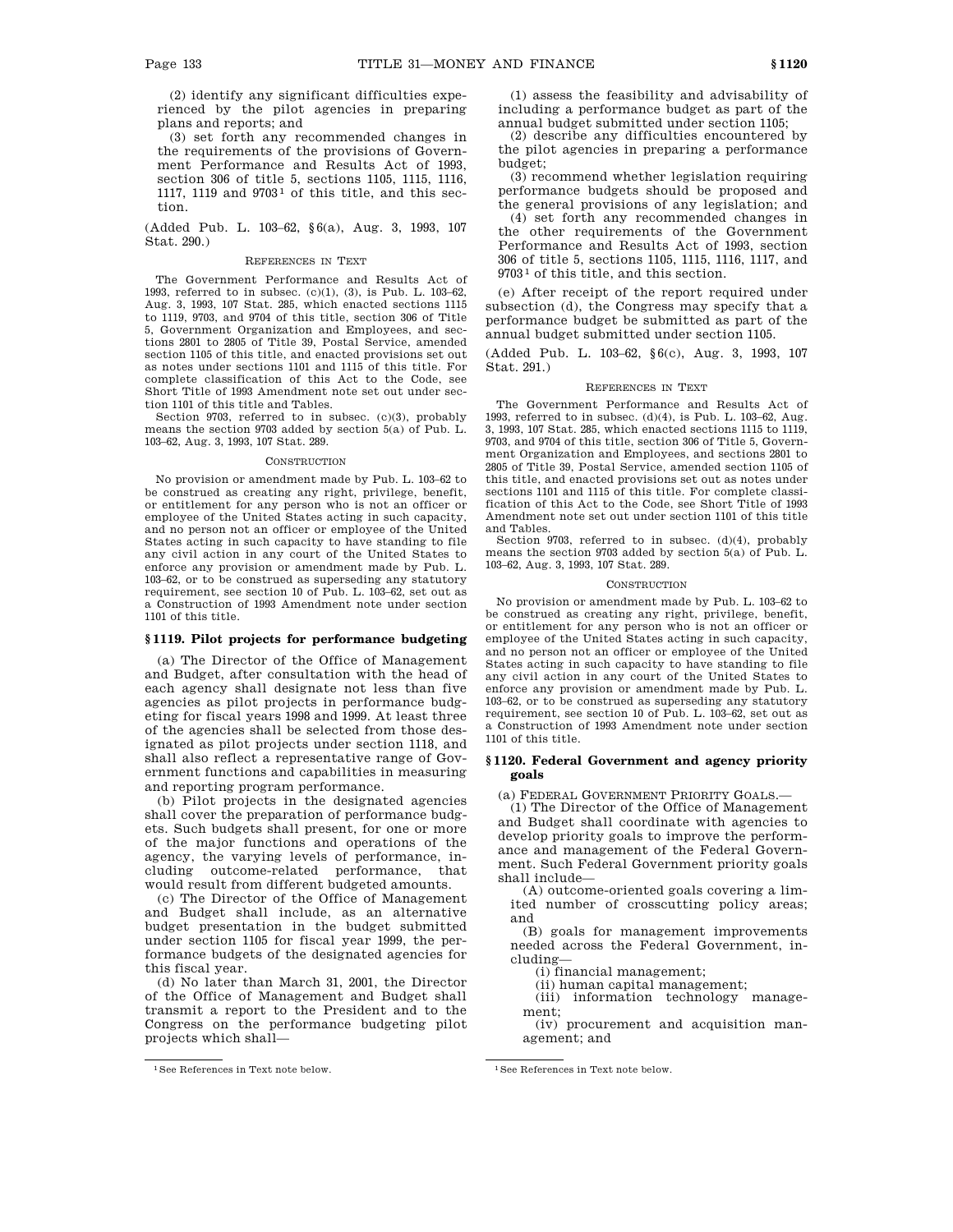(2) identify any significant difficulties experienced by the pilot agencies in preparing plans and reports; and

(3) set forth any recommended changes in the requirements of the provisions of Government Performance and Results Act of 1993, section 306 of title 5, sections 1105, 1115, 1116, 1117, 1119 and 9703[1] of this title, and this section.

(Added Pub. L. 103–62, §6(a), Aug. 3, 1993, 107 Stat. 290.)

REFERENCES IN TEXT

The Government Performance and Results Act of 1993, referred to in subsec. (c)(1), (3), is Pub. L. 103–62, Aug. 3, 1993, 107 Stat. 285, which enacted sections 1115 to 1119, 9703, and 9704 of this title, section 306 of Title 5, Government Organization and Employees, and sections 2801 to 2805 of Title 39, Postal Service, amended section 1105 of this title, and enacted provisions set out as notes under sections 1101 and 1115 of this title. For complete classification of this Act to the Code, see Short Title of 1993 Amendment note set out under section 1101 of this title and Tables.

Section 9703, referred to in subsec. (c)(3), probably means the section 9703 added by section 5(a) of Pub. L. 103–62, Aug. 3, 1993, 107 Stat. 289.

CONSTRUCTION

No provision or amendment made by Pub. L. 103–62 to be construed as creating any right, privilege, benefit, or entitlement for any person who is not an officer or employee of the United States acting in such capacity, and no person not an officer or employee of the United States acting in such capacity to have standing to file any civil action in any court of the United States to enforce any provision or amendment made by Pub. L. 103–62, or to be construed as superseding any statutory requirement, see section 10 of Pub. L. 103–62, set out as a Construction of 1993 Amendment note under section 1101 of this title.

### § 1119. Pilot projects for performance budgeting

(a) The Director of the Office of Management and Budget, after consultation with the head of each agency shall designate not less than five agencies as pilot projects in performance budgeting for fiscal years 1998 and 1999. At least three of the agencies shall be selected from those designated as pilot projects under section 1118, and shall also reflect a representative range of Government functions and capabilities in measuring and reporting program performance.

(b) Pilot projects in the designated agencies shall cover the preparation of performance budgets. Such budgets shall present, for one or more of the major functions and operations of the agency, the varying levels of performance, including outcome-related performance, that would result from different budgeted amounts.

(c) The Director of the Office of Management and Budget shall include, as an alternative budget presentation in the budget submitted under section 1105 for fiscal year 1999, the performance budgets of the designated agencies for this fiscal year.

(d) No later than March 31, 2001, the Director of the Office of Management and Budget shall transmit a report to the President and to the Congress on the performance budgeting pilot projects which shall—

(1) assess the feasibility and advisability of including a performance budget as part of the annual budget submitted under section 1105;

(2) describe any difficulties encountered by the pilot agencies in preparing a performance budget;

(3) recommend whether legislation requiring performance budgets should be proposed and the general provisions of any legislation; and

(4) set forth any recommended changes in the other requirements of the Government Performance and Results Act of 1993, section 306 of title 5, sections 1105, 1115, 1116, 1117, and 9703[1] of this title, and this section.

(e) After receipt of the report required under subsection (d), the Congress may specify that a performance budget be submitted as part of the annual budget submitted under section 1105.

(Added Pub. L. 103–62, §6(c), Aug. 3, 1993, 107 Stat. 291.)

REFERENCES IN TEXT

The Government Performance and Results Act of 1993, referred to in subsec. (d)(4), is Pub. L. 103–62, Aug. 3, 1993, 107 Stat. 285, which enacted sections 1115 to 1119, 9703, and 9704 of this title, section 306 of Title 5, Government Organization and Employees, and sections 2801 to 2805 of Title 39, Postal Service, amended section 1105 of this title, and enacted provisions set out as notes under sections 1101 and 1115 of this title. For complete classification of this Act to the Code, see Short Title of 1993 Amendment note set out under section 1101 of this title and Tables.

Section 9703, referred to in subsec. (d)(4), probably means the section 9703 added by section 5(a) of Pub. L. 103–62, Aug. 3, 1993, 107 Stat. 289.

CONSTRUCTION

No provision or amendment made by Pub. L. 103–62 to be construed as creating any right, privilege, benefit, or entitlement for any person who is not an officer or employee of the United States acting in such capacity, and no person not an officer or employee of the United States acting in such capacity to have standing to file any civil action in any court of the United States to enforce any provision or amendment made by Pub. L. 103–62, or to be construed as superseding any statutory requirement, see section 10 of Pub. L. 103–62, set out as a Construction of 1993 Amendment note under section 1101 of this title.

### § 1120. Federal Government and agency priority goals

(a) FEDERAL GOVERNMENT PRIORITY GOALS.—

(1) The Director of the Office of Management and Budget shall coordinate with agencies to develop priority goals to improve the performance and management of the Federal Government. Such Federal Government priority goals shall include—

(A) outcome-oriented goals covering a limited number of crosscutting policy areas; and

(B) goals for management improvements needed across the Federal Government, including—

(i) financial management;

(ii) human capital management;

(iii) information technology management;

(iv) procurement and acquisition management; and

---

[1] See References in Text note below.

[1] See References in Text note below.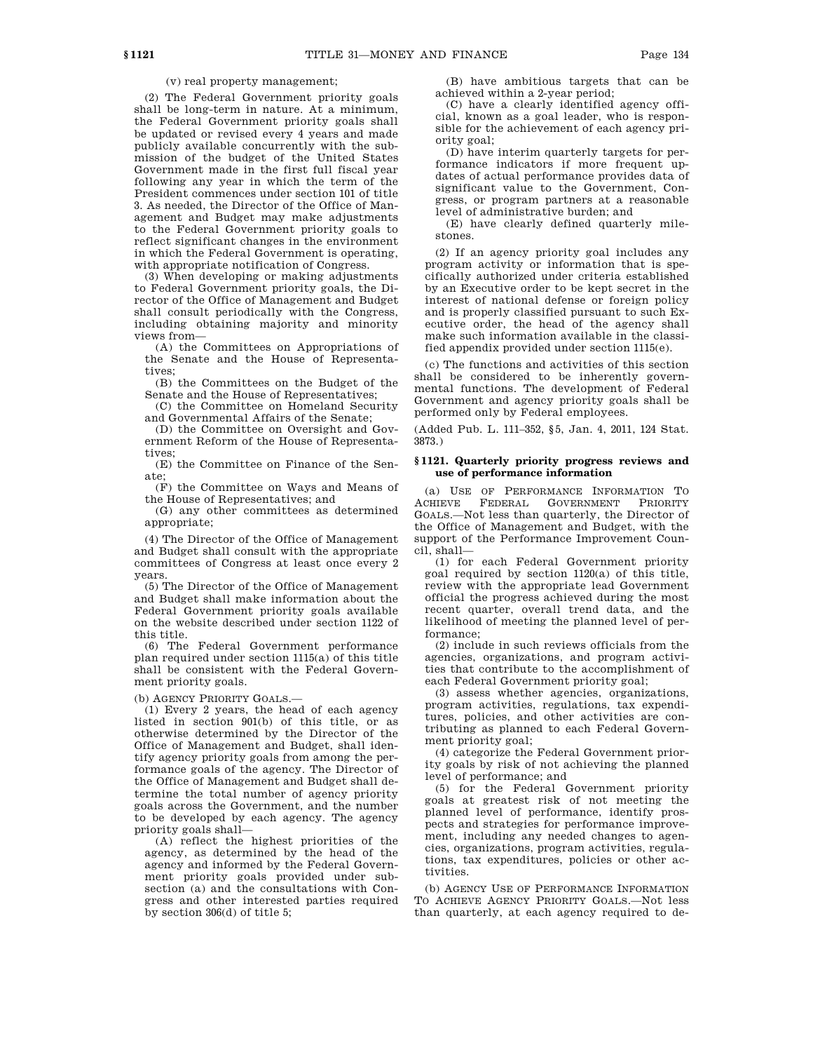(v) real property management;

(2) The Federal Government priority goals shall be long-term in nature. At a minimum, the Federal Government priority goals shall be updated or revised every 4 years and made publicly available concurrently with the submission of the budget of the United States Government made in the first full fiscal year following any year in which the term of the President commences under section 101 of title 3. As needed, the Director of the Office of Management and Budget may make adjustments to the Federal Government priority goals to reflect significant changes in the environment in which the Federal Government is operating, with appropriate notification of Congress.

(3) When developing or making adjustments to Federal Government priority goals, the Director of the Office of Management and Budget shall consult periodically with the Congress, including obtaining majority and minority views from—

(A) the Committees on Appropriations of the Senate and the House of Representatives;

(B) the Committees on the Budget of the Senate and the House of Representatives;

(C) the Committee on Homeland Security and Governmental Affairs of the Senate;

(D) the Committee on Oversight and Government Reform of the House of Representatives;

(E) the Committee on Finance of the Senate;

(F) the Committee on Ways and Means of the House of Representatives; and

(G) any other committees as determined appropriate;

(4) The Director of the Office of Management and Budget shall consult with the appropriate committees of Congress at least once every 2 years.

(5) The Director of the Office of Management and Budget shall make information about the Federal Government priority goals available on the website described under section 1122 of this title.

(6) The Federal Government performance plan required under section 1115(a) of this title shall be consistent with the Federal Government priority goals.

(b) AGENCY PRIORITY GOALS.—

(1) Every 2 years, the head of each agency listed in section 901(b) of this title, or as otherwise determined by the Director of the Office of Management and Budget, shall identify agency priority goals from among the performance goals of the agency. The Director of the Office of Management and Budget shall determine the total number of agency priority goals across the Government, and the number to be developed by each agency. The agency priority goals shall—

(A) reflect the highest priorities of the agency, as determined by the head of the agency and informed by the Federal Government priority goals provided under subsection (a) and the consultations with Congress and other interested parties required by section 306(d) of title 5;

(B) have ambitious targets that can be achieved within a 2-year period;

(C) have a clearly identified agency official, known as a goal leader, who is responsible for the achievement of each agency priority goal;

(D) have interim quarterly targets for performance indicators if more frequent updates of actual performance provides data of significant value to the Government, Congress, or program partners at a reasonable level of administrative burden; and

(E) have clearly defined quarterly milestones.

(2) If an agency priority goal includes any program activity or information that is specifically authorized under criteria established by an Executive order to be kept secret in the interest of national defense or foreign policy and is properly classified pursuant to such Executive order, the head of the agency shall make such information available in the classified appendix provided under section 1115(e).

(c) The functions and activities of this section shall be considered to be inherently governmental functions. The development of Federal Government and agency priority goals shall be performed only by Federal employees.

(Added Pub. L. 111–352, §5, Jan. 4, 2011, 124 Stat. 3873.)

### §1121. Quarterly priority progress reviews and use of performance information

(a) USE OF PERFORMANCE INFORMATION TO ACHIEVE FEDERAL GOVERNMENT PRIORITY GOALS.—Not less than quarterly, the Director of the Office of Management and Budget, with the support of the Performance Improvement Council, shall—

(1) for each Federal Government priority goal required by section 1120(a) of this title, review with the appropriate lead Government official the progress achieved during the most recent quarter, overall trend data, and the likelihood of meeting the planned level of performance;

(2) include in such reviews officials from the agencies, organizations, and program activities that contribute to the accomplishment of each Federal Government priority goal;

(3) assess whether agencies, organizations, program activities, regulations, tax expenditures, policies, and other activities are contributing as planned to each Federal Government priority goal;

(4) categorize the Federal Government priority goals by risk of not achieving the planned level of performance; and

(5) for the Federal Government priority goals at greatest risk of not meeting the planned level of performance, identify prospects and strategies for performance improvement, including any needed changes to agencies, organizations, program activities, regulations, tax expenditures, policies or other activities.

(b) AGENCY USE OF PERFORMANCE INFORMATION TO ACHIEVE AGENCY PRIORITY GOALS.—Not less than quarterly, at each agency required to de-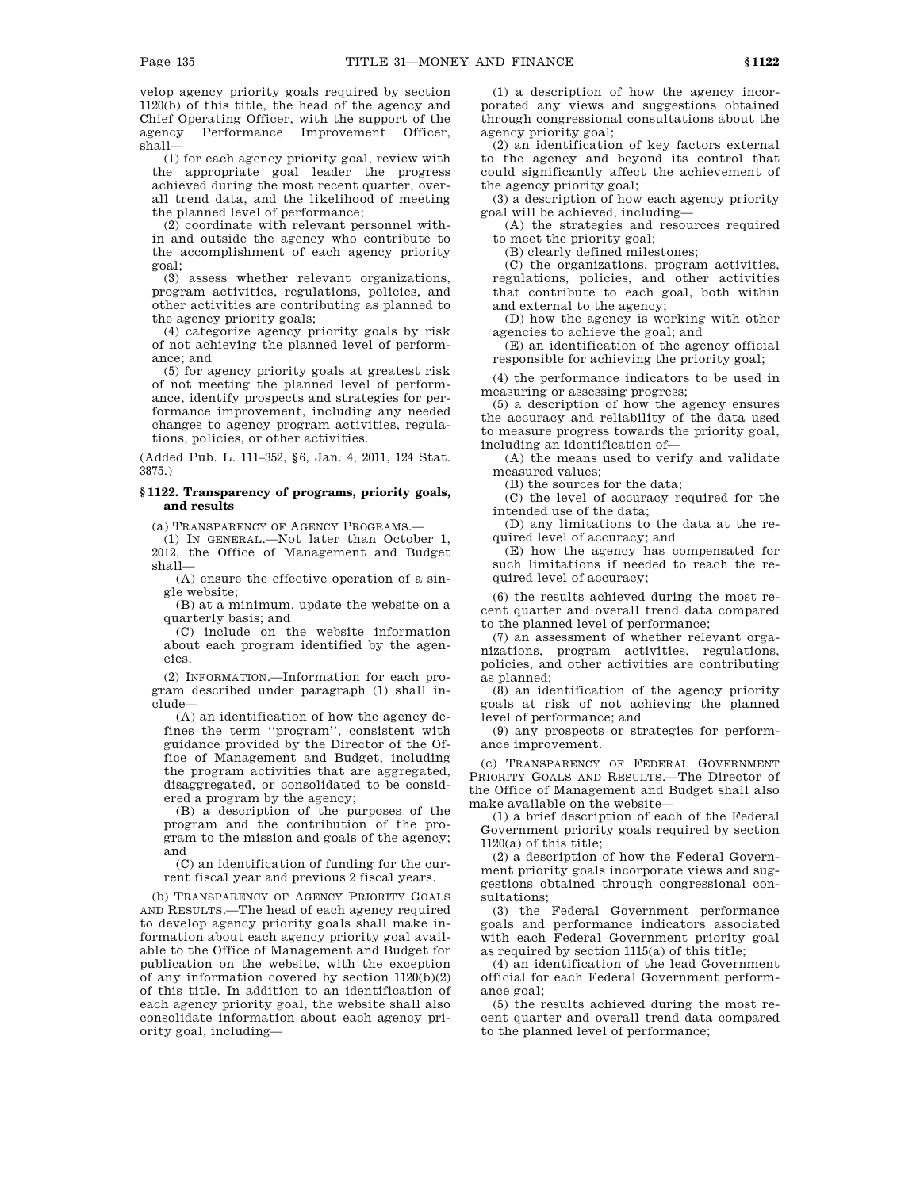velop agency priority goals required by section 1120(b) of this title, the head of the agency and Chief Operating Officer, with the support of the agency Performance Improvement Officer, shall—

(1) for each agency priority goal, review with the appropriate goal leader the progress achieved during the most recent quarter, overall trend data, and the likelihood of meeting the planned level of performance;

(2) coordinate with relevant personnel within and outside the agency who contribute to the accomplishment of each agency priority goal;

(3) assess whether relevant organizations, program activities, regulations, policies, and other activities are contributing as planned to the agency priority goals;

(4) categorize agency priority goals by risk of not achieving the planned level of performance; and

(5) for agency priority goals at greatest risk of not meeting the planned level of performance, identify prospects and strategies for performance improvement, including any needed changes to agency program activities, regulations, policies, or other activities.

(Added Pub. L. 111–352, §6, Jan. 4, 2011, 124 Stat. 3875.)

### §1122. Transparency of programs, priority goals, and results

(a) TRANSPARENCY OF AGENCY PROGRAMS.—

(1) IN GENERAL.—Not later than October 1, 2012, the Office of Management and Budget shall—

(A) ensure the effective operation of a single website;

(B) at a minimum, update the website on a quarterly basis; and

(C) include on the website information about each program identified by the agencies.

(2) INFORMATION.—Information for each program described under paragraph (1) shall include—

(A) an identification of how the agency defines the term ''program'', consistent with guidance provided by the Director of the Office of Management and Budget, including the program activities that are aggregated, disaggregated, or consolidated to be considered a program by the agency;

(B) a description of the purposes of the program and the contribution of the program to the mission and goals of the agency; and

(C) an identification of funding for the current fiscal year and previous 2 fiscal years.

(b) TRANSPARENCY OF AGENCY PRIORITY GOALS AND RESULTS.—The head of each agency required to develop agency priority goals shall make information about each agency priority goal available to the Office of Management and Budget for publication on the website, with the exception of any information covered by section 1120(b)(2) of this title. In addition to an identification of each agency priority goal, the website shall also consolidate information about each agency priority goal, including—

(1) a description of how the agency incorporated any views and suggestions obtained through congressional consultations about the agency priority goal;

(2) an identification of key factors external to the agency and beyond its control that could significantly affect the achievement of the agency priority goal;

(3) a description of how each agency priority goal will be achieved, including—

(A) the strategies and resources required to meet the priority goal;

(B) clearly defined milestones;

(C) the organizations, program activities, regulations, policies, and other activities that contribute to each goal, both within and external to the agency;

(D) how the agency is working with other agencies to achieve the goal; and

(E) an identification of the agency official responsible for achieving the priority goal;

(4) the performance indicators to be used in measuring or assessing progress;

(5) a description of how the agency ensures the accuracy and reliability of the data used to measure progress towards the priority goal, including an identification of—

(A) the means used to verify and validate measured values;

(B) the sources for the data;

(C) the level of accuracy required for the intended use of the data;

(D) any limitations to the data at the required level of accuracy; and

(E) how the agency has compensated for such limitations if needed to reach the required level of accuracy;

(6) the results achieved during the most recent quarter and overall trend data compared to the planned level of performance;

(7) an assessment of whether relevant organizations, program activities, regulations, policies, and other activities are contributing as planned;

(8) an identification of the agency priority goals at risk of not achieving the planned level of performance; and

(9) any prospects or strategies for performance improvement.

(c) TRANSPARENCY OF FEDERAL GOVERNMENT PRIORITY GOALS AND RESULTS.—The Director of the Office of Management and Budget shall also make available on the website—

(1) a brief description of each of the Federal Government priority goals required by section 1120(a) of this title;

(2) a description of how the Federal Government priority goals incorporate views and suggestions obtained through congressional consultations;

(3) the Federal Government performance goals and performance indicators associated with each Federal Government priority goal as required by section 1115(a) of this title;

(4) an identification of the lead Government official for each Federal Government performance goal;

(5) the results achieved during the most recent quarter and overall trend data compared to the planned level of performance;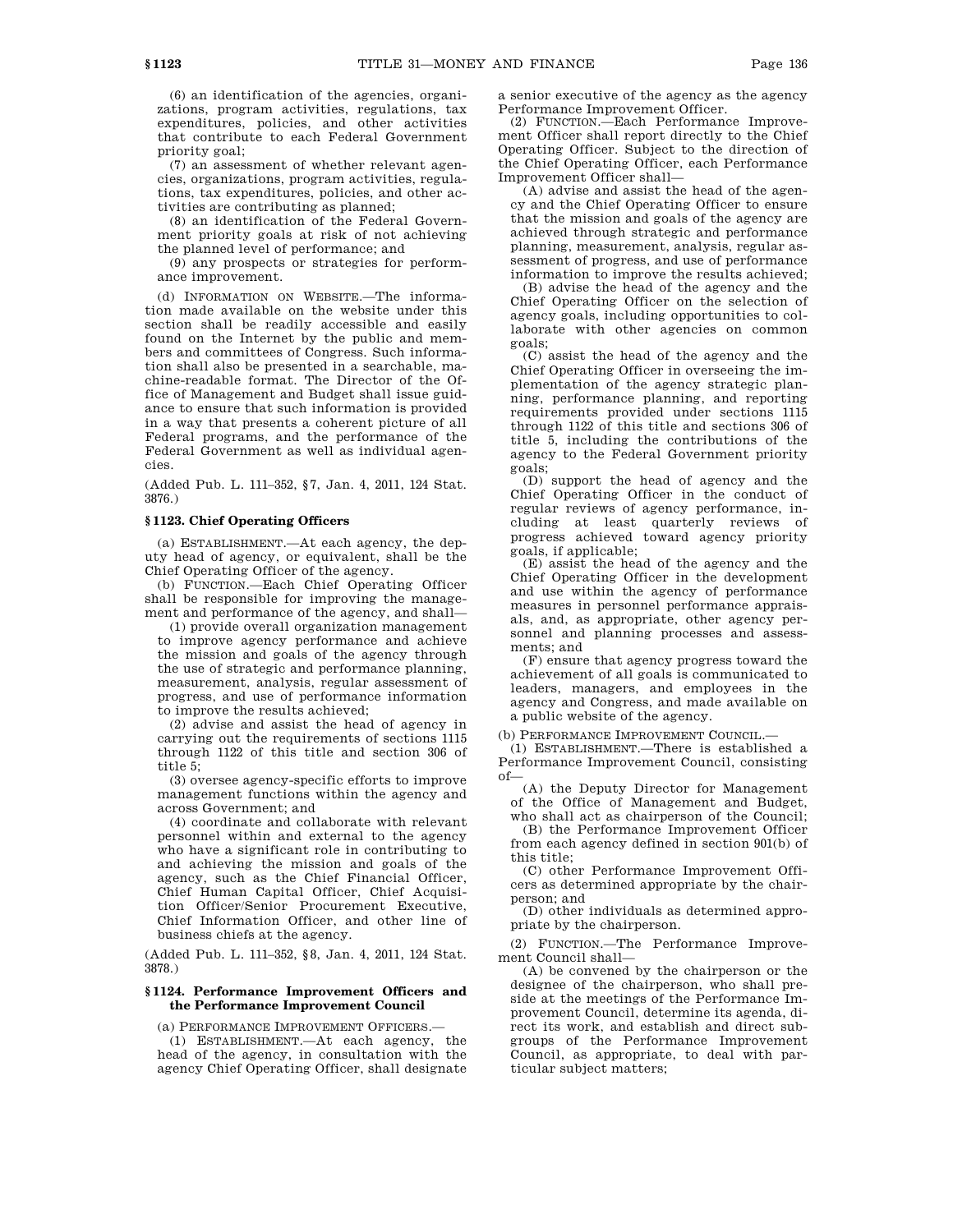(6) an identification of the agencies, organizations, program activities, regulations, tax expenditures, policies, and other activities that contribute to each Federal Government priority goal;

(7) an assessment of whether relevant agencies, organizations, program activities, regulations, tax expenditures, policies, and other activities are contributing as planned;

(8) an identification of the Federal Government priority goals at risk of not achieving the planned level of performance; and

(9) any prospects or strategies for performance improvement.

(d) INFORMATION ON WEBSITE.—The information made available on the website under this section shall be readily accessible and easily found on the Internet by the public and members and committees of Congress. Such information shall also be presented in a searchable, machine-readable format. The Director of the Office of Management and Budget shall issue guidance to ensure that such information is provided in a way that presents a coherent picture of all Federal programs, and the performance of the Federal Government as well as individual agencies.

(Added Pub. L. 111–352, §7, Jan. 4, 2011, 124 Stat. 3876.)

### §1123. Chief Operating Officers

(a) ESTABLISHMENT.—At each agency, the deputy head of agency, or equivalent, shall be the Chief Operating Officer of the agency.

(b) FUNCTION.—Each Chief Operating Officer shall be responsible for improving the management and performance of the agency, and shall—

(1) provide overall organization management to improve agency performance and achieve the mission and goals of the agency through the use of strategic and performance planning, measurement, analysis, regular assessment of progress, and use of performance information to improve the results achieved;

(2) advise and assist the head of agency in carrying out the requirements of sections 1115 through 1122 of this title and section 306 of title 5;

(3) oversee agency-specific efforts to improve management functions within the agency and across Government; and

(4) coordinate and collaborate with relevant personnel within and external to the agency who have a significant role in contributing to and achieving the mission and goals of the agency, such as the Chief Financial Officer, Chief Human Capital Officer, Chief Acquisition Officer/Senior Procurement Executive, Chief Information Officer, and other line of business chiefs at the agency.

(Added Pub. L. 111–352, §8, Jan. 4, 2011, 124 Stat. 3878.)

### §1124. Performance Improvement Officers and the Performance Improvement Council

(a) PERFORMANCE IMPROVEMENT OFFICERS.—

(1) ESTABLISHMENT.—At each agency, the head of the agency, in consultation with the agency Chief Operating Officer, shall designate a senior executive of the agency as the agency Performance Improvement Officer.

(2) FUNCTION.—Each Performance Improvement Officer shall report directly to the Chief Operating Officer. Subject to the direction of the Chief Operating Officer, each Performance Improvement Officer shall—

(A) advise and assist the head of the agency and the Chief Operating Officer to ensure that the mission and goals of the agency are achieved through strategic and performance planning, measurement, analysis, regular assessment of progress, and use of performance information to improve the results achieved;

(B) advise the head of the agency and the Chief Operating Officer on the selection of agency goals, including opportunities to collaborate with other agencies on common goals;

(C) assist the head of the agency and the Chief Operating Officer in overseeing the implementation of the agency strategic planning, performance planning, and reporting requirements provided under sections 1115 through 1122 of this title and sections 306 of title 5, including the contributions of the agency to the Federal Government priority goals;

(D) support the head of agency and the Chief Operating Officer in the conduct of regular reviews of agency performance, including at least quarterly reviews of progress achieved toward agency priority goals, if applicable;

(E) assist the head of the agency and the Chief Operating Officer in the development and use within the agency of performance measures in personnel performance appraisals, and, as appropriate, other agency personnel and planning processes and assessments; and

(F) ensure that agency progress toward the achievement of all goals is communicated to leaders, managers, and employees in the agency and Congress, and made available on a public website of the agency.

(b) PERFORMANCE IMPROVEMENT COUNCIL.—

(1) ESTABLISHMENT.—There is established a Performance Improvement Council, consisting of—

(A) the Deputy Director for Management of the Office of Management and Budget, who shall act as chairperson of the Council;

(B) the Performance Improvement Officer from each agency defined in section 901(b) of this title;

(C) other Performance Improvement Officers as determined appropriate by the chairperson; and

(D) other individuals as determined appropriate by the chairperson.

(2) FUNCTION.—The Performance Improvement Council shall—

(A) be convened by the chairperson or the designee of the chairperson, who shall preside at the meetings of the Performance Improvement Council, determine its agenda, direct its work, and establish and direct subgroups of the Performance Improvement Council, as appropriate, to deal with particular subject matters;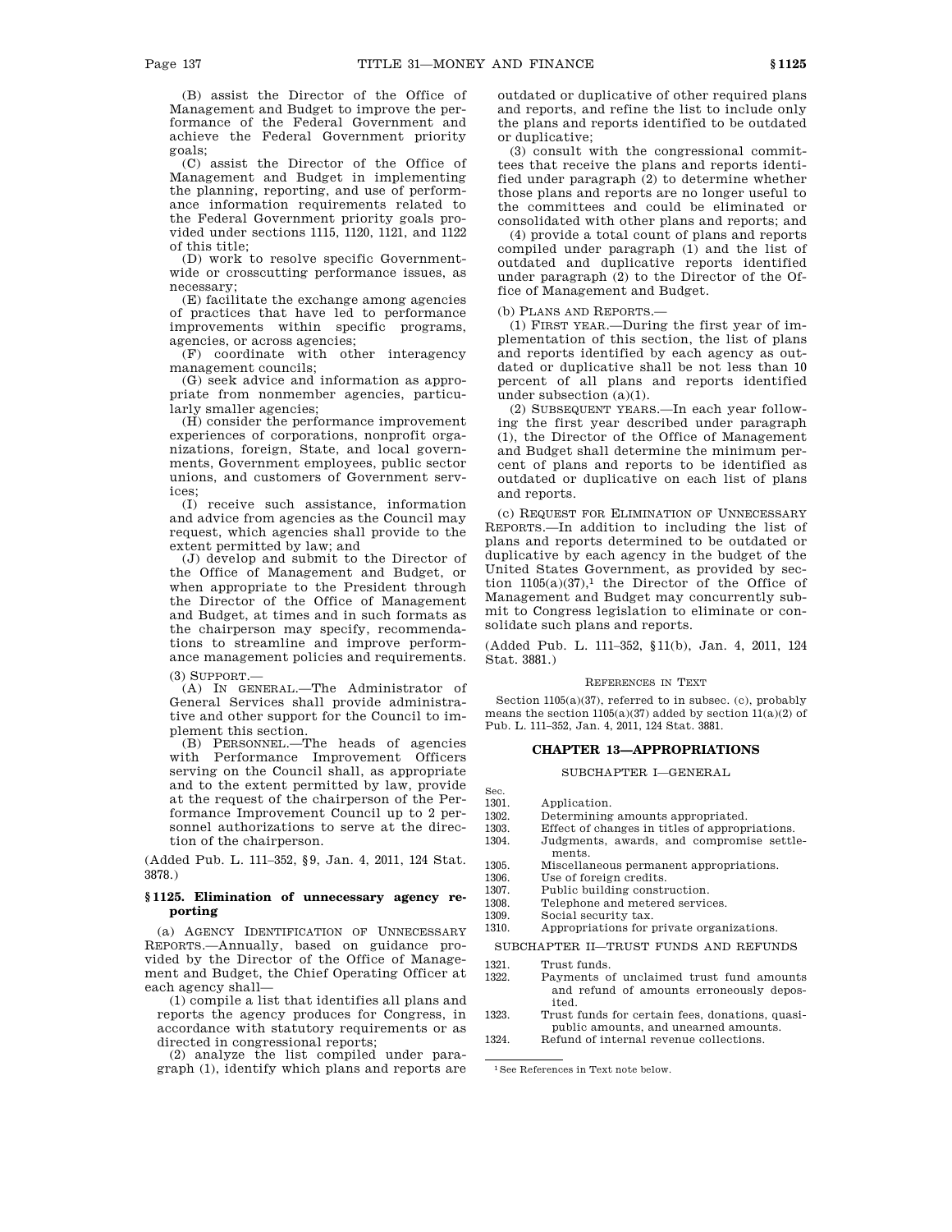(B) assist the Director of the Office of Management and Budget to improve the performance of the Federal Government and achieve the Federal Government priority goals;

(C) assist the Director of the Office of Management and Budget in implementing the planning, reporting, and use of performance information requirements related to the Federal Government priority goals provided under sections 1115, 1120, 1121, and 1122 of this title;

(D) work to resolve specific Government-wide or crosscutting performance issues, as necessary;

(E) facilitate the exchange among agencies of practices that have led to performance improvements within specific programs, agencies, or across agencies;

(F) coordinate with other interagency management councils;

(G) seek advice and information as appropriate from nonmember agencies, particularly smaller agencies;

(H) consider the performance improvement experiences of corporations, nonprofit organizations, foreign, State, and local governments, Government employees, public sector unions, and customers of Government services;

(I) receive such assistance, information and advice from agencies as the Council may request, which agencies shall provide to the extent permitted by law; and

(J) develop and submit to the Director of the Office of Management and Budget, or when appropriate to the President through the Director of the Office of Management and Budget, at times and in such formats as the chairperson may specify, recommendations to streamline and improve performance management policies and requirements.

(3) SUPPORT.—

(A) IN GENERAL.—The Administrator of General Services shall provide administrative and other support for the Council to implement this section.

(B) PERSONNEL.—The heads of agencies with Performance Improvement Officers serving on the Council shall, as appropriate and to the extent permitted by law, provide at the request of the chairperson of the Performance Improvement Council up to 2 personnel authorizations to serve at the direction of the chairperson.

(Added Pub. L. 111–352, §9, Jan. 4, 2011, 124 Stat. 3878.)

### §1125. Elimination of unnecessary agency reporting

(a) AGENCY IDENTIFICATION OF UNNECESSARY REPORTS.—Annually, based on guidance provided by the Director of the Office of Management and Budget, the Chief Operating Officer at each agency shall—

(1) compile a list that identifies all plans and reports the agency produces for Congress, in accordance with statutory requirements or as directed in congressional reports;

(2) analyze the list compiled under paragraph (1), identify which plans and reports are outdated or duplicative of other required plans and reports, and refine the list to include only the plans and reports identified to be outdated or duplicative;

(3) consult with the congressional committees that receive the plans and reports identified under paragraph (2) to determine whether those plans and reports are no longer useful to the committees and could be eliminated or consolidated with other plans and reports; and

(4) provide a total count of plans and reports compiled under paragraph (1) and the list of outdated and duplicative reports identified under paragraph (2) to the Director of the Office of Management and Budget.

(b) PLANS AND REPORTS.—

(1) FIRST YEAR.—During the first year of implementation of this section, the list of plans and reports identified by each agency as outdated or duplicative shall be not less than 10 percent of all plans and reports identified under subsection (a)(1).

(2) SUBSEQUENT YEARS.—In each year following the first year described under paragraph (1), the Director of the Office of Management and Budget shall determine the minimum percent of plans and reports to be identified as outdated or duplicative on each list of plans and reports.

(c) REQUEST FOR ELIMINATION OF UNNECESSARY REPORTS.—In addition to including the list of plans and reports determined to be outdated or duplicative by each agency in the budget of the United States Government, as provided by section 1105(a)(37),[1] the Director of the Office of Management and Budget may concurrently submit to Congress legislation to eliminate or consolidate such plans and reports.

(Added Pub. L. 111–352, §11(b), Jan. 4, 2011, 124 Stat. 3881.)

REFERENCES IN TEXT

Section 1105(a)(37), referred to in subsec. (c), probably means the section 1105(a)(37) added by section 11(a)(2) of Pub. L. 111–352, Jan. 4, 2011, 124 Stat. 3881.

## CHAPTER 13—APPROPRIATIONS

SUBCHAPTER I—GENERAL

| Sec. | |
|---|---|
| 1301. | Application. |
| 1302. | Determining amounts appropriated. |
| 1303. | Effect of changes in titles of appropriations. |
| 1304. | Judgments, awards, and compromise settlements. |
| 1305. | Miscellaneous permanent appropriations. |
| 1306. | Use of foreign credits. |
| 1307. | Public building construction. |
| 1308. | Telephone and metered services. |
| 1309. | Social security tax. |
| 1310. | Appropriations for private organizations. |

SUBCHAPTER II—TRUST FUNDS AND REFUNDS

| | |
|---|---|
| 1321. | Trust funds. |
| 1322. | Payments of unclaimed trust fund amounts and refund of amounts erroneously deposited. |
| 1323. | Trust funds for certain fees, donations, quasi-public amounts, and unearned amounts. |
| 1324. | Refund of internal revenue collections. |

[1] See References in Text note below.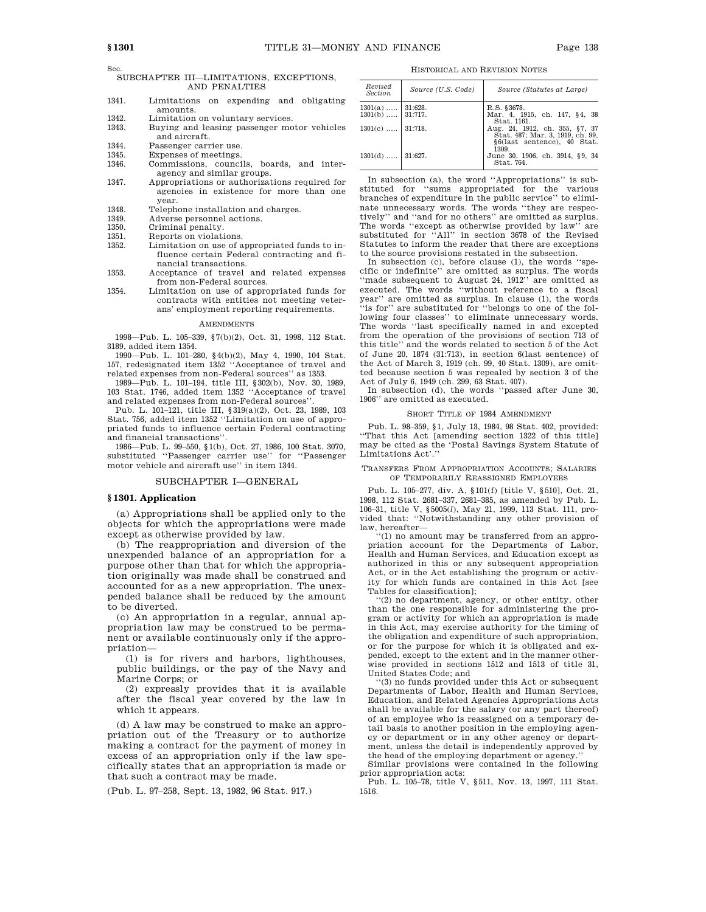Sec.

SUBCHAPTER III—LIMITATIONS, EXCEPTIONS, AND PENALTIES

1341. Limitations on expending and obligating amounts.
1342. Limitation on voluntary services.
1343. Buying and leasing passenger motor vehicles and aircraft.
1344. Passenger carrier use.
1345. Expenses of meetings.
1346. Commissions, councils, boards, and interagency and similar groups.
1347. Appropriations or authorizations required for agencies in existence for more than one year.
1348. Telephone installation and charges.
1349. Adverse personnel actions.
1350. Criminal penalty.
1351. Reports on violations.
1352. Limitation on use of appropriated funds to influence certain Federal contracting and financial transactions.
1353. Acceptance of travel and related expenses from non-Federal sources.
1354. Limitation on use of appropriated funds for contracts with entities not meeting veterans' employment reporting requirements.

AMENDMENTS

1998—Pub. L. 105–339, §7(b)(2), Oct. 31, 1998, 112 Stat. 3189, added item 1354.

1990—Pub. L. 101–280, §4(b)(2), May 4, 1990, 104 Stat. 157, redesignated item 1352 "Acceptance of travel and related expenses from non-Federal sources" as 1353.

1989—Pub. L. 101–194, title III, §302(b), Nov. 30, 1989, 103 Stat. 1746, added item 1352 "Acceptance of travel and related expenses from non-Federal sources".

Pub. L. 101–121, title III, §319(a)(2), Oct. 23, 1989, 103 Stat. 756, added item 1352 "Limitation on use of appropriated funds to influence certain Federal contracting and financial transactions".

1986—Pub. L. 99–550, §1(b), Oct. 27, 1986, 100 Stat. 3070, substituted "Passenger carrier use" for "Passenger motor vehicle and aircraft use" in item 1344.

## SUBCHAPTER I—GENERAL

### §1301. Application

(a) Appropriations shall be applied only to the objects for which the appropriations were made except as otherwise provided by law.

(b) The reappropriation and diversion of the unexpended balance of an appropriation for a purpose other than that for which the appropriation originally was made shall be construed and accounted for as a new appropriation. The unexpended balance shall be reduced by the amount to be diverted.

(c) An appropriation in a regular, annual appropriation law may be construed to be permanent or available continuously only if the appropriation—

(1) is for rivers and harbors, lighthouses, public buildings, or the pay of the Navy and Marine Corps; or

(2) expressly provides that it is available after the fiscal year covered by the law in which it appears.

(d) A law may be construed to make an appropriation out of the Treasury or to authorize making a contract for the payment of money in excess of an appropriation only if the law specifically states that an appropriation is made or that such a contract may be made.

(Pub. L. 97–258, Sept. 13, 1982, 96 Stat. 917.)

HISTORICAL AND REVISION NOTES

| *Revised Section* | *Source (U.S. Code)* | *Source (Statutes at Large)* |
|---|---|---|
| 1301(a) ..... | 31:628. | R.S. §3678. |
| 1301(b) ..... | 31:717. | Mar. 4, 1915, ch. 147, §4, 38 Stat. 1161. |
| 1301(c) ..... | 31:718. | Aug. 24, 1912, ch. 355, §7, 37 Stat. 487; Mar. 3, 1919, ch. 99, §6(last sentence), 40 Stat. 1309. |
| 1301(d) ..... | 31:627. | June 30, 1906, ch. 3914, §9, 34 Stat. 764. |

In subsection (a), the word "Appropriations" is substituted for "sums appropriated for the various branches of expenditure in the public service" to eliminate unnecessary words. The words "they are respectively" and "and for no others" are omitted as surplus. The words "except as otherwise provided by law" are substituted for "All" in section 3678 of the Revised Statutes to inform the reader that there are exceptions to the source provisions restated in the subsection.

In subsection (c), before clause (1), the words "specific or indefinite" are omitted as surplus. The words "made subsequent to August 24, 1912" are omitted as executed. The words "without reference to a fiscal year" are omitted as surplus. In clause (1), the words "is for" are substituted for "belongs to one of the following four classes" to eliminate unnecessary words. The words "last specifically named in and excepted from the operation of the provisions of section 713 of this title" and the words related to section 5 of the Act of June 20, 1874 (31:713), in section 6(last sentence) of the Act of March 3, 1919 (ch. 99, 40 Stat. 1309), are omitted because section 5 was repealed by section 3 of the Act of July 6, 1949 (ch. 299, 63 Stat. 407).

In subsection (d), the words "passed after June 30, 1906" are omitted as executed.

SHORT TITLE OF 1984 AMENDMENT

Pub. L. 98–359, §1, July 13, 1984, 98 Stat. 402, provided: "That this Act [amending section 1322 of this title] may be cited as the 'Postal Savings System Statute of Limitations Act'."

TRANSFERS FROM APPROPRIATION ACCOUNTS; SALARIES OF TEMPORARILY REASSIGNED EMPLOYEES

Pub. L. 105–277, div. A, §101(f) [title V, §510], Oct. 21, 1998, 112 Stat. 2681–337, 2681–385, as amended by Pub. L. 106–31, title V, §5005(*l*), May 21, 1999, 113 Stat. 111, provided that: "Notwithstanding any other provision of law, hereafter—

"(1) no amount may be transferred from an appropriation account for the Departments of Labor, Health and Human Services, and Education except as authorized in this or any subsequent appropriation Act, or in the Act establishing the program or activity for which funds are contained in this Act [see Tables for classification];

"(2) no department, agency, or other entity, other than the one responsible for administering the program or activity for which an appropriation is made in this Act, may exercise authority for the timing of the obligation and expenditure of such appropriation, or for the purpose for which it is obligated and expended, except to the extent and in the manner otherwise provided in sections 1512 and 1513 of title 31, United States Code; and

"(3) no funds provided under this Act or subsequent Departments of Labor, Health and Human Services, Education, and Related Agencies Appropriations Acts shall be available for the salary (or any part thereof) of an employee who is reassigned on a temporary detail basis to another position in the employing agency or department or in any other agency or department, unless the detail is independently approved by the head of the employing department or agency."

Similar provisions were contained in the following prior appropriation acts:

Pub. L. 105–78, title V, §511, Nov. 13, 1997, 111 Stat. 1516.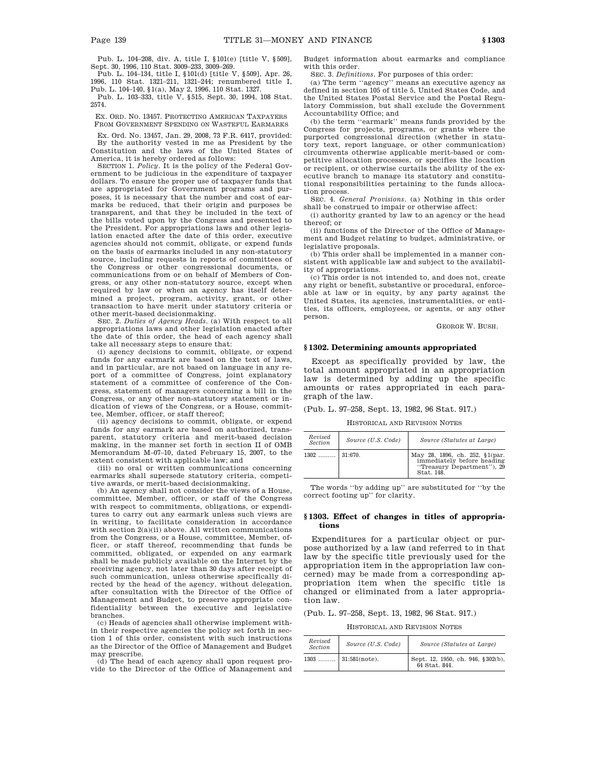Pub. L. 104–208, div. A, title I, §101(e) [title V, §509], Sept. 30, 1996, 110 Stat. 3009–233, 3009–269.

Pub. L. 104–134, title I, §101(d) [title V, §509], Apr. 26, 1996, 110 Stat. 1321–211, 1321–244; renumbered title I, Pub. L. 104–140, §1(a), May 2, 1996, 110 Stat. 1327.

Pub. L. 103–333, title V, §515, Sept. 30, 1994, 108 Stat. 2574.

EX. ORD. NO. 13457. PROTECTING AMERICAN TAXPAYERS FROM GOVERNMENT SPENDING ON WASTEFUL EARMARKS

Ex. Ord. No. 13457, Jan. 29, 2008, 73 F.R. 6417, provided:

By the authority vested in me as President by the Constitution and the laws of the United States of America, it is hereby ordered as follows:

SECTION 1. *Policy*. It is the policy of the Federal Government to be judicious in the expenditure of taxpayer dollars. To ensure the proper use of taxpayer funds that are appropriated for Government programs and purposes, it is necessary that the number and cost of earmarks be reduced, that their origin and purposes be transparent, and that they be included in the text of the bills voted upon by the Congress and presented to the President. For appropriations laws and other legislation enacted after the date of this order, executive agencies should not commit, obligate, or expend funds on the basis of earmarks included in any non-statutory source, including requests in reports of committees of the Congress or other congressional documents, or communications from or on behalf of Members of Congress, or any other non-statutory source, except when required by law or when an agency has itself determined a project, program, activity, grant, or other transaction to have merit under statutory criteria or other merit-based decisionmaking.

SEC. 2. *Duties of Agency Heads*. (a) With respect to all appropriations laws and other legislation enacted after the date of this order, the head of each agency shall take all necessary steps to ensure that:

(i) agency decisions to commit, obligate, or expend funds for any earmark are based on the text of laws, and in particular, are not based on language in any report of a committee of Congress, joint explanatory statement of a committee of conference of the Congress, statement of managers concerning a bill in the Congress, or any other non-statutory statement or indication of views of the Congress, or a House, committee, Member, officer, or staff thereof;

(ii) agency decisions to commit, obligate, or expend funds for any earmark are based on authorized, transparent, statutory criteria and merit-based decision making, in the manner set forth in section II of OMB Memorandum M–07–10, dated February 15, 2007, to the extent consistent with applicable law; and

(iii) no oral or written communications concerning earmarks shall supersede statutory criteria, competitive awards, or merit-based decisionmaking.

(b) An agency shall not consider the views of a House, committee, Member, officer, or staff of the Congress with respect to commitments, obligations, or expenditures to carry out any earmark unless such views are in writing, to facilitate consideration in accordance with section 2(a)(ii) above. All written communications from the Congress, or a House, committee, Member, officer, or staff thereof, recommending that funds be committed, obligated, or expended on any earmark shall be made publicly available on the Internet by the receiving agency, not later than 30 days after receipt of such communication, unless otherwise specifically directed by the head of the agency, without delegation, after consultation with the Director of the Office of Management and Budget, to preserve appropriate confidentiality between the executive and legislative branches.

(c) Heads of agencies shall otherwise implement within their respective agencies the policy set forth in section 1 of this order, consistent with such instructions as the Director of the Office of Management and Budget may prescribe.

(d) The head of each agency shall upon request provide to the Director of the Office of Management and Budget information about earmarks and compliance with this order.

SEC. 3. *Definitions*. For purposes of this order:

(a) The term ''agency'' means an executive agency as defined in section 105 of title 5, United States Code, and the United States Postal Service and the Postal Regulatory Commission, but shall exclude the Government Accountability Office; and

(b) the term ''earmark'' means funds provided by the Congress for projects, programs, or grants where the purported congressional direction (whether in statutory text, report language, or other communication) circumvents otherwise applicable merit-based or competitive allocation processes, or specifies the location or recipient, or otherwise curtails the ability of the executive branch to manage its statutory and constitutional responsibilities pertaining to the funds allocation process.

SEC. 4. *General Provisions*. (a) Nothing in this order shall be construed to impair or otherwise affect:

(i) authority granted by law to an agency or the head thereof; or

(ii) functions of the Director of the Office of Management and Budget relating to budget, administrative, or legislative proposals.

(b) This order shall be implemented in a manner consistent with applicable law and subject to the availability of appropriations.

(c) This order is not intended to, and does not, create any right or benefit, substantive or procedural, enforceable at law or in equity, by any party against the United States, its agencies, instrumentalities, or entities, its officers, employees, or agents, or any other person.

GEORGE W. BUSH.

## §1302. Determining amounts appropriated

Except as specifically provided by law, the total amount appropriated in an appropriation law is determined by adding up the specific amounts or rates appropriated in each paragraph of the law.

(Pub. L. 97–258, Sept. 13, 1982, 96 Stat. 917.)

HISTORICAL AND REVISION NOTES

| Revised Section | Source (U.S. Code) | Source (Statutes at Large) |
|---|---|---|
| 1302 ......... | 31:670. | May 28, 1896, ch. 252, §1(par. immediately before heading ''Treasury Department''), 29 Stat. 148. |

The words ''by adding up'' are substituted for ''by the correct footing up'' for clarity.

## §1303. Effect of changes in titles of appropriations

Expenditures for a particular object or purpose authorized by a law (and referred to in that law by the specific title previously used for the appropriation item in the appropriation law concerned) may be made from a corresponding appropriation item when the specific title is changed or eliminated from a later appropriation law.

(Pub. L. 97–258, Sept. 13, 1982, 96 Stat. 917.)

HISTORICAL AND REVISION NOTES

| Revised Section | Source (U.S. Code) | Source (Statutes at Large) |
|---|---|---|
| 1303 ......... | 31:581(note). | Sept. 12, 1950, ch. 946, §302(b), 64 Stat. 844. |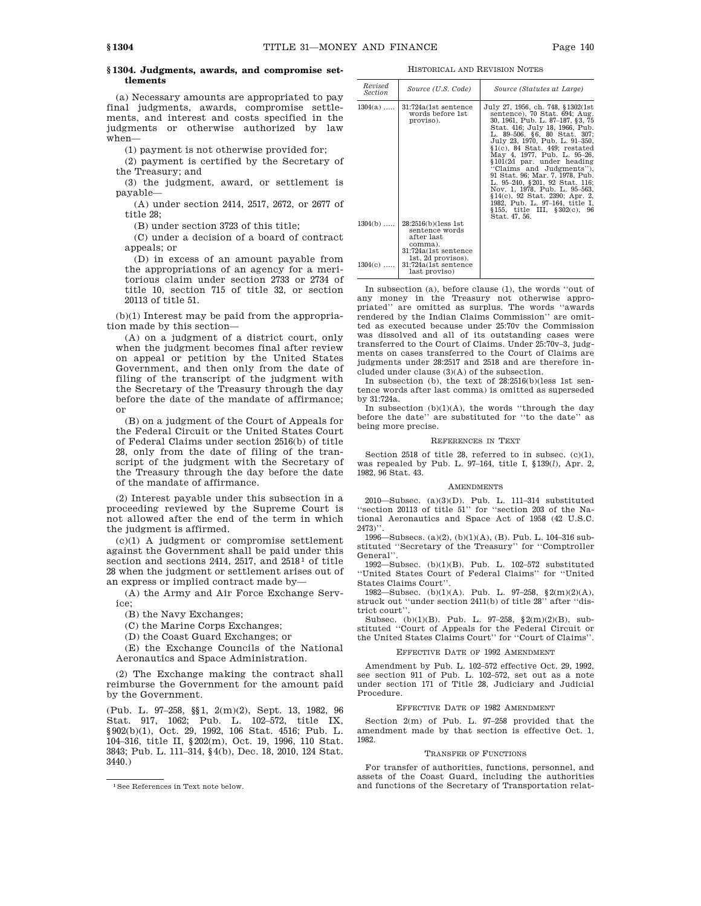## § 1304. Judgments, awards, and compromise settlements

(a) Necessary amounts are appropriated to pay final judgments, awards, compromise settlements, and interest and costs specified in the judgments or otherwise authorized by law when—

(1) payment is not otherwise provided for;

(2) payment is certified by the Secretary of the Treasury; and

(3) the judgment, award, or settlement is payable—

(A) under section 2414, 2517, 2672, or 2677 of title 28;

(B) under section 3723 of this title;

(C) under a decision of a board of contract appeals; or

(D) in excess of an amount payable from the appropriations of an agency for a meritorious claim under section 2733 or 2734 of title 10, section 715 of title 32, or section 20113 of title 51.

(b)(1) Interest may be paid from the appropriation made by this section—

(A) on a judgment of a district court, only when the judgment becomes final after review on appeal or petition by the United States Government, and then only from the date of filing of the transcript of the judgment with the Secretary of the Treasury through the day before the date of the mandate of affirmance; or

(B) on a judgment of the Court of Appeals for the Federal Circuit or the United States Court of Federal Claims under section 2516(b) of title 28, only from the date of filing of the transcript of the judgment with the Secretary of the Treasury through the day before the date of the mandate of affirmance.

(2) Interest payable under this subsection in a proceeding reviewed by the Supreme Court is not allowed after the end of the term in which the judgment is affirmed.

(c)(1) A judgment or compromise settlement against the Government shall be paid under this section and sections 2414, 2517, and 2518[1] of title 28 when the judgment or settlement arises out of an express or implied contract made by—

(A) the Army and Air Force Exchange Service;

(B) the Navy Exchanges;

(C) the Marine Corps Exchanges;

(D) the Coast Guard Exchanges; or

(E) the Exchange Councils of the National Aeronautics and Space Administration.

(2) The Exchange making the contract shall reimburse the Government for the amount paid by the Government.

(Pub. L. 97–258, §§ 1, 2(m)(2), Sept. 13, 1982, 96 Stat. 917, 1062; Pub. L. 102–572, title IX, § 902(b)(1), Oct. 29, 1992, 106 Stat. 4516; Pub. L. 104–316, title II, § 202(m), Oct. 19, 1996, 110 Stat. 3843; Pub. L. 111–314, § 4(b), Dec. 18, 2010, 124 Stat. 3440.)

[1] See References in Text note below.

### Historical and Revision Notes

| Revised Section | Source (U.S. Code) | Source (Statutes at Large) |
| --- | --- | --- |
| 1304(a) ..... | 31:724a(1st sentence words before 1st proviso). | July 27, 1956, ch. 748, §1302(1st sentence), 70 Stat. 694; Aug. 30, 1961, Pub. L. 87–187, §3, 75 Stat. 416; July 18, 1966, Pub. L. 89–506, §6, 80 Stat. 307; July 23, 1970, Pub. L. 91–350, §1(c), 84 Stat. 449; restated May 4, 1977, Pub. L. 95–26, §101(2d par. under heading "Claims and Judgments"), 91 Stat. 96; Mar. 7, 1978, Pub. L. 95–240, §201, 92 Stat. 116; Nov. 1, 1978, Pub. L. 95–563, §14(c), 92 Stat. 2390; Apr. 2, 1982, Pub. L. 97–164, title I, §155, title III, §302(c), 96 Stat. 47, 56. |
| 1304(b) ..... | 28:2516(b)(less 1st sentence words after last comma). 31:724a(1st sentence 1st, 2d provisos). | |
| 1304(c) ..... | 31:724a(1st sentence last proviso) | |

In subsection (a), before clause (1), the words "out of any money in the Treasury not otherwise appropriated" are omitted as surplus. The words "awards rendered by the Indian Claims Commission" are omitted as executed because under 25:70v the Commission was dissolved and all of its outstanding cases were transferred to the Court of Claims. Under 25:70v–3, judgments on cases transferred to the Court of Claims are judgments under 28:2517 and 2518 and are therefore included under clause (3)(A) of the subsection.

In subsection (b), the text of 28:2516(b)(less 1st sentence words after last comma) is omitted as superseded by 31:724a.

In subsection (b)(1)(A), the words "through the day before the date" are substituted for "to the date" as being more precise.

### References in Text

Section 2518 of title 28, referred to in subsec. (c)(1), was repealed by Pub. L. 97–164, title I, §139(*l*), Apr. 2, 1982, 96 Stat. 43.

### Amendments

2010—Subsec. (a)(3)(D). Pub. L. 111–314 substituted "section 20113 of title 51" for "section 203 of the National Aeronautics and Space Act of 1958 (42 U.S.C. 2473)".

1996—Subsecs. (a)(2), (b)(1)(A), (B). Pub. L. 104–316 substituted "Secretary of the Treasury" for "Comptroller General".

1992—Subsec. (b)(1)(B). Pub. L. 102–572 substituted "United States Court of Federal Claims" for "United States Claims Court".

1982—Subsec. (b)(1)(A). Pub. L. 97–258, §2(m)(2)(A), struck out "under section 2411(b) of title 28" after "district court".

Subsec. (b)(1)(B). Pub. L. 97–258, §2(m)(2)(B), substituted "Court of Appeals for the Federal Circuit or the United States Claims Court" for "Court of Claims".

### Effective Date of 1992 Amendment

Amendment by Pub. L. 102–572 effective Oct. 29, 1992, see section 911 of Pub. L. 102–572, set out as a note under section 171 of Title 28, Judiciary and Judicial Procedure.

### Effective Date of 1982 Amendment

Section 2(m) of Pub. L. 97–258 provided that the amendment made by that section is effective Oct. 1, 1982.

### Transfer of Functions

For transfer of authorities, functions, personnel, and assets of the Coast Guard, including the authorities and functions of the Secretary of Transportation relat-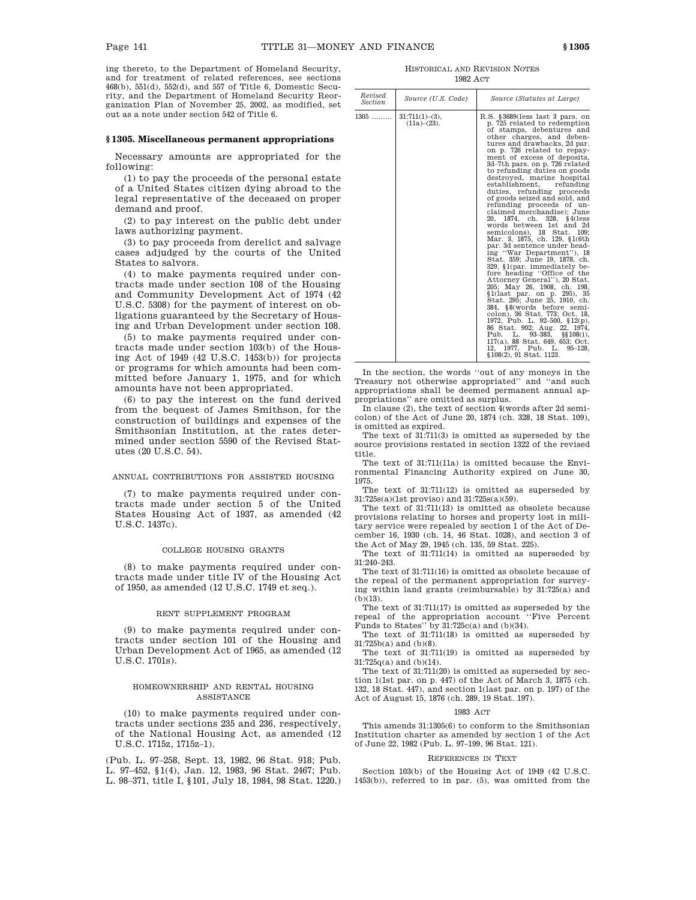ing thereto, to the Department of Homeland Security, and for treatment of related references, see sections 468(b), 551(d), 552(d), and 557 of Title 6, Domestic Security, and the Department of Homeland Security Reorganization Plan of November 25, 2002, as modified, set out as a note under section 542 of Title 6.

### § 1305. Miscellaneous permanent appropriations

Necessary amounts are appropriated for the following:

(1) to pay the proceeds of the personal estate of a United States citizen dying abroad to the legal representative of the deceased on proper demand and proof.

(2) to pay interest on the public debt under laws authorizing payment.

(3) to pay proceeds from derelict and salvage cases adjudged by the courts of the United States to salvors.

(4) to make payments required under contracts made under section 108 of the Housing and Community Development Act of 1974 (42 U.S.C. 5308) for the payment of interest on obligations guaranteed by the Secretary of Housing and Urban Development under section 108.

(5) to make payments required under contracts made under section 103(b) of the Housing Act of 1949 (42 U.S.C. 1453(b)) for projects or programs for which amounts had been committed before January 1, 1975, and for which amounts have not been appropriated.

(6) to pay the interest on the fund derived from the bequest of James Smithson, for the construction of buildings and expenses of the Smithsonian Institution, at the rates determined under section 5590 of the Revised Statutes (20 U.S.C. 54).

ANNUAL CONTRIBUTIONS FOR ASSISTED HOUSING

(7) to make payments required under contracts made under section 5 of the United States Housing Act of 1937, as amended (42 U.S.C. 1437c).

COLLEGE HOUSING GRANTS

(8) to make payments required under contracts made under title IV of the Housing Act of 1950, as amended (12 U.S.C. 1749 et seq.).

RENT SUPPLEMENT PROGRAM

(9) to make payments required under contracts under section 101 of the Housing and Urban Development Act of 1965, as amended (12 U.S.C. 1701s).

HOMEOWNERSHIP AND RENTAL HOUSING ASSISTANCE

(10) to make payments required under contracts under sections 235 and 236, respectively, of the National Housing Act, as amended (12 U.S.C. 1715z, 1715z–1).

(Pub. L. 97–258, Sept. 13, 1982, 96 Stat. 918; Pub. L. 97–452, § 1(4), Jan. 12, 1983, 96 Stat. 2467; Pub. L. 98–371, title I, § 101, July 18, 1984, 98 Stat. 1220.)

HISTORICAL AND REVISION NOTES

1982 ACT

| Revised Section | Source (U.S. Code) | Source (Statutes at Large) |
|---|---|---|
| 1305 ........ | 31:711(1)–(3), (11a)–(23). | R.S. § 3689(less last 3 pars. on p. 725 related to redemption of stamps, debentures and other charges, and debentures and drawbacks, 2d par. on p. 726 related to repayment of excess of deposits, 3d–7th pars. on p. 726 related to refunding duties on goods destroyed, marine hospital establishment, refunding duties, refunding proceeds of goods seized and sold, and refunding proceeds of unclaimed merchandise); June 20, 1874, ch. 328, § 4(less words between 1st and 2d semicolons), 18 Stat. 109; Mar. 3, 1875, ch. 129, § 1(6th par. 3d sentence under heading "War Department"), 18 Stat. 359; June 19, 1878, ch. 329, § 1(par. immediately before heading "Office of the Attorney General"), 20 Stat. 205; May 26, 1908, ch. 198, § 1(last par. on p. 295), 35 Stat. 295; June 25, 1910, ch. 384, § 8(words before semicolon), 36 Stat. 773; Oct. 18, 1972, Pub. L. 92–500, § 12(p), 86 Stat. 902; Aug. 22, 1974, Pub. L. 93–383, §§ 108(i), 117(a), 88 Stat. 649, 653; Oct. 12, 1977, Pub. L. 95–128, § 108(2), 91 Stat. 1123. |

In the section, the words "out of any moneys in the Treasury not otherwise appropriated" and "and such appropriations shall be deemed permanent annual appropriations" are omitted as surplus.

In clause (2), the text of section 4(words after 2d semicolon) of the Act of June 20, 1874 (ch. 328, 18 Stat. 109), is omitted as expired.

The text of 31:711(3) is omitted as superseded by the source provisions restated in section 1322 of the revised title.

The text of 31:711(11a) is omitted because the Environmental Financing Authority expired on June 30, 1975.

The text of 31:711(12) is omitted as superseded by 31:725s(a)(1st proviso) and 31:725s(a)(59).

The text of 31:711(13) is omitted as obsolete because provisions relating to horses and property lost in military service were repealed by section 1 of the Act of December 16, 1930 (ch. 14, 46 Stat. 1028), and section 3 of the Act of May 29, 1945 (ch. 135, 59 Stat. 225).

The text of 31:711(14) is omitted as superseded by 31:240–243.

The text of 31:711(16) is omitted as obsolete because of the repeal of the permanent appropriation for surveying within land grants (reimbursable) by 31:725(a) and (b)(13).

The text of 31:711(17) is omitted as superseded by the repeal of the appropriation account "Five Percent Funds to States" by 31:725c(a) and (b)(34).

The text of 31:711(18) is omitted as superseded by 31:725b(a) and (b)(8).

The text of 31:711(19) is omitted as superseded by 31:725q(a) and (b)(14).

The text of 31:711(20) is omitted as superseded by section 1(1st par. on p. 447) of the Act of March 3, 1875 (ch. 132, 18 Stat. 447), and section 1(last par. on p. 197) of the Act of August 15, 1876 (ch. 289, 19 Stat. 197).

1983 ACT

This amends 31:1305(6) to conform to the Smithsonian Institution charter as amended by section 1 of the Act of June 22, 1982 (Pub. L. 97–199, 96 Stat. 121).

REFERENCES IN TEXT

Section 103(b) of the Housing Act of 1949 (42 U.S.C. 1453(b)), referred to in par. (5), was omitted from the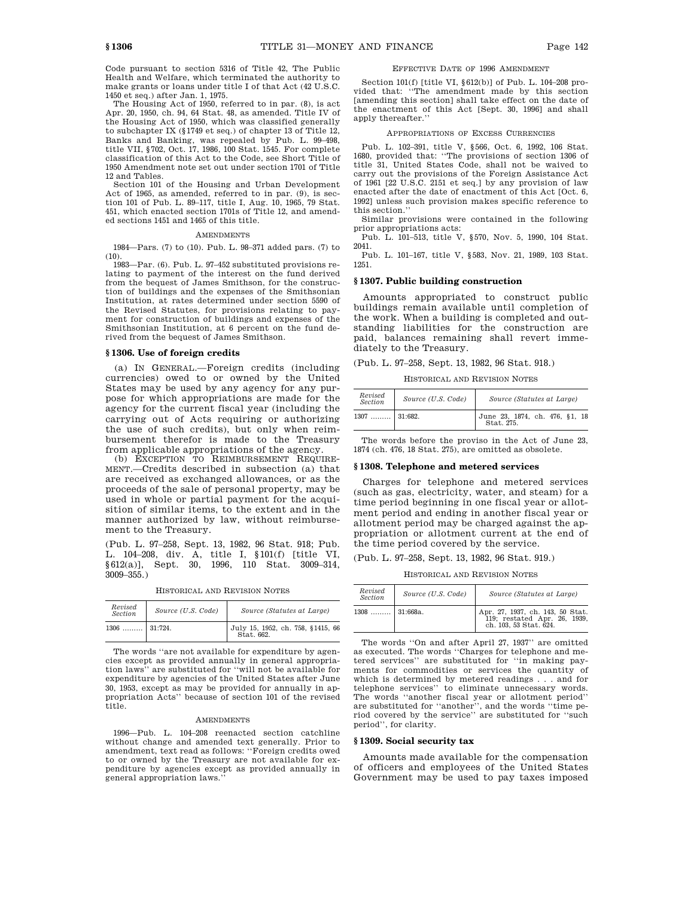Code pursuant to section 5316 of Title 42, The Public Health and Welfare, which terminated the authority to make grants or loans under title I of that Act (42 U.S.C. 1450 et seq.) after Jan. 1, 1975.

The Housing Act of 1950, referred to in par. (8), is act Apr. 20, 1950, ch. 94, 64 Stat. 48, as amended. Title IV of the Housing Act of 1950, which was classified generally to subchapter IX (§1749 et seq.) of chapter 13 of Title 12, Banks and Banking, was repealed by Pub. L. 99–498, title VII, §702, Oct. 17, 1986, 100 Stat. 1545. For complete classification of this Act to the Code, see Short Title of 1950 Amendment note set out under section 1701 of Title 12 and Tables.

Section 101 of the Housing and Urban Development Act of 1965, as amended, referred to in par. (9), is section 101 of Pub. L. 89–117, title I, Aug. 10, 1965, 79 Stat. 451, which enacted section 1701s of Title 12, and amended sections 1451 and 1465 of this title.

AMENDMENTS

1984—Pars. (7) to (10). Pub. L. 98–371 added pars. (7) to (10).

1983—Par. (6). Pub. L. 97–452 substituted provisions relating to payment of the interest on the fund derived from the bequest of James Smithson, for the construction of buildings and the expenses of the Smithsonian Institution, at rates determined under section 5590 of the Revised Statutes, for provisions relating to payment for construction of buildings and expenses of the Smithsonian Institution, at 6 percent on the fund derived from the bequest of James Smithson.

## § 1306. Use of foreign credits

(a) IN GENERAL.—Foreign credits (including currencies) owed to or owned by the United States may be used by any agency for any purpose for which appropriations are made for the agency for the current fiscal year (including the carrying out of Acts requiring or authorizing the use of such credits), but only when reimbursement therefor is made to the Treasury from applicable appropriations of the agency.

(b) EXCEPTION TO REIMBURSEMENT REQUIREMENT.—Credits described in subsection (a) that are received as exchanged allowances, or as the proceeds of the sale of personal property, may be used in whole or partial payment for the acquisition of similar items, to the extent and in the manner authorized by law, without reimbursement to the Treasury.

(Pub. L. 97–258, Sept. 13, 1982, 96 Stat. 918; Pub. L. 104–208, div. A, title I, §101(f) [title VI, §612(a)], Sept. 30, 1996, 110 Stat. 3009–314, 3009–355.)

HISTORICAL AND REVISION NOTES

| Revised Section | Source (U.S. Code) | Source (Statutes at Large) |
|---|---|---|
| 1306 ......... | 31:724. | July 15, 1952, ch. 758, §1415, 66 Stat. 662. |

The words "are not available for expenditure by agencies except as provided annually in general appropriation laws" are substituted for "will not be available for expenditure by agencies of the United States after June 30, 1953, except as may be provided for annually in appropriation Acts" because of section 101 of the revised title.

AMENDMENTS

1996—Pub. L. 104–208 reenacted section catchline without change and amended text generally. Prior to amendment, text read as follows: "Foreign credits owed to or owned by the Treasury are not available for expenditure by agencies except as provided annually in general appropriation laws."

EFFECTIVE DATE OF 1996 AMENDMENT

Section 101(f) [title VI, §612(b)] of Pub. L. 104–208 provided that: "The amendment made by this section [amending this section] shall take effect on the date of the enactment of this Act [Sept. 30, 1996] and shall apply thereafter."

APPROPRIATIONS OF EXCESS CURRENCIES

Pub. L. 102–391, title V, §566, Oct. 6, 1992, 106 Stat. 1680, provided that: "The provisions of section 1306 of title 31, United States Code, shall not be waived to carry out the provisions of the Foreign Assistance Act of 1961 [22 U.S.C. 2151 et seq.] by any provision of law enacted after the date of enactment of this Act [Oct. 6, 1992] unless such provision makes specific reference to this section."

Similar provisions were contained in the following prior appropriations acts:

Pub. L. 101–513, title V, §570, Nov. 5, 1990, 104 Stat. 2041.

Pub. L. 101–167, title V, §583, Nov. 21, 1989, 103 Stat. 1251.

## § 1307. Public building construction

Amounts appropriated to construct public buildings remain available until completion of the work. When a building is completed and outstanding liabilities for the construction are paid, balances remaining shall revert immediately to the Treasury.

(Pub. L. 97–258, Sept. 13, 1982, 96 Stat. 918.)

HISTORICAL AND REVISION NOTES

| Revised Section | Source (U.S. Code) | Source (Statutes at Large) |
|---|---|---|
| 1307 ......... | 31:682. | June 23, 1874, ch. 476, §1, 18 Stat. 275. |

The words before the proviso in the Act of June 23, 1874 (ch. 476, 18 Stat. 275), are omitted as obsolete.

## § 1308. Telephone and metered services

Charges for telephone and metered services (such as gas, electricity, water, and steam) for a time period beginning in one fiscal year or allotment period and ending in another fiscal year or allotment period may be charged against the appropriation or allotment current at the end of the time period covered by the service.

(Pub. L. 97–258, Sept. 13, 1982, 96 Stat. 919.)

HISTORICAL AND REVISION NOTES

| Revised Section | Source (U.S. Code) | Source (Statutes at Large) |
|---|---|---|
| 1308 ......... | 31:668a. | Apr. 27, 1937, ch. 143, 50 Stat. 119; restated Apr. 26, 1939, ch. 103, 53 Stat. 624. |

The words "On and after April 27, 1937" are omitted as executed. The words "Charges for telephone and metered services" are substituted for "in making payments for commodities or services the quantity of which is determined by metered readings . . . and for telephone services" to eliminate unnecessary words. The words "another fiscal year or allotment period" are substituted for "another", and the words "time period covered by the service" are substituted for "such period", for clarity.

## § 1309. Social security tax

Amounts made available for the compensation of officers and employees of the United States Government may be used to pay taxes imposed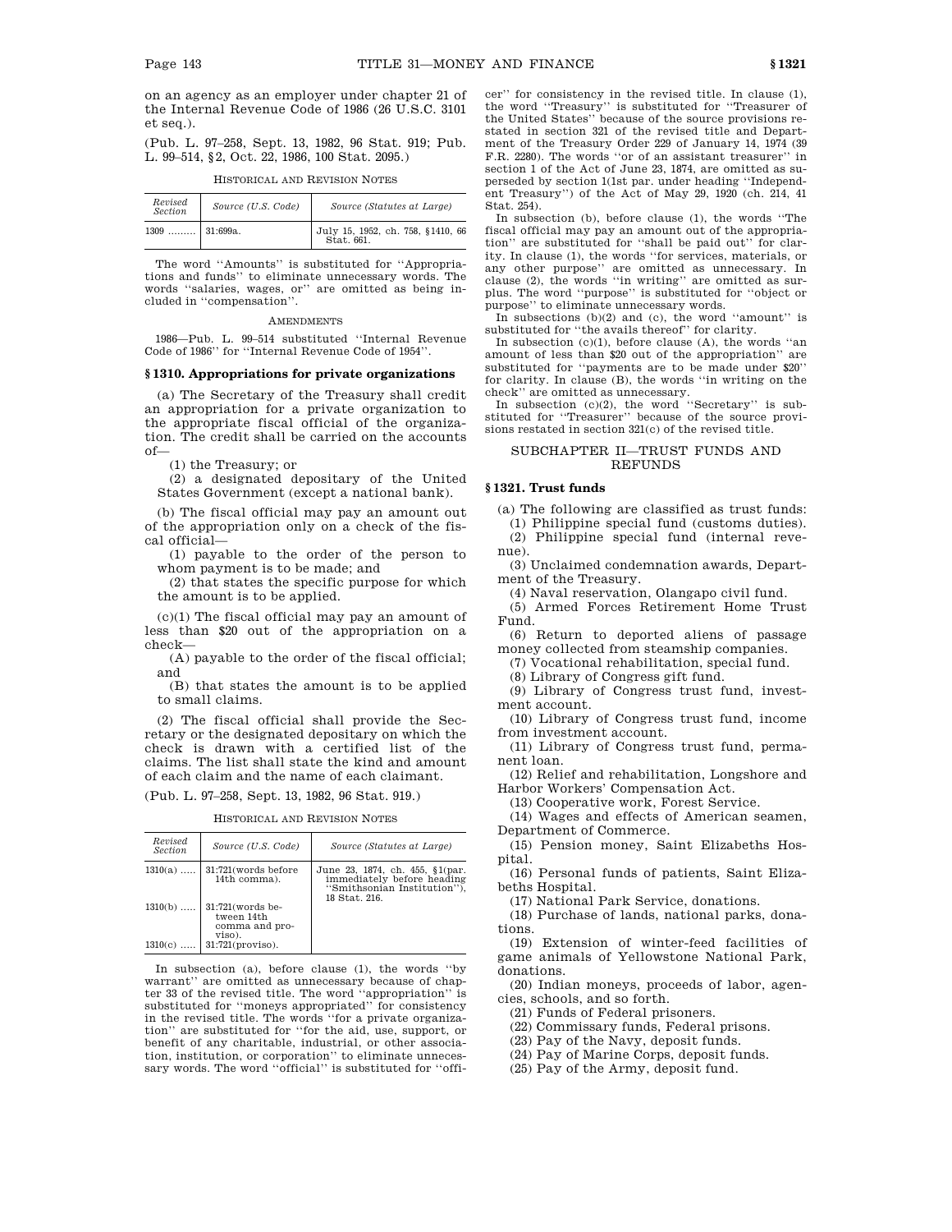on an agency as an employer under chapter 21 of the Internal Revenue Code of 1986 (26 U.S.C. 3101 et seq.).

(Pub. L. 97–258, Sept. 13, 1982, 96 Stat. 919; Pub. L. 99–514, §2, Oct. 22, 1986, 100 Stat. 2095.)

HISTORICAL AND REVISION NOTES

| Revised Section | Source (U.S. Code) | Source (Statutes at Large) |
|---|---|---|
| 1309 ......... | 31:699a. | July 15, 1952, ch. 758, §1410, 66 Stat. 661. |

The word ''Amounts'' is substituted for ''Appropriations and funds'' to eliminate unnecessary words. The words ''salaries, wages, or'' are omitted as being included in ''compensation''.

AMENDMENTS

1986—Pub. L. 99–514 substituted ''Internal Revenue Code of 1986'' for ''Internal Revenue Code of 1954''.

### §1310. Appropriations for private organizations

(a) The Secretary of the Treasury shall credit an appropriation for a private organization to the appropriate fiscal official of the organization. The credit shall be carried on the accounts of—

(1) the Treasury; or

(2) a designated depositary of the United States Government (except a national bank).

(b) The fiscal official may pay an amount out of the appropriation only on a check of the fiscal official—

(1) payable to the order of the person to whom payment is to be made; and

(2) that states the specific purpose for which the amount is to be applied.

(c)(1) The fiscal official may pay an amount of less than $20 out of the appropriation on a check—

(A) payable to the order of the fiscal official; and

(B) that states the amount is to be applied to small claims.

(2) The fiscal official shall provide the Secretary or the designated depositary on which the check is drawn with a certified list of the claims. The list shall state the kind and amount of each claim and the name of each claimant.

(Pub. L. 97–258, Sept. 13, 1982, 96 Stat. 919.)

HISTORICAL AND REVISION NOTES

| Revised Section | Source (U.S. Code) | Source (Statutes at Large) |
|---|---|---|
| 1310(a) ..... | 31:721(words before 14th comma). | June 23, 1874, ch. 455, §1(par. immediately before heading ''Smithsonian Institution''), 18 Stat. 216. |
| 1310(b) ..... | 31:721(words between 14th comma and proviso). | |
| 1310(c) ..... | 31:721(proviso). | |

In subsection (a), before clause (1), the words ''by warrant'' are omitted as unnecessary because of chapter 33 of the revised title. The word ''appropriation'' is substituted for ''moneys appropriated'' for consistency in the revised title. The words ''for a private organization'' are substituted for ''for the aid, use, support, or benefit of any charitable, industrial, or other association, institution, or corporation'' to eliminate unnecessary words. The word ''official'' is substituted for ''officer'' for consistency in the revised title. In clause (1), the word ''Treasury'' is substituted for ''Treasurer of the United States'' because of the source provisions restated in section 321 of the revised title and Department of the Treasury Order 229 of January 14, 1974 (39 F.R. 2280). The words ''or of an assistant treasurer'' in section 1 of the Act of June 23, 1874, are omitted as superseded by section 1(1st par. under heading ''Independent Treasury'') of the Act of May 29, 1920 (ch. 214, 41 Stat. 254).

In subsection (b), before clause (1), the words ''The fiscal official may pay an amount out of the appropriation'' are substituted for ''shall be paid out'' for clarity. In clause (1), the words ''for services, materials, or any other purpose'' are omitted as unnecessary. In clause (2), the words ''in writing'' are omitted as surplus. The word ''purpose'' is substituted for ''object or purpose'' to eliminate unnecessary words.

In subsections (b)(2) and (c), the word ''amount'' is substituted for ''the avails thereof'' for clarity.

In subsection (c)(1), before clause (A), the words ''an amount of less than $20 out of the appropriation'' are substituted for ''payments are to be made under $20'' for clarity. In clause (B), the words ''in writing on the check'' are omitted as unnecessary.

In subsection (c)(2), the word ''Secretary'' is substituted for ''Treasurer'' because of the source provisions restated in section 321(c) of the revised title.

## SUBCHAPTER II—TRUST FUNDS AND REFUNDS

### §1321. Trust funds

(a) The following are classified as trust funds:

(1) Philippine special fund (customs duties).

(2) Philippine special fund (internal revenue).

(3) Unclaimed condemnation awards, Department of the Treasury.

(4) Naval reservation, Olangapo civil fund.

(5) Armed Forces Retirement Home Trust Fund.

(6) Return to deported aliens of passage money collected from steamship companies.

(7) Vocational rehabilitation, special fund.

(8) Library of Congress gift fund.

(9) Library of Congress trust fund, investment account.

(10) Library of Congress trust fund, income from investment account.

(11) Library of Congress trust fund, permanent loan.

(12) Relief and rehabilitation, Longshore and Harbor Workers' Compensation Act.

(13) Cooperative work, Forest Service.

(14) Wages and effects of American seamen, Department of Commerce.

(15) Pension money, Saint Elizabeths Hospital.

(16) Personal funds of patients, Saint Elizabeths Hospital.

(17) National Park Service, donations.

(18) Purchase of lands, national parks, donations.

(19) Extension of winter-feed facilities of game animals of Yellowstone National Park, donations.

(20) Indian moneys, proceeds of labor, agencies, schools, and so forth.

(21) Funds of Federal prisoners.

(22) Commissary funds, Federal prisons.

(23) Pay of the Navy, deposit funds.

(24) Pay of Marine Corps, deposit funds.

(25) Pay of the Army, deposit fund.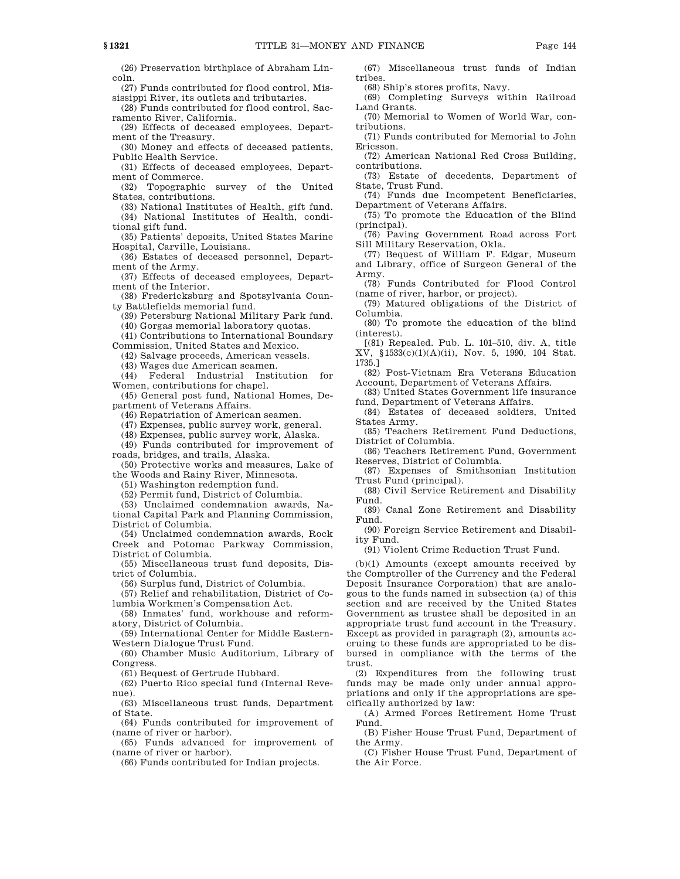(26) Preservation birthplace of Abraham Lincoln.

(27) Funds contributed for flood control, Mississippi River, its outlets and tributaries.

(28) Funds contributed for flood control, Sacramento River, California.

(29) Effects of deceased employees, Department of the Treasury.

(30) Money and effects of deceased patients, Public Health Service.

(31) Effects of deceased employees, Department of Commerce.

(32) Topographic survey of the United States, contributions.

(33) National Institutes of Health, gift fund.

(34) National Institutes of Health, conditional gift fund.

(35) Patients' deposits, United States Marine Hospital, Carville, Louisiana.

(36) Estates of deceased personnel, Department of the Army.

(37) Effects of deceased employees, Department of the Interior.

(38) Fredericksburg and Spotsylvania County Battlefields memorial fund.

(39) Petersburg National Military Park fund.

(40) Gorgas memorial laboratory quotas.

(41) Contributions to International Boundary Commission, United States and Mexico.

(42) Salvage proceeds, American vessels.

(43) Wages due American seamen.

(44) Federal Industrial Institution for Women, contributions for chapel.

(45) General post fund, National Homes, Department of Veterans Affairs.

(46) Repatriation of American seamen.

(47) Expenses, public survey work, general.

(48) Expenses, public survey work, Alaska.

(49) Funds contributed for improvement of roads, bridges, and trails, Alaska.

(50) Protective works and measures, Lake of the Woods and Rainy River, Minnesota.

(51) Washington redemption fund.

(52) Permit fund, District of Columbia.

(53) Unclaimed condemnation awards, National Capital Park and Planning Commission, District of Columbia.

(54) Unclaimed condemnation awards, Rock Creek and Potomac Parkway Commission, District of Columbia.

(55) Miscellaneous trust fund deposits, District of Columbia.

(56) Surplus fund, District of Columbia.

(57) Relief and rehabilitation, District of Columbia Workmen's Compensation Act.

(58) Inmates' fund, workhouse and reformatory, District of Columbia.

(59) International Center for Middle Eastern-Western Dialogue Trust Fund.

(60) Chamber Music Auditorium, Library of Congress.

(61) Bequest of Gertrude Hubbard.

(62) Puerto Rico special fund (Internal Revenue).

(63) Miscellaneous trust funds, Department of State.

(64) Funds contributed for improvement of (name of river or harbor).

(65) Funds advanced for improvement of (name of river or harbor).

(66) Funds contributed for Indian projects.

(67) Miscellaneous trust funds of Indian tribes.

(68) Ship's stores profits, Navy.

(69) Completing Surveys within Railroad Land Grants.

(70) Memorial to Women of World War, contributions.

(71) Funds contributed for Memorial to John Ericsson.

(72) American National Red Cross Building, contributions.

(73) Estate of decedents, Department of State, Trust Fund.

(74) Funds due Incompetent Beneficiaries, Department of Veterans Affairs.

(75) To promote the Education of the Blind (principal).

(76) Paving Government Road across Fort Sill Military Reservation, Okla.

(77) Bequest of William F. Edgar, Museum and Library, office of Surgeon General of the Army.

(78) Funds Contributed for Flood Control (name of river, harbor, or project).

(79) Matured obligations of the District of Columbia.

(80) To promote the education of the blind (interest).

[(81) Repealed. Pub. L. 101–510, div. A, title XV, §1533(c)(1)(A)(ii), Nov. 5, 1990, 104 Stat. 1735.]

(82) Post-Vietnam Era Veterans Education Account, Department of Veterans Affairs.

(83) United States Government life insurance fund, Department of Veterans Affairs.

(84) Estates of deceased soldiers, United States Army.

(85) Teachers Retirement Fund Deductions, District of Columbia.

(86) Teachers Retirement Fund, Government Reserves, District of Columbia.

(87) Expenses of Smithsonian Institution Trust Fund (principal).

(88) Civil Service Retirement and Disability Fund.

(89) Canal Zone Retirement and Disability Fund.

(90) Foreign Service Retirement and Disability Fund.

(91) Violent Crime Reduction Trust Fund.

(b)(1) Amounts (except amounts received by the Comptroller of the Currency and the Federal Deposit Insurance Corporation) that are analogous to the funds named in subsection (a) of this section and are received by the United States Government as trustee shall be deposited in an appropriate trust fund account in the Treasury. Except as provided in paragraph (2), amounts accruing to these funds are appropriated to be disbursed in compliance with the terms of the trust.

(2) Expenditures from the following trust funds may be made only under annual appropriations and only if the appropriations are specifically authorized by law:

(A) Armed Forces Retirement Home Trust Fund.

(B) Fisher House Trust Fund, Department of the Army.

(C) Fisher House Trust Fund, Department of the Air Force.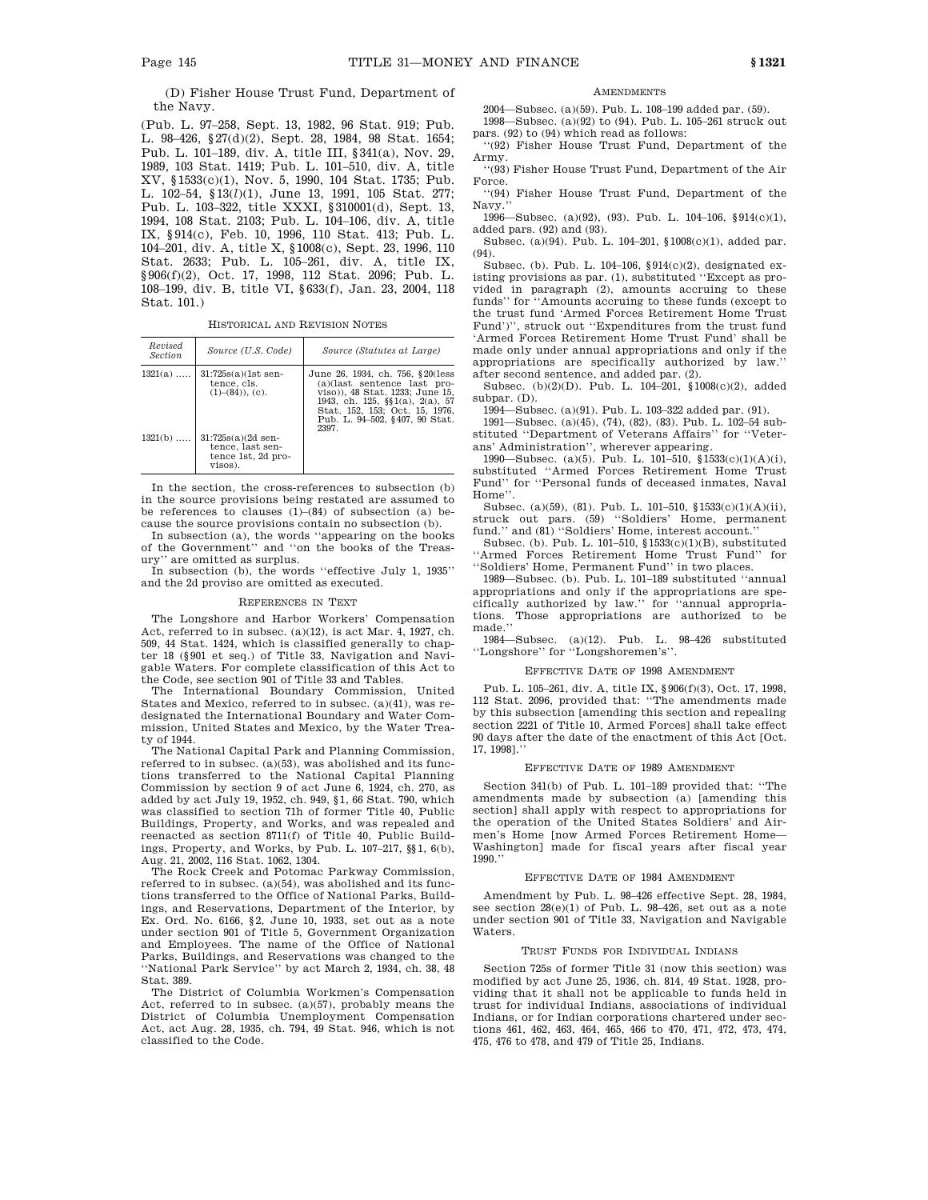(D) Fisher House Trust Fund, Department of the Navy.

(Pub. L. 97–258, Sept. 13, 1982, 96 Stat. 919; Pub. L. 98–426, §27(d)(2), Sept. 28, 1984, 98 Stat. 1654; Pub. L. 101–189, div. A, title III, §341(a), Nov. 29, 1989, 103 Stat. 1419; Pub. L. 101–510, div. A, title XV, §1533(c)(1), Nov. 5, 1990, 104 Stat. 1735; Pub. L. 102–54, §13(*l*)(1), June 13, 1991, 105 Stat. 277; Pub. L. 103–322, title XXXI, §310001(d), Sept. 13, 1994, 108 Stat. 2103; Pub. L. 104–106, div. A, title IX, §914(c), Feb. 10, 1996, 110 Stat. 413; Pub. L. 104–201, div. A, title X, §1008(c), Sept. 23, 1996, 110 Stat. 2633; Pub. L. 105–261, div. A, title IX, §906(f)(2), Oct. 17, 1998, 112 Stat. 2096; Pub. L. 108–199, div. B, title VI, §633(f), Jan. 23, 2004, 118 Stat. 101.)

HISTORICAL AND REVISION NOTES

| *Revised Section* | *Source (U.S. Code)* | *Source (Statutes at Large)* |
|---|---|---|
| 1321(a) ..... | 31:725s(a)(1st sentence, cls. (1)–(84)), (c). | June 26, 1934, ch. 756, §20(less (a)(last sentence last proviso)), 48 Stat. 1233; June 15, 1943, ch. 125, §§1(a), 2(a), 57 Stat. 152, 153; Oct. 15, 1976, Pub. L. 94–502, §407, 90 Stat. 2397. |
| 1321(b) ..... | 31:725s(a)(2d sentence, last sentence 1st, 2d provisos). | |

In the section, the cross-references to subsection (b) in the source provisions being restated are assumed to be references to clauses (1)–(84) of subsection (a) because the source provisions contain no subsection (b).

In subsection (a), the words "appearing on the books of the Government" and "on the books of the Treasury" are omitted as surplus.

In subsection (b), the words "effective July 1, 1935" and the 2d proviso are omitted as executed.

REFERENCES IN TEXT

The Longshore and Harbor Workers' Compensation Act, referred to in subsec. (a)(12), is act Mar. 4, 1927, ch. 509, 44 Stat. 1424, which is classified generally to chapter 18 (§901 et seq.) of Title 33, Navigation and Navigable Waters. For complete classification of this Act to the Code, see section 901 of Title 33 and Tables.

The International Boundary Commission, United States and Mexico, referred to in subsec. (a)(41), was redesignated the International Boundary and Water Commission, United States and Mexico, by the Water Treaty of 1944.

The National Capital Park and Planning Commission, referred to in subsec. (a)(53), was abolished and its functions transferred to the National Capital Planning Commission by section 9 of act June 6, 1924, ch. 270, as added by act July 19, 1952, ch. 949, §1, 66 Stat. 790, which was classified to section 71h of former Title 40, Public Buildings, Property, and Works, and was repealed and reenacted as section 8711(f) of Title 40, Public Buildings, Property, and Works, by Pub. L. 107–217, §§1, 6(b), Aug. 21, 2002, 116 Stat. 1062, 1304.

The Rock Creek and Potomac Parkway Commission, referred to in subsec. (a)(54), was abolished and its functions transferred to the Office of National Parks, Buildings, and Reservations, Department of the Interior, by Ex. Ord. No. 6166, §2, June 10, 1933, set out as a note under section 901 of Title 5, Government Organization and Employees. The name of the Office of National Parks, Buildings, and Reservations was changed to the "National Park Service" by act March 2, 1934, ch. 38, 48 Stat. 389.

The District of Columbia Workmen's Compensation Act, referred to in subsec. (a)(57), probably means the District of Columbia Unemployment Compensation Act, act Aug. 28, 1935, ch. 794, 49 Stat. 946, which is not classified to the Code.

AMENDMENTS

2004—Subsec. (a)(59). Pub. L. 108–199 added par. (59).

1998—Subsec. (a)(92) to (94). Pub. L. 105–261 struck out pars. (92) to (94) which read as follows:

"(92) Fisher House Trust Fund, Department of the Army.

"(93) Fisher House Trust Fund, Department of the Air Force.

"(94) Fisher House Trust Fund, Department of the Navy."

1996—Subsec. (a)(92), (93). Pub. L. 104–106, §914(c)(1), added pars. (92) and (93).

Subsec. (a)(94). Pub. L. 104–201, §1008(c)(1), added par. (94).

Subsec. (b). Pub. L. 104–106, §914(c)(2), designated existing provisions as par. (1), substituted "Except as provided in paragraph (2), amounts accruing to these funds" for "Amounts accruing to these funds (except to the trust fund 'Armed Forces Retirement Home Trust Fund')", struck out "Expenditures from the trust fund 'Armed Forces Retirement Home Trust Fund' shall be made only under annual appropriations and only if the appropriations are specifically authorized by law." after second sentence, and added par. (2).

Subsec. (b)(2)(D). Pub. L. 104–201, §1008(c)(2), added subpar. (D).

1994—Subsec. (a)(91). Pub. L. 103–322 added par. (91).

1991—Subsec. (a)(45), (74), (82), (83). Pub. L. 102–54 substituted "Department of Veterans Affairs" for "Veterans' Administration", wherever appearing.

1990—Subsec. (a)(5). Pub. L. 101–510, §1533(c)(1)(A)(i), substituted "Armed Forces Retirement Home Trust Fund" for "Personal funds of deceased inmates, Naval Home".

Subsec. (a)(59), (81). Pub. L. 101–510, §1533(c)(1)(A)(ii), struck out pars. (59) "Soldiers' Home, permanent fund." and (81) "Soldiers' Home, interest account."

Subsec. (b). Pub. L. 101–510, §1533(c)(1)(B), substituted "Armed Forces Retirement Home Trust Fund" for "Soldiers' Home, Permanent Fund" in two places.

1989—Subsec. (b). Pub. L. 101–189 substituted "annual appropriations and only if the appropriations are specifically authorized by law." for "annual appropriations. Those appropriations are authorized to be made."

1984—Subsec. (a)(12). Pub. L. 98–426 substituted "Longshore" for "Longshoremen's".

EFFECTIVE DATE OF 1998 AMENDMENT

Pub. L. 105–261, div. A, title IX, §906(f)(3), Oct. 17, 1998, 112 Stat. 2096, provided that: "The amendments made by this subsection [amending this section and repealing section 2221 of Title 10, Armed Forces] shall take effect 90 days after the date of the enactment of this Act [Oct. 17, 1998]."

EFFECTIVE DATE OF 1989 AMENDMENT

Section 341(b) of Pub. L. 101–189 provided that: "The amendments made by subsection (a) [amending this section] shall apply with respect to appropriations for the operation of the United States Soldiers' and Airmen's Home [now Armed Forces Retirement Home—Washington] made for fiscal years after fiscal year 1990."

EFFECTIVE DATE OF 1984 AMENDMENT

Amendment by Pub. L. 98–426 effective Sept. 28, 1984, see section 28(e)(1) of Pub. L. 98–426, set out as a note under section 901 of Title 33, Navigation and Navigable Waters.

TRUST FUNDS FOR INDIVIDUAL INDIANS

Section 725s of former Title 31 (now this section) was modified by act June 25, 1936, ch. 814, 49 Stat. 1928, providing that it shall not be applicable to funds held in trust for individual Indians, associations of individual Indians, or for Indian corporations chartered under sections 461, 462, 463, 464, 465, 466 to 470, 471, 472, 473, 474, 475, 476 to 478, and 479 of Title 25, Indians.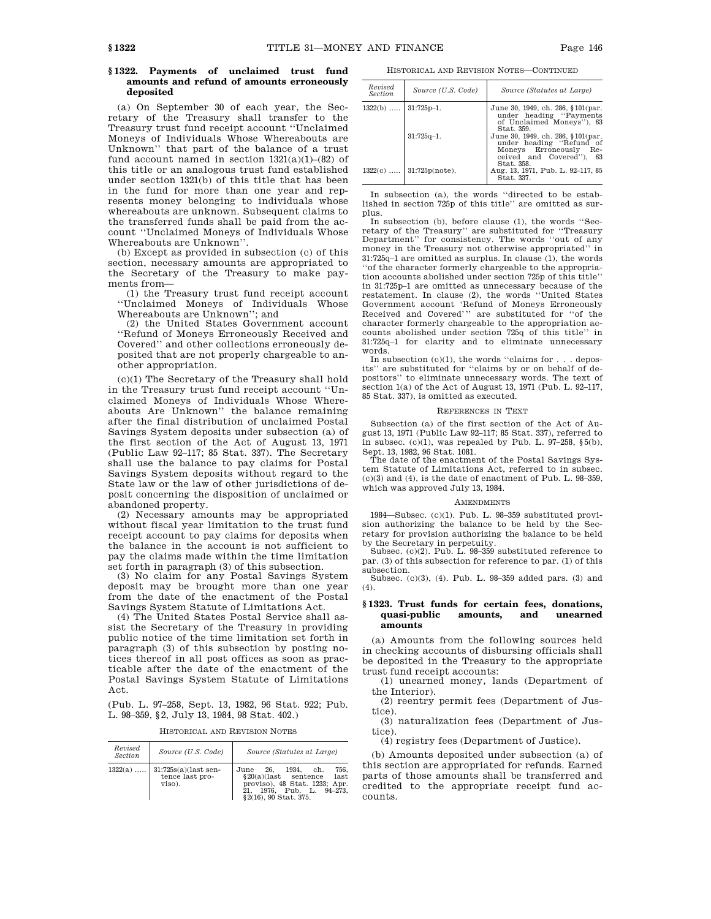### § 1322. Payments of unclaimed trust fund amounts and refund of amounts erroneously deposited

(a) On September 30 of each year, the Secretary of the Treasury shall transfer to the Treasury trust fund receipt account "Unclaimed Moneys of Individuals Whose Whereabouts are Unknown" that part of the balance of a trust fund account named in section 1321(a)(1)–(82) of this title or an analogous trust fund established under section 1321(b) of this title that has been in the fund for more than one year and represents money belonging to individuals whose whereabouts are unknown. Subsequent claims to the transferred funds shall be paid from the account "Unclaimed Moneys of Individuals Whose Whereabouts are Unknown".

(b) Except as provided in subsection (c) of this section, necessary amounts are appropriated to the Secretary of the Treasury to make payments from—

(1) the Treasury trust fund receipt account "Unclaimed Moneys of Individuals Whose Whereabouts are Unknown"; and

(2) the United States Government account "Refund of Moneys Erroneously Received and Covered" and other collections erroneously deposited that are not properly chargeable to another appropriation.

(c)(1) The Secretary of the Treasury shall hold in the Treasury trust fund receipt account "Unclaimed Moneys of Individuals Whose Whereabouts Are Unknown" the balance remaining after the final distribution of unclaimed Postal Savings System deposits under subsection (a) of the first section of the Act of August 13, 1971 (Public Law 92–117; 85 Stat. 337). The Secretary shall use the balance to pay claims for Postal Savings System deposits without regard to the State law or the law of other jurisdictions of deposit concerning the disposition of unclaimed or abandoned property.

(2) Necessary amounts may be appropriated without fiscal year limitation to the trust fund receipt account to pay claims for deposits when the balance in the account is not sufficient to pay the claims made within the time limitation set forth in paragraph (3) of this subsection.

(3) No claim for any Postal Savings System deposit may be brought more than one year from the date of the enactment of the Postal Savings System Statute of Limitations Act.

(4) The United States Postal Service shall assist the Secretary of the Treasury in providing public notice of the time limitation set forth in paragraph (3) of this subsection by posting notices thereof in all post offices as soon as practicable after the date of the enactment of the Postal Savings System Statute of Limitations Act.

(Pub. L. 97–258, Sept. 13, 1982, 96 Stat. 922; Pub. L. 98–359, §2, July 13, 1984, 98 Stat. 402.)

HISTORICAL AND REVISION NOTES

| Revised Section | Source (U.S. Code) | Source (Statutes at Large) |
|---|---|---|
| 1322(a) | 31:725s(a)(last sentence last proviso). | June 26, 1934, ch. 756, §20(a)(last sentence last proviso), 48 Stat. 1233; Apr. 21, 1976, Pub. L. 94–273, §2(16), 90 Stat. 375. |
| 1322(b) | 31:725p–1. | June 30, 1949, ch. 286, §101(par. under heading "Payments of Unclaimed Moneys"), 63 Stat. 359. |
| | 31:725q–1. | June 30, 1949, ch. 286, §101(par. under heading "Refund of Moneys Erroneously Received and Covered"), 63 Stat. 358. |
| 1322(c) | 31:725p(note). | Aug. 13, 1971, Pub. L. 92–117, 85 Stat. 337. |

In subsection (a), the words "directed to be established in section 725p of this title" are omitted as surplus.

In subsection (b), before clause (1), the words "Secretary of the Treasury" are substituted for "Treasury Department" for consistency. The words "out of any money in the Treasury not otherwise appropriated" in 31:725q–1 are omitted as surplus. In clause (1), the words "of the character formerly chargeable to the appropriation accounts abolished under section 725p of this title" in 31:725p–1 are omitted as unnecessary because of the restatement. In clause (2), the words "United States Government account 'Refund of Moneys Erroneously Received and Covered'" are substituted for "of the character formerly chargeable to the appropriation accounts abolished under section 725q of this title" in 31:725q–1 for clarity and to eliminate unnecessary words.

In subsection (c)(1), the words "claims for . . . deposits" are substituted for "claims by or on behalf of depositors" to eliminate unnecessary words. The text of section 1(a) of the Act of August 13, 1971 (Pub. L. 92–117, 85 Stat. 337), is omitted as executed.

REFERENCES IN TEXT

Subsection (a) of the first section of the Act of August 13, 1971 (Public Law 92–117; 85 Stat. 337), referred to in subsec. (c)(1), was repealed by Pub. L. 97–258, §5(b), Sept. 13, 1982, 96 Stat. 1081.

The date of the enactment of the Postal Savings System Statute of Limitations Act, referred to in subsec. (c)(3) and (4), is the date of enactment of Pub. L. 98–359, which was approved July 13, 1984.

AMENDMENTS

1984—Subsec. (c)(1). Pub. L. 98–359 substituted provision authorizing the balance to be held by the Secretary for provision authorizing the balance to be held by the Secretary in perpetuity.

Subsec. (c)(2). Pub. L. 98–359 substituted reference to par. (3) of this subsection for reference to par. (1) of this subsection.

Subsec. (c)(3), (4). Pub. L. 98–359 added pars. (3) and (4).

### § 1323. Trust funds for certain fees, donations, quasi-public amounts, and unearned amounts

(a) Amounts from the following sources held in checking accounts of disbursing officials shall be deposited in the Treasury to the appropriate trust fund receipt accounts:

(1) unearned money, lands (Department of the Interior).

(2) reentry permit fees (Department of Justice).

(3) naturalization fees (Department of Justice).

(4) registry fees (Department of Justice).

(b) Amounts deposited under subsection (a) of this section are appropriated for refunds. Earned parts of those amounts shall be transferred and credited to the appropriate receipt fund accounts.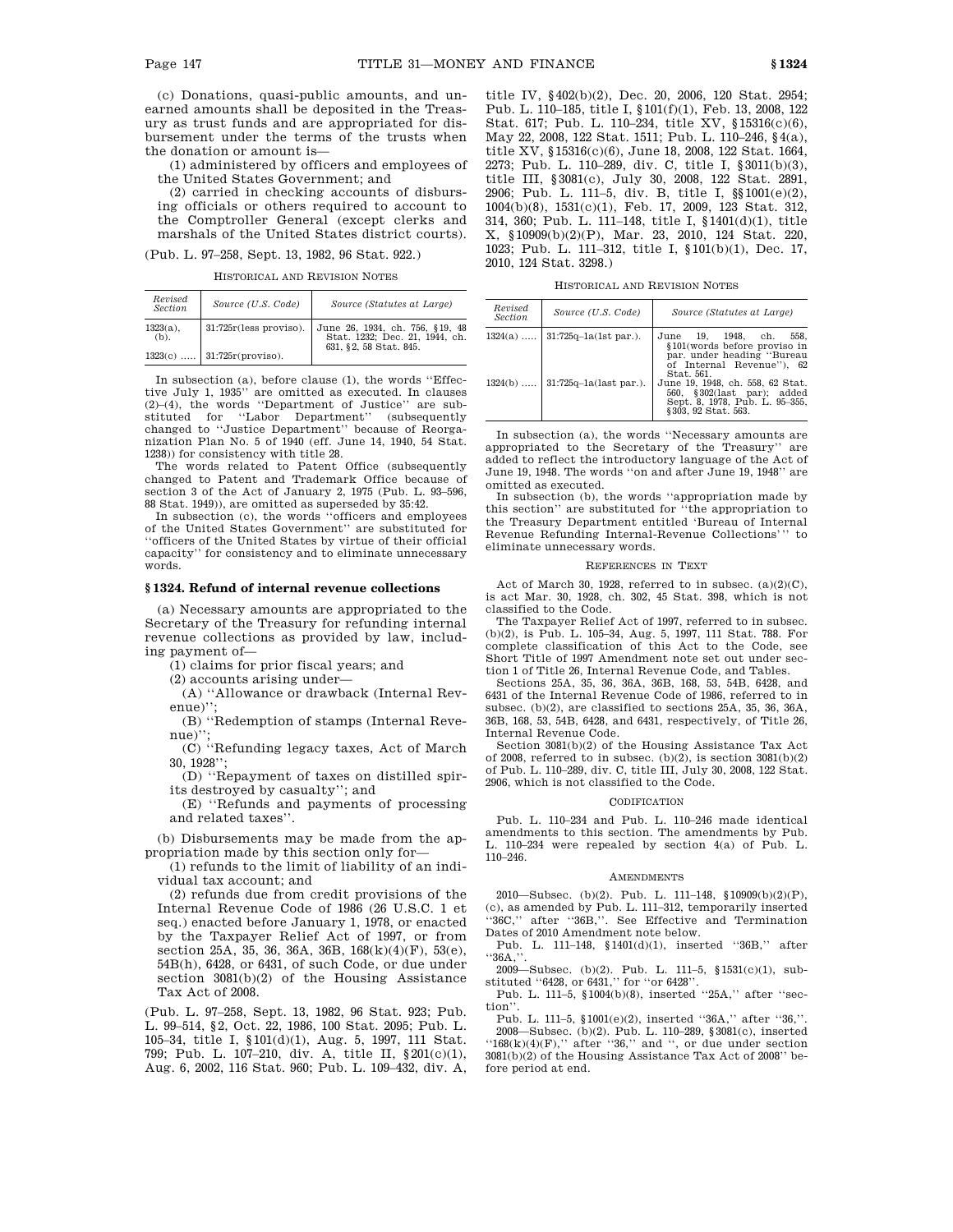(c) Donations, quasi-public amounts, and unearned amounts shall be deposited in the Treasury as trust funds and are appropriated for disbursement under the terms of the trusts when the donation or amount is—

(1) administered by officers and employees of the United States Government; and

(2) carried in checking accounts of disbursing officials or others required to account to the Comptroller General (except clerks and marshals of the United States district courts).

(Pub. L. 97–258, Sept. 13, 1982, 96 Stat. 922.)

HISTORICAL AND REVISION NOTES

| Revised Section | Source (U.S. Code) | Source (Statutes at Large) |
|---|---|---|
| 1323(a), (b). | 31:725r(less proviso). | June 26, 1934, ch. 756, §19, 48 Stat. 1232; Dec. 21, 1944, ch. 631, §2, 58 Stat. 845. |
| 1323(c) ….. | 31:725r(proviso). | |

In subsection (a), before clause (1), the words "Effective July 1, 1935" are omitted as executed. In clauses (2)–(4), the words "Department of Justice" are substituted for "Labor Department" (subsequently changed to "Justice Department" because of Reorganization Plan No. 5 of 1940 (eff. June 14, 1940, 54 Stat. 1238)) for consistency with title 28.

The words related to Patent Office (subsequently changed to Patent and Trademark Office because of section 3 of the Act of January 2, 1975 (Pub. L. 93–596, 88 Stat. 1949)), are omitted as superseded by 35:42.

In subsection (c), the words "officers and employees of the United States Government" are substituted for "officers of the United States by virtue of their official capacity" for consistency and to eliminate unnecessary words.

### § 1324. Refund of internal revenue collections

(a) Necessary amounts are appropriated to the Secretary of the Treasury for refunding internal revenue collections as provided by law, including payment of—

(1) claims for prior fiscal years; and

(2) accounts arising under—

(A) "Allowance or drawback (Internal Revenue)";

(B) "Redemption of stamps (Internal Revenue)";

(C) "Refunding legacy taxes, Act of March 30, 1928";

(D) "Repayment of taxes on distilled spirits destroyed by casualty"; and

(E) "Refunds and payments of processing and related taxes".

(b) Disbursements may be made from the appropriation made by this section only for—

(1) refunds to the limit of liability of an individual tax account; and

(2) refunds due from credit provisions of the Internal Revenue Code of 1986 (26 U.S.C. 1 et seq.) enacted before January 1, 1978, or enacted by the Taxpayer Relief Act of 1997, or from section 25A, 35, 36, 36A, 36B, 168(k)(4)(F), 53(e), 54B(h), 6428, or 6431, of such Code, or due under section 3081(b)(2) of the Housing Assistance Tax Act of 2008.

(Pub. L. 97–258, Sept. 13, 1982, 96 Stat. 923; Pub. L. 99–514, §2, Oct. 22, 1986, 100 Stat. 2095; Pub. L. 105–34, title I, §101(d)(1), Aug. 5, 1997, 111 Stat. 799; Pub. L. 107–210, div. A, title II, §201(c)(1), Aug. 6, 2002, 116 Stat. 960; Pub. L. 109–432, div. A, title IV, §402(b)(2), Dec. 20, 2006, 120 Stat. 2954; Pub. L. 110–185, title I, §101(f)(1), Feb. 13, 2008, 122 Stat. 617; Pub. L. 110–234, title XV, §15316(c)(6), May 22, 2008, 122 Stat. 1511; Pub. L. 110–246, §4(a), title XV, §15316(c)(6), June 18, 2008, 122 Stat. 1664, 2273; Pub. L. 110–289, div. C, title I, §3011(b)(3), title III, §3081(c), July 30, 2008, 122 Stat. 2891, 2906; Pub. L. 111–5, div. B, title I, §§1001(e)(2), 1004(b)(8), 1531(c)(1), Feb. 17, 2009, 123 Stat. 312, 314, 360; Pub. L. 111–148, title I, §1401(d)(1), title X, §10909(b)(2)(P), Mar. 23, 2010, 124 Stat. 220, 1023; Pub. L. 111–312, title I, §101(b)(1), Dec. 17, 2010, 124 Stat. 3298.)

HISTORICAL AND REVISION NOTES

| Revised Section | Source (U.S. Code) | Source (Statutes at Large) |
|---|---|---|
| 1324(a) ….. | 31:725q–1a(1st par.). | June 19, 1948, ch. 558, §101(words before proviso in par. under heading "Bureau of Internal Revenue"), 62 Stat. 561. |
| 1324(b) ….. | 31:725q–1a(last par.). | June 19, 1948, ch. 558, 62 Stat. 560, §302(last par); added Sept. 8, 1978, Pub. L. 95–355, §303, 92 Stat. 563. |

In subsection (a), the words "Necessary amounts are appropriated to the Secretary of the Treasury" are added to reflect the introductory language of the Act of June 19, 1948. The words "on and after June 19, 1948" are omitted as executed.

In subsection (b), the words "appropriation made by this section" are substituted for "the appropriation to the Treasury Department entitled 'Bureau of Internal Revenue Refunding Internal-Revenue Collections'" to eliminate unnecessary words.

REFERENCES IN TEXT

Act of March 30, 1928, referred to in subsec. (a)(2)(C), is act Mar. 30, 1928, ch. 302, 45 Stat. 398, which is not classified to the Code.

The Taxpayer Relief Act of 1997, referred to in subsec. (b)(2), is Pub. L. 105–34, Aug. 5, 1997, 111 Stat. 788. For complete classification of this Act to the Code, see Short Title of 1997 Amendment note set out under section 1 of Title 26, Internal Revenue Code, and Tables.

Sections 25A, 35, 36, 36A, 36B, 168, 53, 54B, 6428, and 6431 of the Internal Revenue Code of 1986, referred to in subsec. (b)(2), are classified to sections 25A, 35, 36, 36A, 36B, 168, 53, 54B, 6428, and 6431, respectively, of Title 26, Internal Revenue Code.

Section 3081(b)(2) of the Housing Assistance Tax Act of 2008, referred to in subsec. (b)(2), is section 3081(b)(2) of Pub. L. 110–289, div. C, title III, July 30, 2008, 122 Stat. 2906, which is not classified to the Code.

CODIFICATION

Pub. L. 110–234 and Pub. L. 110–246 made identical amendments to this section. The amendments by Pub. L. 110–234 were repealed by section 4(a) of Pub. L. 110–246.

AMENDMENTS

2010—Subsec. (b)(2). Pub. L. 111–148, §10909(b)(2)(P), (c), as amended by Pub. L. 111–312, temporarily inserted "36C," after "36B,". See Effective and Termination Dates of 2010 Amendment note below.

Pub. L. 111–148, §1401(d)(1), inserted "36B," after "36A,".

2009—Subsec. (b)(2). Pub. L. 111–5, §1531(c)(1), substituted "6428, or 6431," for "or 6428".

Pub. L. 111–5, §1004(b)(8), inserted "25A," after "section".

Pub. L. 111–5, §1001(e)(2), inserted "36A," after "36,".

2008—Subsec. (b)(2). Pub. L. 110–289, §3081(c), inserted "168(k)(4)(F)," after "36," and ", or due under section 3081(b)(2) of the Housing Assistance Tax Act of 2008" before period at end.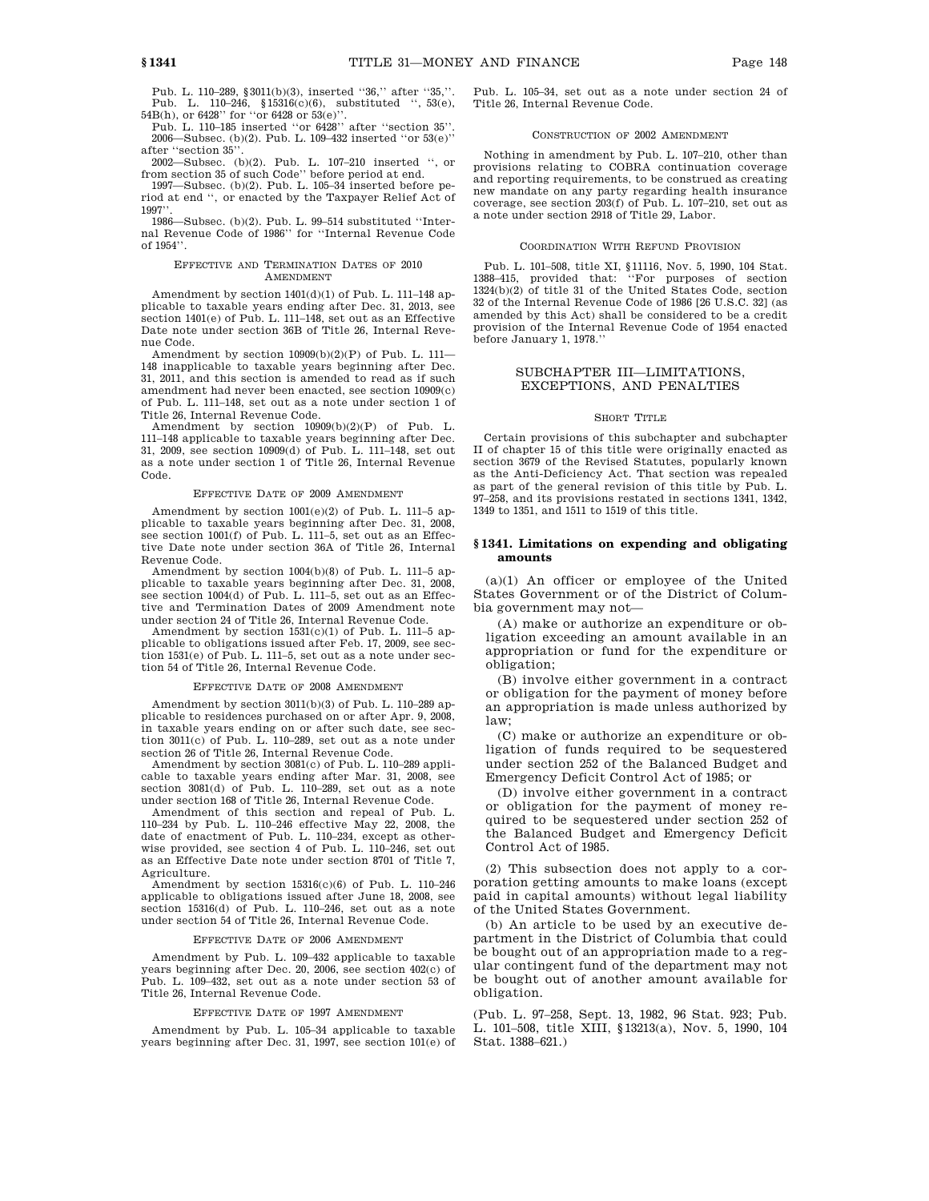Pub. L. 110–289, §3011(b)(3), inserted ''36,'' after ''35,''.

Pub. L. 110–246, §15316(c)(6), substituted '', 53(e), 54B(h), or 6428'' for ''or 6428 or 53(e)''.

Pub. L. 110–185 inserted ''or 6428'' after ''section 35''.

2006—Subsec. (b)(2). Pub. L. 109–432 inserted ''or 53(e)'' after ''section 35''.

2002—Subsec. (b)(2). Pub. L. 107–210 inserted '', or from section 35 of such Code'' before period at end.

1997—Subsec. (b)(2). Pub. L. 105–34 inserted before period at end '', or enacted by the Taxpayer Relief Act of 1997''.

1986—Subsec. (b)(2). Pub. L. 99–514 substituted ''Internal Revenue Code of 1986'' for ''Internal Revenue Code of 1954''.

###### EFFECTIVE AND TERMINATION DATES OF 2010 AMENDMENT

Amendment by section 1401(d)(1) of Pub. L. 111–148 applicable to taxable years ending after Dec. 31, 2013, see section 1401(e) of Pub. L. 111–148, set out as an Effective Date note under section 36B of Title 26, Internal Revenue Code.

Amendment by section 10909(b)(2)(P) of Pub. L. 111—148 inapplicable to taxable years beginning after Dec. 31, 2011, and this section is amended to read as if such amendment had never been enacted, see section 10909(c) of Pub. L. 111–148, set out as a note under section 1 of Title 26, Internal Revenue Code.

Amendment by section 10909(b)(2)(P) of Pub. L. 111–148 applicable to taxable years beginning after Dec. 31, 2009, see section 10909(d) of Pub. L. 111–148, set out as a note under section 1 of Title 26, Internal Revenue Code.

###### EFFECTIVE DATE OF 2009 AMENDMENT

Amendment by section 1001(e)(2) of Pub. L. 111–5 applicable to taxable years beginning after Dec. 31, 2008, see section 1001(f) of Pub. L. 111–5, set out as an Effective Date note under section 36A of Title 26, Internal Revenue Code.

Amendment by section 1004(b)(8) of Pub. L. 111–5 applicable to taxable years beginning after Dec. 31, 2008, see section 1004(d) of Pub. L. 111–5, set out as an Effective and Termination Dates of 2009 Amendment note under section 24 of Title 26, Internal Revenue Code.

Amendment by section 1531(c)(1) of Pub. L. 111–5 applicable to obligations issued after Feb. 17, 2009, see section 1531(e) of Pub. L. 111–5, set out as a note under section 54 of Title 26, Internal Revenue Code.

###### EFFECTIVE DATE OF 2008 AMENDMENT

Amendment by section 3011(b)(3) of Pub. L. 110–289 applicable to residences purchased on or after Apr. 9, 2008, in taxable years ending on or after such date, see section 3011(c) of Pub. L. 110–289, set out as a note under section 26 of Title 26, Internal Revenue Code.

Amendment by section 3081(c) of Pub. L. 110–289 applicable to taxable years ending after Mar. 31, 2008, see section 3081(d) of Pub. L. 110–289, set out as a note under section 168 of Title 26, Internal Revenue Code.

Amendment of this section and repeal of Pub. L. 110–234 by Pub. L. 110–246 effective May 22, 2008, the date of enactment of Pub. L. 110–234, except as otherwise provided, see section 4 of Pub. L. 110–246, set out as an Effective Date note under section 8701 of Title 7, Agriculture.

Amendment by section 15316(c)(6) of Pub. L. 110–246 applicable to obligations issued after June 18, 2008, see section 15316(d) of Pub. L. 110–246, set out as a note under section 54 of Title 26, Internal Revenue Code.

###### EFFECTIVE DATE OF 2006 AMENDMENT

Amendment by Pub. L. 109–432 applicable to taxable years beginning after Dec. 20, 2006, see section 402(c) of Pub. L. 109–432, set out as a note under section 53 of Title 26, Internal Revenue Code.

###### EFFECTIVE DATE OF 1997 AMENDMENT

Amendment by Pub. L. 105–34 applicable to taxable years beginning after Dec. 31, 1997, see section 101(e) of Pub. L. 105–34, set out as a note under section 24 of Title 26, Internal Revenue Code.

###### CONSTRUCTION OF 2002 AMENDMENT

Nothing in amendment by Pub. L. 107–210, other than provisions relating to COBRA continuation coverage and reporting requirements, to be construed as creating new mandate on any party regarding health insurance coverage, see section 203(f) of Pub. L. 107–210, set out as a note under section 2918 of Title 29, Labor.

###### COORDINATION WITH REFUND PROVISION

Pub. L. 101–508, title XI, §11116, Nov. 5, 1990, 104 Stat. 1388–415, provided that: ''For purposes of section 1324(b)(2) of title 31 of the United States Code, section 32 of the Internal Revenue Code of 1986 [26 U.S.C. 32] (as amended by this Act) shall be considered to be a credit provision of the Internal Revenue Code of 1954 enacted before January 1, 1978.''

## SUBCHAPTER III—LIMITATIONS, EXCEPTIONS, AND PENALTIES

###### SHORT TITLE

Certain provisions of this subchapter and subchapter II of chapter 15 of this title were originally enacted as section 3679 of the Revised Statutes, popularly known as the Anti-Deficiency Act. That section was repealed as part of the general revision of this title by Pub. L. 97–258, and its provisions restated in sections 1341, 1342, 1349 to 1351, and 1511 to 1519 of this title.

### §1341. Limitations on expending and obligating amounts

(a)(1) An officer or employee of the United States Government or of the District of Columbia government may not—

(A) make or authorize an expenditure or obligation exceeding an amount available in an appropriation or fund for the expenditure or obligation;

(B) involve either government in a contract or obligation for the payment of money before an appropriation is made unless authorized by law;

(C) make or authorize an expenditure or obligation of funds required to be sequestered under section 252 of the Balanced Budget and Emergency Deficit Control Act of 1985; or

(D) involve either government in a contract or obligation for the payment of money required to be sequestered under section 252 of the Balanced Budget and Emergency Deficit Control Act of 1985.

(2) This subsection does not apply to a corporation getting amounts to make loans (except paid in capital amounts) without legal liability of the United States Government.

(b) An article to be used by an executive department in the District of Columbia that could be bought out of an appropriation made to a regular contingent fund of the department may not be bought out of another amount available for obligation.

(Pub. L. 97–258, Sept. 13, 1982, 96 Stat. 923; Pub. L. 101–508, title XIII, §13213(a), Nov. 5, 1990, 104 Stat. 1388–621.)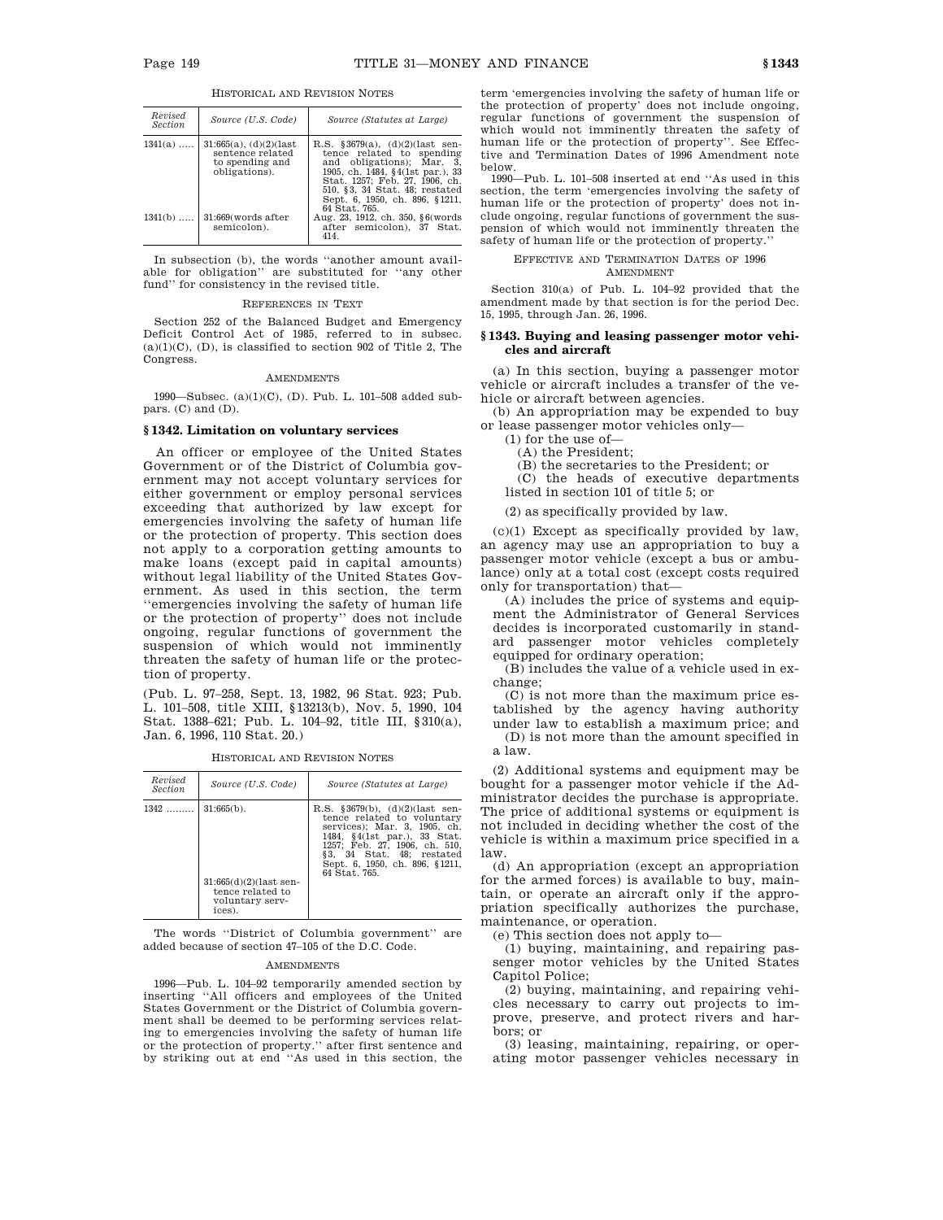HISTORICAL AND REVISION NOTES

| Revised Section | Source (U.S. Code) | Source (Statutes at Large) |
|---|---|---|
| 1341(a) ..... | 31:665(a), (d)(2)(last sentence related to spending and obligations). | R.S. §3679(a), (d)(2)(last sentence related to spending and obligations); Mar. 3, 1905, ch. 1484, §4(1st par.), 33 Stat. 1257; Feb. 27, 1906, ch. 510, §3, 34 Stat. 48; restated Sept. 6, 1950, ch. 896, §1211, 64 Stat. 765. |
| 1341(b) ..... | 31:669(words after semicolon). | Aug. 23, 1912, ch. 350, §6(words after semicolon), 37 Stat. 414. |

In subsection (b), the words "another amount available for obligation" are substituted for "any other fund" for consistency in the revised title.

REFERENCES IN TEXT

Section 252 of the Balanced Budget and Emergency Deficit Control Act of 1985, referred to in subsec. (a)(1)(C), (D), is classified to section 902 of Title 2, The Congress.

AMENDMENTS

1990—Subsec. (a)(1)(C), (D). Pub. L. 101–508 added subpars. (C) and (D).

### § 1342. Limitation on voluntary services

An officer or employee of the United States Government or of the District of Columbia government may not accept voluntary services for either government or employ personal services exceeding that authorized by law except for emergencies involving the safety of human life or the protection of property. This section does not apply to a corporation getting amounts to make loans (except paid in capital amounts) without legal liability of the United States Government. As used in this section, the term "emergencies involving the safety of human life or the protection of property" does not include ongoing, regular functions of government the suspension of which would not imminently threaten the safety of human life or the protection of property.

(Pub. L. 97–258, Sept. 13, 1982, 96 Stat. 923; Pub. L. 101–508, title XIII, §13213(b), Nov. 5, 1990, 104 Stat. 1388–621; Pub. L. 104–92, title III, §310(a), Jan. 6, 1996, 110 Stat. 20.)

HISTORICAL AND REVISION NOTES

| Revised Section | Source (U.S. Code) | Source (Statutes at Large) |
|---|---|---|
| 1342 ......... | 31:665(b). | R.S. §3679(b), (d)(2)(last sentence related to voluntary services); Mar. 3, 1905, ch. 1484, §4(1st par.), 33 Stat. 1257; Feb. 27, 1906, ch. 510, §3, 34 Stat. 48; restated Sept. 6, 1950, ch. 896, §1211, 64 Stat. 765. |
| | 31:665(d)(2)(last sentence related to voluntary services). | |

The words "District of Columbia government" are added because of section 47–105 of the D.C. Code.

AMENDMENTS

1996—Pub. L. 104–92 temporarily amended section by inserting "All officers and employees of the United States Government or the District of Columbia government shall be deemed to be performing services relating to emergencies involving the safety of human life or the protection of property." after first sentence and by striking out at end "As used in this section, the term 'emergencies involving the safety of human life or the protection of property' does not include ongoing, regular functions of government the suspension of which would not imminently threaten the safety of human life or the protection of property". See Effective and Termination Dates of 1996 Amendment note below.

1990—Pub. L. 101–508 inserted at end "As used in this section, the term 'emergencies involving the safety of human life or the protection of property' does not include ongoing, regular functions of government the suspension of which would not imminently threaten the safety of human life or the protection of property."

EFFECTIVE AND TERMINATION DATES OF 1996 AMENDMENT

Section 310(a) of Pub. L. 104–92 provided that the amendment made by that section is for the period Dec. 15, 1995, through Jan. 26, 1996.

### § 1343. Buying and leasing passenger motor vehicles and aircraft

(a) In this section, buying a passenger motor vehicle or aircraft includes a transfer of the vehicle or aircraft between agencies.

(b) An appropriation may be expended to buy or lease passenger motor vehicles only—

(1) for the use of—

(A) the President;

(B) the secretaries to the President; or

(C) the heads of executive departments listed in section 101 of title 5; or

(2) as specifically provided by law.

(c)(1) Except as specifically provided by law, an agency may use an appropriation to buy a passenger motor vehicle (except a bus or ambulance) only at a total cost (except costs required only for transportation) that—

(A) includes the price of systems and equipment the Administrator of General Services decides is incorporated customarily in standard passenger motor vehicles completely equipped for ordinary operation;

(B) includes the value of a vehicle used in exchange;

(C) is not more than the maximum price established by the agency having authority under law to establish a maximum price; and

(D) is not more than the amount specified in a law.

(2) Additional systems and equipment may be bought for a passenger motor vehicle if the Administrator decides the purchase is appropriate. The price of additional systems or equipment is not included in deciding whether the cost of the vehicle is within a maximum price specified in a law.

(d) An appropriation (except an appropriation for the armed forces) is available to buy, maintain, or operate an aircraft only if the appropriation specifically authorizes the purchase, maintenance, or operation.

(e) This section does not apply to—

(1) buying, maintaining, and repairing passenger motor vehicles by the United States Capitol Police;

(2) buying, maintaining, and repairing vehicles necessary to carry out projects to improve, preserve, and protect rivers and harbors; or

(3) leasing, maintaining, repairing, or operating motor passenger vehicles necessary in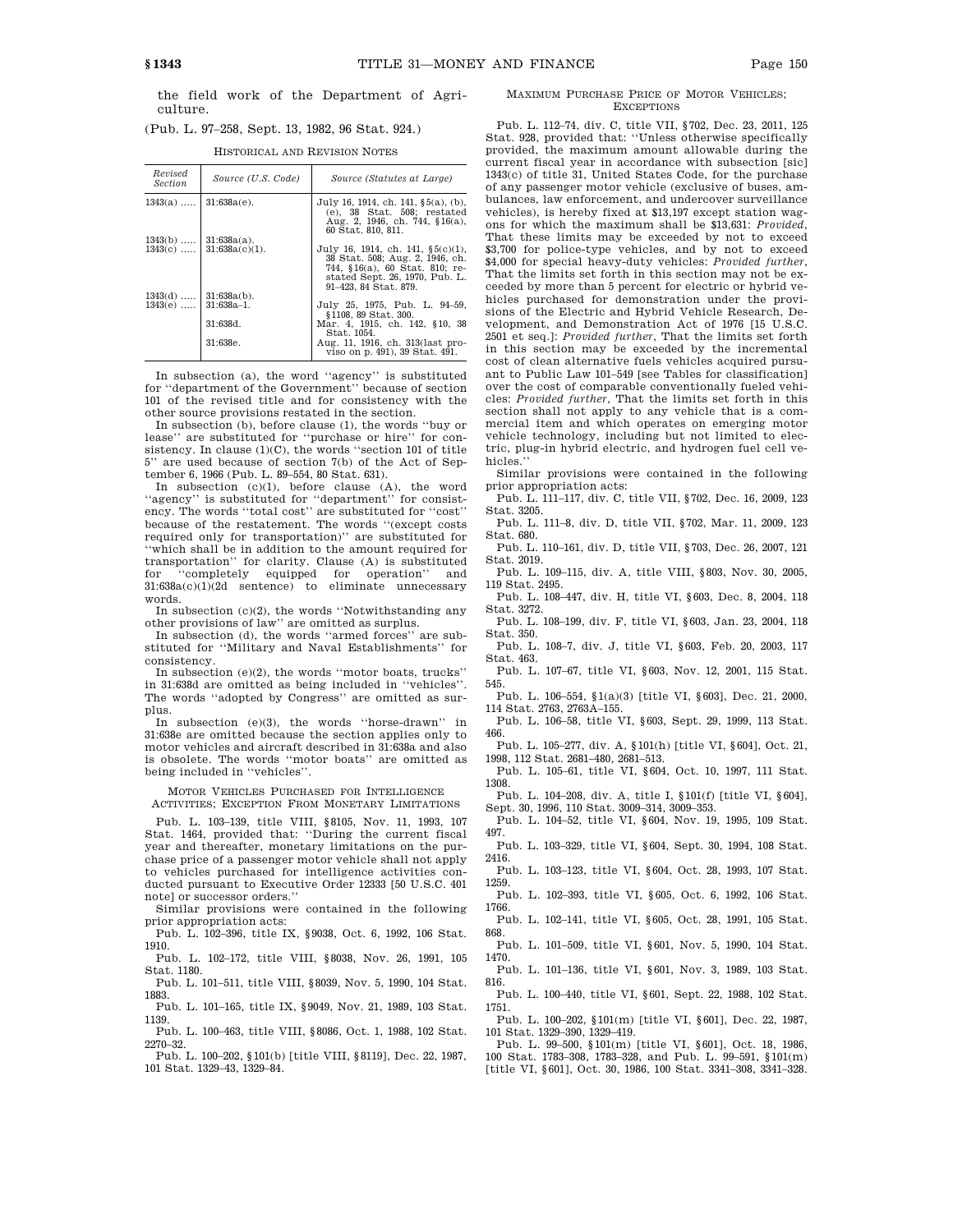the field work of the Department of Agriculture.

(Pub. L. 97–258, Sept. 13, 1982, 96 Stat. 924.)

HISTORICAL AND REVISION NOTES

| Revised Section | Source (U.S. Code) | Source (Statutes at Large) |
|---|---|---|
| 1343(a) ..... | 31:638a(e). | July 16, 1914, ch. 141, §5(a), (b), (e), 38 Stat. 508; restated Aug. 2, 1946, ch. 744, §16(a), 60 Stat. 810, 811. |
| 1343(b) ..... | 31:638a(a). | |
| 1343(c) ..... | 31:638a(c)(1). | July 16, 1914, ch. 141, §5(c)(1), 38 Stat. 508; Aug. 2, 1946, ch. 744, §16(a), 60 Stat. 810; restated Sept. 26, 1970, Pub. L. 91–423, 84 Stat. 879. |
| 1343(d) ..... | 31:638a(b). | |
| 1343(e) ..... | 31:638a–1. | July 25, 1975, Pub. L. 94–59, §1108, 89 Stat. 300. |
| | 31:638d. | Mar. 4, 1915, ch. 142, §10, 38 Stat. 1054. |
| | 31:638e. | Aug. 11, 1916, ch. 313(last proviso on p. 491), 39 Stat. 491. |

In subsection (a), the word "agency" is substituted for "department of the Government" because of section 101 of the revised title and for consistency with the other source provisions restated in the section.

In subsection (b), before clause (1), the words "buy or lease" are substituted for "purchase or hire" for consistency. In clause (1)(C), the words "section 101 of title 5" are used because of section 7(b) of the Act of September 6, 1966 (Pub. L. 89–554, 80 Stat. 631).

In subsection (c)(1), before clause (A), the word "agency" is substituted for "department" for consistency. The words "total cost" are substituted for "cost" because of the restatement. The words "(except costs required only for transportation)" are substituted for "which shall be in addition to the amount required for transportation" for clarity. Clause (A) is substituted for "completely equipped for operation" and 31:638a(c)(1)(2d sentence) to eliminate unnecessary words.

In subsection (c)(2), the words "Notwithstanding any other provisions of law" are omitted as surplus.

In subsection (d), the words "armed forces" are substituted for "Military and Naval Establishments" for consistency.

In subsection (e)(2), the words "motor boats, trucks" in 31:638d are omitted as being included in "vehicles". The words "adopted by Congress" are omitted as surplus.

In subsection (e)(3), the words "horse-drawn" in 31:638e are omitted because the section applies only to motor vehicles and aircraft described in 31:638a and also is obsolete. The words "motor boats" are omitted as being included in "vehicles".

MOTOR VEHICLES PURCHASED FOR INTELLIGENCE ACTIVITIES; EXCEPTION FROM MONETARY LIMITATIONS

Pub. L. 103–139, title VIII, §8105, Nov. 11, 1993, 107 Stat. 1464, provided that: "During the current fiscal year and thereafter, monetary limitations on the purchase price of a passenger motor vehicle shall not apply to vehicles purchased for intelligence activities conducted pursuant to Executive Order 12333 [50 U.S.C. 401 note] or successor orders."

Similar provisions were contained in the following prior appropriation acts:

Pub. L. 102–396, title IX, §9038, Oct. 6, 1992, 106 Stat. 1910.

Pub. L. 102–172, title VIII, §8038, Nov. 26, 1991, 105 Stat. 1180.

Pub. L. 101–511, title VIII, §8039, Nov. 5, 1990, 104 Stat. 1883.

Pub. L. 101–165, title IX, §9049, Nov. 21, 1989, 103 Stat. 1139.

Pub. L. 100–463, title VIII, §8086, Oct. 1, 1988, 102 Stat. 2270–32.

Pub. L. 100–202, §101(b) [title VIII, §8119], Dec. 22, 1987, 101 Stat. 1329–43, 1329–84.

MAXIMUM PURCHASE PRICE OF MOTOR VEHICLES; EXCEPTIONS

Pub. L. 112–74, div. C, title VII, §702, Dec. 23, 2011, 125 Stat. 928, provided that: "Unless otherwise specifically provided, the maximum amount allowable during the current fiscal year in accordance with subsection [sic] 1343(c) of title 31, United States Code, for the purchase of any passenger motor vehicle (exclusive of buses, ambulances, law enforcement, and undercover surveillance vehicles), is hereby fixed at $13,197 except station wagons for which the maximum shall be $13,631: *Provided*, That these limits may be exceeded by not to exceed $3,700 for police-type vehicles, and by not to exceed $4,000 for special heavy-duty vehicles: *Provided further*, That the limits set forth in this section may not be exceeded by more than 5 percent for electric or hybrid vehicles purchased for demonstration under the provisions of the Electric and Hybrid Vehicle Research, Development, and Demonstration Act of 1976 [15 U.S.C. 2501 et seq.]: *Provided further*, That the limits set forth in this section may be exceeded by the incremental cost of clean alternative fuels vehicles acquired pursuant to Public Law 101–549 [see Tables for classification] over the cost of comparable conventionally fueled vehicles: *Provided further*, That the limits set forth in this section shall not apply to any vehicle that is a commercial item and which operates on emerging motor vehicle technology, including but not limited to electric, plug-in hybrid electric, and hydrogen fuel cell vehicles."

Similar provisions were contained in the following prior appropriation acts:

Pub. L. 111–117, div. C, title VII, §702, Dec. 16, 2009, 123 Stat. 3205.

Pub. L. 111–8, div. D, title VII, §702, Mar. 11, 2009, 123 Stat. 680.

Pub. L. 110–161, div. D, title VII, §703, Dec. 26, 2007, 121 Stat. 2019.

Pub. L. 109–115, div. A, title VIII, §803, Nov. 30, 2005, 119 Stat. 2495.

Pub. L. 108–447, div. H, title VI, §603, Dec. 8, 2004, 118 Stat. 3272.

Pub. L. 108–199, div. F, title VI, §603, Jan. 23, 2004, 118 Stat. 350.

Pub. L. 108–7, div. J, title VI, §603, Feb. 20, 2003, 117 Stat. 463.

Pub. L. 107–67, title VI, §603, Nov. 12, 2001, 115 Stat. 545.

Pub. L. 106–554, §1(a)(3) [title VI, §603], Dec. 21, 2000, 114 Stat. 2763, 2763A–155.

Pub. L. 106–58, title VI, §603, Sept. 29, 1999, 113 Stat. 466.

Pub. L. 105–277, div. A, §101(h) [title VI, §604], Oct. 21, 1998, 112 Stat. 2681–480, 2681–513.

Pub. L. 105–61, title VI, §604, Oct. 10, 1997, 111 Stat. 1308.

Pub. L. 104–208, div. A, title I, §101(f) [title VI, §604], Sept. 30, 1996, 110 Stat. 3009–314, 3009–353.

Pub. L. 104–52, title VI, §604, Nov. 19, 1995, 109 Stat. 497.

Pub. L. 103–329, title VI, §604, Sept. 30, 1994, 108 Stat. 2416.

Pub. L. 103–123, title VI, §604, Oct. 28, 1993, 107 Stat. 1259.

Pub. L. 102–393, title VI, §605, Oct. 6, 1992, 106 Stat. 1766.

Pub. L. 102–141, title VI, §605, Oct. 28, 1991, 105 Stat. 868.

Pub. L. 101–509, title VI, §601, Nov. 5, 1990, 104 Stat. 1470.

Pub. L. 101–136, title VI, §601, Nov. 3, 1989, 103 Stat. 816.

Pub. L. 100–440, title VI, §601, Sept. 22, 1988, 102 Stat. 1751.

Pub. L. 100–202, §101(m) [title VI, §601], Dec. 22, 1987, 101 Stat. 1329–390, 1329–419.

Pub. L. 99–500, §101(m) [title VI, §601], Oct. 18, 1986, 100 Stat. 1783–308, 1783–328, and Pub. L. 99–591, §101(m) [title VI, §601], Oct. 30, 1986, 100 Stat. 3341–308, 3341–328.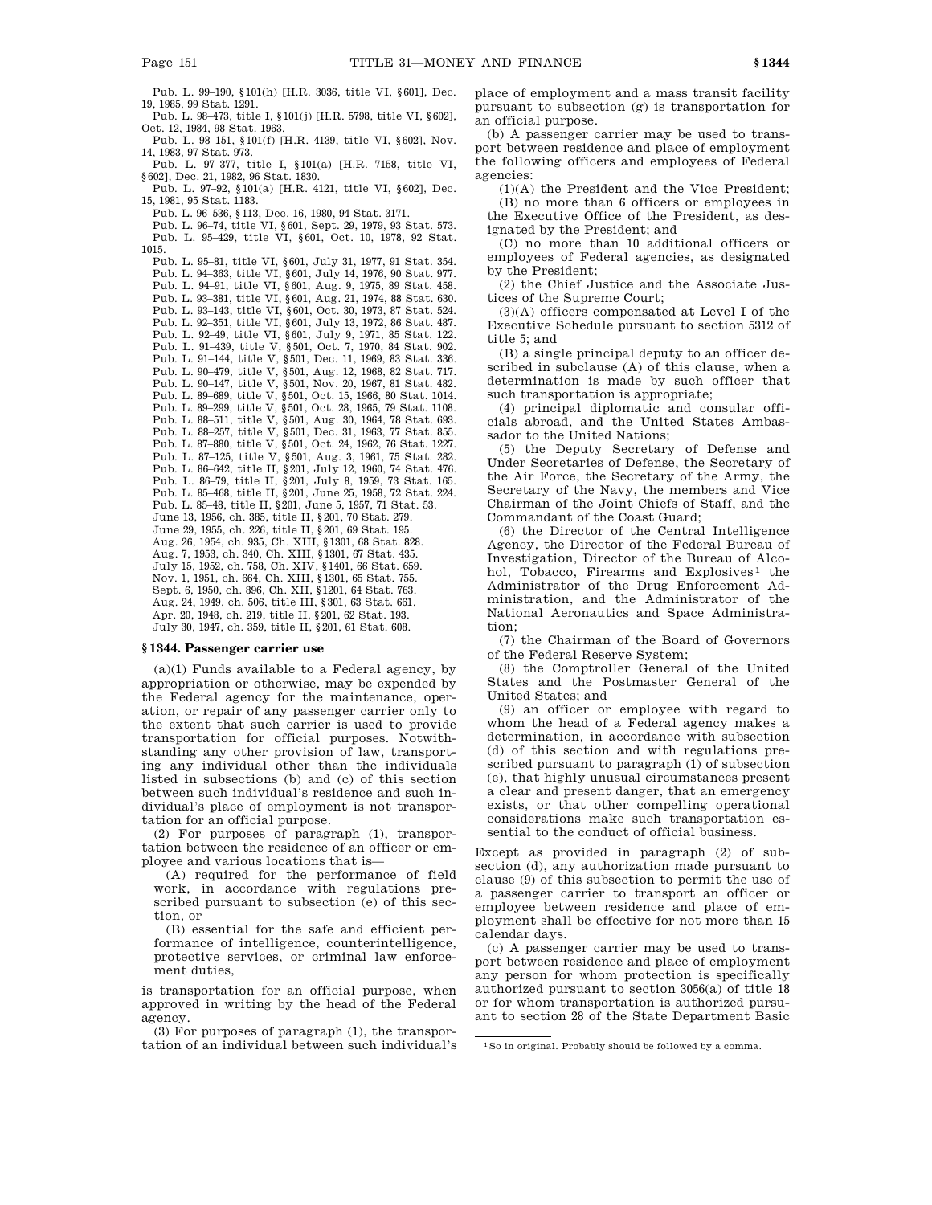Pub. L. 99–190, §101(h) [H.R. 3036, title VI, §601], Dec. 19, 1985, 99 Stat. 1291.

Pub. L. 98–473, title I, §101(j) [H.R. 5798, title VI, §602], Oct. 12, 1984, 98 Stat. 1963.

Pub. L. 98–151, §101(f) [H.R. 4139, title VI, §602], Nov. 14, 1983, 97 Stat. 973.

Pub. L. 97–377, title I, §101(a) [H.R. 7158, title VI, §602], Dec. 21, 1982, 96 Stat. 1830.

Pub. L. 97–92, §101(a) [H.R. 4121, title VI, §602], Dec. 15, 1981, 95 Stat. 1183.

Pub. L. 96–536, §113, Dec. 16, 1980, 94 Stat. 3171.

Pub. L. 96–74, title VI, §601, Sept. 29, 1979, 93 Stat. 573.

Pub. L. 95–429, title VI, §601, Oct. 10, 1978, 92 Stat. 1015.

Pub. L. 95–81, title VI, §601, July 31, 1977, 91 Stat. 354.

Pub. L. 94–363, title VI, §601, July 14, 1976, 90 Stat. 977.

Pub. L. 94–91, title VI, §601, Aug. 9, 1975, 89 Stat. 458.

Pub. L. 93–381, title VI, §601, Aug. 21, 1974, 88 Stat. 630.

Pub. L. 93–143, title VI, §601, Oct. 30, 1973, 87 Stat. 524.

Pub. L. 92–351, title VI, §601, July 13, 1972, 86 Stat. 487.

Pub. L. 92–49, title VI, §601, July 9, 1971, 85 Stat. 122.

Pub. L. 91–439, title V, §501, Oct. 7, 1970, 84 Stat. 902.

Pub. L. 91–144, title V, §501, Dec. 11, 1969, 83 Stat. 336.

Pub. L. 90–479, title V, §501, Aug. 12, 1968, 82 Stat. 717.

Pub. L. 90–147, title V, §501, Nov. 20, 1967, 81 Stat. 482.

Pub. L. 89–689, title V, §501, Oct. 15, 1966, 80 Stat. 1014.

Pub. L. 89–299, title V, §501, Oct. 28, 1965, 79 Stat. 1108.

Pub. L. 88–511, title V, §501, Aug. 30, 1964, 78 Stat. 693.

Pub. L. 88–257, title V, §501, Dec. 31, 1963, 77 Stat. 855.

Pub. L. 87–880, title V, §501, Oct. 24, 1962, 76 Stat. 1227.

Pub. L. 87–125, title V, §501, Aug. 3, 1961, 75 Stat. 282.

Pub. L. 86–642, title II, §201, July 12, 1960, 74 Stat. 476.

Pub. L. 86–79, title II, §201, July 8, 1959, 73 Stat. 165.

Pub. L. 85–468, title II, §201, June 25, 1958, 72 Stat. 224.

Pub. L. 85–48, title II, §201, June 5, 1957, 71 Stat. 53.

June 13, 1956, ch. 385, title II, §201, 70 Stat. 279.

June 29, 1955, ch. 226, title II, §201, 69 Stat. 195.

Aug. 26, 1954, ch. 935, Ch. XIII, §1301, 68 Stat. 828.

Aug. 7, 1953, ch. 340, Ch. XIII, §1301, 67 Stat. 435.

July 15, 1952, ch. 758, Ch. XIV, §1401, 66 Stat. 659.

Nov. 1, 1951, ch. 664, Ch. XIII, §1301, 65 Stat. 755.

Sept. 6, 1950, ch. 896, Ch. XII, §1201, 64 Stat. 763.

Aug. 24, 1949, ch. 506, title III, §301, 63 Stat. 661.

Apr. 20, 1948, ch. 219, title II, §201, 62 Stat. 193.

July 30, 1947, ch. 359, title II, §201, 61 Stat. 608.

### §1344. Passenger carrier use

(a)(1) Funds available to a Federal agency, by appropriation or otherwise, may be expended by the Federal agency for the maintenance, operation, or repair of any passenger carrier only to the extent that such carrier is used to provide transportation for official purposes. Notwithstanding any other provision of law, transporting any individual other than the individuals listed in subsections (b) and (c) of this section between such individual's residence and such individual's place of employment is not transportation for an official purpose.

(2) For purposes of paragraph (1), transportation between the residence of an officer or employee and various locations that is—

(A) required for the performance of field work, in accordance with regulations prescribed pursuant to subsection (e) of this section, or

(B) essential for the safe and efficient performance of intelligence, counterintelligence, protective services, or criminal law enforcement duties,

is transportation for an official purpose, when approved in writing by the head of the Federal agency.

(3) For purposes of paragraph (1), the transportation of an individual between such individual's place of employment and a mass transit facility pursuant to subsection (g) is transportation for an official purpose.

(b) A passenger carrier may be used to transport between residence and place of employment the following officers and employees of Federal agencies:

(1)(A) the President and the Vice President;

(B) no more than 6 officers or employees in the Executive Office of the President, as designated by the President; and

(C) no more than 10 additional officers or employees of Federal agencies, as designated by the President;

(2) the Chief Justice and the Associate Justices of the Supreme Court;

(3)(A) officers compensated at Level I of the Executive Schedule pursuant to section 5312 of title 5; and

(B) a single principal deputy to an officer described in subclause (A) of this clause, when a determination is made by such officer that such transportation is appropriate;

(4) principal diplomatic and consular officials abroad, and the United States Ambassador to the United Nations;

(5) the Deputy Secretary of Defense and Under Secretaries of Defense, the Secretary of the Air Force, the Secretary of the Army, the Secretary of the Navy, the members and Vice Chairman of the Joint Chiefs of Staff, and the Commandant of the Coast Guard;

(6) the Director of the Central Intelligence Agency, the Director of the Federal Bureau of Investigation, Director of the Bureau of Alcohol, Tobacco, Firearms and Explosives[1] the Administrator of the Drug Enforcement Administration, and the Administrator of the National Aeronautics and Space Administration;

(7) the Chairman of the Board of Governors of the Federal Reserve System;

(8) the Comptroller General of the United States and the Postmaster General of the United States; and

(9) an officer or employee with regard to whom the head of a Federal agency makes a determination, in accordance with subsection (d) of this section and with regulations prescribed pursuant to paragraph (1) of subsection (e), that highly unusual circumstances present a clear and present danger, that an emergency exists, or that other compelling operational considerations make such transportation essential to the conduct of official business.

Except as provided in paragraph (2) of subsection (d), any authorization made pursuant to clause (9) of this subsection to permit the use of a passenger carrier to transport an officer or employee between residence and place of employment shall be effective for not more than 15 calendar days.

(c) A passenger carrier may be used to transport between residence and place of employment any person for whom protection is specifically authorized pursuant to section 3056(a) of title 18 or for whom transportation is authorized pursuant to section 28 of the State Department Basic

[1] So in original. Probably should be followed by a comma.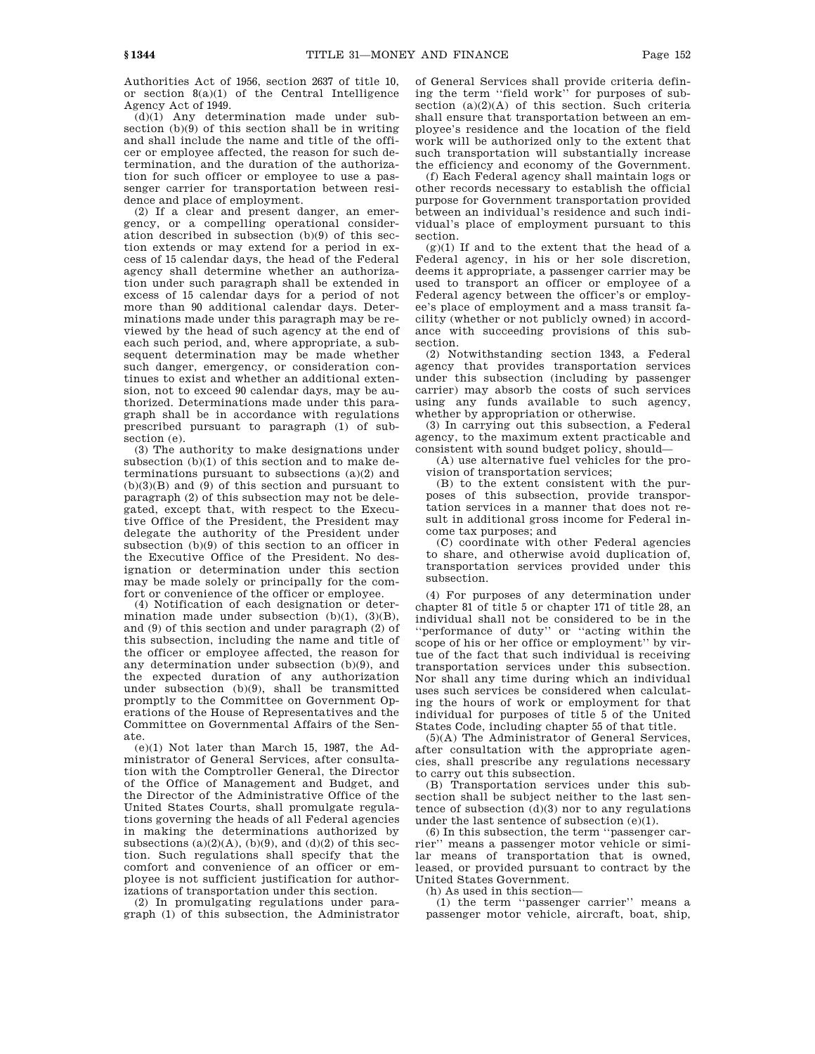Authorities Act of 1956, section 2637 of title 10, or section 8(a)(1) of the Central Intelligence Agency Act of 1949.

(d)(1) Any determination made under subsection (b)(9) of this section shall be in writing and shall include the name and title of the officer or employee affected, the reason for such determination, and the duration of the authorization for such officer or employee to use a passenger carrier for transportation between residence and place of employment.

(2) If a clear and present danger, an emergency, or a compelling operational consideration described in subsection (b)(9) of this section extends or may extend for a period in excess of 15 calendar days, the head of the Federal agency shall determine whether an authorization under such paragraph shall be extended in excess of 15 calendar days for a period of not more than 90 additional calendar days. Determinations made under this paragraph may be reviewed by the head of such agency at the end of each such period, and, where appropriate, a subsequent determination may be made whether such danger, emergency, or consideration continues to exist and whether an additional extension, not to exceed 90 calendar days, may be authorized. Determinations made under this paragraph shall be in accordance with regulations prescribed pursuant to paragraph (1) of subsection (e).

(3) The authority to make designations under subsection (b)(1) of this section and to make determinations pursuant to subsections (a)(2) and (b)(3)(B) and (9) of this section and pursuant to paragraph (2) of this subsection may not be delegated, except that, with respect to the Executive Office of the President, the President may delegate the authority of the President under subsection (b)(9) of this section to an officer in the Executive Office of the President. No designation or determination under this section may be made solely or principally for the comfort or convenience of the officer or employee.

(4) Notification of each designation or determination made under subsection (b)(1), (3)(B), and (9) of this section and under paragraph (2) of this subsection, including the name and title of the officer or employee affected, the reason for any determination under subsection (b)(9), and the expected duration of any authorization under subsection (b)(9), shall be transmitted promptly to the Committee on Government Operations of the House of Representatives and the Committee on Governmental Affairs of the Senate.

(e)(1) Not later than March 15, 1987, the Administrator of General Services, after consultation with the Comptroller General, the Director of the Office of Management and Budget, and the Director of the Administrative Office of the United States Courts, shall promulgate regulations governing the heads of all Federal agencies in making the determinations authorized by subsections (a)(2)(A), (b)(9), and (d)(2) of this section. Such regulations shall specify that the comfort and convenience of an officer or employee is not sufficient justification for authorizations of transportation under this section.

(2) In promulgating regulations under paragraph (1) of this subsection, the Administrator of General Services shall provide criteria defining the term ''field work'' for purposes of subsection (a)(2)(A) of this section. Such criteria shall ensure that transportation between an employee's residence and the location of the field work will be authorized only to the extent that such transportation will substantially increase the efficiency and economy of the Government.

(f) Each Federal agency shall maintain logs or other records necessary to establish the official purpose for Government transportation provided between an individual's residence and such individual's place of employment pursuant to this section.

(g)(1) If and to the extent that the head of a Federal agency, in his or her sole discretion, deems it appropriate, a passenger carrier may be used to transport an officer or employee of a Federal agency between the officer's or employee's place of employment and a mass transit facility (whether or not publicly owned) in accordance with succeeding provisions of this subsection.

(2) Notwithstanding section 1343, a Federal agency that provides transportation services under this subsection (including by passenger carrier) may absorb the costs of such services using any funds available to such agency, whether by appropriation or otherwise.

(3) In carrying out this subsection, a Federal agency, to the maximum extent practicable and consistent with sound budget policy, should—

(A) use alternative fuel vehicles for the provision of transportation services;

(B) to the extent consistent with the purposes of this subsection, provide transportation services in a manner that does not result in additional gross income for Federal income tax purposes; and

(C) coordinate with other Federal agencies to share, and otherwise avoid duplication of, transportation services provided under this subsection.

(4) For purposes of any determination under chapter 81 of title 5 or chapter 171 of title 28, an individual shall not be considered to be in the ''performance of duty'' or ''acting within the scope of his or her office or employment'' by virtue of the fact that such individual is receiving transportation services under this subsection. Nor shall any time during which an individual uses such services be considered when calculating the hours of work or employment for that individual for purposes of title 5 of the United States Code, including chapter 55 of that title.

(5)(A) The Administrator of General Services, after consultation with the appropriate agencies, shall prescribe any regulations necessary to carry out this subsection.

(B) Transportation services under this subsection shall be subject neither to the last sentence of subsection (d)(3) nor to any regulations under the last sentence of subsection (e)(1).

(6) In this subsection, the term ''passenger carrier'' means a passenger motor vehicle or similar means of transportation that is owned, leased, or provided pursuant to contract by the United States Government.

(h) As used in this section—

(1) the term ''passenger carrier'' means a passenger motor vehicle, aircraft, boat, ship,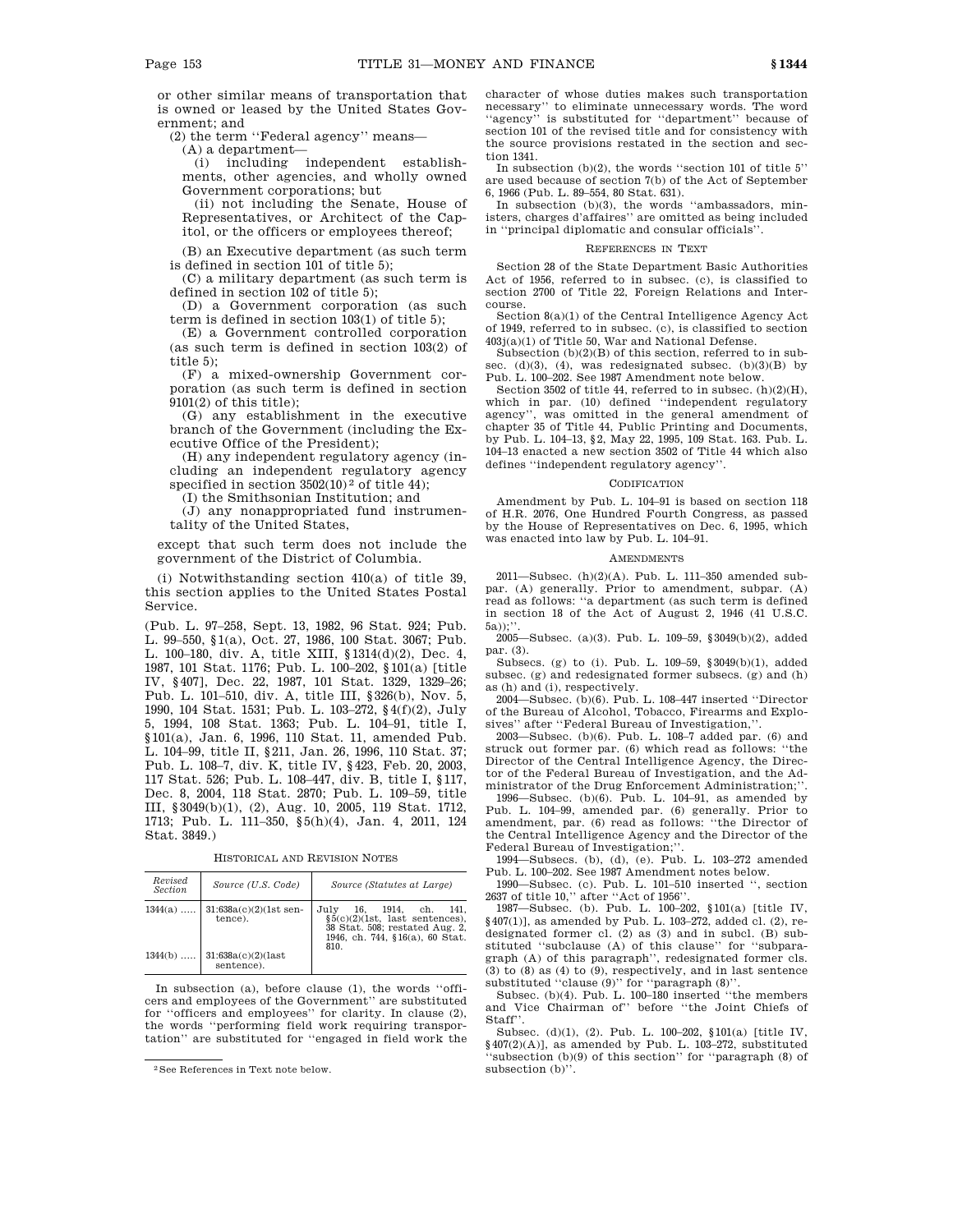or other similar means of transportation that is owned or leased by the United States Government; and

(2) the term ''Federal agency'' means—

(A) a department—

(i) including independent establishments, other agencies, and wholly owned Government corporations; but

(ii) not including the Senate, House of Representatives, or Architect of the Capitol, or the officers or employees thereof;

(B) an Executive department (as such term is defined in section 101 of title 5);

(C) a military department (as such term is defined in section 102 of title 5);

(D) a Government corporation (as such term is defined in section 103(1) of title 5);

(E) a Government controlled corporation (as such term is defined in section 103(2) of title 5);

(F) a mixed-ownership Government corporation (as such term is defined in section 9101(2) of this title);

(G) any establishment in the executive branch of the Government (including the Executive Office of the President);

(H) any independent regulatory agency (including an independent regulatory agency specified in section 3502(10)[2] of title 44);

(I) the Smithsonian Institution; and

(J) any nonappropriated fund instrumentality of the United States,

except that such term does not include the government of the District of Columbia.

(i) Notwithstanding section 410(a) of title 39, this section applies to the United States Postal Service.

(Pub. L. 97–258, Sept. 13, 1982, 96 Stat. 924; Pub. L. 99–550, §1(a), Oct. 27, 1986, 100 Stat. 3067; Pub. L. 100–180, div. A, title XIII, §1314(d)(2), Dec. 4, 1987, 101 Stat. 1176; Pub. L. 100–202, §101(a) [title IV, §407], Dec. 22, 1987, 101 Stat. 1329, 1329–26; Pub. L. 101–510, div. A, title III, §326(b), Nov. 5, 1990, 104 Stat. 1531; Pub. L. 103–272, §4(f)(2), July 5, 1994, 108 Stat. 1363; Pub. L. 104–91, title I, §101(a), Jan. 6, 1996, 110 Stat. 11, amended Pub. L. 104–99, title II, §211, Jan. 26, 1996, 110 Stat. 37; Pub. L. 108–7, div. K, title IV, §423, Feb. 20, 2003, 117 Stat. 526; Pub. L. 108–447, div. B, title I, §117, Dec. 8, 2004, 118 Stat. 2870; Pub. L. 109–59, title III, §3049(b)(1), (2), Aug. 10, 2005, 119 Stat. 1712, 1713; Pub. L. 111–350, §5(h)(4), Jan. 4, 2011, 124 Stat. 3849.)

HISTORICAL AND REVISION NOTES

| Revised Section | Source (U.S. Code) | Source (Statutes at Large) |
|---|---|---|
| 1344(a) ..... | 31:638a(c)(2)(1st sentence). | July 16, 1914, ch. 141, §5(c)(2)(1st, last sentences), 38 Stat. 508; restated Aug. 2, 1946, ch. 744, §16(a), 60 Stat. 810. |
| 1344(b) ..... | 31:638a(c)(2)(last sentence). | |

In subsection (a), before clause (1), the words ''officers and employees of the Government'' are substituted for ''officers and employees'' for clarity. In clause (2), the words ''performing field work requiring transportation'' are substituted for ''engaged in field work the character of whose duties makes such transportation necessary'' to eliminate unnecessary words. The word ''agency'' is substituted for ''department'' because of section 101 of the revised title and for consistency with the source provisions restated in the section and section 1341.

In subsection (b)(2), the words ''section 101 of title 5'' are used because of section 7(b) of the Act of September 6, 1966 (Pub. L. 89–554, 80 Stat. 631).

In subsection (b)(3), the words ''ambassadors, ministers, charges d'affaires'' are omitted as being included in ''principal diplomatic and consular officials''.

REFERENCES IN TEXT

Section 28 of the State Department Basic Authorities Act of 1956, referred to in subsec. (c), is classified to section 2700 of Title 22, Foreign Relations and Intercourse.

Section 8(a)(1) of the Central Intelligence Agency Act of 1949, referred to in subsec. (c), is classified to section 403j(a)(1) of Title 50, War and National Defense.

Subsection (b)(2)(B) of this section, referred to in subsec. (d)(3), (4), was redesignated subsec. (b)(3)(B) by Pub. L. 100–202. See 1987 Amendment note below.

Section 3502 of title 44, referred to in subsec. (h)(2)(H), which in par. (10) defined ''independent regulatory agency'', was omitted in the general amendment of chapter 35 of Title 44, Public Printing and Documents, by Pub. L. 104–13, §2, May 22, 1995, 109 Stat. 163. Pub. L. 104–13 enacted a new section 3502 of Title 44 which also defines ''independent regulatory agency''.

CODIFICATION

Amendment by Pub. L. 104–91 is based on section 118 of H.R. 2076, One Hundred Fourth Congress, as passed by the House of Representatives on Dec. 6, 1995, which was enacted into law by Pub. L. 104–91.

AMENDMENTS

2011—Subsec. (h)(2)(A). Pub. L. 111–350 amended subpar. (A) generally. Prior to amendment, subpar. (A) read as follows: ''a department (as such term is defined in section 18 of the Act of August 2, 1946 (41 U.S.C. 5a));''.

2005—Subsec. (a)(3). Pub. L. 109–59, §3049(b)(2), added par. (3).

Subsecs. (g) to (i). Pub. L. 109–59, §3049(b)(1), added subsec. (g) and redesignated former subsecs. (g) and (h) as (h) and (i), respectively.

2004—Subsec. (b)(6). Pub. L. 108–447 inserted ''Director of the Bureau of Alcohol, Tobacco, Firearms and Explosives'' after ''Federal Bureau of Investigation,''.

2003—Subsec. (b)(6). Pub. L. 108–7 added par. (6) and struck out former par. (6) which read as follows: ''the Director of the Central Intelligence Agency, the Director of the Federal Bureau of Investigation, and the Administrator of the Drug Enforcement Administration;''.

1996—Subsec. (b)(6). Pub. L. 104–91, as amended by Pub. L. 104–99, amended par. (6) generally. Prior to amendment, par. (6) read as follows: ''the Director of the Central Intelligence Agency and the Director of the Federal Bureau of Investigation;''.

1994—Subsecs. (b), (d), (e). Pub. L. 103–272 amended Pub. L. 100–202. See 1987 Amendment notes below.

1990—Subsec. (c). Pub. L. 101–510 inserted '', section 2637 of title 10,'' after ''Act of 1956''.

1987—Subsec. (b). Pub. L. 100–202, §101(a) [title IV, §407(1)], as amended by Pub. L. 103–272, added cl. (2), redesignated former cl. (2) as (3) and in subcl. (B) substituted ''subclause (A) of this clause'' for ''subparagraph (A) of this paragraph'', redesignated former cls. (3) to (8) as (4) to (9), respectively, and in last sentence substituted ''clause (9)'' for ''paragraph (8)''.

Subsec. (b)(4). Pub. L. 100–180 inserted ''the members and Vice Chairman of'' before ''the Joint Chiefs of Staff''.

Subsec. (d)(1), (2). Pub. L. 100–202, §101(a) [title IV, §407(2)(A)], as amended by Pub. L. 103–272, substituted ''subsection (b)(9) of this section'' for ''paragraph (8) of subsection (b)''.

[2] See References in Text note below.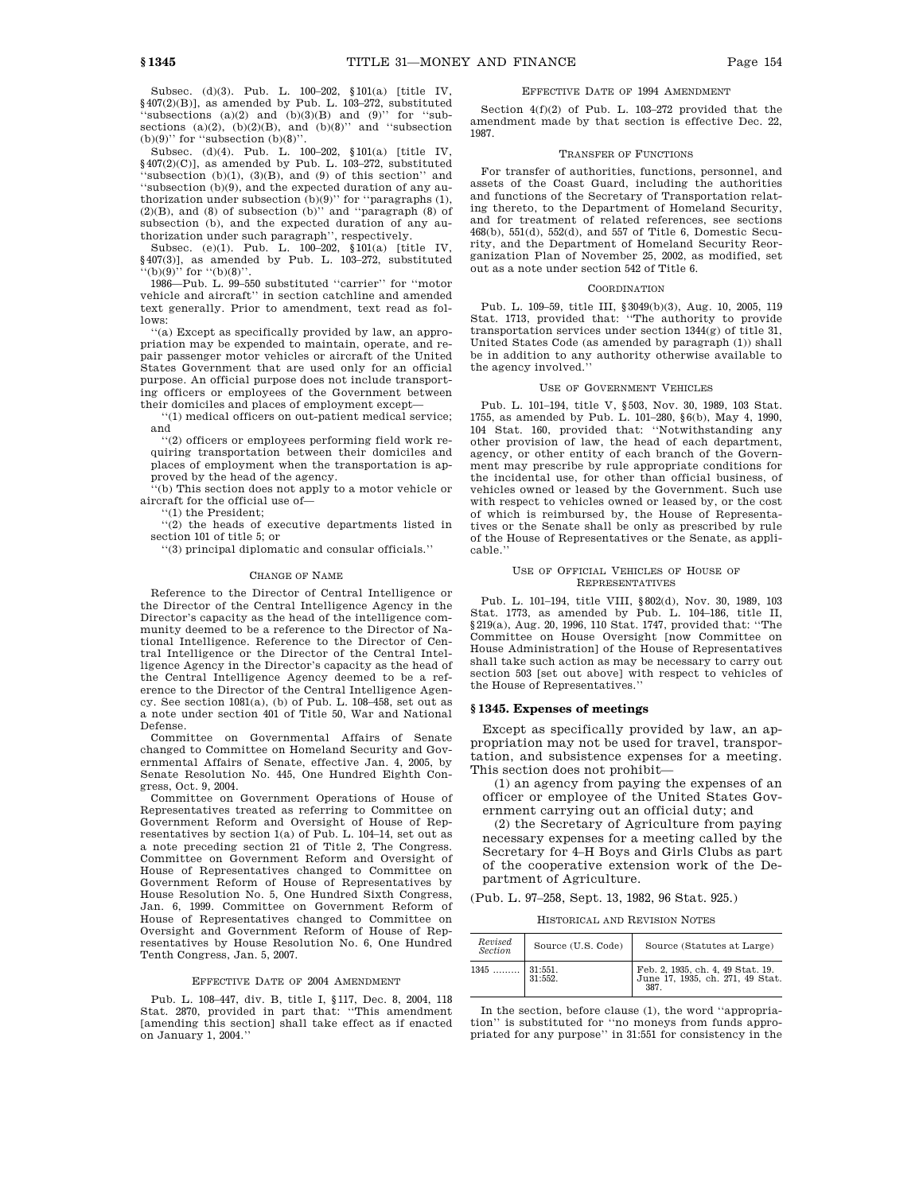Subsec. (d)(3). Pub. L. 100–202, §101(a) [title IV, §407(2)(B)], as amended by Pub. L. 103–272, substituted ''subsections (a)(2) and (b)(3)(B) and (9)'' for ''subsections (a)(2), (b)(2)(B), and (b)(8)'' and ''subsection (b)(9)'' for ''subsection (b)(8)''.

Subsec. (d)(4). Pub. L. 100–202, §101(a) [title IV, §407(2)(C)], as amended by Pub. L. 103–272, substituted ''subsection (b)(1), (3)(B), and (9) of this section'' and ''subsection (b)(9), and the expected duration of any authorization under subsection (b)(9)'' for ''paragraphs (1), (2)(B), and (8) of subsection (b)'' and ''paragraph (8) of subsection (b), and the expected duration of any authorization under such paragraph'', respectively.

Subsec. (e)(1). Pub. L. 100–202, §101(a) [title IV, §407(3)], as amended by Pub. L. 103–272, substituted ''(b)(9)'' for ''(b)(8)''.

1986—Pub. L. 99–550 substituted ''carrier'' for ''motor vehicle and aircraft'' in section catchline and amended text generally. Prior to amendment, text read as follows:

''(a) Except as specifically provided by law, an appropriation may be expended to maintain, operate, and repair passenger motor vehicles or aircraft of the United States Government that are used only for an official purpose. An official purpose does not include transporting officers or employees of the Government between their domiciles and places of employment except—

''(1) medical officers on out-patient medical service; and

''(2) officers or employees performing field work requiring transportation between their domiciles and places of employment when the transportation is approved by the head of the agency.

''(b) This section does not apply to a motor vehicle or aircraft for the official use of—

''(1) the President;

''(2) the heads of executive departments listed in section 101 of title 5; or

''(3) principal diplomatic and consular officials.''

CHANGE OF NAME

Reference to the Director of Central Intelligence or the Director of the Central Intelligence Agency in the Director's capacity as the head of the intelligence community deemed to be a reference to the Director of National Intelligence. Reference to the Director of Central Intelligence or the Director of the Central Intelligence Agency in the Director's capacity as the head of the Central Intelligence Agency deemed to be a reference to the Director of the Central Intelligence Agency. See section 1081(a), (b) of Pub. L. 108–458, set out as a note under section 401 of Title 50, War and National Defense.

Committee on Governmental Affairs of Senate changed to Committee on Homeland Security and Governmental Affairs of Senate, effective Jan. 4, 2005, by Senate Resolution No. 445, One Hundred Eighth Congress, Oct. 9, 2004.

Committee on Government Operations of House of Representatives treated as referring to Committee on Government Reform and Oversight of House of Representatives by section 1(a) of Pub. L. 104–14, set out as a note preceding section 21 of Title 2, The Congress. Committee on Government Reform and Oversight of House of Representatives changed to Committee on Government Reform of House of Representatives by House Resolution No. 5, One Hundred Sixth Congress, Jan. 6, 1999. Committee on Government Reform of House of Representatives changed to Committee on Oversight and Government Reform of House of Representatives by House Resolution No. 6, One Hundred Tenth Congress, Jan. 5, 2007.

EFFECTIVE DATE OF 2004 AMENDMENT

Pub. L. 108–447, div. B, title I, §117, Dec. 8, 2004, 118 Stat. 2870, provided in part that: ''This amendment [amending this section] shall take effect as if enacted on January 1, 2004.''

EFFECTIVE DATE OF 1994 AMENDMENT

Section 4(f)(2) of Pub. L. 103–272 provided that the amendment made by that section is effective Dec. 22, 1987.

TRANSFER OF FUNCTIONS

For transfer of authorities, functions, personnel, and assets of the Coast Guard, including the authorities and functions of the Secretary of Transportation relating thereto, to the Department of Homeland Security, and for treatment of related references, see sections 468(b), 551(d), 552(d), and 557 of Title 6, Domestic Security, and the Department of Homeland Security Reorganization Plan of November 25, 2002, as modified, set out as a note under section 542 of Title 6.

COORDINATION

Pub. L. 109–59, title III, §3049(b)(3), Aug. 10, 2005, 119 Stat. 1713, provided that: ''The authority to provide transportation services under section 1344(g) of title 31, United States Code (as amended by paragraph (1)) shall be in addition to any authority otherwise available to the agency involved.''

USE OF GOVERNMENT VEHICLES

Pub. L. 101–194, title V, §503, Nov. 30, 1989, 103 Stat. 1755, as amended by Pub. L. 101–280, §6(b), May 4, 1990, 104 Stat. 160, provided that: ''Notwithstanding any other provision of law, the head of each department, agency, or other entity of each branch of the Government may prescribe by rule appropriate conditions for the incidental use, for other than official business, of vehicles owned or leased by the Government. Such use with respect to vehicles owned or leased by, or the cost of which is reimbursed by, the House of Representatives or the Senate shall be only as prescribed by rule of the House of Representatives or the Senate, as applicable.''

USE OF OFFICIAL VEHICLES OF HOUSE OF REPRESENTATIVES

Pub. L. 101–194, title VIII, §802(d), Nov. 30, 1989, 103 Stat. 1773, as amended by Pub. L. 104–186, title II, §219(a), Aug. 20, 1996, 110 Stat. 1747, provided that: ''The Committee on House Oversight [now Committee on House Administration] of the House of Representatives shall take such action as may be necessary to carry out section 503 [set out above] with respect to vehicles of the House of Representatives.''

## §1345. Expenses of meetings

Except as specifically provided by law, an appropriation may not be used for travel, transportation, and subsistence expenses for a meeting. This section does not prohibit—

(1) an agency from paying the expenses of an officer or employee of the United States Government carrying out an official duty; and

(2) the Secretary of Agriculture from paying necessary expenses for a meeting called by the Secretary for 4–H Boys and Girls Clubs as part of the cooperative extension work of the Department of Agriculture.

(Pub. L. 97–258, Sept. 13, 1982, 96 Stat. 925.)

HISTORICAL AND REVISION NOTES

| *Revised Section* | Source (U.S. Code) | Source (Statutes at Large) |
|---|---|---|
| 1345 ........ | 31:551. 31:552. | Feb. 2, 1935, ch. 4, 49 Stat. 19. June 17, 1935, ch. 271, 49 Stat. 387. |

In the section, before clause (1), the word ''appropriation'' is substituted for ''no moneys from funds appropriated for any purpose'' in 31:551 for consistency in the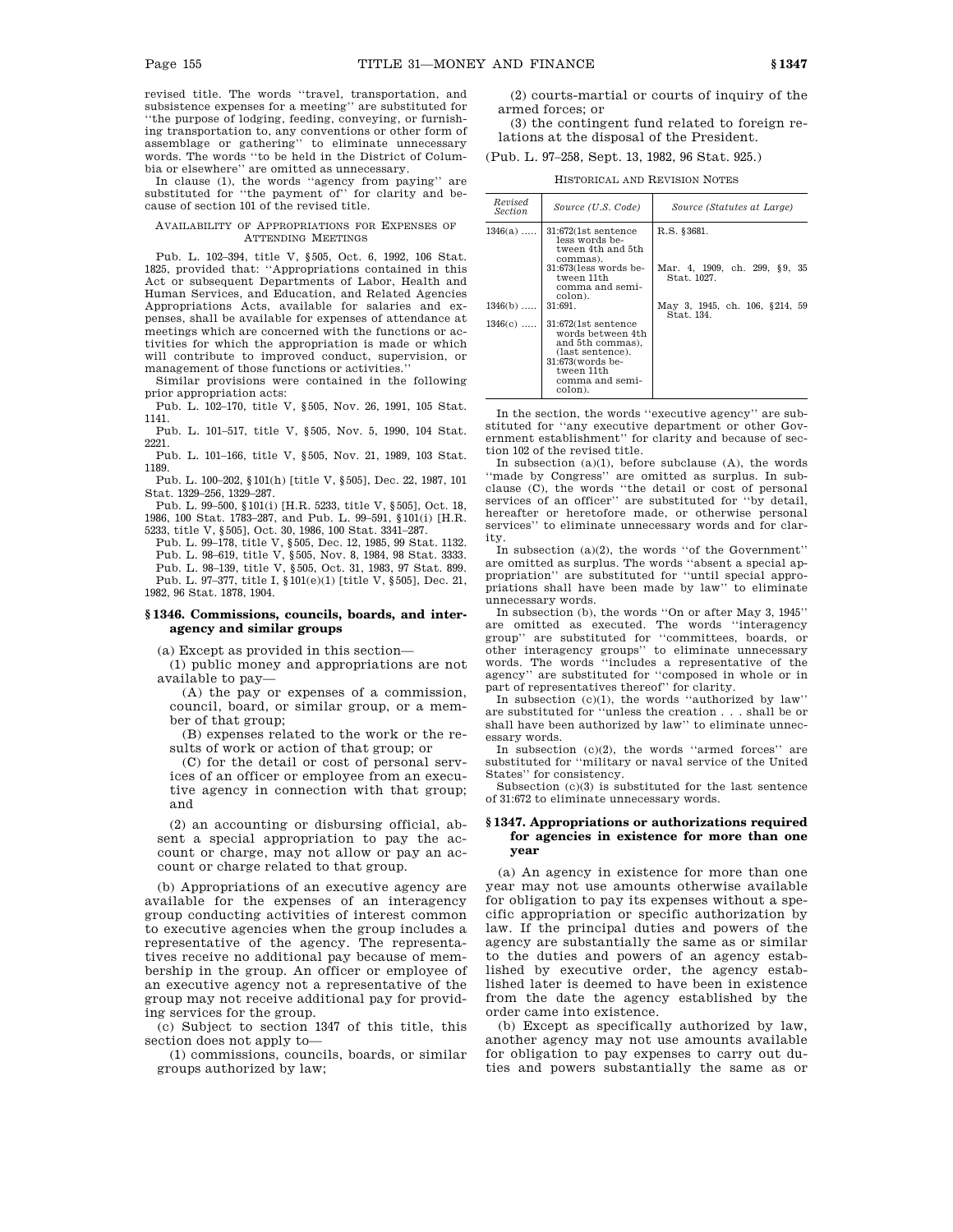revised title. The words "travel, transportation, and subsistence expenses for a meeting" are substituted for "the purpose of lodging, feeding, conveying, or furnishing transportation to, any conventions or other form of assemblage or gathering" to eliminate unnecessary words. The words "to be held in the District of Columbia or elsewhere" are omitted as unnecessary.

In clause (1), the words "agency from paying" are substituted for "the payment of" for clarity and because of section 101 of the revised title.

AVAILABILITY OF APPROPRIATIONS FOR EXPENSES OF ATTENDING MEETINGS

Pub. L. 102–394, title V, §505, Oct. 6, 1992, 106 Stat. 1825, provided that: "Appropriations contained in this Act or subsequent Departments of Labor, Health and Human Services, and Education, and Related Agencies Appropriations Acts, available for salaries and expenses, shall be available for expenses of attendance at meetings which are concerned with the functions or activities for which the appropriation is made or which will contribute to improved conduct, supervision, or management of those functions or activities."

Similar provisions were contained in the following prior appropriation acts:

Pub. L. 102–170, title V, §505, Nov. 26, 1991, 105 Stat. 1141.

Pub. L. 101–517, title V, §505, Nov. 5, 1990, 104 Stat. 2221.

Pub. L. 101–166, title V, §505, Nov. 21, 1989, 103 Stat. 1189.

Pub. L. 100–202, §101(h) [title V, §505], Dec. 22, 1987, 101 Stat. 1329–256, 1329–287.

Pub. L. 99–500, §101(i) [H.R. 5233, title V, §505], Oct. 18, 1986, 100 Stat. 1783–287, and Pub. L. 99–591, §101(i) [H.R. 5233, title V, §505], Oct. 30, 1986, 100 Stat. 3341–287.

Pub. L. 99–178, title V, §505, Dec. 12, 1985, 99 Stat. 1132.

Pub. L. 98–619, title V, §505, Nov. 8, 1984, 98 Stat. 3333.

Pub. L. 98–139, title V, §505, Oct. 31, 1983, 97 Stat. 899.

Pub. L. 97–377, title I, §101(e)(1) [title V, §505], Dec. 21, 1982, 96 Stat. 1878, 1904.

### §1346. Commissions, councils, boards, and interagency and similar groups

(a) Except as provided in this section—

(1) public money and appropriations are not available to pay—

(A) the pay or expenses of a commission, council, board, or similar group, or a member of that group;

(B) expenses related to the work or the results of work or action of that group; or

(C) for the detail or cost of personal services of an officer or employee from an executive agency in connection with that group; and

(2) an accounting or disbursing official, absent a special appropriation to pay the account or charge, may not allow or pay an account or charge related to that group.

(b) Appropriations of an executive agency are available for the expenses of an interagency group conducting activities of interest common to executive agencies when the group includes a representative of the agency. The representatives receive no additional pay because of membership in the group. An officer or employee of an executive agency not a representative of the group may not receive additional pay for providing services for the group.

(c) Subject to section 1347 of this title, this section does not apply to—

(1) commissions, councils, boards, or similar groups authorized by law;

(2) courts-martial or courts of inquiry of the armed forces; or

(3) the contingent fund related to foreign relations at the disposal of the President.

(Pub. L. 97–258, Sept. 13, 1982, 96 Stat. 925.)

HISTORICAL AND REVISION NOTES

| *Revised Section* | *Source (U.S. Code)* | *Source (Statutes at Large)* |
|---|---|---|
| 1346(a) ..... | 31:672(1st sentence less words between 4th and 5th commas). | R.S. §3681. |
| | 31:673(less words between 11th comma and semicolon). | Mar. 4, 1909, ch. 299, §9, 35 Stat. 1027. |
| 1346(b) ..... | 31:691. | May 3, 1945, ch. 106, §214, 59 Stat. 134. |
| 1346(c) ..... | 31:672(1st sentence words between 4th and 5th commas), (last sentence). 31:673(words between 11th comma and semicolon). | |

In the section, the words "executive agency" are substituted for "any executive department or other Government establishment" for clarity and because of section 102 of the revised title.

In subsection (a)(1), before subclause (A), the words "made by Congress" are omitted as surplus. In subclause (C), the words "the detail or cost of personal services of an officer" are substituted for "by detail, hereafter or heretofore made, or otherwise personal services" to eliminate unnecessary words and for clarity.

In subsection (a)(2), the words "of the Government" are omitted as surplus. The words "absent a special appropriation" are substituted for "until special appropriations shall have been made by law" to eliminate unnecessary words.

In subsection (b), the words "On or after May 3, 1945" are omitted as executed. The words "interagency group" are substituted for "committees, boards, or other interagency groups" to eliminate unnecessary words. The words "includes a representative of the agency" are substituted for "composed in whole or in part of representatives thereof" for clarity.

In subsection (c)(1), the words "authorized by law" are substituted for "unless the creation . . . shall be or shall have been authorized by law" to eliminate unnecessary words.

In subsection (c)(2), the words "armed forces" are substituted for "military or naval service of the United States" for consistency.

Subsection (c)(3) is substituted for the last sentence of 31:672 to eliminate unnecessary words.

### §1347. Appropriations or authorizations required for agencies in existence for more than one year

(a) An agency in existence for more than one year may not use amounts otherwise available for obligation to pay its expenses without a specific appropriation or specific authorization by law. If the principal duties and powers of the agency are substantially the same as or similar to the duties and powers of an agency established by executive order, the agency established later is deemed to have been in existence from the date the agency established by the order came into existence.

(b) Except as specifically authorized by law, another agency may not use amounts available for obligation to pay expenses to carry out duties and powers substantially the same as or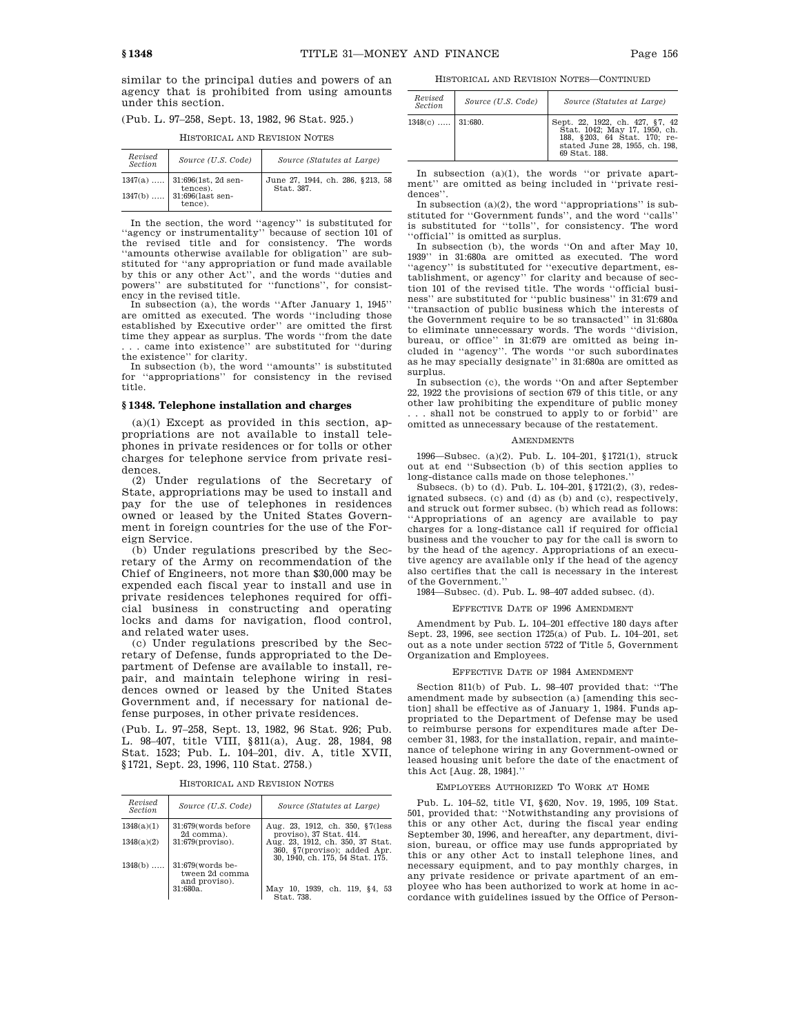similar to the principal duties and powers of an agency that is prohibited from using amounts under this section.

(Pub. L. 97–258, Sept. 13, 1982, 96 Stat. 925.)

HISTORICAL AND REVISION NOTES

| Revised Section | Source (U.S. Code) | Source (Statutes at Large) |
|---|---|---|
| 1347(a) ..... | 31:696(1st, 2d sentences). | June 27, 1944, ch. 286, §213, 58 Stat. 387. |
| 1347(b) ..... | 31:696(last sentence). | |

In the section, the word ''agency'' is substituted for ''agency or instrumentality'' because of section 101 of the revised title and for consistency. The words ''amounts otherwise available for obligation'' are substituted for ''any appropriation or fund made available by this or any other Act'', and the words ''duties and powers'' are substituted for ''functions'', for consistency in the revised title.

In subsection (a), the words ''After January 1, 1945'' are omitted as executed. The words ''including those established by Executive order'' are omitted the first time they appear as surplus. The words ''from the date . . . came into existence'' are substituted for ''during the existence'' for clarity.

In subsection (b), the word ''amounts'' is substituted for ''appropriations'' for consistency in the revised title.

### § 1348. Telephone installation and charges

(a)(1) Except as provided in this section, appropriations are not available to install telephones in private residences or for tolls or other charges for telephone service from private residences.

(2) Under regulations of the Secretary of State, appropriations may be used to install and pay for the use of telephones in residences owned or leased by the United States Government in foreign countries for the use of the Foreign Service.

(b) Under regulations prescribed by the Secretary of the Army on recommendation of the Chief of Engineers, not more than $30,000 may be expended each fiscal year to install and use in private residences telephones required for official business in constructing and operating locks and dams for navigation, flood control, and related water uses.

(c) Under regulations prescribed by the Secretary of Defense, funds appropriated to the Department of Defense are available to install, repair, and maintain telephone wiring in residences owned or leased by the United States Government and, if necessary for national defense purposes, in other private residences.

(Pub. L. 97–258, Sept. 13, 1982, 96 Stat. 926; Pub. L. 98–407, title VIII, §811(a), Aug. 28, 1984, 98 Stat. 1523; Pub. L. 104–201, div. A, title XVII, §1721, Sept. 23, 1996, 110 Stat. 2758.)

HISTORICAL AND REVISION NOTES

| Revised Section | Source (U.S. Code) | Source (Statutes at Large) |
|---|---|---|
| 1348(a)(1) | 31:679(words before 2d comma). | Aug. 23, 1912, ch. 350, §7(less proviso), 37 Stat. 414. |
| 1348(a)(2) | 31:679(proviso). | Aug. 23, 1912, ch. 350, 37 Stat. 360, §7(proviso); added Apr. 30, 1940, ch. 175, 54 Stat. 175. |
| 1348(b) ..... | 31:679(words between 2d comma and proviso). | |
| | 31:680a. | May 10, 1939, ch. 119, §4, 53 Stat. 738. |
| 1348(c) ..... | 31:680. | Sept. 22, 1922, ch. 427, §7, 42 Stat. 1042; May 17, 1950, ch. 188, §203, 64 Stat. 170; restated June 28, 1955, ch. 198, 69 Stat. 188. |

In subsection (a)(1), the words ''or private apartment'' are omitted as being included in ''private residences''.

In subsection (a)(2), the word ''appropriations'' is substituted for ''Government funds'', and the word ''calls'' is substituted for ''tolls'', for consistency. The word ''official'' is omitted as surplus.

In subsection (b), the words ''On and after May 10, 1939'' in 31:680a are omitted as executed. The word ''agency'' is substituted for ''executive department, establishment, or agency'' for clarity and because of section 101 of the revised title. The words ''official business'' are substituted for ''public business'' in 31:679 and ''transaction of public business which the interests of the Government require to be so transacted'' in 31:680a to eliminate unnecessary words. The words ''division, bureau, or office'' in 31:679 are omitted as being included in ''agency''. The words ''or such subordinates as he may specially designate'' in 31:680a are omitted as surplus.

In subsection (c), the words ''On and after September 22, 1922 the provisions of section 679 of this title, or any other law prohibiting the expenditure of public money . . . shall not be construed to apply to or forbid'' are omitted as unnecessary because of the restatement.

AMENDMENTS

1996—Subsec. (a)(2). Pub. L. 104–201, §1721(1), struck out at end ''Subsection (b) of this section applies to long-distance calls made on those telephones.''

Subsecs. (b) to (d). Pub. L. 104–201, §1721(2), (3), redesignated subsecs. (c) and (d) as (b) and (c), respectively, and struck out former subsec. (b) which read as follows: ''Appropriations of an agency are available to pay charges for a long-distance call if required for official business and the voucher to pay for the call is sworn to by the head of the agency. Appropriations of an executive agency are available only if the head of the agency also certifies that the call is necessary in the interest of the Government.''

1984—Subsec. (d). Pub. L. 98–407 added subsec. (d).

EFFECTIVE DATE OF 1996 AMENDMENT

Amendment by Pub. L. 104–201 effective 180 days after Sept. 23, 1996, see section 1725(a) of Pub. L. 104–201, set out as a note under section 5722 of Title 5, Government Organization and Employees.

EFFECTIVE DATE OF 1984 AMENDMENT

Section 811(b) of Pub. L. 98–407 provided that: ''The amendment made by subsection (a) [amending this section] shall be effective as of January 1, 1984. Funds appropriated to the Department of Defense may be used to reimburse persons for expenditures made after December 31, 1983, for the installation, repair, and maintenance of telephone wiring in any Government-owned or leased housing unit before the date of the enactment of this Act [Aug. 28, 1984].''

EMPLOYEES AUTHORIZED TO WORK AT HOME

Pub. L. 104–52, title VI, §620, Nov. 19, 1995, 109 Stat. 501, provided that: ''Notwithstanding any provisions of this or any other Act, during the fiscal year ending September 30, 1996, and hereafter, any department, division, bureau, or office may use funds appropriated by this or any other Act to install telephone lines, and necessary equipment, and to pay monthly charges, in any private residence or private apartment of an employee who has been authorized to work at home in accordance with guidelines issued by the Office of Person-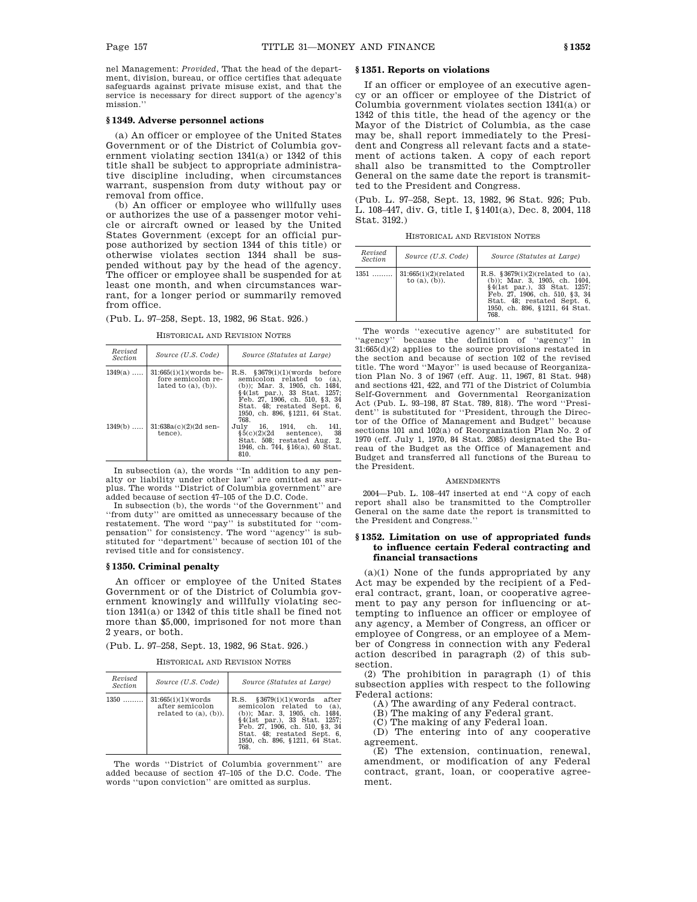nel Management: *Provided*, That the head of the department, division, bureau, or office certifies that adequate safeguards against private misuse exist, and that the service is necessary for direct support of the agency's mission.''

### § 1349. Adverse personnel actions

(a) An officer or employee of the United States Government or of the District of Columbia government violating section 1341(a) or 1342 of this title shall be subject to appropriate administrative discipline including, when circumstances warrant, suspension from duty without pay or removal from office.

(b) An officer or employee who willfully uses or authorizes the use of a passenger motor vehicle or aircraft owned or leased by the United States Government (except for an official purpose authorized by section 1344 of this title) or otherwise violates section 1344 shall be suspended without pay by the head of the agency. The officer or employee shall be suspended for at least one month, and when circumstances warrant, for a longer period or summarily removed from office.

(Pub. L. 97–258, Sept. 13, 1982, 96 Stat. 926.)

HISTORICAL AND REVISION NOTES

| Revised Section | Source (U.S. Code) | Source (Statutes at Large) |
|---|---|---|
| 1349(a) ..... | 31:665(i)(1)(words before semicolon related to (a), (b)). | R.S. §3679(i)(1)(words before semicolon related to (a), (b)); Mar. 3, 1905, ch. 1484, §4(1st par.), 33 Stat. 1257; Feb. 27, 1906, ch. 510, §3, 34 Stat. 48; restated Sept. 6, 1950, ch. 896, §1211, 64 Stat. 768. |
| 1349(b) ..... | 31:638a(c)(2)(2d sentence). | July 16, 1914, ch. 141, §5(c)(2)(2d sentence), 38 Stat. 508; restated Aug. 2, 1946, ch. 744, §16(a), 60 Stat. 810. |

In subsection (a), the words ''In addition to any penalty or liability under other law'' are omitted as surplus. The words ''District of Columbia government'' are added because of section 47–105 of the D.C. Code.

In subsection (b), the words ''of the Government'' and ''from duty'' are omitted as unnecessary because of the restatement. The word ''pay'' is substituted for ''compensation'' for consistency. The word ''agency'' is substituted for ''department'' because of section 101 of the revised title and for consistency.

### § 1350. Criminal penalty

An officer or employee of the United States Government or of the District of Columbia government knowingly and willfully violating section 1341(a) or 1342 of this title shall be fined not more than $5,000, imprisoned for not more than 2 years, or both.

(Pub. L. 97–258, Sept. 13, 1982, 96 Stat. 926.)

HISTORICAL AND REVISION NOTES

| Revised Section | Source (U.S. Code) | Source (Statutes at Large) |
|---|---|---|
| 1350 ......... | 31:665(i)(1)(words after semicolon related to (a), (b)). | R.S. §3679(i)(1)(words after semicolon related to (a), (b)); Mar. 3, 1905, ch. 1484, §4(1st par.), 33 Stat. 1257; Feb. 27, 1906, ch. 510, §3, 34 Stat. 48; restated Sept. 6, 1950, ch. 896, §1211, 64 Stat. 768. |

The words ''District of Columbia government'' are added because of section 47–105 of the D.C. Code. The words ''upon conviction'' are omitted as surplus.

### § 1351. Reports on violations

If an officer or employee of an executive agency or an officer or employee of the District of Columbia government violates section 1341(a) or 1342 of this title, the head of the agency or the Mayor of the District of Columbia, as the case may be, shall report immediately to the President and Congress all relevant facts and a statement of actions taken. A copy of each report shall also be transmitted to the Comptroller General on the same date the report is transmitted to the President and Congress.

(Pub. L. 97–258, Sept. 13, 1982, 96 Stat. 926; Pub. L. 108–447, div. G, title I, §1401(a), Dec. 8, 2004, 118 Stat. 3192.)

HISTORICAL AND REVISION NOTES

| Revised Section | Source (U.S. Code) | Source (Statutes at Large) |
|---|---|---|
| 1351 ......... | 31:665(i)(2)(related to (a), (b)). | R.S. §3679(i)(2)(related to (a), (b)); Mar. 3, 1905, ch. 1404, §4(1st par.), 33 Stat. 1257; Feb. 27, 1906, ch. 510, §3, 34 Stat. 48; restated Sept. 6, 1950, ch. 896, §1211, 64 Stat. 768. |

The words ''executive agency'' are substituted for ''agency'' because the definition of ''agency'' in 31:665(d)(2) applies to the source provisions restated in the section and because of section 102 of the revised title. The word ''Mayor'' is used because of Reorganization Plan No. 3 of 1967 (eff. Aug. 11, 1967, 81 Stat. 948) and sections 421, 422, and 771 of the District of Columbia Self-Government and Governmental Reorganization Act (Pub. L. 93–198, 87 Stat. 789, 818). The word ''President'' is substituted for ''President, through the Director of the Office of Management and Budget'' because sections 101 and 102(a) of Reorganization Plan No. 2 of 1970 (eff. July 1, 1970, 84 Stat. 2085) designated the Bureau of the Budget as the Office of Management and Budget and transferred all functions of the Bureau to the President.

AMENDMENTS

2004—Pub. L. 108–447 inserted at end ''A copy of each report shall also be transmitted to the Comptroller General on the same date the report is transmitted to the President and Congress.''

### § 1352. Limitation on use of appropriated funds to influence certain Federal contracting and financial transactions

(a)(1) None of the funds appropriated by any Act may be expended by the recipient of a Federal contract, grant, loan, or cooperative agreement to pay any person for influencing or attempting to influence an officer or employee of any agency, a Member of Congress, an officer or employee of Congress, or an employee of a Member of Congress in connection with any Federal action described in paragraph (2) of this subsection.

(2) The prohibition in paragraph (1) of this subsection applies with respect to the following Federal actions:

(A) The awarding of any Federal contract.

(B) The making of any Federal grant.

(C) The making of any Federal loan.

(D) The entering into of any cooperative agreement.

(E) The extension, continuation, renewal, amendment, or modification of any Federal contract, grant, loan, or cooperative agreement.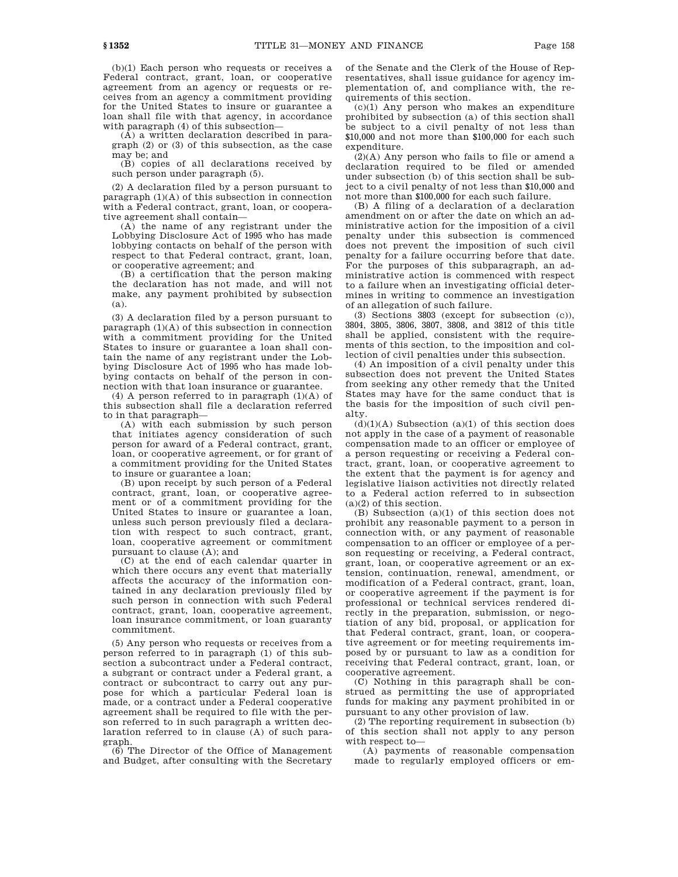(b)(1) Each person who requests or receives a Federal contract, grant, loan, or cooperative agreement from an agency or requests or receives from an agency a commitment providing for the United States to insure or guarantee a loan shall file with that agency, in accordance with paragraph (4) of this subsection—

(A) a written declaration described in paragraph (2) or (3) of this subsection, as the case may be; and

(B) copies of all declarations received by such person under paragraph (5).

(2) A declaration filed by a person pursuant to paragraph (1)(A) of this subsection in connection with a Federal contract, grant, loan, or cooperative agreement shall contain—

(A) the name of any registrant under the Lobbying Disclosure Act of 1995 who has made lobbying contacts on behalf of the person with respect to that Federal contract, grant, loan, or cooperative agreement; and

(B) a certification that the person making the declaration has not made, and will not make, any payment prohibited by subsection (a).

(3) A declaration filed by a person pursuant to paragraph (1)(A) of this subsection in connection with a commitment providing for the United States to insure or guarantee a loan shall contain the name of any registrant under the Lobbying Disclosure Act of 1995 who has made lobbying contacts on behalf of the person in connection with that loan insurance or guarantee.

(4) A person referred to in paragraph (1)(A) of this subsection shall file a declaration referred to in that paragraph—

(A) with each submission by such person that initiates agency consideration of such person for award of a Federal contract, grant, loan, or cooperative agreement, or for grant of a commitment providing for the United States to insure or guarantee a loan;

(B) upon receipt by such person of a Federal contract, grant, loan, or cooperative agreement or of a commitment providing for the United States to insure or guarantee a loan, unless such person previously filed a declaration with respect to such contract, grant, loan, cooperative agreement or commitment pursuant to clause (A); and

(C) at the end of each calendar quarter in which there occurs any event that materially affects the accuracy of the information contained in any declaration previously filed by such person in connection with such Federal contract, grant, loan, cooperative agreement, loan insurance commitment, or loan guaranty commitment.

(5) Any person who requests or receives from a person referred to in paragraph (1) of this subsection a subcontract under a Federal contract, a subgrant or contract under a Federal grant, a contract or subcontract to carry out any purpose for which a particular Federal loan is made, or a contract under a Federal cooperative agreement shall be required to file with the person referred to in such paragraph a written declaration referred to in clause (A) of such paragraph.

(6) The Director of the Office of Management and Budget, after consulting with the Secretary of the Senate and the Clerk of the House of Representatives, shall issue guidance for agency implementation of, and compliance with, the requirements of this section.

(c)(1) Any person who makes an expenditure prohibited by subsection (a) of this section shall be subject to a civil penalty of not less than $10,000 and not more than $100,000 for each such expenditure.

(2)(A) Any person who fails to file or amend a declaration required to be filed or amended under subsection (b) of this section shall be subject to a civil penalty of not less than $10,000 and not more than $100,000 for each such failure.

(B) A filing of a declaration of a declaration amendment on or after the date on which an administrative action for the imposition of a civil penalty under this subsection is commenced does not prevent the imposition of such civil penalty for a failure occurring before that date. For the purposes of this subparagraph, an administrative action is commenced with respect to a failure when an investigating official determines in writing to commence an investigation of an allegation of such failure.

(3) Sections 3803 (except for subsection (c)), 3804, 3805, 3806, 3807, 3808, and 3812 of this title shall be applied, consistent with the requirements of this section, to the imposition and collection of civil penalties under this subsection.

(4) An imposition of a civil penalty under this subsection does not prevent the United States from seeking any other remedy that the United States may have for the same conduct that is the basis for the imposition of such civil penalty.

(d)(1)(A) Subsection (a)(1) of this section does not apply in the case of a payment of reasonable compensation made to an officer or employee of a person requesting or receiving a Federal contract, grant, loan, or cooperative agreement to the extent that the payment is for agency and legislative liaison activities not directly related to a Federal action referred to in subsection (a)(2) of this section.

(B) Subsection (a)(1) of this section does not prohibit any reasonable payment to a person in connection with, or any payment of reasonable compensation to an officer or employee of a person requesting or receiving, a Federal contract, grant, loan, or cooperative agreement or an extension, continuation, renewal, amendment, or modification of a Federal contract, grant, loan, or cooperative agreement if the payment is for professional or technical services rendered directly in the preparation, submission, or negotiation of any bid, proposal, or application for that Federal contract, grant, loan, or cooperative agreement or for meeting requirements imposed by or pursuant to law as a condition for receiving that Federal contract, grant, loan, or cooperative agreement.

(C) Nothing in this paragraph shall be construed as permitting the use of appropriated funds for making any payment prohibited in or pursuant to any other provision of law.

(2) The reporting requirement in subsection (b) of this section shall not apply to any person with respect to—

(A) payments of reasonable compensation made to regularly employed officers or em-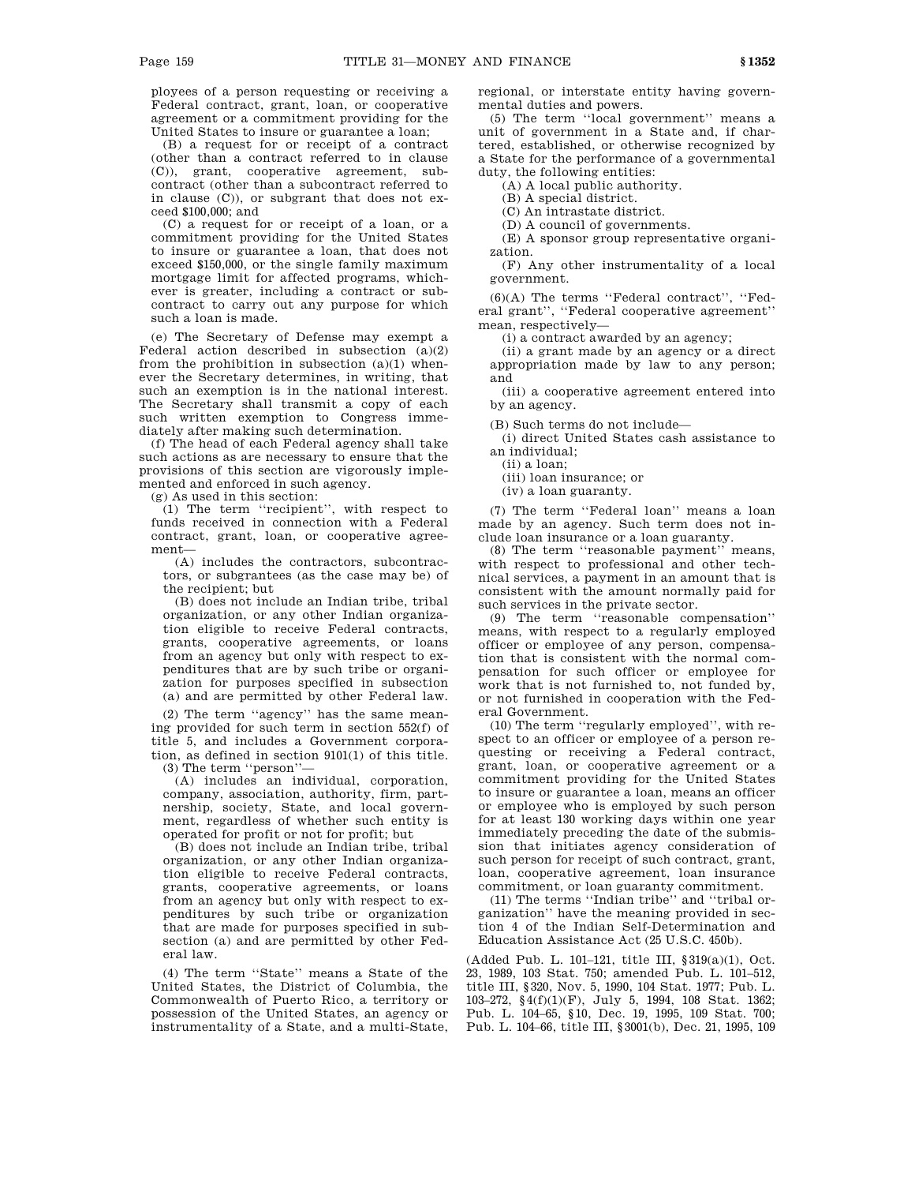ployees of a person requesting or receiving a Federal contract, grant, loan, or cooperative agreement or a commitment providing for the United States to insure or guarantee a loan;

(B) a request for or receipt of a contract (other than a contract referred to in clause (C)), grant, cooperative agreement, subcontract (other than a subcontract referred to in clause (C)), or subgrant that does not exceed $100,000; and

(C) a request for or receipt of a loan, or a commitment providing for the United States to insure or guarantee a loan, that does not exceed $150,000, or the single family maximum mortgage limit for affected programs, whichever is greater, including a contract or subcontract to carry out any purpose for which such a loan is made.

(e) The Secretary of Defense may exempt a Federal action described in subsection (a)(2) from the prohibition in subsection (a)(1) whenever the Secretary determines, in writing, that such an exemption is in the national interest. The Secretary shall transmit a copy of each such written exemption to Congress immediately after making such determination.

(f) The head of each Federal agency shall take such actions as are necessary to ensure that the provisions of this section are vigorously implemented and enforced in such agency.

(g) As used in this section:

(1) The term ''recipient'', with respect to funds received in connection with a Federal contract, grant, loan, or cooperative agreement—

(A) includes the contractors, subcontractors, or subgrantees (as the case may be) of the recipient; but

(B) does not include an Indian tribe, tribal organization, or any other Indian organization eligible to receive Federal contracts, grants, cooperative agreements, or loans from an agency but only with respect to expenditures that are by such tribe or organization for purposes specified in subsection (a) and are permitted by other Federal law.

(2) The term ''agency'' has the same meaning provided for such term in section 552(f) of title 5, and includes a Government corporation, as defined in section 9101(1) of this title.

(3) The term ''person''—

(A) includes an individual, corporation, company, association, authority, firm, partnership, society, State, and local government, regardless of whether such entity is operated for profit or not for profit; but

(B) does not include an Indian tribe, tribal organization, or any other Indian organization eligible to receive Federal contracts, grants, cooperative agreements, or loans from an agency but only with respect to expenditures by such tribe or organization that are made for purposes specified in subsection (a) and are permitted by other Federal law.

(4) The term ''State'' means a State of the United States, the District of Columbia, the Commonwealth of Puerto Rico, a territory or possession of the United States, an agency or instrumentality of a State, and a multi-State, regional, or interstate entity having governmental duties and powers.

(5) The term ''local government'' means a unit of government in a State and, if chartered, established, or otherwise recognized by a State for the performance of a governmental duty, the following entities:

(A) A local public authority.

(B) A special district.

(C) An intrastate district.

(D) A council of governments.

(E) A sponsor group representative organization.

(F) Any other instrumentality of a local government.

(6)(A) The terms ''Federal contract'', ''Federal grant'', ''Federal cooperative agreement'' mean, respectively—

(i) a contract awarded by an agency;

(ii) a grant made by an agency or a direct appropriation made by law to any person; and

(iii) a cooperative agreement entered into by an agency.

(B) Such terms do not include—

(i) direct United States cash assistance to an individual;

(ii) a loan;

(iii) loan insurance; or

(iv) a loan guaranty.

(7) The term ''Federal loan'' means a loan made by an agency. Such term does not include loan insurance or a loan guaranty.

(8) The term ''reasonable payment'' means, with respect to professional and other technical services, a payment in an amount that is consistent with the amount normally paid for such services in the private sector.

(9) The term ''reasonable compensation'' means, with respect to a regularly employed officer or employee of any person, compensation that is consistent with the normal compensation for such officer or employee for work that is not furnished to, not funded by, or not furnished in cooperation with the Federal Government.

(10) The term ''regularly employed'', with respect to an officer or employee of a person requesting or receiving a Federal contract, grant, loan, or cooperative agreement or a commitment providing for the United States to insure or guarantee a loan, means an officer or employee who is employed by such person for at least 130 working days within one year immediately preceding the date of the submission that initiates agency consideration of such person for receipt of such contract, grant, loan, cooperative agreement, loan insurance commitment, or loan guaranty commitment.

(11) The terms ''Indian tribe'' and ''tribal organization'' have the meaning provided in section 4 of the Indian Self-Determination and Education Assistance Act (25 U.S.C. 450b).

(Added Pub. L. 101–121, title III, §319(a)(1), Oct. 23, 1989, 103 Stat. 750; amended Pub. L. 101–512, title III, §320, Nov. 5, 1990, 104 Stat. 1977; Pub. L. 103–272, §4(f)(1)(F), July 5, 1994, 108 Stat. 1362; Pub. L. 104–65, §10, Dec. 19, 1995, 109 Stat. 700; Pub. L. 104–66, title III, §3001(b), Dec. 21, 1995, 109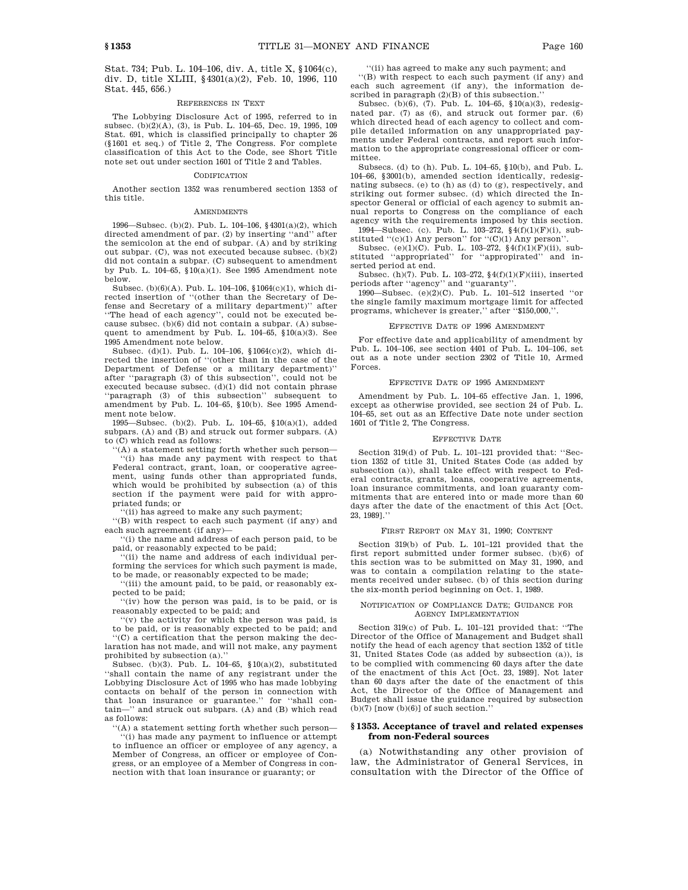Stat. 734; Pub. L. 104–106, div. A, title X, §1064(c), div. D, title XLIII, §4301(a)(2), Feb. 10, 1996, 110 Stat. 445, 656.)

REFERENCES IN TEXT

The Lobbying Disclosure Act of 1995, referred to in subsec. (b)(2)(A), (3), is Pub. L. 104–65, Dec. 19, 1995, 109 Stat. 691, which is classified principally to chapter 26 (§1601 et seq.) of Title 2, The Congress. For complete classification of this Act to the Code, see Short Title note set out under section 1601 of Title 2 and Tables.

CODIFICATION

Another section 1352 was renumbered section 1353 of this title.

AMENDMENTS

1996—Subsec. (b)(2). Pub. L. 104–106, §4301(a)(2), which directed amendment of par. (2) by inserting ''and'' after the semicolon at the end of subpar. (A) and by striking out subpar. (C), was not executed because subsec. (b)(2) did not contain a subpar. (C) subsequent to amendment by Pub. L. 104–65, §10(a)(1). See 1995 Amendment note below.

Subsec. (b)(6)(A). Pub. L. 104–106, §1064(c)(1), which directed insertion of ''(other than the Secretary of Defense and Secretary of a military department)'' after ''The head of each agency'', could not be executed because subsec. (b)(6) did not contain a subpar. (A) subsequent to amendment by Pub. L. 104–65, §10(a)(3). See 1995 Amendment note below.

Subsec. (d)(1). Pub. L. 104–106, §1064(c)(2), which directed the insertion of ''(other than in the case of the Department of Defense or a military department)'' after ''paragraph (3) of this subsection'', could not be executed because subsec. (d)(1) did not contain phrase ''paragraph (3) of this subsection'' subsequent to amendment by Pub. L. 104–65, §10(b). See 1995 Amendment note below.

1995—Subsec. (b)(2). Pub. L. 104–65, §10(a)(1), added subpars. (A) and (B) and struck out former subpars. (A) to (C) which read as follows:

''(A) a statement setting forth whether such person—

''(i) has made any payment with respect to that Federal contract, grant, loan, or cooperative agreement, using funds other than appropriated funds, which would be prohibited by subsection (a) of this section if the payment were paid for with appropriated funds; or

''(ii) has agreed to make any such payment;

''(B) with respect to each such payment (if any) and each such agreement (if any)—

''(i) the name and address of each person paid, to be paid, or reasonably expected to be paid;

''(ii) the name and address of each individual performing the services for which such payment is made, to be made, or reasonably expected to be made;

''(iii) the amount paid, to be paid, or reasonably expected to be paid;

''(iv) how the person was paid, is to be paid, or is reasonably expected to be paid; and

''(v) the activity for which the person was paid, is to be paid, or is reasonably expected to be paid; and

''(C) a certification that the person making the declaration has not made, and will not make, any payment prohibited by subsection (a).''

Subsec. (b)(3). Pub. L. 104–65, §10(a)(2), substituted ''shall contain the name of any registrant under the Lobbying Disclosure Act of 1995 who has made lobbying contacts on behalf of the person in connection with that loan insurance or guarantee.'' for ''shall contain—'' and struck out subpars. (A) and (B) which read as follows:

''(A) a statement setting forth whether such person—

''(i) has made any payment to influence or attempt to influence an officer or employee of any agency, a Member of Congress, an officer or employee of Congress, or an employee of a Member of Congress in connection with that loan insurance or guaranty; or

''(ii) has agreed to make any such payment; and

''(B) with respect to each such payment (if any) and each such agreement (if any), the information described in paragraph (2)(B) of this subsection.''

Subsec. (b)(6), (7). Pub. L. 104–65, §10(a)(3), redesignated par. (7) as (6), and struck out former par. (6) which directed head of each agency to collect and compile detailed information on any unappropriated payments under Federal contracts, and report such information to the appropriate congressional officer or committee.

Subsecs. (d) to (h). Pub. L. 104–65, §10(b), and Pub. L. 104–66, §3001(b), amended section identically, redesignating subsecs. (e) to (h) as (d) to (g), respectively, and striking out former subsec. (d) which directed the Inspector General or official of each agency to submit annual reports to Congress on the compliance of each agency with the requirements imposed by this section.

1994—Subsec. (c). Pub. L. 103–272, §4(f)(1)(F)(i), substituted ''(c)(1) Any person'' for ''(C)(1) Any person''.

Subsec. (e)(1)(C). Pub. L. 103–272, §4(f)(1)(F)(ii), substituted ''appropriated'' for ''appropirated'' and inserted period at end.

Subsec. (h)(7). Pub. L. 103–272, §4(f)(1)(F)(iii), inserted periods after ''agency'' and ''guaranty''.

1990—Subsec. (e)(2)(C). Pub. L. 101–512 inserted ''or the single family maximum mortgage limit for affected programs, whichever is greater,'' after ''$150,000,''.

EFFECTIVE DATE OF 1996 AMENDMENT

For effective date and applicability of amendment by Pub. L. 104–106, see section 4401 of Pub. L. 104–106, set out as a note under section 2302 of Title 10, Armed Forces.

EFFECTIVE DATE OF 1995 AMENDMENT

Amendment by Pub. L. 104–65 effective Jan. 1, 1996, except as otherwise provided, see section 24 of Pub. L. 104–65, set out as an Effective Date note under section 1601 of Title 2, The Congress.

EFFECTIVE DATE

Section 319(d) of Pub. L. 101–121 provided that: ''Section 1352 of title 31, United States Code (as added by subsection (a)), shall take effect with respect to Federal contracts, grants, loans, cooperative agreements, loan insurance commitments, and loan guaranty commitments that are entered into or made more than 60 days after the date of the enactment of this Act [Oct. 23, 1989].''

FIRST REPORT ON MAY 31, 1990; CONTENT

Section 319(b) of Pub. L. 101–121 provided that the first report submitted under former subsec. (b)(6) of this section was to be submitted on May 31, 1990, and was to contain a compilation relating to the statements received under subsec. (b) of this section during the six-month period beginning on Oct. 1, 1989.

NOTIFICATION OF COMPLIANCE DATE; GUIDANCE FOR AGENCY IMPLEMENTATION

Section 319(c) of Pub. L. 101–121 provided that: ''The Director of the Office of Management and Budget shall notify the head of each agency that section 1352 of title 31, United States Code (as added by subsection (a)), is to be complied with commencing 60 days after the date of the enactment of this Act [Oct. 23, 1989]. Not later than 60 days after the date of the enactment of this Act, the Director of the Office of Management and Budget shall issue the guidance required by subsection (b)(7) [now (b)(6)] of such section.''

### §1353. Acceptance of travel and related expenses from non-Federal sources

(a) Notwithstanding any other provision of law, the Administrator of General Services, in consultation with the Director of the Office of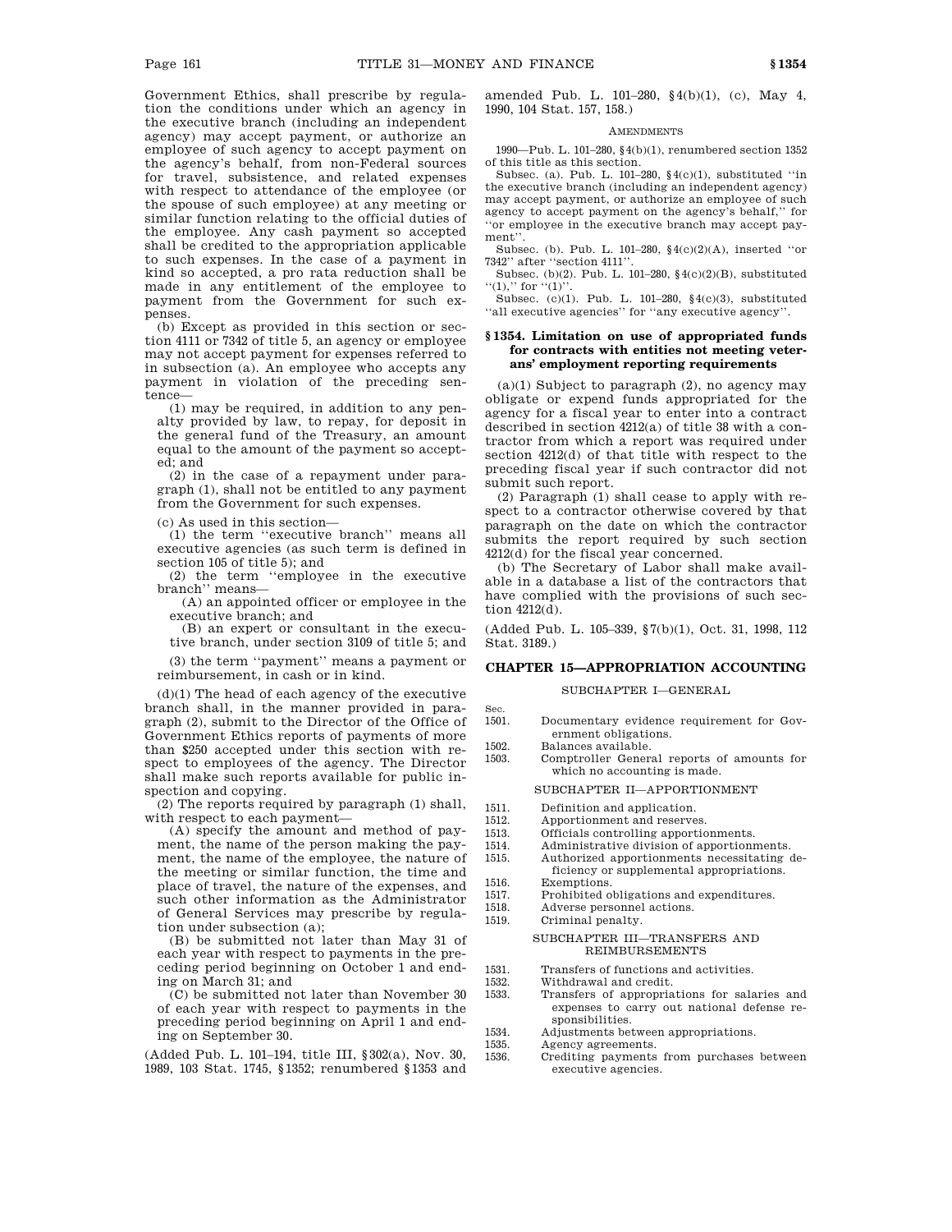Government Ethics, shall prescribe by regulation the conditions under which an agency in the executive branch (including an independent agency) may accept payment, or authorize an employee of such agency to accept payment on the agency's behalf, from non-Federal sources for travel, subsistence, and related expenses with respect to attendance of the employee (or the spouse of such employee) at any meeting or similar function relating to the official duties of the employee. Any cash payment so accepted shall be credited to the appropriation applicable to such expenses. In the case of a payment in kind so accepted, a pro rata reduction shall be made in any entitlement of the employee to payment from the Government for such expenses.

(b) Except as provided in this section or section 4111 or 7342 of title 5, an agency or employee may not accept payment for expenses referred to in subsection (a). An employee who accepts any payment in violation of the preceding sentence—

(1) may be required, in addition to any penalty provided by law, to repay, for deposit in the general fund of the Treasury, an amount equal to the amount of the payment so accepted; and

(2) in the case of a repayment under paragraph (1), shall not be entitled to any payment from the Government for such expenses.

(c) As used in this section—

(1) the term ''executive branch'' means all executive agencies (as such term is defined in section 105 of title 5); and

(2) the term ''employee in the executive branch'' means—

(A) an appointed officer or employee in the executive branch; and

(B) an expert or consultant in the executive branch, under section 3109 of title 5; and

(3) the term ''payment'' means a payment or reimbursement, in cash or in kind.

(d)(1) The head of each agency of the executive branch shall, in the manner provided in paragraph (2), submit to the Director of the Office of Government Ethics reports of payments of more than $250 accepted under this section with respect to employees of the agency. The Director shall make such reports available for public inspection and copying.

(2) The reports required by paragraph (1) shall, with respect to each payment—

(A) specify the amount and method of payment, the name of the person making the payment, the name of the employee, the nature of the meeting or similar function, the time and place of travel, the nature of the expenses, and such other information as the Administrator of General Services may prescribe by regulation under subsection (a);

(B) be submitted not later than May 31 of each year with respect to payments in the preceding period beginning on October 1 and ending on March 31; and

(C) be submitted not later than November 30 of each year with respect to payments in the preceding period beginning on April 1 and ending on September 30.

(Added Pub. L. 101–194, title III, §302(a), Nov. 30, 1989, 103 Stat. 1745, §1352; renumbered §1353 and amended Pub. L. 101–280, §4(b)(1), (c), May 4, 1990, 104 Stat. 157, 158.)

AMENDMENTS

1990—Pub. L. 101–280, §4(b)(1), renumbered section 1352 of this title as this section.

Subsec. (a). Pub. L. 101–280, §4(c)(1), substituted ''in the executive branch (including an independent agency) may accept payment, or authorize an employee of such agency to accept payment on the agency's behalf,'' for ''or employee in the executive branch may accept payment''.

Subsec. (b). Pub. L. 101–280, §4(c)(2)(A), inserted ''or 7342'' after ''section 4111''.

Subsec. (b)(2). Pub. L. 101–280, §4(c)(2)(B), substituted ''(1),'' for ''(1)''.

Subsec. (c)(1). Pub. L. 101–280, §4(c)(3), substituted ''all executive agencies'' for ''any executive agency''.

### §1354. Limitation on use of appropriated funds for contracts with entities not meeting veterans' employment reporting requirements

(a)(1) Subject to paragraph (2), no agency may obligate or expend funds appropriated for the agency for a fiscal year to enter into a contract described in section 4212(a) of title 38 with a contractor from which a report was required under section 4212(d) of that title with respect to the preceding fiscal year if such contractor did not submit such report.

(2) Paragraph (1) shall cease to apply with respect to a contractor otherwise covered by that paragraph on the date on which the contractor submits the report required by such section 4212(d) for the fiscal year concerned.

(b) The Secretary of Labor shall make available in a database a list of the contractors that have complied with the provisions of such section 4212(d).

(Added Pub. L. 105–339, §7(b)(1), Oct. 31, 1998, 112 Stat. 3189.)

## CHAPTER 15—APPROPRIATION ACCOUNTING

SUBCHAPTER I—GENERAL

| Sec. | |
|---|---|
| 1501. | Documentary evidence requirement for Government obligations. |
| 1502. | Balances available. |
| 1503. | Comptroller General reports of amounts for which no accounting is made. |

SUBCHAPTER II—APPORTIONMENT

| | |
|---|---|
| 1511. | Definition and application. |
| 1512. | Apportionment and reserves. |
| 1513. | Officials controlling apportionments. |
| 1514. | Administrative division of apportionments. |
| 1515. | Authorized apportionments necessitating deficiency or supplemental appropriations. |
| 1516. | Exemptions. |
| 1517. | Prohibited obligations and expenditures. |
| 1518. | Adverse personnel actions. |
| 1519. | Criminal penalty. |

SUBCHAPTER III—TRANSFERS AND REIMBURSEMENTS

| | |
|---|---|
| 1531. | Transfers of functions and activities. |
| 1532. | Withdrawal and credit. |
| 1533. | Transfers of appropriations for salaries and expenses to carry out national defense responsibilities. |
| 1534. | Adjustments between appropriations. |
| 1535. | Agency agreements. |
| 1536. | Crediting payments from purchases between executive agencies. |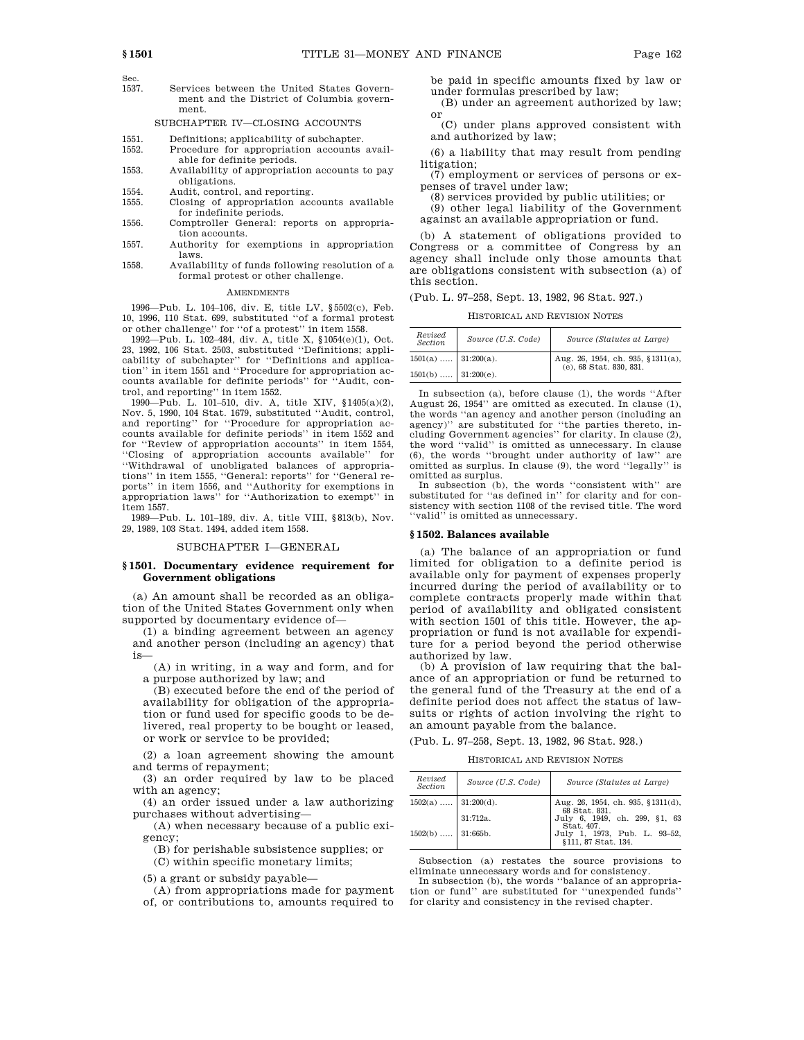Sec.

1537. Services between the United States Government and the District of Columbia government.

SUBCHAPTER IV—CLOSING ACCOUNTS

1551. Definitions; applicability of subchapter.
1552. Procedure for appropriation accounts available for definite periods.
1553. Availability of appropriation accounts to pay obligations.
1554. Audit, control, and reporting.
1555. Closing of appropriation accounts available for indefinite periods.
1556. Comptroller General: reports on appropriation accounts.
1557. Authority for exemptions in appropriation laws.
1558. Availability of funds following resolution of a formal protest or other challenge.

AMENDMENTS

1996—Pub. L. 104–106, div. E, title LV, §5502(c), Feb. 10, 1996, 110 Stat. 699, substituted "of a formal protest or other challenge" for "of a protest" in item 1558.

1992—Pub. L. 102–484, div. A, title X, §1054(e)(1), Oct. 23, 1992, 106 Stat. 2503, substituted "Definitions; applicability of subchapter" for "Definitions and application" in item 1551 and "Procedure for appropriation accounts available for definite periods" for "Audit, control, and reporting" in item 1552.

1990—Pub. L. 101–510, div. A, title XIV, §1405(a)(2), Nov. 5, 1990, 104 Stat. 1679, substituted "Audit, control, and reporting" for "Procedure for appropriation accounts available for definite periods" in item 1552 and for "Review of appropriation accounts" in item 1554, "Closing of appropriation accounts available" for "Withdrawal of unobligated balances of appropriations" in item 1555, "General: reports" for "General reports" in item 1556, and "Authority for exemptions in appropriation laws" for "Authorization to exempt" in item 1557.

1989—Pub. L. 101–189, div. A, title VIII, §813(b), Nov. 29, 1989, 103 Stat. 1494, added item 1558.

## SUBCHAPTER I—GENERAL

### §1501. Documentary evidence requirement for Government obligations

(a) An amount shall be recorded as an obligation of the United States Government only when supported by documentary evidence of—

(1) a binding agreement between an agency and another person (including an agency) that is—

(A) in writing, in a way and form, and for a purpose authorized by law; and

(B) executed before the end of the period of availability for obligation of the appropriation or fund used for specific goods to be delivered, real property to be bought or leased, or work or service to be provided;

(2) a loan agreement showing the amount and terms of repayment;

(3) an order required by law to be placed with an agency;

(4) an order issued under a law authorizing purchases without advertising—

(A) when necessary because of a public exigency;

(B) for perishable subsistence supplies; or

(C) within specific monetary limits;

(5) a grant or subsidy payable—

(A) from appropriations made for payment of, or contributions to, amounts required to be paid in specific amounts fixed by law or under formulas prescribed by law;

(B) under an agreement authorized by law; or

(C) under plans approved consistent with and authorized by law;

(6) a liability that may result from pending litigation;

(7) employment or services of persons or expenses of travel under law;

(8) services provided by public utilities; or

(9) other legal liability of the Government against an available appropriation or fund.

(b) A statement of obligations provided to Congress or a committee of Congress by an agency shall include only those amounts that are obligations consistent with subsection (a) of this section.

(Pub. L. 97–258, Sept. 13, 1982, 96 Stat. 927.)

HISTORICAL AND REVISION NOTES

| *Revised Section* | *Source (U.S. Code)* | *Source (Statutes at Large)* |
|---|---|---|
| 1501(a) ..... | 31:200(a). | Aug. 26, 1954, ch. 935, §1311(a), (e), 68 Stat. 830, 831. |
| 1501(b) ..... | 31:200(e). | |

In subsection (a), before clause (1), the words "After August 26, 1954" are omitted as executed. In clause (1), the words "an agency and another person (including an agency)" are substituted for "the parties thereto, including Government agencies" for clarity. In clause (2), the word "valid" is omitted as unnecessary. In clause (6), the words "brought under authority of law" are omitted as surplus. In clause (9), the word "legally" is omitted as surplus.

In subsection (b), the words "consistent with" are substituted for "as defined in" for clarity and for consistency with section 1108 of the revised title. The word "valid" is omitted as unnecessary.

### §1502. Balances available

(a) The balance of an appropriation or fund limited for obligation to a definite period is available only for payment of expenses properly incurred during the period of availability or to complete contracts properly made within that period of availability and obligated consistent with section 1501 of this title. However, the appropriation or fund is not available for expenditure for a period beyond the period otherwise authorized by law.

(b) A provision of law requiring that the balance of an appropriation or fund be returned to the general fund of the Treasury at the end of a definite period does not affect the status of lawsuits or rights of action involving the right to an amount payable from the balance.

(Pub. L. 97–258, Sept. 13, 1982, 96 Stat. 928.)

HISTORICAL AND REVISION NOTES

| *Revised Section* | *Source (U.S. Code)* | *Source (Statutes at Large)* |
|---|---|---|
| 1502(a) ..... | 31:200(d). | Aug. 26, 1954, ch. 935, §1311(d), 68 Stat. 831. |
| | 31:712a. | July 6, 1949, ch. 299, §1, 63 Stat. 407. |
| 1502(b) ..... | 31:665b. | July 1, 1973, Pub. L. 93–52, §111, 87 Stat. 134. |

Subsection (a) restates the source provisions to eliminate unnecessary words and for consistency.

In subsection (b), the words "balance of an appropriation or fund" are substituted for "unexpended funds" for clarity and consistency in the revised chapter.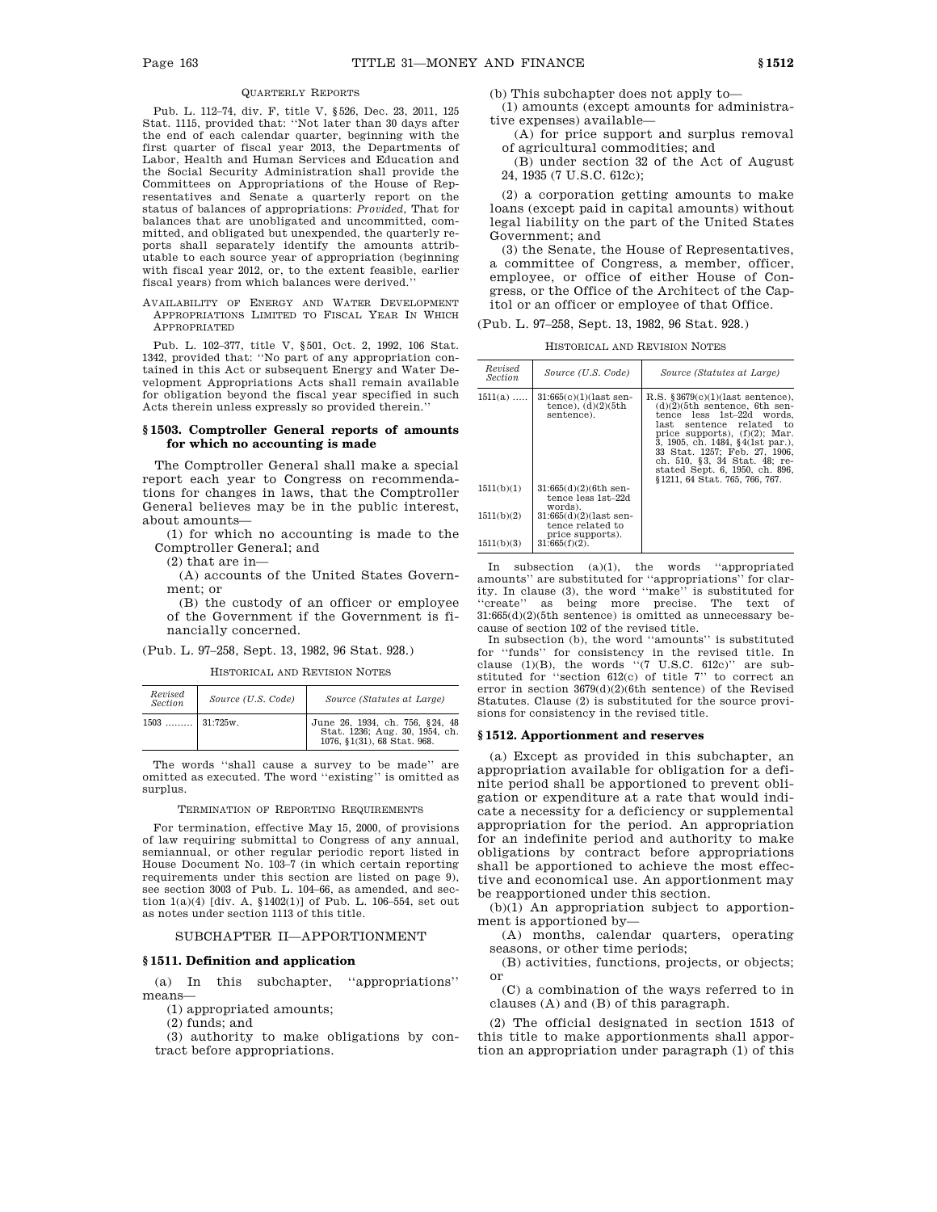QUARTERLY REPORTS

Pub. L. 112–74, div. F, title V, §526, Dec. 23, 2011, 125 Stat. 1115, provided that: ''Not later than 30 days after the end of each calendar quarter, beginning with the first quarter of fiscal year 2013, the Departments of Labor, Health and Human Services and Education and the Social Security Administration shall provide the Committees on Appropriations of the House of Representatives and Senate a quarterly report on the status of balances of appropriations: *Provided*, That for balances that are unobligated and uncommitted, committed, and obligated but unexpended, the quarterly reports shall separately identify the amounts attributable to each source year of appropriation (beginning with fiscal year 2012, or, to the extent feasible, earlier fiscal years) from which balances were derived.''

AVAILABILITY OF ENERGY AND WATER DEVELOPMENT APPROPRIATIONS LIMITED TO FISCAL YEAR IN WHICH APPROPRIATED

Pub. L. 102–377, title V, §501, Oct. 2, 1992, 106 Stat. 1342, provided that: ''No part of any appropriation contained in this Act or subsequent Energy and Water Development Appropriations Acts shall remain available for obligation beyond the fiscal year specified in such Acts therein unless expressly so provided therein.''

### §1503. Comptroller General reports of amounts for which no accounting is made

The Comptroller General shall make a special report each year to Congress on recommendations for changes in laws, that the Comptroller General believes may be in the public interest, about amounts—

(1) for which no accounting is made to the Comptroller General; and

(2) that are in—

(A) accounts of the United States Government; or

(B) the custody of an officer or employee of the Government if the Government is financially concerned.

(Pub. L. 97–258, Sept. 13, 1982, 96 Stat. 928.)

HISTORICAL AND REVISION NOTES

| Revised Section | Source (U.S. Code) | Source (Statutes at Large) |
|---|---|---|
| 1503 ......... | 31:725w. | June 26, 1934, ch. 756, §24, 48 Stat. 1236; Aug. 30, 1954, ch. 1076, §1(31), 68 Stat. 968. |

The words ''shall cause a survey to be made'' are omitted as executed. The word ''existing'' is omitted as surplus.

TERMINATION OF REPORTING REQUIREMENTS

For termination, effective May 15, 2000, of provisions of law requiring submittal to Congress of any annual, semiannual, or other regular periodic report listed in House Document No. 103–7 (in which certain reporting requirements under this section are listed on page 9), see section 3003 of Pub. L. 104–66, as amended, and section 1(a)(4) [div. A, §1402(1)] of Pub. L. 106–554, set out as notes under section 1113 of this title.

## SUBCHAPTER II—APPORTIONMENT

### §1511. Definition and application

(a) In this subchapter, ''appropriations'' means—

(1) appropriated amounts;

(2) funds; and

(3) authority to make obligations by contract before appropriations.

(b) This subchapter does not apply to—

(1) amounts (except amounts for administrative expenses) available—

(A) for price support and surplus removal of agricultural commodities; and

(B) under section 32 of the Act of August 24, 1935 (7 U.S.C. 612c);

(2) a corporation getting amounts to make loans (except paid in capital amounts) without legal liability on the part of the United States Government; and

(3) the Senate, the House of Representatives, a committee of Congress, a member, officer, employee, or office of either House of Congress, or the Office of the Architect of the Capitol or an officer or employee of that Office.

(Pub. L. 97–258, Sept. 13, 1982, 96 Stat. 928.)

HISTORICAL AND REVISION NOTES

| Revised Section | Source (U.S. Code) | Source (Statutes at Large) |
|---|---|---|
| 1511(a) ..... | 31:665(c)(1)(last sentence), (d)(2)(5th sentence). | R.S. §3679(c)(1)(last sentence), (d)(2)(5th sentence, 6th sentence less 1st–22d words, last sentence related to price supports), (f)(2); Mar. 3, 1905, ch. 1484, §4(1st par.), 33 Stat. 1257; Feb. 27, 1906, ch. 510, §3, 34 Stat. 48; restated Sept. 6, 1950, ch. 896, §1211, 64 Stat. 765, 766, 767. |
| 1511(b)(1) | 31:665(d)(2)(6th sentence less 1st–22d words). | |
| 1511(b)(2) | 31:665(d)(2)(last sentence related to price supports). | |
| 1511(b)(3) | 31:665(f)(2). | |

In subsection (a)(1), the words ''appropriated amounts'' are substituted for ''appropriations'' for clarity. In clause (3), the word ''make'' is substituted for ''create'' as being more precise. The text of 31:665(d)(2)(5th sentence) is omitted as unnecessary because of section 102 of the revised title.

In subsection (b), the word ''amounts'' is substituted for ''funds'' for consistency in the revised title. In clause (1)(B), the words ''(7 U.S.C. 612c)'' are substituted for ''section 612(c) of title 7'' to correct an error in section 3679(d)(2)(6th sentence) of the Revised Statutes. Clause (2) is substituted for the source provisions for consistency in the revised title.

### §1512. Apportionment and reserves

(a) Except as provided in this subchapter, an appropriation available for obligation for a definite period shall be apportioned to prevent obligation or expenditure at a rate that would indicate a necessity for a deficiency or supplemental appropriation for the period. An appropriation for an indefinite period and authority to make obligations by contract before appropriations shall be apportioned to achieve the most effective and economical use. An apportionment may be reapportioned under this section.

(b)(1) An appropriation subject to apportionment is apportioned by—

(A) months, calendar quarters, operating seasons, or other time periods;

(B) activities, functions, projects, or objects; or

(C) a combination of the ways referred to in clauses (A) and (B) of this paragraph.

(2) The official designated in section 1513 of this title to make apportionments shall apportion an appropriation under paragraph (1) of this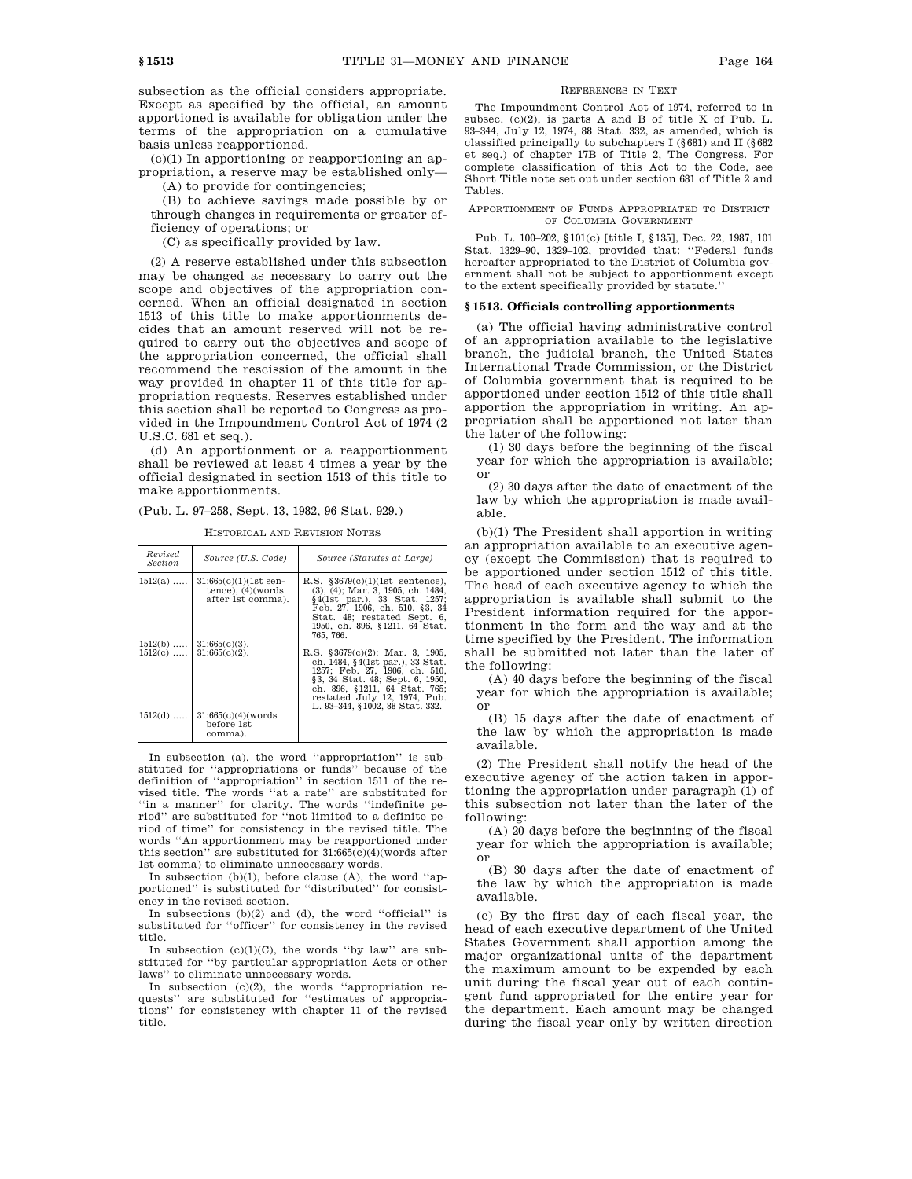subsection as the official considers appropriate. Except as specified by the official, an amount apportioned is available for obligation under the terms of the appropriation on a cumulative basis unless reapportioned.

(c)(1) In apportioning or reapportioning an appropriation, a reserve may be established only—

(A) to provide for contingencies;

(B) to achieve savings made possible by or through changes in requirements or greater efficiency of operations; or

(C) as specifically provided by law.

(2) A reserve established under this subsection may be changed as necessary to carry out the scope and objectives of the appropriation concerned. When an official designated in section 1513 of this title to make apportionments decides that an amount reserved will not be required to carry out the objectives and scope of the appropriation concerned, the official shall recommend the rescission of the amount in the way provided in chapter 11 of this title for appropriation requests. Reserves established under this section shall be reported to Congress as provided in the Impoundment Control Act of 1974 (2 U.S.C. 681 et seq.).

(d) An apportionment or a reapportionment shall be reviewed at least 4 times a year by the official designated in section 1513 of this title to make apportionments.

(Pub. L. 97–258, Sept. 13, 1982, 96 Stat. 929.)

HISTORICAL AND REVISION NOTES

| Revised Section | Source (U.S. Code) | Source (Statutes at Large) |
|---|---|---|
| 1512(a) ….. | 31:665(c)(1)(1st sentence), (4)(words after 1st comma). | R.S. §3679(c)(1)(1st sentence), (3), (4); Mar. 3, 1905, ch. 1484, §4(1st par.), 33 Stat. 1257; Feb. 27, 1906, ch. 510, §3, 34 Stat. 48; restated Sept. 6, 1950, ch. 896, §1211, 64 Stat. 765, 766. |
| 1512(b) ….. | 31:665(c)(3). | |
| 1512(c) ….. | 31:665(c)(2). | R.S. §3679(c)(2); Mar. 3, 1905, ch. 1484, §4(1st par.), 33 Stat. 1257; Feb. 27, 1906, ch. 510, §3, 34 Stat. 48; Sept. 6, 1950, ch. 896, §1211, 64 Stat. 765; restated July 12, 1974, Pub. L. 93–344, §1002, 88 Stat. 332. |
| 1512(d) ….. | 31:665(c)(4)(words before 1st comma). | |

In subsection (a), the word "appropriation" is substituted for "appropriations or funds" because of the definition of "appropriation" in section 1511 of the revised title. The words "at a rate" are substituted for "in a manner" for clarity. The words "indefinite period" are substituted for "not limited to a definite period of time" for consistency in the revised title. The words "An apportionment may be reapportioned under this section" are substituted for 31:665(c)(4)(words after 1st comma) to eliminate unnecessary words.

In subsection (b)(1), before clause (A), the word "apportioned" is substituted for "distributed" for consistency in the revised section.

In subsections (b)(2) and (d), the word "official" is substituted for "officer" for consistency in the revised title.

In subsection (c)(1)(C), the words "by law" are substituted for "by particular appropriation Acts or other laws" to eliminate unnecessary words.

In subsection (c)(2), the words "appropriation requests" are substituted for "estimates of appropriations" for consistency with chapter 11 of the revised title.

REFERENCES IN TEXT

The Impoundment Control Act of 1974, referred to in subsec. (c)(2), is parts A and B of title X of Pub. L. 93–344, July 12, 1974, 88 Stat. 332, as amended, which is classified principally to subchapters I (§681) and II (§682 et seq.) of chapter 17B of Title 2, The Congress. For complete classification of this Act to the Code, see Short Title note set out under section 681 of Title 2 and Tables.

APPORTIONMENT OF FUNDS APPROPRIATED TO DISTRICT OF COLUMBIA GOVERNMENT

Pub. L. 100–202, §101(c) [title I, §135], Dec. 22, 1987, 101 Stat. 1329–90, 1329–102, provided that: "Federal funds hereafter appropriated to the District of Columbia government shall not be subject to apportionment except to the extent specifically provided by statute."

### §1513. Officials controlling apportionments

(a) The official having administrative control of an appropriation available to the legislative branch, the judicial branch, the United States International Trade Commission, or the District of Columbia government that is required to be apportioned under section 1512 of this title shall apportion the appropriation in writing. An appropriation shall be apportioned not later than the later of the following:

(1) 30 days before the beginning of the fiscal year for which the appropriation is available; or

(2) 30 days after the date of enactment of the law by which the appropriation is made available.

(b)(1) The President shall apportion in writing an appropriation available to an executive agency (except the Commission) that is required to be apportioned under section 1512 of this title. The head of each executive agency to which the appropriation is available shall submit to the President information required for the apportionment in the form and the way and at the time specified by the President. The information shall be submitted not later than the later of the following:

(A) 40 days before the beginning of the fiscal year for which the appropriation is available; or

(B) 15 days after the date of enactment of the law by which the appropriation is made available.

(2) The President shall notify the head of the executive agency of the action taken in apportioning the appropriation under paragraph (1) of this subsection not later than the later of the following:

(A) 20 days before the beginning of the fiscal year for which the appropriation is available; or

(B) 30 days after the date of enactment of the law by which the appropriation is made available.

(c) By the first day of each fiscal year, the head of each executive department of the United States Government shall apportion among the major organizational units of the department the maximum amount to be expended by each unit during the fiscal year out of each contingent fund appropriated for the entire year for the department. Each amount may be changed during the fiscal year only by written direction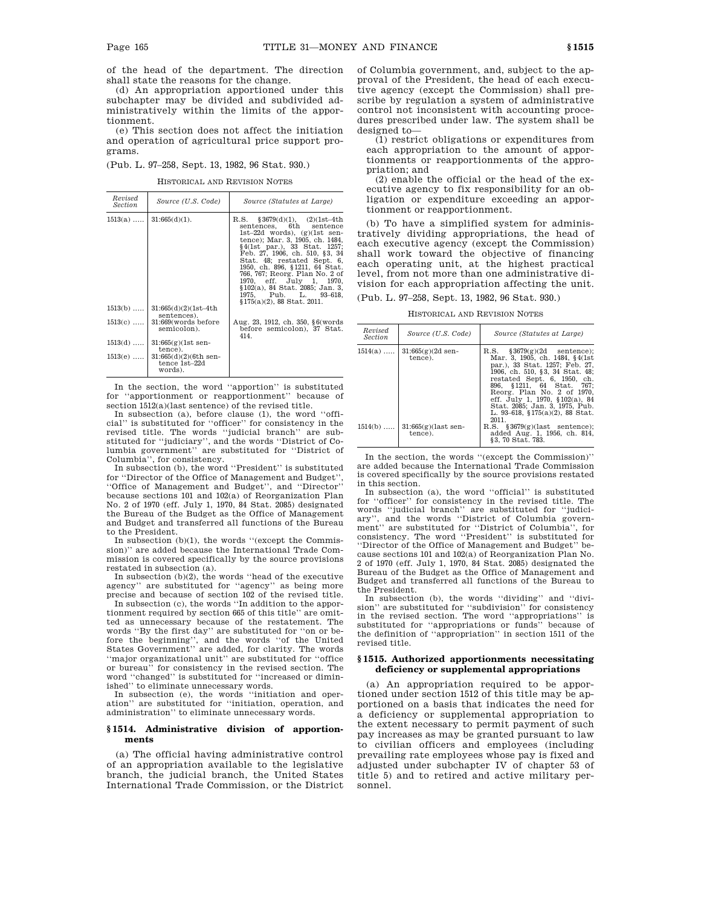of the head of the department. The direction shall state the reasons for the change.

(d) An appropriation apportioned under this subchapter may be divided and subdivided administratively within the limits of the apportionment.

(e) This section does not affect the initiation and operation of agricultural price support programs.

(Pub. L. 97–258, Sept. 13, 1982, 96 Stat. 930.)

HISTORICAL AND REVISION NOTES

| Revised Section | Source (U.S. Code) | Source (Statutes at Large) |
|---|---|---|
| 1513(a) ..... | 31:665(d)(1). | R.S. §3679(d)(1), (2)(1st–4th sentences, 6th sentence 1st–22d words), (g)(1st sentence); Mar. 3, 1905, ch. 1484, §4(1st par.), 33 Stat. 1257; Feb. 27, 1906, ch. 510, §3, 34 Stat. 48; restated Sept. 6, 1950, ch. 896, §1211, 64 Stat. 766, 767; Reorg. Plan No. 2 of 1970, eff. July 1, 1970, §102(a), 84 Stat. 2085; Jan. 3, 1975, Pub. L. 93–618, §175(a)(2), 88 Stat. 2011. |
| 1513(b) ..... | 31:665(d)(2)(1st–4th sentences). | |
| 1513(c) ..... | 31:669(words before semicolon). | Aug. 23, 1912, ch. 350, §6(words before semicolon), 37 Stat. 414. |
| 1513(d) ..... | 31:665(g)(1st sentence). | |
| 1513(e) ..... | 31:665(d)(2)(6th sentence 1st–22d words). | |

In the section, the word ''apportion'' is substituted for ''apportionment or reapportionment'' because of section 1512(a)(last sentence) of the revised title.

In subsection (a), before clause (1), the word ''official'' is substituted for ''officer'' for consistency in the revised title. The words ''judicial branch'' are substituted for ''judiciary'', and the words ''District of Columbia government'' are substituted for ''District of Columbia'', for consistency.

In subsection (b), the word ''President'' is substituted for ''Director of the Office of Management and Budget'', ''Office of Management and Budget'', and ''Director'' because sections 101 and 102(a) of Reorganization Plan No. 2 of 1970 (eff. July 1, 1970, 84 Stat. 2085) designated the Bureau of the Budget as the Office of Management and Budget and transferred all functions of the Bureau to the President.

In subsection (b)(1), the words ''(except the Commission)'' are added because the International Trade Commission is covered specifically by the source provisions restated in subsection (a).

In subsection (b)(2), the words ''head of the executive agency'' are substituted for ''agency'' as being more precise and because of section 102 of the revised title.

In subsection (c), the words ''In addition to the apportionment required by section 665 of this title'' are omitted as unnecessary because of the restatement. The words ''By the first day'' are substituted for ''on or before the beginning'', and the words ''of the United States Government'' are added, for clarity. The words ''major organizational unit'' are substituted for ''office or bureau'' for consistency in the revised section. The word ''changed'' is substituted for ''increased or diminished'' to eliminate unnecessary words.

In subsection (e), the words ''initiation and operation'' are substituted for ''initiation, operation, and administration'' to eliminate unnecessary words.

### §1514. Administrative division of apportionments

(a) The official having administrative control of an appropriation available to the legislative branch, the judicial branch, the United States International Trade Commission, or the District of Columbia government, and, subject to the approval of the President, the head of each executive agency (except the Commission) shall prescribe by regulation a system of administrative control not inconsistent with accounting procedures prescribed under law. The system shall be designed to—

(1) restrict obligations or expenditures from each appropriation to the amount of apportionments or reapportionments of the appropriation; and

(2) enable the official or the head of the executive agency to fix responsibility for an obligation or expenditure exceeding an apportionment or reapportionment.

(b) To have a simplified system for administratively dividing appropriations, the head of each executive agency (except the Commission) shall work toward the objective of financing each operating unit, at the highest practical level, from not more than one administrative division for each appropriation affecting the unit.

(Pub. L. 97–258, Sept. 13, 1982, 96 Stat. 930.)

HISTORICAL AND REVISION NOTES

| Revised Section | Source (U.S. Code) | Source (Statutes at Large) |
|---|---|---|
| 1514(a) ..... | 31:665(g)(2d sentence). | R.S. §3679(g)(2d sentence); Mar. 3, 1905, ch. 1484, §4(1st par.), 33 Stat. 1257; Feb. 27, 1906, ch. 510, §3, 34 Stat. 48; restated Sept. 6, 1950, ch. 896, §1211, 64 Stat. 767; Reorg. Plan No. 2 of 1970, eff. July 1, 1970, §102(a), 84 Stat. 2085; Jan. 3, 1975, Pub. L. 93–618, §175(a)(2), 88 Stat. 2011. |
| 1514(b) ..... | 31:665(g)(last sentence). | R.S. §3679(g)(last sentence); added Aug. 1, 1956, ch. 814, §3, 70 Stat. 783. |

In the section, the words ''(except the Commission)'' are added because the International Trade Commission is covered specifically by the source provisions restated in this section.

In subsection (a), the word ''official'' is substituted for ''officer'' for consistency in the revised title. The words ''judicial branch'' are substituted for ''judiciary'', and the words ''District of Columbia government'' are substituted for ''District of Columbia'', for consistency. The word ''President'' is substituted for ''Director of the Office of Management and Budget'' because sections 101 and 102(a) of Reorganization Plan No. 2 of 1970 (eff. July 1, 1970, 84 Stat. 2085) designated the Bureau of the Budget as the Office of Management and Budget and transferred all functions of the Bureau to the President.

In subsection (b), the words ''dividing'' and ''division'' are substituted for ''subdivision'' for consistency in the revised section. The word ''appropriations'' is substituted for ''appropriations or funds'' because of the definition of ''appropriation'' in section 1511 of the revised title.

### §1515. Authorized apportionments necessitating deficiency or supplemental appropriations

(a) An appropriation required to be apportioned under section 1512 of this title may be apportioned on a basis that indicates the need for a deficiency or supplemental appropriation to the extent necessary to permit payment of such pay increases as may be granted pursuant to law to civilian officers and employees (including prevailing rate employees whose pay is fixed and adjusted under subchapter IV of chapter 53 of title 5) and to retired and active military personnel.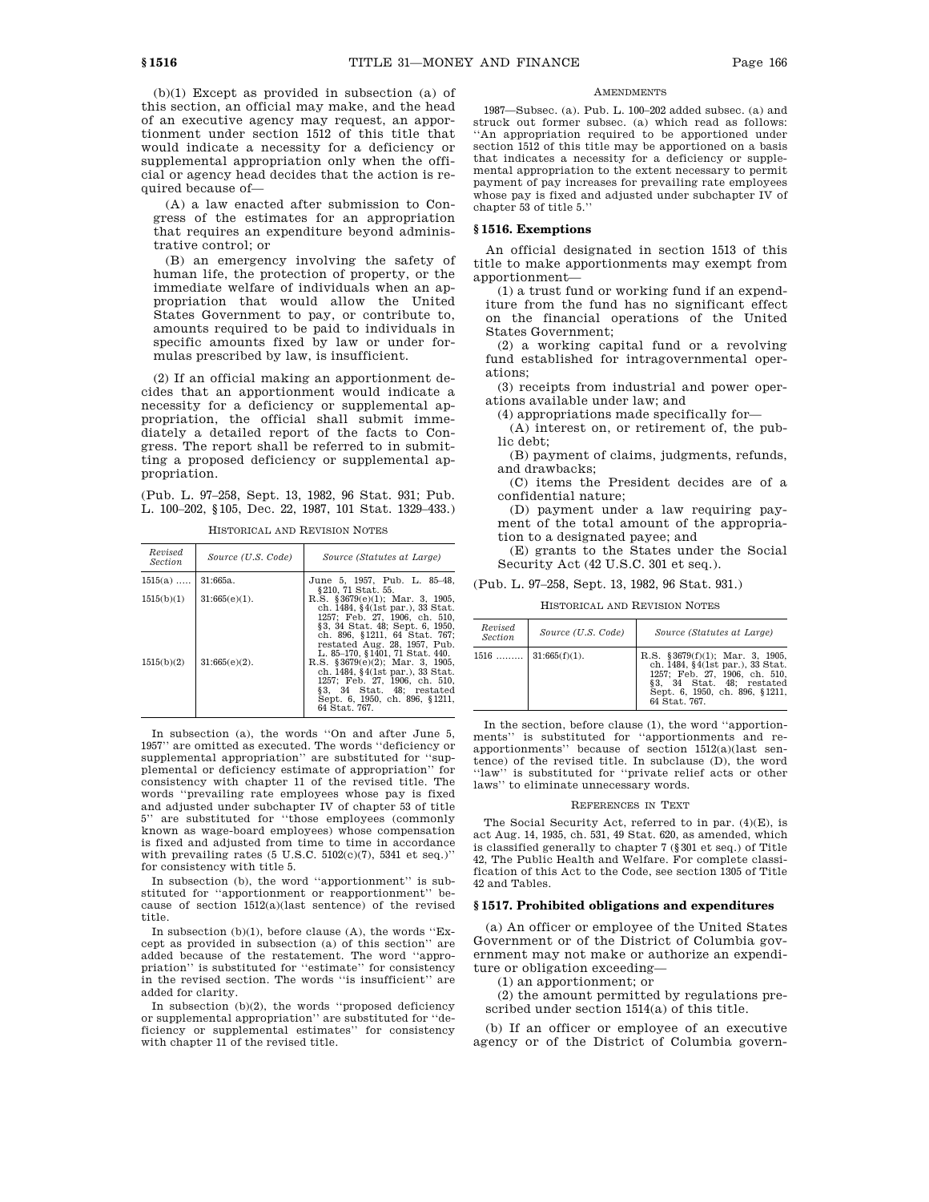(b)(1) Except as provided in subsection (a) of this section, an official may make, and the head of an executive agency may request, an apportionment under section 1512 of this title that would indicate a necessity for a deficiency or supplemental appropriation only when the official or agency head decides that the action is required because of—

(A) a law enacted after submission to Congress of the estimates for an appropriation that requires an expenditure beyond administrative control; or

(B) an emergency involving the safety of human life, the protection of property, or the immediate welfare of individuals when an appropriation that would allow the United States Government to pay, or contribute to, amounts required to be paid to individuals in specific amounts fixed by law or under formulas prescribed by law, is insufficient.

(2) If an official making an apportionment decides that an apportionment would indicate a necessity for a deficiency or supplemental appropriation, the official shall submit immediately a detailed report of the facts to Congress. The report shall be referred to in submitting a proposed deficiency or supplemental appropriation.

(Pub. L. 97–258, Sept. 13, 1982, 96 Stat. 931; Pub. L. 100–202, §105, Dec. 22, 1987, 101 Stat. 1329–433.)

HISTORICAL AND REVISION NOTES

| Revised Section | Source (U.S. Code) | Source (Statutes at Large) |
|---|---|---|
| 1515(a) ..... | 31:665a. | June 5, 1957, Pub. L. 85–48, §210, 71 Stat. 55. |
| 1515(b)(1) | 31:665(e)(1). | R.S. §3679(e)(1); Mar. 3, 1905, ch. 1484, §4(1st par.), 33 Stat. 1257; Feb. 27, 1906, ch. 510, §3, 34 Stat. 48; Sept. 6, 1950, ch. 896, §1211, 64 Stat. 767; restated Aug. 28, 1957, Pub. L. 85–170, §1401, 71 Stat. 440. |
| 1515(b)(2) | 31:665(e)(2). | R.S. §3679(e)(2); Mar. 3, 1905, ch. 1484, §4(1st par.), 33 Stat. 1257; Feb. 27, 1906, ch. 510, §3, 34 Stat. 48; restated Sept. 6, 1950, ch. 896, §1211, 64 Stat. 767. |

In subsection (a), the words "On and after June 5, 1957" are omitted as executed. The words "deficiency or supplemental appropriation" are substituted for "supplemental or deficiency estimate of appropriation" for consistency with chapter 11 of the revised title. The words "prevailing rate employees whose pay is fixed and adjusted under subchapter IV of chapter 53 of title 5" are substituted for "those employees (commonly known as wage-board employees) whose compensation is fixed and adjusted from time to time in accordance with prevailing rates (5 U.S.C. 5102(c)(7), 5341 et seq.)" for consistency with title 5.

In subsection (b), the word "apportionment" is substituted for "apportionment or reapportionment" because of section 1512(a)(last sentence) of the revised title.

In subsection (b)(1), before clause (A), the words "Except as provided in subsection (a) of this section" are added because of the restatement. The word "appropriation" is substituted for "estimate" for consistency in the revised section. The words "is insufficient" are added for clarity.

In subsection (b)(2), the words "proposed deficiency or supplemental appropriation" are substituted for "deficiency or supplemental estimates" for consistency with chapter 11 of the revised title.

AMENDMENTS

1987—Subsec. (a). Pub. L. 100–202 added subsec. (a) and struck out former subsec. (a) which read as follows: "An appropriation required to be apportioned under section 1512 of this title may be apportioned on a basis that indicates a necessity for a deficiency or supplemental appropriation to the extent necessary to permit payment of pay increases for prevailing rate employees whose pay is fixed and adjusted under subchapter IV of chapter 53 of title 5."

### § 1516. Exemptions

An official designated in section 1513 of this title to make apportionments may exempt from apportionment—

(1) a trust fund or working fund if an expenditure from the fund has no significant effect on the financial operations of the United States Government;

(2) a working capital fund or a revolving fund established for intragovernmental operations;

(3) receipts from industrial and power operations available under law; and

(4) appropriations made specifically for—

(A) interest on, or retirement of, the public debt;

(B) payment of claims, judgments, refunds, and drawbacks;

(C) items the President decides are of a confidential nature;

(D) payment under a law requiring payment of the total amount of the appropriation to a designated payee; and

(E) grants to the States under the Social Security Act (42 U.S.C. 301 et seq.).

(Pub. L. 97–258, Sept. 13, 1982, 96 Stat. 931.)

HISTORICAL AND REVISION NOTES

| Revised Section | Source (U.S. Code) | Source (Statutes at Large) |
|---|---|---|
| 1516 ......... | 31:665(f)(1). | R.S. §3679(f)(1); Mar. 3, 1905, ch. 1484, §4(1st par.), 33 Stat. 1257; Feb. 27, 1906, ch. 510, §3, 34 Stat. 48; restated Sept. 6, 1950, ch. 896, §1211, 64 Stat. 767. |

In the section, before clause (1), the word "apportionments" is substituted for "apportionments and reapportionments" because of section 1512(a)(last sentence) of the revised title. In subclause (D), the word "law" is substituted for "private relief acts or other laws" to eliminate unnecessary words.

REFERENCES IN TEXT

The Social Security Act, referred to in par. (4)(E), is act Aug. 14, 1935, ch. 531, 49 Stat. 620, as amended, which is classified generally to chapter 7 (§301 et seq.) of Title 42, The Public Health and Welfare. For complete classification of this Act to the Code, see section 1305 of Title 42 and Tables.

### § 1517. Prohibited obligations and expenditures

(a) An officer or employee of the United States Government or of the District of Columbia government may not make or authorize an expenditure or obligation exceeding—

(1) an apportionment; or

(2) the amount permitted by regulations prescribed under section 1514(a) of this title.

(b) If an officer or employee of an executive agency or of the District of Columbia govern-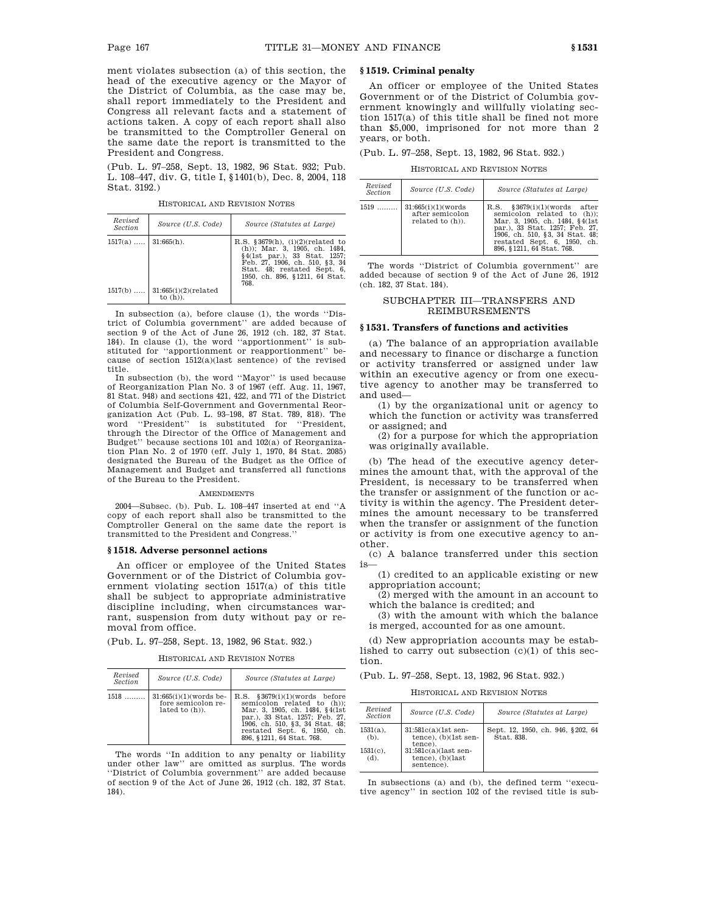ment violates subsection (a) of this section, the head of the executive agency or the Mayor of the District of Columbia, as the case may be, shall report immediately to the President and Congress all relevant facts and a statement of actions taken. A copy of each report shall also be transmitted to the Comptroller General on the same date the report is transmitted to the President and Congress.

(Pub. L. 97–258, Sept. 13, 1982, 96 Stat. 932; Pub. L. 108–447, div. G, title I, §1401(b), Dec. 8, 2004, 118 Stat. 3192.)

HISTORICAL AND REVISION NOTES

| Revised Section | Source (U.S. Code) | Source (Statutes at Large) |
|---|---|---|
| 1517(a) ….. | 31:665(h). | R.S. §3679(h), (i)(2)(related to (h)); Mar. 3, 1905, ch. 1484, §4(1st par.), 33 Stat. 1257; Feb. 27, 1906, ch. 510, §3, 34 Stat. 48; restated Sept. 6, 1950, ch. 896, §1211, 64 Stat. 768. |
| 1517(b) ….. | 31:665(i)(2)(related to (h)). | |

In subsection (a), before clause (1), the words "District of Columbia government" are added because of section 9 of the Act of June 26, 1912 (ch. 182, 37 Stat. 184). In clause (1), the word "apportionment" is substituted for "apportionment or reapportionment" because of section 1512(a)(last sentence) of the revised title.

In subsection (b), the word "Mayor" is used because of Reorganization Plan No. 3 of 1967 (eff. Aug. 11, 1967, 81 Stat. 948) and sections 421, 422, and 771 of the District of Columbia Self-Government and Governmental Reorganization Act (Pub. L. 93–198, 87 Stat. 789, 818). The word "President" is substituted for "President, through the Director of the Office of Management and Budget" because sections 101 and 102(a) of Reorganization Plan No. 2 of 1970 (eff. July 1, 1970, 84 Stat. 2085) designated the Bureau of the Budget as the Office of Management and Budget and transferred all functions of the Bureau to the President.

AMENDMENTS

2004—Subsec. (b). Pub. L. 108–447 inserted at end "A copy of each report shall also be transmitted to the Comptroller General on the same date the report is transmitted to the President and Congress."

### §1518. Adverse personnel actions

An officer or employee of the United States Government or of the District of Columbia government violating section 1517(a) of this title shall be subject to appropriate administrative discipline including, when circumstances warrant, suspension from duty without pay or removal from office.

(Pub. L. 97–258, Sept. 13, 1982, 96 Stat. 932.)

HISTORICAL AND REVISION NOTES

| Revised Section | Source (U.S. Code) | Source (Statutes at Large) |
|---|---|---|
| 1518 ……… | 31:665(i)(1)(words before semicolon related to (h)). | R.S. §3679(i)(1)(words before semicolon related to (h)); Mar. 3, 1905, ch. 1484, §4(1st par.), 33 Stat. 1257; Feb. 27, 1906, ch. 510, §3, 34 Stat. 48; restated Sept. 6, 1950, ch. 896, §1211, 64 Stat. 768. |

The words "In addition to any penalty or liability under other law" are omitted as surplus. The words "District of Columbia government" are added because of section 9 of the Act of June 26, 1912 (ch. 182, 37 Stat. 184).

### §1519. Criminal penalty

An officer or employee of the United States Government or of the District of Columbia government knowingly and willfully violating section 1517(a) of this title shall be fined not more than $5,000, imprisoned for not more than 2 years, or both.

(Pub. L. 97–258, Sept. 13, 1982, 96 Stat. 932.)

HISTORICAL AND REVISION NOTES

| Revised Section | Source (U.S. Code) | Source (Statutes at Large) |
|---|---|---|
| 1519 ……… | 31:665(i)(1)(words after semicolon related to (h)). | R.S. §3679(i)(1)(words after semicolon related to (h)); Mar. 3, 1905, ch. 1484, §4(1st par.), 33 Stat. 1257; Feb. 27, 1906, ch. 510, §3, 34 Stat. 48; restated Sept. 6, 1950, ch. 896, §1211, 64 Stat. 768. |

The words "District of Columbia government" are added because of section 9 of the Act of June 26, 1912 (ch. 182, 37 Stat. 184).

## SUBCHAPTER III—TRANSFERS AND REIMBURSEMENTS

### §1531. Transfers of functions and activities

(a) The balance of an appropriation available and necessary to finance or discharge a function or activity transferred or assigned under law within an executive agency or from one executive agency to another may be transferred to and used—

(1) by the organizational unit or agency to which the function or activity was transferred or assigned; and

(2) for a purpose for which the appropriation was originally available.

(b) The head of the executive agency determines the amount that, with the approval of the President, is necessary to be transferred when the transfer or assignment of the function or activity is within the agency. The President determines the amount necessary to be transferred when the transfer or assignment of the function or activity is from one executive agency to another.

(c) A balance transferred under this section is—

(1) credited to an applicable existing or new appropriation account;

(2) merged with the amount in an account to which the balance is credited; and

(3) with the amount with which the balance is merged, accounted for as one amount.

(d) New appropriation accounts may be established to carry out subsection (c)(1) of this section.

(Pub. L. 97–258, Sept. 13, 1982, 96 Stat. 932.)

HISTORICAL AND REVISION NOTES

| Revised Section | Source (U.S. Code) | Source (Statutes at Large) |
|---|---|---|
| 1531(a), (b). | 31:581c(a)(1st sentence), (b)(1st sentence). | Sept. 12, 1950, ch. 946, §202, 64 Stat. 838. |
| 1531(c), (d). | 31:581c(a)(last sentence), (b)(last sentence). | |

In subsections (a) and (b), the defined term "executive agency" in section 102 of the revised title is sub-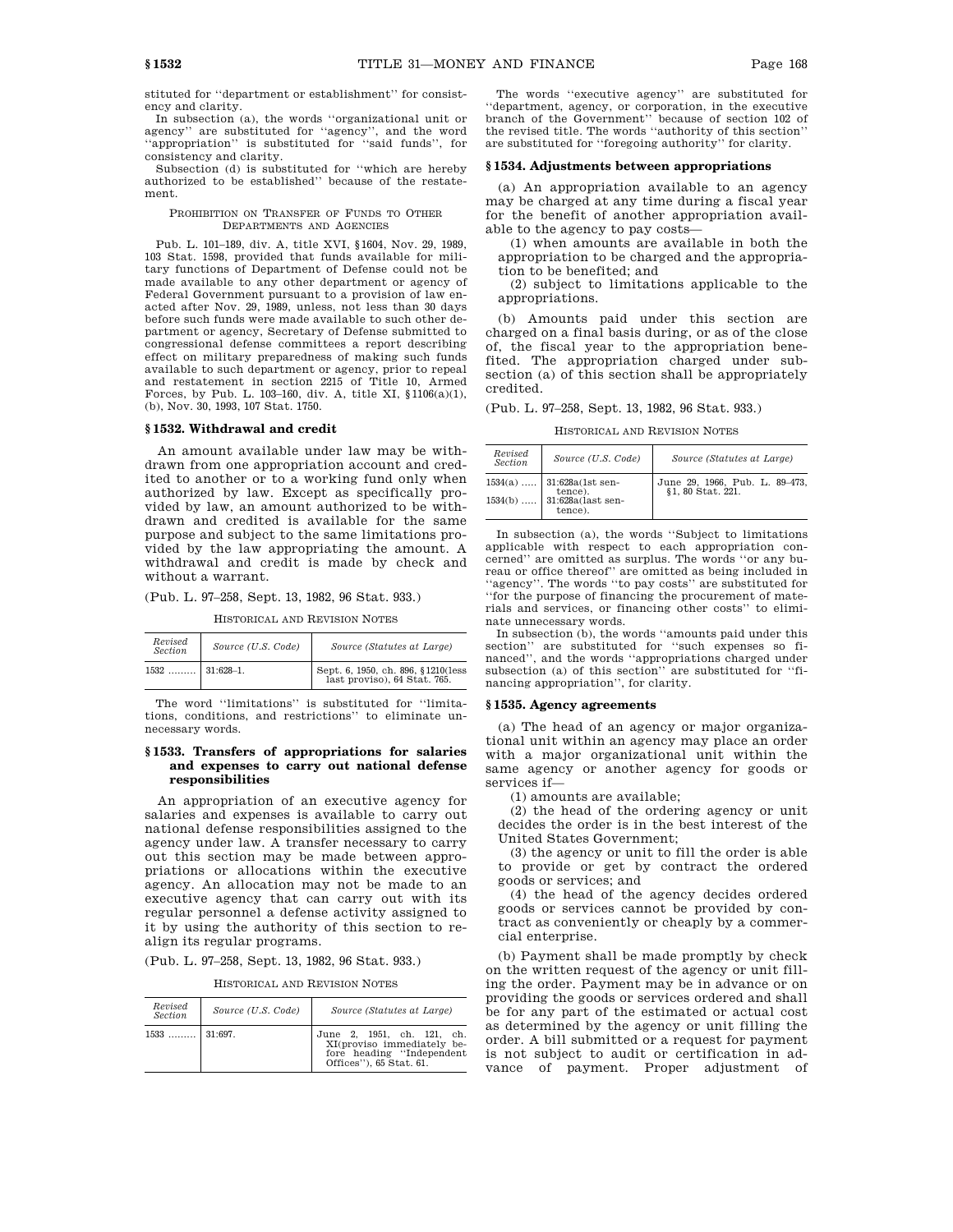stituted for ''department or establishment'' for consistency and clarity.

In subsection (a), the words ''organizational unit or agency'' are substituted for ''agency'', and the word ''appropriation'' is substituted for ''said funds'', for consistency and clarity.

Subsection (d) is substituted for ''which are hereby authorized to be established'' because of the restatement.

PROHIBITION ON TRANSFER OF FUNDS TO OTHER DEPARTMENTS AND AGENCIES

Pub. L. 101–189, div. A, title XVI, §1604, Nov. 29, 1989, 103 Stat. 1598, provided that funds available for military functions of Department of Defense could not be made available to any other department or agency of Federal Government pursuant to a provision of law enacted after Nov. 29, 1989, unless, not less than 30 days before such funds were made available to such other department or agency, Secretary of Defense submitted to congressional defense committees a report describing effect on military preparedness of making such funds available to such department or agency, prior to repeal and restatement in section 2215 of Title 10, Armed Forces, by Pub. L. 103–160, div. A, title XI, §1106(a)(1), (b), Nov. 30, 1993, 107 Stat. 1750.

### §1532. Withdrawal and credit

An amount available under law may be withdrawn from one appropriation account and credited to another or to a working fund only when authorized by law. Except as specifically provided by law, an amount authorized to be withdrawn and credited is available for the same purpose and subject to the same limitations provided by the law appropriating the amount. A withdrawal and credit is made by check and without a warrant.

(Pub. L. 97–258, Sept. 13, 1982, 96 Stat. 933.)

HISTORICAL AND REVISION NOTES

| Revised Section | Source (U.S. Code) | Source (Statutes at Large) |
|---|---|---|
| 1532 | 31:628–1. | Sept. 6, 1950, ch. 896, §1210(less last proviso), 64 Stat. 765. |

The word ''limitations'' is substituted for ''limitations, conditions, and restrictions'' to eliminate unnecessary words.

### §1533. Transfers of appropriations for salaries and expenses to carry out national defense responsibilities

An appropriation of an executive agency for salaries and expenses is available to carry out national defense responsibilities assigned to the agency under law. A transfer necessary to carry out this section may be made between appropriations or allocations within the executive agency. An allocation may not be made to an executive agency that can carry out with its regular personnel a defense activity assigned to it by using the authority of this section to realign its regular programs.

(Pub. L. 97–258, Sept. 13, 1982, 96 Stat. 933.)

HISTORICAL AND REVISION NOTES

| Revised Section | Source (U.S. Code) | Source (Statutes at Large) |
|---|---|---|
| 1533 | 31:697. | June 2, 1951, ch. 121, ch. XI(proviso immediately before heading ''Independent Offices''), 65 Stat. 61. |

The words ''executive agency'' are substituted for ''department, agency, or corporation, in the executive branch of the Government'' because of section 102 of the revised title. The words ''authority of this section'' are substituted for ''foregoing authority'' for clarity.

### §1534. Adjustments between appropriations

(a) An appropriation available to an agency may be charged at any time during a fiscal year for the benefit of another appropriation available to the agency to pay costs—

(1) when amounts are available in both the appropriation to be charged and the appropriation to be benefited; and

(2) subject to limitations applicable to the appropriations.

(b) Amounts paid under this section are charged on a final basis during, or as of the close of, the fiscal year to the appropriation benefited. The appropriation charged under subsection (a) of this section shall be appropriately credited.

(Pub. L. 97–258, Sept. 13, 1982, 96 Stat. 933.)

HISTORICAL AND REVISION NOTES

| Revised Section | Source (U.S. Code) | Source (Statutes at Large) |
|---|---|---|
| 1534(a) | 31:628a(1st sentence). | June 29, 1966, Pub. L. 89–473, §1, 80 Stat. 221. |
| 1534(b) | 31:628a(last sentence). | |

In subsection (a), the words ''Subject to limitations applicable with respect to each appropriation concerned'' are omitted as surplus. The words ''or any bureau or office thereof'' are omitted as being included in ''agency''. The words ''to pay costs'' are substituted for ''for the purpose of financing the procurement of materials and services, or financing other costs'' to eliminate unnecessary words.

In subsection (b), the words ''amounts paid under this section'' are substituted for ''such expenses so financed'', and the words ''appropriations charged under subsection (a) of this section'' are substituted for ''financing appropriation'', for clarity.

### §1535. Agency agreements

(a) The head of an agency or major organizational unit within an agency may place an order with a major organizational unit within the same agency or another agency for goods or services if—

(1) amounts are available;

(2) the head of the ordering agency or unit decides the order is in the best interest of the United States Government;

(3) the agency or unit to fill the order is able to provide or get by contract the ordered goods or services; and

(4) the head of the agency decides ordered goods or services cannot be provided by contract as conveniently or cheaply by a commercial enterprise.

(b) Payment shall be made promptly by check on the written request of the agency or unit filling the order. Payment may be in advance or on providing the goods or services ordered and shall be for any part of the estimated or actual cost as determined by the agency or unit filling the order. A bill submitted or a request for payment is not subject to audit or certification in advance of payment. Proper adjustment of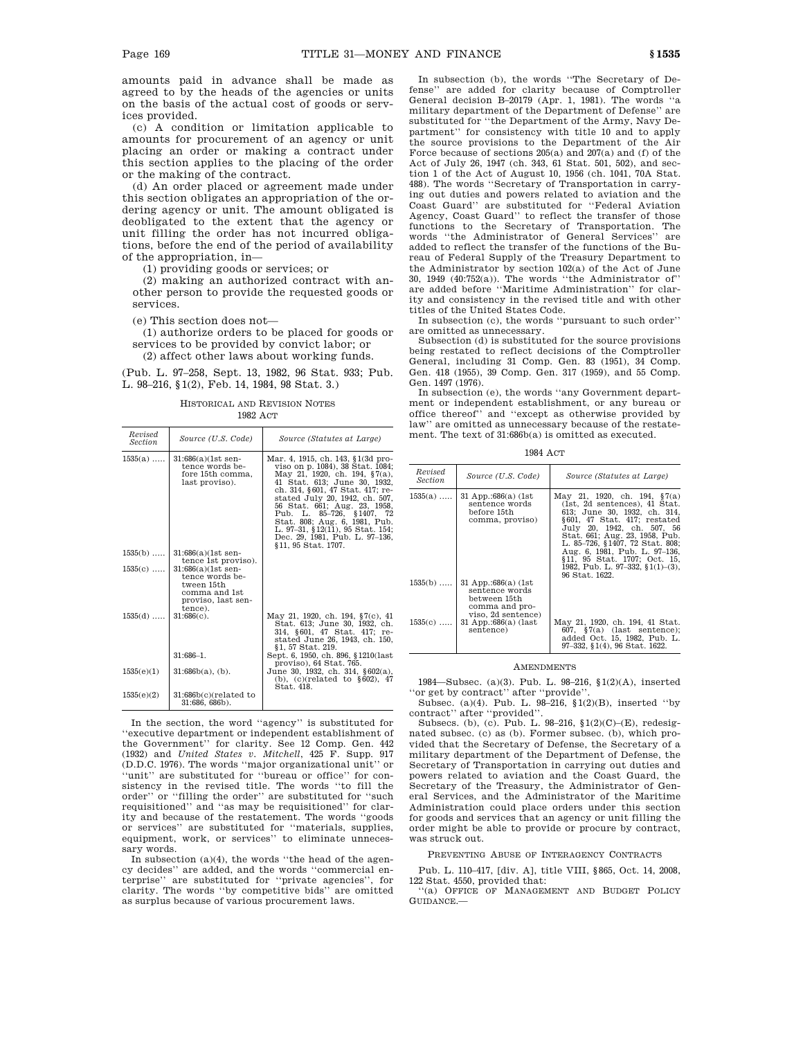amounts paid in advance shall be made as agreed to by the heads of the agencies or units on the basis of the actual cost of goods or services provided.

(c) A condition or limitation applicable to amounts for procurement of an agency or unit placing an order or making a contract under this section applies to the placing of the order or the making of the contract.

(d) An order placed or agreement made under this section obligates an appropriation of the ordering agency or unit. The amount obligated is deobligated to the extent that the agency or unit filling the order has not incurred obligations, before the end of the period of availability of the appropriation, in—

(1) providing goods or services; or

(2) making an authorized contract with another person to provide the requested goods or services.

(e) This section does not—

(1) authorize orders to be placed for goods or services to be provided by convict labor; or

(2) affect other laws about working funds.

(Pub. L. 97–258, Sept. 13, 1982, 96 Stat. 933; Pub. L. 98–216, §1(2), Feb. 14, 1984, 98 Stat. 3.)

HISTORICAL AND REVISION NOTES

1982 ACT

| Revised Section | Source (U.S. Code) | Source (Statutes at Large) |
|---|---|---|
| 1535(a) ….. | 31:686(a)(1st sentence words before 15th comma, last proviso). | Mar. 4, 1915, ch. 143, §1(3d proviso on p. 1084), 38 Stat. 1084; May 21, 1920, ch. 194, §7(a), 41 Stat. 613; June 30, 1932, ch. 314, §601, 47 Stat. 417; restated July 20, 1942, ch. 507, 56 Stat. 661; Aug. 23, 1958, Pub. L. 85–726, §1407, 72 Stat. 808; Aug. 6, 1981, Pub. L. 97–31, §12(11), 95 Stat. 154; Dec. 29, 1981, Pub. L. 97–136, §11, 95 Stat. 1707. |
| 1535(b) ….. | 31:686(a)(1st sentence 1st proviso). | |
| 1535(c) ….. | 31:686(a)(1st sentence words between 15th comma and 1st proviso, last sentence). | |
| 1535(d) ….. | 31:686(c). | May 21, 1920, ch. 194, §7(c), 41 Stat. 613; June 30, 1932, ch. 314, §601, 47 Stat. 417; restated June 26, 1943, ch. 150, §1, 57 Stat. 219. |
| | 31:686–1. | Sept. 6, 1950, ch. 896, §1210(last proviso), 64 Stat. 765. |
| 1535(e)(1) | 31:686b(a), (b). | June 30, 1932, ch. 314, §602(a), (b), (c)(related to §602), 47 Stat. 418. |
| 1535(e)(2) | 31:686b(c)(related to 31:686, 686b). | |

In the section, the word "agency" is substituted for "executive department or independent establishment of the Government" for clarity. See 12 Comp. Gen. 442 (1932) and *United States v. Mitchell*, 425 F. Supp. 917 (D.D.C. 1976). The words "major organizational unit" or "unit" are substituted for "bureau or office" for consistency in the revised title. The words "to fill the order" or "filling the order" are substituted for "such requisitioned" and "as may be requisitioned" for clarity and because of the restatement. The words "goods or services" are substituted for "materials, supplies, equipment, work, or services" to eliminate unnecessary words.

In subsection (a)(4), the words "the head of the agency decides" are added, and the words "commercial enterprise" are substituted for "private agencies", for clarity. The words "by competitive bids" are omitted as surplus because of various procurement laws.

In subsection (b), the words "The Secretary of Defense" are added for clarity because of Comptroller General decision B–20179 (Apr. 1, 1981). The words "a military department of the Department of Defense" are substituted for "the Department of the Army, Navy Department" for consistency with title 10 and to apply the source provisions to the Department of the Air Force because of sections 205(a) and 207(a) and (f) of the Act of July 26, 1947 (ch. 343, 61 Stat. 501, 502), and section 1 of the Act of August 10, 1956 (ch. 1041, 70A Stat. 488). The words "Secretary of Transportation in carrying out duties and powers related to aviation and the Coast Guard" are substituted for "Federal Aviation Agency, Coast Guard" to reflect the transfer of those functions to the Secretary of Transportation. The words "the Administrator of General Services" are added to reflect the transfer of the functions of the Bureau of Federal Supply of the Treasury Department to the Administrator by section 102(a) of the Act of June 30, 1949 (40:752(a)). The words "the Administrator of" are added before "Maritime Administration" for clarity and consistency in the revised title and with other titles of the United States Code.

In subsection (c), the words "pursuant to such order" are omitted as unnecessary.

Subsection (d) is substituted for the source provisions being restated to reflect decisions of the Comptroller General, including 31 Comp. Gen. 83 (1951), 34 Comp. Gen. 418 (1955), 39 Comp. Gen. 317 (1959), and 55 Comp. Gen. 1497 (1976).

In subsection (e), the words "any Government department or independent establishment, or any bureau or office thereof" and "except as otherwise provided by law" are omitted as unnecessary because of the restatement. The text of 31:686b(a) is omitted as executed.

1984 ACT

| Revised Section | Source (U.S. Code) | Source (Statutes at Large) |
|---|---|---|
| 1535(a) ….. | 31 App.:686(a) (1st sentence words before 15th comma, proviso) | May 21, 1920, ch. 194, §7(a) (1st, 2d sentences), 41 Stat. 613; June 30, 1932, ch. 314, §601, 47 Stat. 417; restated July 20, 1942, ch. 507, 56 Stat. 661; Aug. 23, 1958, Pub. L. 85–726, §1407, 72 Stat. 808; Aug. 6, 1981, Pub. L. 97–136, §11, 95 Stat. 1707; Oct. 15, 1982, Pub. L. 97–332, §1(1)–(3), 96 Stat. 1622. |
| 1535(b) ….. | 31 App.:686(a) (1st sentence words between 15th comma and proviso, 2d sentence) | |
| 1535(c) ….. | 31 App.:686(a) (last sentence) | May 21, 1920, ch. 194, 41 Stat. 607, §7(a) (last sentence); added Oct. 15, 1982, Pub. L. 97–332, §1(4), 96 Stat. 1622. |

AMENDMENTS

1984—Subsec. (a)(3). Pub. L. 98–216, §1(2)(A), inserted "or get by contract" after "provide".

Subsec. (a)(4). Pub. L. 98–216, §1(2)(B), inserted "by contract" after "provided".

Subsecs. (b), (c). Pub. L. 98–216, §1(2)(C)–(E), redesignated subsec. (c) as (b). Former subsec. (b), which provided that the Secretary of Defense, the Secretary of a military department of the Department of Defense, the Secretary of Transportation in carrying out duties and powers related to aviation and the Coast Guard, the Secretary of the Treasury, the Administrator of General Services, and the Administrator of the Maritime Administration could place orders under this section for goods and services that an agency or unit filling the order might be able to provide or procure by contract, was struck out.

PREVENTING ABUSE OF INTERAGENCY CONTRACTS

Pub. L. 110–417, [div. A], title VIII, §865, Oct. 14, 2008, 122 Stat. 4550, provided that:

"(a) OFFICE OF MANAGEMENT AND BUDGET POLICY GUIDANCE.—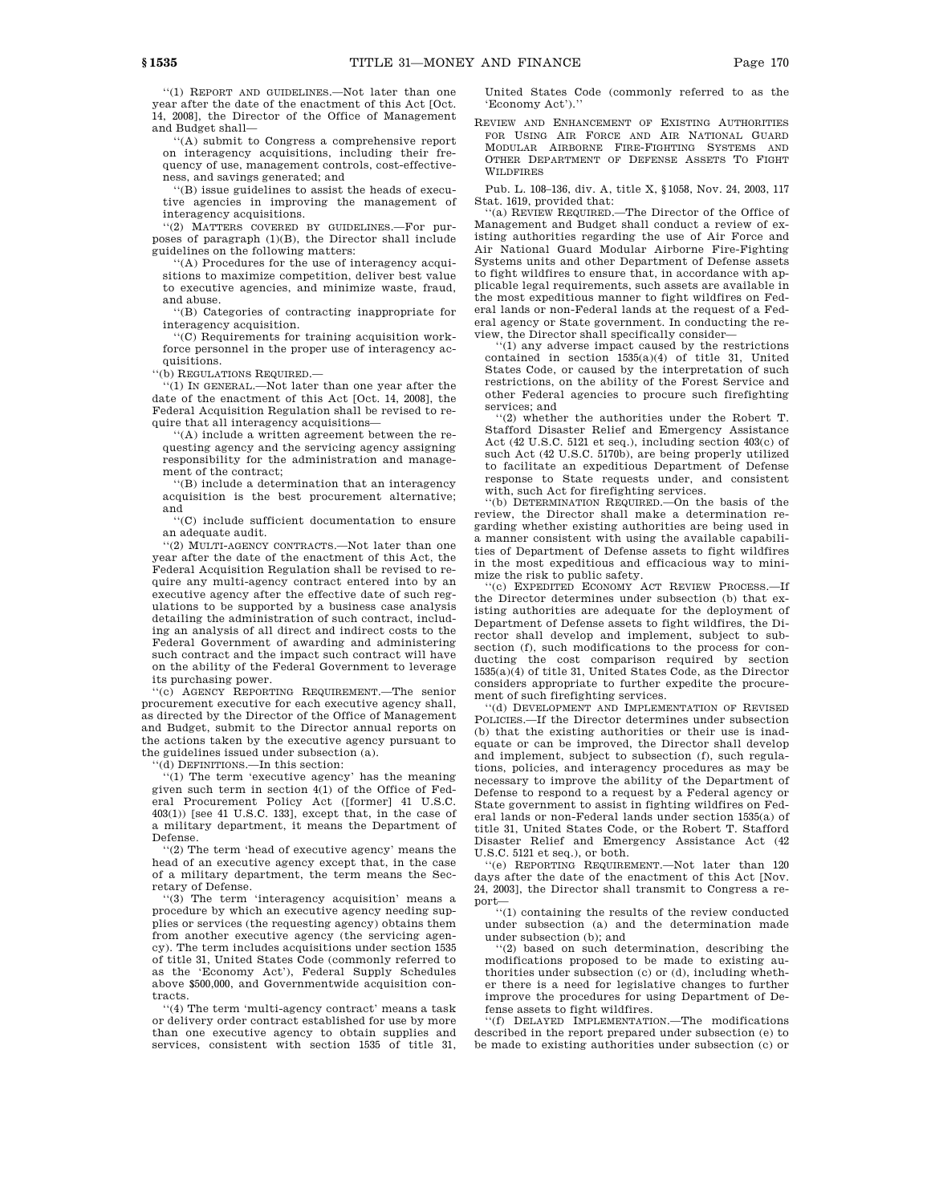"(1) REPORT AND GUIDELINES.—Not later than one year after the date of the enactment of this Act [Oct. 14, 2008], the Director of the Office of Management and Budget shall—

"(A) submit to Congress a comprehensive report on interagency acquisitions, including their frequency of use, management controls, cost-effectiveness, and savings generated; and

"(B) issue guidelines to assist the heads of executive agencies in improving the management of interagency acquisitions.

"(2) MATTERS COVERED BY GUIDELINES.—For purposes of paragraph (1)(B), the Director shall include guidelines on the following matters:

"(A) Procedures for the use of interagency acquisitions to maximize competition, deliver best value to executive agencies, and minimize waste, fraud, and abuse.

"(B) Categories of contracting inappropriate for interagency acquisition.

"(C) Requirements for training acquisition workforce personnel in the proper use of interagency acquisitions.

"(b) REGULATIONS REQUIRED.—

"(1) IN GENERAL.—Not later than one year after the date of the enactment of this Act [Oct. 14, 2008], the Federal Acquisition Regulation shall be revised to require that all interagency acquisitions—

"(A) include a written agreement between the requesting agency and the servicing agency assigning responsibility for the administration and management of the contract;

"(B) include a determination that an interagency acquisition is the best procurement alternative; and

"(C) include sufficient documentation to ensure an adequate audit.

"(2) MULTI-AGENCY CONTRACTS.—Not later than one year after the date of the enactment of this Act, the Federal Acquisition Regulation shall be revised to require any multi-agency contract entered into by an executive agency after the effective date of such regulations to be supported by a business case analysis detailing the administration of such contract, including an analysis of all direct and indirect costs to the Federal Government of awarding and administering such contract and the impact such contract will have on the ability of the Federal Government to leverage its purchasing power.

"(c) AGENCY REPORTING REQUIREMENT.—The senior procurement executive for each executive agency shall, as directed by the Director of the Office of Management and Budget, submit to the Director annual reports on the actions taken by the executive agency pursuant to the guidelines issued under subsection (a).

"(d) DEFINITIONS.—In this section:

"(1) The term 'executive agency' has the meaning given such term in section 4(1) of the Office of Federal Procurement Policy Act ([former] 41 U.S.C. 403(1)) [see 41 U.S.C. 133], except that, in the case of a military department, it means the Department of Defense.

"(2) The term 'head of executive agency' means the head of an executive agency except that, in the case of a military department, the term means the Secretary of Defense.

"(3) The term 'interagency acquisition' means a procedure by which an executive agency needing supplies or services (the requesting agency) obtains them from another executive agency (the servicing agency). The term includes acquisitions under section 1535 of title 31, United States Code (commonly referred to as the 'Economy Act'), Federal Supply Schedules above $500,000, and Governmentwide acquisition contracts.

"(4) The term 'multi-agency contract' means a task or delivery order contract established for use by more than one executive agency to obtain supplies and services, consistent with section 1535 of title 31, United States Code (commonly referred to as the 'Economy Act')."

REVIEW AND ENHANCEMENT OF EXISTING AUTHORITIES FOR USING AIR FORCE AND AIR NATIONAL GUARD MODULAR AIRBORNE FIRE-FIGHTING SYSTEMS AND OTHER DEPARTMENT OF DEFENSE ASSETS TO FIGHT WILDFIRES

Pub. L. 108–136, div. A, title X, §1058, Nov. 24, 2003, 117 Stat. 1619, provided that:

"(a) REVIEW REQUIRED.—The Director of the Office of Management and Budget shall conduct a review of existing authorities regarding the use of Air Force and Air National Guard Modular Airborne Fire-Fighting Systems units and other Department of Defense assets to fight wildfires to ensure that, in accordance with applicable legal requirements, such assets are available in the most expeditious manner to fight wildfires on Federal lands or non-Federal lands at the request of a Federal agency or State government. In conducting the review, the Director shall specifically consider—

"(1) any adverse impact caused by the restrictions contained in section 1535(a)(4) of title 31, United States Code, or caused by the interpretation of such restrictions, on the ability of the Forest Service and other Federal agencies to procure such firefighting services; and

"(2) whether the authorities under the Robert T. Stafford Disaster Relief and Emergency Assistance Act (42 U.S.C. 5121 et seq.), including section 403(c) of such Act (42 U.S.C. 5170b), are being properly utilized to facilitate an expeditious Department of Defense response to State requests under, and consistent with, such Act for firefighting services.

"(b) DETERMINATION REQUIRED.—On the basis of the review, the Director shall make a determination regarding whether existing authorities are being used in a manner consistent with using the available capabilities of Department of Defense assets to fight wildfires in the most expeditious and efficacious way to minimize the risk to public safety.

"(c) EXPEDITED ECONOMY ACT REVIEW PROCESS.—If the Director determines under subsection (b) that existing authorities are adequate for the deployment of Department of Defense assets to fight wildfires, the Director shall develop and implement, subject to subsection (f), such modifications to the process for conducting the cost comparison required by section 1535(a)(4) of title 31, United States Code, as the Director considers appropriate to further expedite the procurement of such firefighting services.

"(d) DEVELOPMENT AND IMPLEMENTATION OF REVISED POLICIES.—If the Director determines under subsection (b) that the existing authorities or their use is inadequate or can be improved, the Director shall develop and implement, subject to subsection (f), such regulations, policies, and interagency procedures as may be necessary to improve the ability of the Department of Defense to respond to a request by a Federal agency or State government to assist in fighting wildfires on Federal lands or non-Federal lands under section 1535(a) of title 31, United States Code, or the Robert T. Stafford Disaster Relief and Emergency Assistance Act (42 U.S.C. 5121 et seq.), or both.

"(e) REPORTING REQUIREMENT.—Not later than 120 days after the date of the enactment of this Act [Nov. 24, 2003], the Director shall transmit to Congress a report—

"(1) containing the results of the review conducted under subsection (a) and the determination made under subsection (b); and

"(2) based on such determination, describing the modifications proposed to be made to existing authorities under subsection (c) or (d), including whether there is a need for legislative changes to further improve the procedures for using Department of Defense assets to fight wildfires.

"(f) DELAYED IMPLEMENTATION.—The modifications described in the report prepared under subsection (e) to be made to existing authorities under subsection (c) or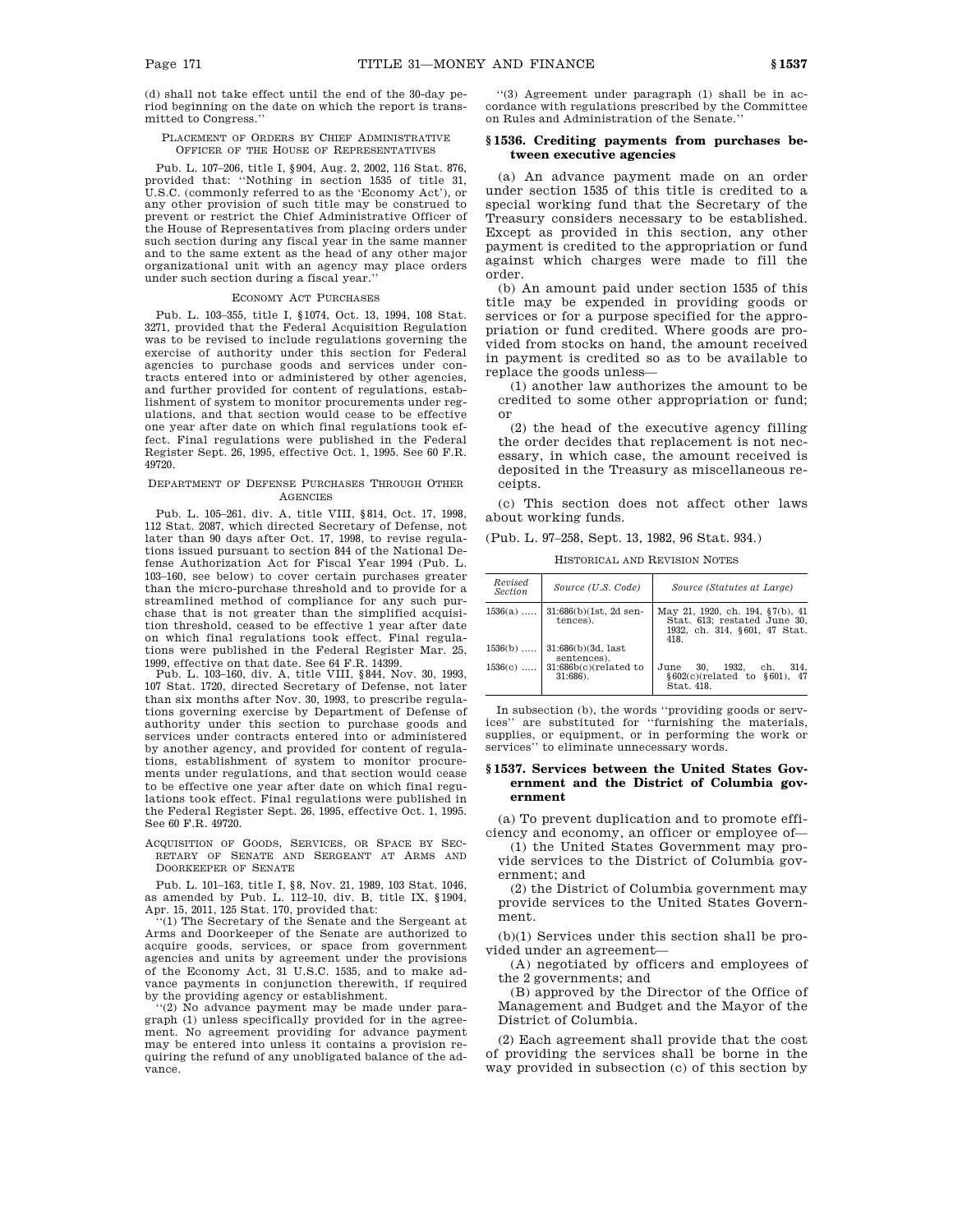(d) shall not take effect until the end of the 30-day period beginning on the date on which the report is transmitted to Congress.''

PLACEMENT OF ORDERS BY CHIEF ADMINISTRATIVE OFFICER OF THE HOUSE OF REPRESENTATIVES

Pub. L. 107–206, title I, §904, Aug. 2, 2002, 116 Stat. 876, provided that: ''Nothing in section 1535 of title 31, U.S.C. (commonly referred to as the 'Economy Act'), or any other provision of such title may be construed to prevent or restrict the Chief Administrative Officer of the House of Representatives from placing orders under such section during any fiscal year in the same manner and to the same extent as the head of any other major organizational unit with an agency may place orders under such section during a fiscal year.''

ECONOMY ACT PURCHASES

Pub. L. 103–355, title I, §1074, Oct. 13, 1994, 108 Stat. 3271, provided that the Federal Acquisition Regulation was to be revised to include regulations governing the exercise of authority under this section for Federal agencies to purchase goods and services under contracts entered into or administered by other agencies, and further provided for content of regulations, establishment of system to monitor procurements under regulations, and that section would cease to be effective one year after date on which final regulations took effect. Final regulations were published in the Federal Register Sept. 26, 1995, effective Oct. 1, 1995. See 60 F.R. 49720.

DEPARTMENT OF DEFENSE PURCHASES THROUGH OTHER AGENCIES

Pub. L. 105–261, div. A, title VIII, §814, Oct. 17, 1998, 112 Stat. 2087, which directed Secretary of Defense, not later than 90 days after Oct. 17, 1998, to revise regulations issued pursuant to section 844 of the National Defense Authorization Act for Fiscal Year 1994 (Pub. L. 103–160, see below) to cover certain purchases greater than the micro-purchase threshold and to provide for a streamlined method of compliance for any such purchase that is not greater than the simplified acquisition threshold, ceased to be effective 1 year after date on which final regulations took effect. Final regulations were published in the Federal Register Mar. 25, 1999, effective on that date. See 64 F.R. 14399.

Pub. L. 103–160, div. A, title VIII, §844, Nov. 30, 1993, 107 Stat. 1720, directed Secretary of Defense, not later than six months after Nov. 30, 1993, to prescribe regulations governing exercise by Department of Defense of authority under this section to purchase goods and services under contracts entered into or administered by another agency, and provided for content of regulations, establishment of system to monitor procurements under regulations, and that section would cease to be effective one year after date on which final regulations took effect. Final regulations were published in the Federal Register Sept. 26, 1995, effective Oct. 1, 1995. See 60 F.R. 49720.

ACQUISITION OF GOODS, SERVICES, OR SPACE BY SECRETARY OF SENATE AND SERGEANT AT ARMS AND DOORKEEPER OF SENATE

Pub. L. 101–163, title I, §8, Nov. 21, 1989, 103 Stat. 1046, as amended by Pub. L. 112–10, div. B, title IX, §1904, Apr. 15, 2011, 125 Stat. 170, provided that:

''(1) The Secretary of the Senate and the Sergeant at Arms and Doorkeeper of the Senate are authorized to acquire goods, services, or space from government agencies and units by agreement under the provisions of the Economy Act, 31 U.S.C. 1535, and to make advance payments in conjunction therewith, if required by the providing agency or establishment.

''(2) No advance payment may be made under paragraph (1) unless specifically provided for in the agreement. No agreement providing for advance payment may be entered into unless it contains a provision requiring the refund of any unobligated balance of the advance.

''(3) Agreement under paragraph (1) shall be in accordance with regulations prescribed by the Committee on Rules and Administration of the Senate.''

## §1536. Crediting payments from purchases between executive agencies

(a) An advance payment made on an order under section 1535 of this title is credited to a special working fund that the Secretary of the Treasury considers necessary to be established. Except as provided in this section, any other payment is credited to the appropriation or fund against which charges were made to fill the order.

(b) An amount paid under section 1535 of this title may be expended in providing goods or services or for a purpose specified for the appropriation or fund credited. Where goods are provided from stocks on hand, the amount received in payment is credited so as to be available to replace the goods unless—

(1) another law authorizes the amount to be credited to some other appropriation or fund; or

(2) the head of the executive agency filling the order decides that replacement is not necessary, in which case, the amount received is deposited in the Treasury as miscellaneous receipts.

(c) This section does not affect other laws about working funds.

(Pub. L. 97–258, Sept. 13, 1982, 96 Stat. 934.)

HISTORICAL AND REVISION NOTES

| Revised Section | Source (U.S. Code) | Source (Statutes at Large) |
|---|---|---|
| 1536(a) ..... | 31:686(b)(1st, 2d sentences). | May 21, 1920, ch. 194, §7(b), 41 Stat. 613; restated June 30, 1932, ch. 314, §601, 47 Stat. 418. |
| 1536(b) ..... | 31:686(b)(3d, last sentences). | |
| 1536(c) ..... | 31:686b(c)(related to 31:686). | June 30, 1932, ch. 314, §602(c)(related to §601), 47 Stat. 418. |

In subsection (b), the words ''providing goods or services'' are substituted for ''furnishing the materials, supplies, or equipment, or in performing the work or services'' to eliminate unnecessary words.

## §1537. Services between the United States Government and the District of Columbia government

(a) To prevent duplication and to promote efficiency and economy, an officer or employee of—

(1) the United States Government may provide services to the District of Columbia government; and

(2) the District of Columbia government may provide services to the United States Government.

(b)(1) Services under this section shall be provided under an agreement—

(A) negotiated by officers and employees of the 2 governments; and

(B) approved by the Director of the Office of Management and Budget and the Mayor of the District of Columbia.

(2) Each agreement shall provide that the cost of providing the services shall be borne in the way provided in subsection (c) of this section by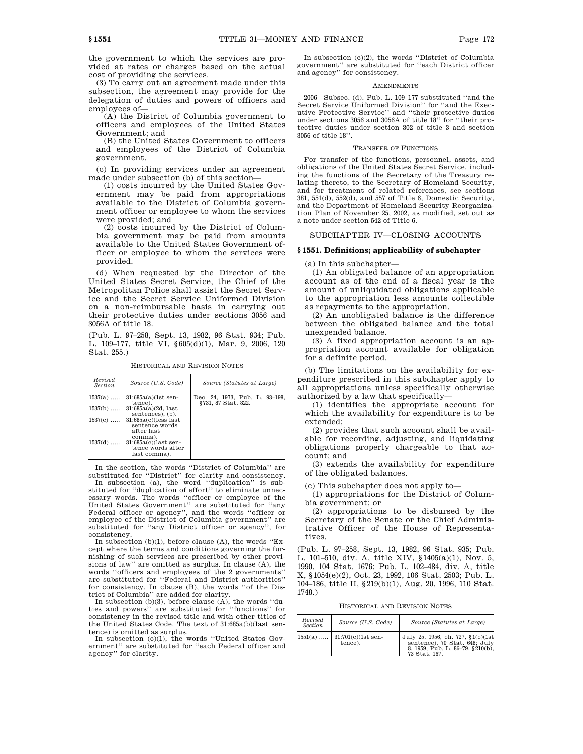the government to which the services are provided at rates or charges based on the actual cost of providing the services.

(3) To carry out an agreement made under this subsection, the agreement may provide for the delegation of duties and powers of officers and employees of—

(A) the District of Columbia government to officers and employees of the United States Government; and

(B) the United States Government to officers and employees of the District of Columbia government.

(c) In providing services under an agreement made under subsection (b) of this section—

(1) costs incurred by the United States Government may be paid from appropriations available to the District of Columbia government officer or employee to whom the services were provided; and

(2) costs incurred by the District of Columbia government may be paid from amounts available to the United States Government officer or employee to whom the services were provided.

(d) When requested by the Director of the United States Secret Service, the Chief of the Metropolitan Police shall assist the Secret Service and the Secret Service Uniformed Division on a non-reimbursable basis in carrying out their protective duties under sections 3056 and 3056A of title 18.

(Pub. L. 97–258, Sept. 13, 1982, 96 Stat. 934; Pub. L. 109–177, title VI, §605(d)(1), Mar. 9, 2006, 120 Stat. 255.)

HISTORICAL AND REVISION NOTES

| Revised Section | Source (U.S. Code) | Source (Statutes at Large) |
|---|---|---|
| 1537(a) ..... | 31:685a(a)(1st sentence). | Dec. 24, 1973, Pub. L. 93–198, §731, 87 Stat. 822. |
| 1537(b) ..... | 31:685a(a)(2d, last sentences), (b). | |
| 1537(c) ..... | 31:685a(c)(less last sentence words after last comma). | |
| 1537(d) ..... | 31:685a(c)(last sentence words after last comma). | |

In the section, the words "District of Columbia" are substituted for "District" for clarity and consistency.

In subsection (a), the word "duplication" is substituted for "duplication of effort" to eliminate unnecessary words. The words "officer or employee of the United States Government" are substituted for "any Federal officer or agency", and the words "officer or employee of the District of Columbia government" are substituted for "any District officer or agency", for consistency.

In subsection (b)(1), before clause (A), the words "Except where the terms and conditions governing the furnishing of such services are prescribed by other provisions of law" are omitted as surplus. In clause (A), the words "officers and employees of the 2 governments" are substituted for "Federal and District authorities" for consistency. In clause (B), the words "of the District of Columbia" are added for clarity.

In subsection (b)(3), before clause (A), the words "duties and powers" are substituted for "functions" for consistency in the revised title and with other titles of the United States Code. The text of 31:685a(b)(last sentence) is omitted as surplus.

In subsection (c)(1), the words "United States Government" are substituted for "each Federal officer and agency" for clarity.

In subsection (c)(2), the words "District of Columbia government" are substituted for "each District officer and agency" for consistency.

AMENDMENTS

2006—Subsec. (d). Pub. L. 109–177 substituted "and the Secret Service Uniformed Division" for "and the Executive Protective Service" and "their protective duties under sections 3056 and 3056A of title 18" for "their protective duties under section 302 of title 3 and section 3056 of title 18".

TRANSFER OF FUNCTIONS

For transfer of the functions, personnel, assets, and obligations of the United States Secret Service, including the functions of the Secretary of the Treasury relating thereto, to the Secretary of Homeland Security, and for treatment of related references, see sections 381, 551(d), 552(d), and 557 of Title 6, Domestic Security, and the Department of Homeland Security Reorganization Plan of November 25, 2002, as modified, set out as a note under section 542 of Title 6.

## SUBCHAPTER IV—CLOSING ACCOUNTS

### §1551. Definitions; applicability of subchapter

(a) In this subchapter—

(1) An obligated balance of an appropriation account as of the end of a fiscal year is the amount of unliquidated obligations applicable to the appropriation less amounts collectible as repayments to the appropriation.

(2) An unobligated balance is the difference between the obligated balance and the total unexpended balance.

(3) A fixed appropriation account is an appropriation account available for obligation for a definite period.

(b) The limitations on the availability for expenditure prescribed in this subchapter apply to all appropriations unless specifically otherwise authorized by a law that specifically—

(1) identifies the appropriate account for which the availability for expenditure is to be extended;

(2) provides that such account shall be available for recording, adjusting, and liquidating obligations properly chargeable to that account; and

(3) extends the availability for expenditure of the obligated balances.

(c) This subchapter does not apply to—

(1) appropriations for the District of Columbia government; or

(2) appropriations to be disbursed by the Secretary of the Senate or the Chief Administrative Officer of the House of Representatives.

(Pub. L. 97–258, Sept. 13, 1982, 96 Stat. 935; Pub. L. 101–510, div. A, title XIV, §1405(a)(1), Nov. 5, 1990, 104 Stat. 1676; Pub. L. 102–484, div. A, title X, §1054(e)(2), Oct. 23, 1992, 106 Stat. 2503; Pub. L. 104–186, title II, §219(b)(1), Aug. 20, 1996, 110 Stat. 1748.)

HISTORICAL AND REVISION NOTES

| Revised Section | Source (U.S. Code) | Source (Statutes at Large) |
|---|---|---|
| 1551(a) ..... | 31:701(c)(1st sentence). | July 25, 1956, ch. 727, §1(c)(1st sentence), 70 Stat. 648; July 8, 1959, Pub. L. 86–79, §210(b), 73 Stat. 167. |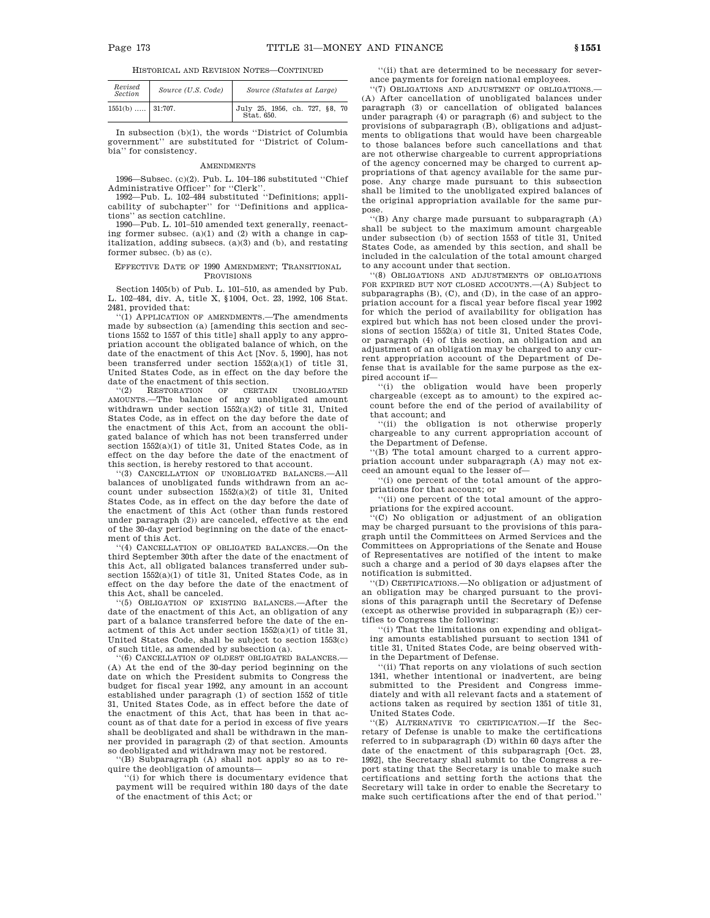HISTORICAL AND REVISION NOTES—CONTINUED

| Revised Section | Source (U.S. Code) | Source (Statutes at Large) |
|---|---|---|
| 1551(b) ..... | 31:707. | July 25, 1956, ch. 727, §8, 70 Stat. 650. |

In subsection (b)(1), the words "District of Columbia government" are substituted for "District of Columbia" for consistency.

AMENDMENTS

1996—Subsec. (c)(2). Pub. L. 104–186 substituted "Chief Administrative Officer" for "Clerk".

1992—Pub. L. 102–484 substituted "Definitions; applicability of subchapter" for "Definitions and applications" as section catchline.

1990—Pub. L. 101–510 amended text generally, reenacting former subsec. (a)(1) and (2) with a change in capitalization, adding subsecs. (a)(3) and (b), and restating former subsec. (b) as (c).

EFFECTIVE DATE OF 1990 AMENDMENT; TRANSITIONAL PROVISIONS

Section 1405(b) of Pub. L. 101–510, as amended by Pub. L. 102–484, div. A, title X, §1004, Oct. 23, 1992, 106 Stat. 2481, provided that:

"(1) APPLICATION OF AMENDMENTS.—The amendments made by subsection (a) [amending this section and sections 1552 to 1557 of this title] shall apply to any appropriation account the obligated balance of which, on the date of the enactment of this Act [Nov. 5, 1990], has not been transferred under section 1552(a)(1) of title 31, United States Code, as in effect on the day before the date of the enactment of this section.

"(2) RESTORATION OF CERTAIN UNOBLIGATED AMOUNTS.—The balance of any unobligated amount withdrawn under section 1552(a)(2) of title 31, United States Code, as in effect on the day before the date of the enactment of this Act, from an account the obligated balance of which has not been transferred under section 1552(a)(1) of title 31, United States Code, as in effect on the day before the date of the enactment of this section, is hereby restored to that account.

"(3) CANCELLATION OF UNOBLIGATED BALANCES.—All balances of unobligated funds withdrawn from an account under subsection 1552(a)(2) of title 31, United States Code, as in effect on the day before the date of the enactment of this Act (other than funds restored under paragraph (2)) are canceled, effective at the end of the 30-day period beginning on the date of the enactment of this Act.

"(4) CANCELLATION OF OBLIGATED BALANCES.—On the third September 30th after the date of the enactment of this Act, all obligated balances transferred under subsection 1552(a)(1) of title 31, United States Code, as in effect on the day before the date of the enactment of this Act, shall be canceled.

"(5) OBLIGATION OF EXISTING BALANCES.—After the date of the enactment of this Act, an obligation of any part of a balance transferred before the date of the enactment of this Act under section 1552(a)(1) of title 31, United States Code, shall be subject to section 1553(c) of such title, as amended by subsection (a).

"(6) CANCELLATION OF OLDEST OBLIGATED BALANCES.—(A) At the end of the 30-day period beginning on the date on which the President submits to Congress the budget for fiscal year 1992, any amount in an account established under paragraph (1) of section 1552 of title 31, United States Code, as in effect before the date of the enactment of this Act, that has been in that account as of that date for a period in excess of five years shall be deobligated and shall be withdrawn in the manner provided in paragraph (2) of that section. Amounts so deobligated and withdrawn may not be restored.

"(B) Subparagraph (A) shall not apply so as to require the deobligation of amounts—

"(i) for which there is documentary evidence that payment will be required within 180 days of the date of the enactment of this Act; or

"(ii) that are determined to be necessary for severance payments for foreign national employees.

"(7) OBLIGATIONS AND ADJUSTMENT OF OBLIGATIONS.—(A) After cancellation of unobligated balances under paragraph (3) or cancellation of obligated balances under paragraph (4) or paragraph (6) and subject to the provisions of subparagraph (B), obligations and adjustments to obligations that would have been chargeable to those balances before such cancellations and that are not otherwise chargeable to current appropriations of the agency concerned may be charged to current appropriations of that agency available for the same purpose. Any charge made pursuant to this subsection shall be limited to the unobligated expired balances of the original appropriation available for the same purpose.

"(B) Any charge made pursuant to subparagraph (A) shall be subject to the maximum amount chargeable under subsection (b) of section 1553 of title 31, United States Code, as amended by this section, and shall be included in the calculation of the total amount charged to any account under that section.

"(8) OBLIGATIONS AND ADJUSTMENTS OF OBLIGATIONS FOR EXPIRED BUT NOT CLOSED ACCOUNTS.—(A) Subject to subparagraphs (B), (C), and (D), in the case of an appropriation account for a fiscal year before fiscal year 1992 for which the period of availability for obligation has expired but which has not been closed under the provisions of section 1552(a) of title 31, United States Code, or paragraph (4) of this section, an obligation and an adjustment of an obligation may be charged to any current appropriation account of the Department of Defense that is available for the same purpose as the expired account if—

"(i) the obligation would have been properly chargeable (except as to amount) to the expired account before the end of the period of availability of that account; and

"(ii) the obligation is not otherwise properly chargeable to any current appropriation account of the Department of Defense.

"(B) The total amount charged to a current appropriation account under subparagraph (A) may not exceed an amount equal to the lesser of—

"(i) one percent of the total amount of the appropriations for that account; or

"(ii) one percent of the total amount of the appropriations for the expired account.

"(C) No obligation or adjustment of an obligation may be charged pursuant to the provisions of this paragraph until the Committees on Armed Services and the Committees on Appropriations of the Senate and House of Representatives are notified of the intent to make such a charge and a period of 30 days elapses after the notification is submitted.

"(D) CERTIFICATIONS.—No obligation or adjustment of an obligation may be charged pursuant to the provisions of this paragraph until the Secretary of Defense (except as otherwise provided in subparagraph (E)) certifies to Congress the following:

"(i) That the limitations on expending and obligating amounts established pursuant to section 1341 of title 31, United States Code, are being observed within the Department of Defense.

"(ii) That reports on any violations of such section 1341, whether intentional or inadvertent, are being submitted to the President and Congress immediately and with all relevant facts and a statement of actions taken as required by section 1351 of title 31, United States Code.

"(E) ALTERNATIVE TO CERTIFICATION.—If the Secretary of Defense is unable to make the certifications referred to in subparagraph (D) within 60 days after the date of the enactment of this subparagraph [Oct. 23, 1992], the Secretary shall submit to the Congress a report stating that the Secretary is unable to make such certifications and setting forth the actions that the Secretary will take in order to enable the Secretary to make such certifications after the end of that period."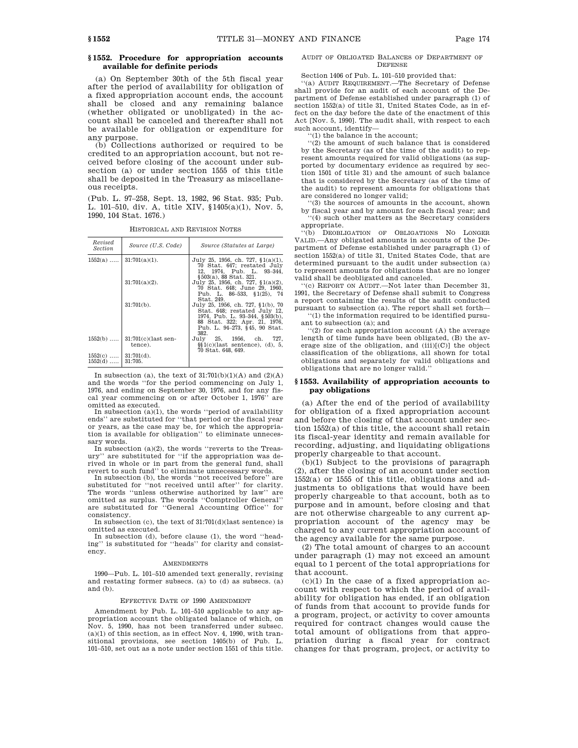## § 1552. Procedure for appropriation accounts available for definite periods

(a) On September 30th of the 5th fiscal year after the period of availability for obligation of a fixed appropriation account ends, the account shall be closed and any remaining balance (whether obligated or unobligated) in the account shall be canceled and thereafter shall not be available for obligation or expenditure for any purpose.

(b) Collections authorized or required to be credited to an appropriation account, but not received before closing of the account under subsection (a) or under section 1555 of this title shall be deposited in the Treasury as miscellaneous receipts.

(Pub. L. 97–258, Sept. 13, 1982, 96 Stat. 935; Pub. L. 101–510, div. A, title XIV, § 1405(a)(1), Nov. 5, 1990, 104 Stat. 1676.)

HISTORICAL AND REVISION NOTES

| Revised Section | Source (U.S. Code) | Source (Statutes at Large) |
|---|---|---|
| 1552(a) ..... | 31:701(a)(1). | July 25, 1956, ch. 727, § 1(a)(1), 70 Stat. 647; restated July 12, 1974, Pub. L. 93–344, § 503(a), 88 Stat. 321. |
| | 31:701(a)(2). | July 25, 1956, ch. 727, § 1(a)(2), 70 Stat. 648; June 29, 1960, Pub. L. 86–533, § 1(25), 74 Stat. 249. |
| | 31:701(b). | July 25, 1956, ch. 727, § 1(b), 70 Stat. 648; restated July 12, 1974, Pub. L. 93–344, § 503(b), 88 Stat. 322; Apr. 21, 1976, Pub. L. 94–273, § 45, 90 Stat. 382. |
| 1552(b) ..... | 31:701(c)(last sentence). | July 25, 1956, ch. 727, §§ 1(c)(last sentence), (d), 5, 70 Stat. 648, 649. |
| 1552(c) ..... | 31:701(d). | |
| 1552(d) ..... | 31:705. | |

In subsection (a), the text of 31:701(b)(1)(A) and (2)(A) and the words "for the period commencing on July 1, 1976, and ending on September 30, 1976, and for any fiscal year commencing on or after October 1, 1976" are omitted as executed.

In subsection (a)(1), the words "period of availability ends" are substituted for "that period or the fiscal year or years, as the case may be, for which the appropriation is available for obligation" to eliminate unnecessary words.

In subsection (a)(2), the words "reverts to the Treasury" are substituted for "if the appropriation was derived in whole or in part from the general fund, shall revert to such fund" to eliminate unnecessary words.

In subsection (b), the words "not received before" are substituted for "not received until after" for clarity. The words "unless otherwise authorized by law" are omitted as surplus. The words "Comptroller General" are substituted for "General Accounting Office" for consistency.

In subsection (c), the text of 31:701(d)(last sentence) is omitted as executed.

In subsection (d), before clause (1), the word "heading" is substituted for "heads" for clarity and consistency.

AMENDMENTS

1990—Pub. L. 101–510 amended text generally, revising and restating former subsecs. (a) to (d) as subsecs. (a) and (b).

EFFECTIVE DATE OF 1990 AMENDMENT

Amendment by Pub. L. 101–510 applicable to any appropriation account the obligated balance of which, on Nov. 5, 1990, has not been transferred under subsec. (a)(1) of this section, as in effect Nov. 4, 1990, with transitional provisions, see section 1405(b) of Pub. L. 101–510, set out as a note under section 1551 of this title.

AUDIT OF OBLIGATED BALANCES OF DEPARTMENT OF DEFENSE

Section 1406 of Pub. L. 101–510 provided that:

"(a) AUDIT REQUIREMENT.—The Secretary of Defense shall provide for an audit of each account of the Department of Defense established under paragraph (1) of section 1552(a) of title 31, United States Code, as in effect on the day before the date of the enactment of this Act [Nov. 5, 1990]. The audit shall, with respect to each such account, identify—

"(1) the balance in the account;

"(2) the amount of such balance that is considered by the Secretary (as of the time of the audit) to represent amounts required for valid obligations (as supported by documentary evidence as required by section 1501 of title 31) and the amount of such balance that is considered by the Secretary (as of the time of the audit) to represent amounts for obligations that are considered no longer valid;

"(3) the sources of amounts in the account, shown by fiscal year and by amount for each fiscal year; and

"(4) such other matters as the Secretary considers appropriate.

"(b) DEOBLIGATION OF OBLIGATIONS NO LONGER VALID.—Any obligated amounts in accounts of the Department of Defense established under paragraph (1) of section 1552(a) of title 31, United States Code, that are determined pursuant to the audit under subsection (a) to represent amounts for obligations that are no longer valid shall be deobligated and canceled.

"(c) REPORT ON AUDIT.—Not later than December 31, 1991, the Secretary of Defense shall submit to Congress a report containing the results of the audit conducted pursuant to subsection (a). The report shall set forth—

"(1) the information required to be identified pursuant to subsection (a); and

"(2) for each appropriation account (A) the average length of time funds have been obligated, (B) the average size of the obligation, and (iii)[(C)] the object classification of the obligations, all shown for total obligations and separately for valid obligations and obligations that are no longer valid."

## § 1553. Availability of appropriation accounts to pay obligations

(a) After the end of the period of availability for obligation of a fixed appropriation account and before the closing of that account under section 1552(a) of this title, the account shall retain its fiscal-year identity and remain available for recording, adjusting, and liquidating obligations properly chargeable to that account.

(b)(1) Subject to the provisions of paragraph (2), after the closing of an account under section 1552(a) or 1555 of this title, obligations and adjustments to obligations that would have been properly chargeable to that account, both as to purpose and in amount, before closing and that are not otherwise chargeable to any current appropriation account of the agency may be charged to any current appropriation account of the agency available for the same purpose.

(2) The total amount of charges to an account under paragraph (1) may not exceed an amount equal to 1 percent of the total appropriations for that account.

(c)(1) In the case of a fixed appropriation account with respect to which the period of availability for obligation has ended, if an obligation of funds from that account to provide funds for a program, project, or activity to cover amounts required for contract changes would cause the total amount of obligations from that appropriation during a fiscal year for contract changes for that program, project, or activity to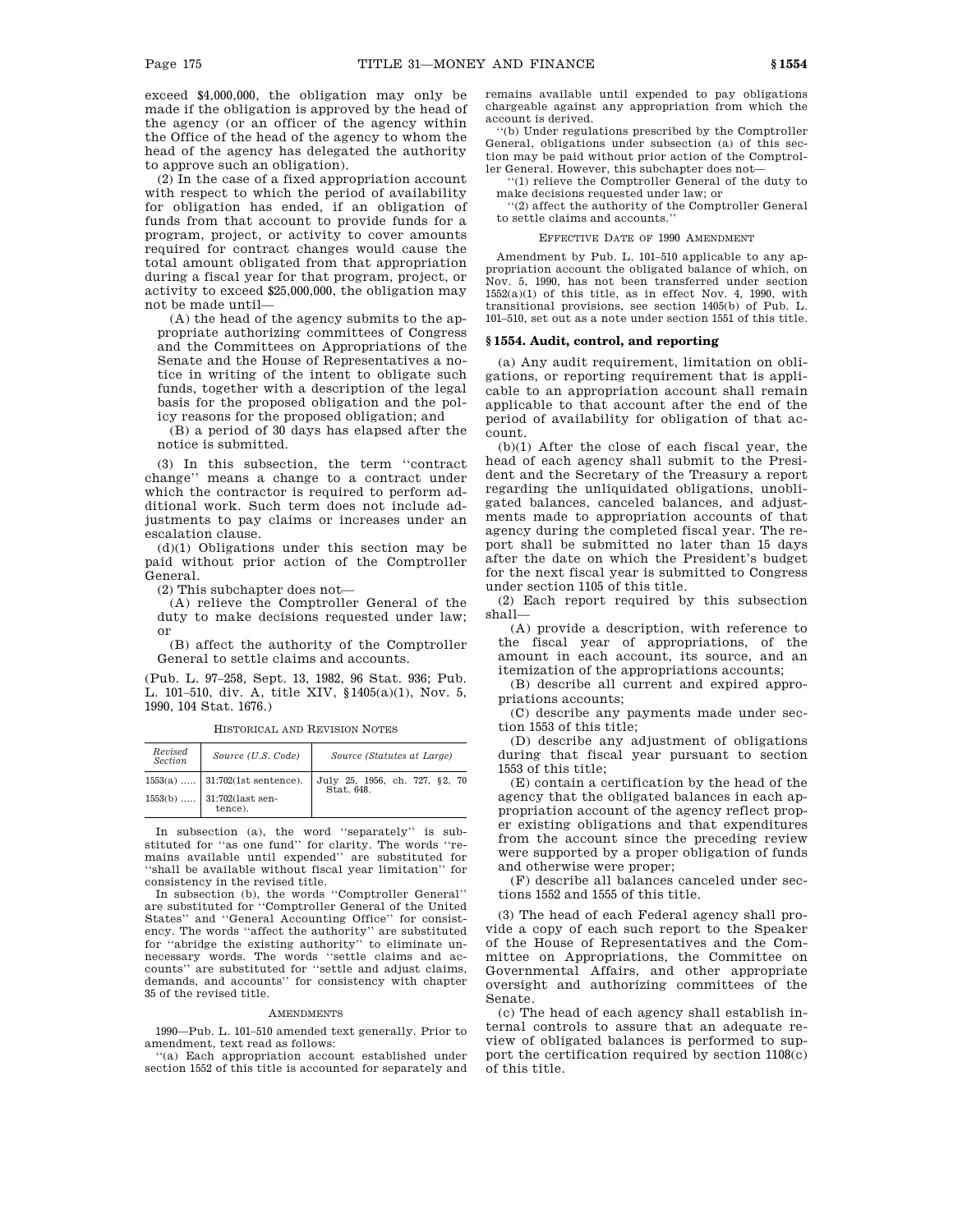exceed $4,000,000, the obligation may only be made if the obligation is approved by the head of the agency (or an officer of the agency within the Office of the head of the agency to whom the head of the agency has delegated the authority to approve such an obligation).

(2) In the case of a fixed appropriation account with respect to which the period of availability for obligation has ended, if an obligation of funds from that account to provide funds for a program, project, or activity to cover amounts required for contract changes would cause the total amount obligated from that appropriation during a fiscal year for that program, project, or activity to exceed $25,000,000, the obligation may not be made until—

(A) the head of the agency submits to the appropriate authorizing committees of Congress and the Committees on Appropriations of the Senate and the House of Representatives a notice in writing of the intent to obligate such funds, together with a description of the legal basis for the proposed obligation and the policy reasons for the proposed obligation; and

(B) a period of 30 days has elapsed after the notice is submitted.

(3) In this subsection, the term ''contract change'' means a change to a contract under which the contractor is required to perform additional work. Such term does not include adjustments to pay claims or increases under an escalation clause.

(d)(1) Obligations under this section may be paid without prior action of the Comptroller General.

(2) This subchapter does not—

(A) relieve the Comptroller General of the duty to make decisions requested under law; or

(B) affect the authority of the Comptroller General to settle claims and accounts.

(Pub. L. 97–258, Sept. 13, 1982, 96 Stat. 936; Pub. L. 101–510, div. A, title XIV, §1405(a)(1), Nov. 5, 1990, 104 Stat. 1676.)

HISTORICAL AND REVISION NOTES

| Revised Section | Source (U.S. Code) | Source (Statutes at Large) |
|---|---|---|
| 1553(a) ..... | 31:702(1st sentence). | July 25, 1956, ch. 727, §2, 70 Stat. 648. |
| 1553(b) ..... | 31:702(last sentence). | |

In subsection (a), the word ''separately'' is substituted for ''as one fund'' for clarity. The words ''remains available until expended'' are substituted for ''shall be available without fiscal year limitation'' for consistency in the revised title.

In subsection (b), the words ''Comptroller General'' are substituted for ''Comptroller General of the United States'' and ''General Accounting Office'' for consistency. The words ''affect the authority'' are substituted for ''abridge the existing authority'' to eliminate unnecessary words. The words ''settle claims and accounts'' are substituted for ''settle and adjust claims, demands, and accounts'' for consistency with chapter 35 of the revised title.

AMENDMENTS

1990—Pub. L. 101–510 amended text generally. Prior to amendment, text read as follows:

''(a) Each appropriation account established under section 1552 of this title is accounted for separately and remains available until expended to pay obligations chargeable against any appropriation from which the account is derived.

''(b) Under regulations prescribed by the Comptroller General, obligations under subsection (a) of this section may be paid without prior action of the Comptroller General. However, this subchapter does not—

''(1) relieve the Comptroller General of the duty to make decisions requested under law; or

''(2) affect the authority of the Comptroller General to settle claims and accounts.''

EFFECTIVE DATE OF 1990 AMENDMENT

Amendment by Pub. L. 101–510 applicable to any appropriation account the obligated balance of which, on Nov. 5, 1990, has not been transferred under section 1552(a)(1) of this title, as in effect Nov. 4, 1990, with transitional provisions, see section 1405(b) of Pub. L. 101–510, set out as a note under section 1551 of this title.

### §1554. Audit, control, and reporting

(a) Any audit requirement, limitation on obligations, or reporting requirement that is applicable to an appropriation account shall remain applicable to that account after the end of the period of availability for obligation of that account.

(b)(1) After the close of each fiscal year, the head of each agency shall submit to the President and the Secretary of the Treasury a report regarding the unliquidated obligations, unobligated balances, canceled balances, and adjustments made to appropriation accounts of that agency during the completed fiscal year. The report shall be submitted no later than 15 days after the date on which the President's budget for the next fiscal year is submitted to Congress under section 1105 of this title.

(2) Each report required by this subsection shall—

(A) provide a description, with reference to the fiscal year of appropriations, of the amount in each account, its source, and an itemization of the appropriations accounts;

(B) describe all current and expired appropriations accounts;

(C) describe any payments made under section 1553 of this title;

(D) describe any adjustment of obligations during that fiscal year pursuant to section 1553 of this title;

(E) contain a certification by the head of the agency that the obligated balances in each appropriation account of the agency reflect proper existing obligations and that expenditures from the account since the preceding review were supported by a proper obligation of funds and otherwise were proper;

(F) describe all balances canceled under sections 1552 and 1555 of this title.

(3) The head of each Federal agency shall provide a copy of each such report to the Speaker of the House of Representatives and the Committee on Appropriations, the Committee on Governmental Affairs, and other appropriate oversight and authorizing committees of the Senate.

(c) The head of each agency shall establish internal controls to assure that an adequate review of obligated balances is performed to support the certification required by section 1108(c) of this title.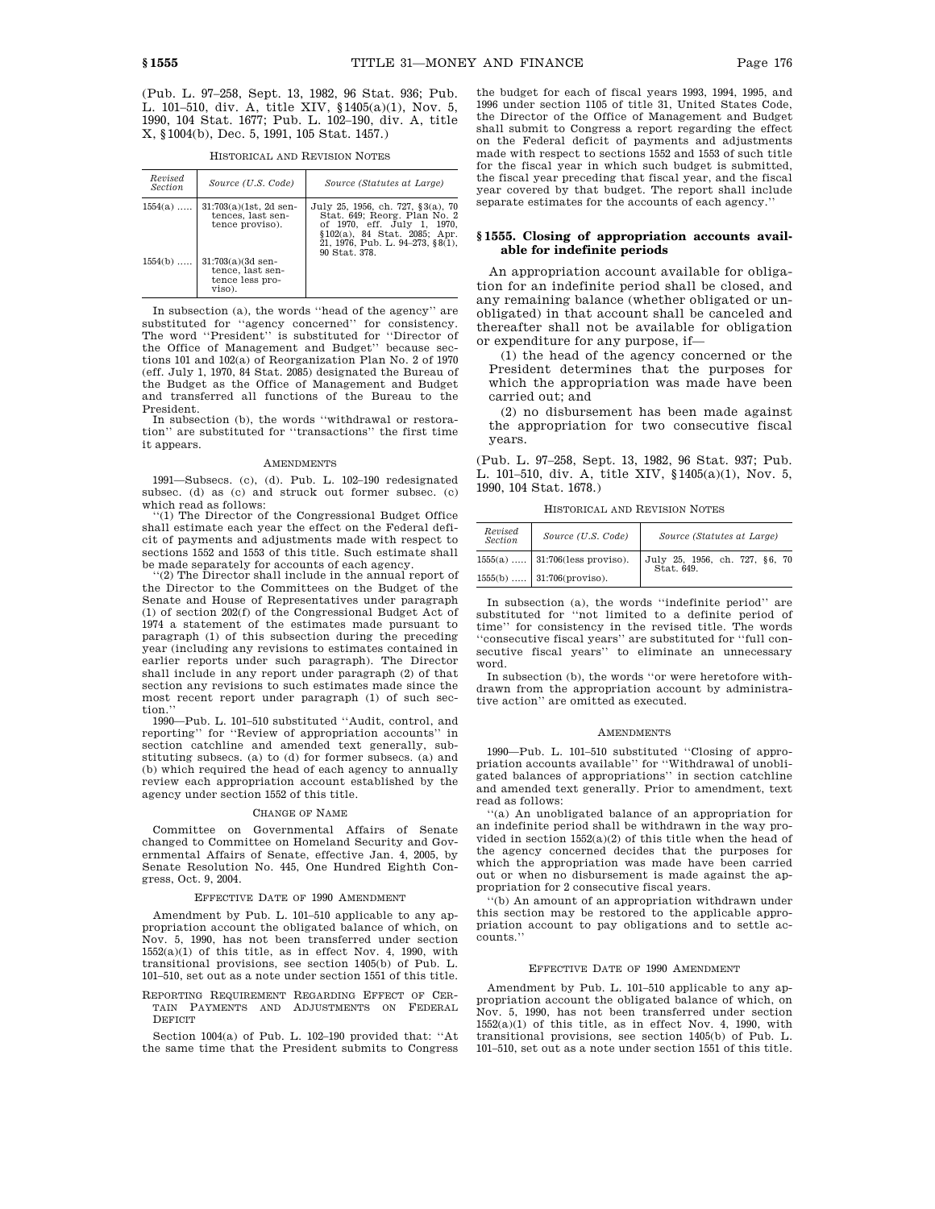(Pub. L. 97–258, Sept. 13, 1982, 96 Stat. 936; Pub. L. 101–510, div. A, title XIV, §1405(a)(1), Nov. 5, 1990, 104 Stat. 1677; Pub. L. 102–190, div. A, title X, §1004(b), Dec. 5, 1991, 105 Stat. 1457.)

HISTORICAL AND REVISION NOTES

| Revised Section | Source (U.S. Code) | Source (Statutes at Large) |
|---|---|---|
| 1554(a) ..... | 31:703(a)(1st, 2d sentences, last sentence proviso). | July 25, 1956, ch. 727, §3(a), 70 Stat. 649; Reorg. Plan No. 2 of 1970, eff. July 1, 1970, §102(a), 84 Stat. 2085; Apr. 21, 1976, Pub. L. 94–273, §8(1), 90 Stat. 378. |
| 1554(b) ..... | 31:703(a)(3d sentence, last sentence less proviso). | |

In subsection (a), the words "head of the agency" are substituted for "agency concerned" for consistency. The word "President" is substituted for "Director of the Office of Management and Budget" because sections 101 and 102(a) of Reorganization Plan No. 2 of 1970 (eff. July 1, 1970, 84 Stat. 2085) designated the Bureau of the Budget as the Office of Management and Budget and transferred all functions of the Bureau to the President.

In subsection (b), the words "withdrawal or restoration" are substituted for "transactions" the first time it appears.

AMENDMENTS

1991—Subsecs. (c), (d). Pub. L. 102–190 redesignated subsec. (d) as (c) and struck out former subsec. (c) which read as follows:

"(1) The Director of the Congressional Budget Office shall estimate each year the effect on the Federal deficit of payments and adjustments made with respect to sections 1552 and 1553 of this title. Such estimate shall be made separately for accounts of each agency.

"(2) The Director shall include in the annual report of the Director to the Committees on the Budget of the Senate and House of Representatives under paragraph (1) of section 202(f) of the Congressional Budget Act of 1974 a statement of the estimates made pursuant to paragraph (1) of this subsection during the preceding year (including any revisions to estimates contained in earlier reports under such paragraph). The Director shall include in any report under paragraph (2) of that section any revisions to such estimates made since the most recent report under paragraph (1) of such section."

1990—Pub. L. 101–510 substituted "Audit, control, and reporting" for "Review of appropriation accounts" in section catchline and amended text generally, substituting subsecs. (a) to (d) for former subsecs. (a) and (b) which required the head of each agency to annually review each appropriation account established by the agency under section 1552 of this title.

CHANGE OF NAME

Committee on Governmental Affairs of Senate changed to Committee on Homeland Security and Governmental Affairs of Senate, effective Jan. 4, 2005, by Senate Resolution No. 445, One Hundred Eighth Congress, Oct. 9, 2004.

EFFECTIVE DATE OF 1990 AMENDMENT

Amendment by Pub. L. 101–510 applicable to any appropriation account the obligated balance of which, on Nov. 5, 1990, has not been transferred under section 1552(a)(1) of this title, as in effect Nov. 4, 1990, with transitional provisions, see section 1405(b) of Pub. L. 101–510, set out as a note under section 1551 of this title.

REPORTING REQUIREMENT REGARDING EFFECT OF CERTAIN PAYMENTS AND ADJUSTMENTS ON FEDERAL DEFICIT

Section 1004(a) of Pub. L. 102–190 provided that: "At the same time that the President submits to Congress the budget for each of fiscal years 1993, 1994, 1995, and 1996 under section 1105 of title 31, United States Code, the Director of the Office of Management and Budget shall submit to Congress a report regarding the effect on the Federal deficit of payments and adjustments made with respect to sections 1552 and 1553 of such title for the fiscal year in which such budget is submitted, the fiscal year preceding that fiscal year, and the fiscal year covered by that budget. The report shall include separate estimates for the accounts of each agency."

## § 1555. Closing of appropriation accounts available for indefinite periods

An appropriation account available for obligation for an indefinite period shall be closed, and any remaining balance (whether obligated or unobligated) in that account shall be canceled and thereafter shall not be available for obligation or expenditure for any purpose, if—

(1) the head of the agency concerned or the President determines that the purposes for which the appropriation was made have been carried out; and

(2) no disbursement has been made against the appropriation for two consecutive fiscal years.

(Pub. L. 97–258, Sept. 13, 1982, 96 Stat. 937; Pub. L. 101–510, div. A, title XIV, §1405(a)(1), Nov. 5, 1990, 104 Stat. 1678.)

HISTORICAL AND REVISION NOTES

| Revised Section | Source (U.S. Code) | Source (Statutes at Large) |
|---|---|---|
| 1555(a) ..... | 31:706(less proviso). | July 25, 1956, ch. 727, §6, 70 Stat. 649. |
| 1555(b) ..... | 31:706(proviso). | |

In subsection (a), the words "indefinite period" are substituted for "not limited to a definite period of time" for consistency in the revised title. The words "consecutive fiscal years" are substituted for "full consecutive fiscal years" to eliminate an unnecessary word.

In subsection (b), the words "or were heretofore withdrawn from the appropriation account by administrative action" are omitted as executed.

AMENDMENTS

1990—Pub. L. 101–510 substituted "Closing of appropriation accounts available" for "Withdrawal of unobligated balances of appropriations" in section catchline and amended text generally. Prior to amendment, text read as follows:

"(a) An unobligated balance of an appropriation for an indefinite period shall be withdrawn in the way provided in section 1552(a)(2) of this title when the head of the agency concerned decides that the purposes for which the appropriation was made have been carried out or when no disbursement is made against the appropriation for 2 consecutive fiscal years.

"(b) An amount of an appropriation withdrawn under this section may be restored to the applicable appropriation account to pay obligations and to settle accounts."

EFFECTIVE DATE OF 1990 AMENDMENT

Amendment by Pub. L. 101–510 applicable to any appropriation account the obligated balance of which, on Nov. 5, 1990, has not been transferred under section 1552(a)(1) of this title, as in effect Nov. 4, 1990, with transitional provisions, see section 1405(b) of Pub. L. 101–510, set out as a note under section 1551 of this title.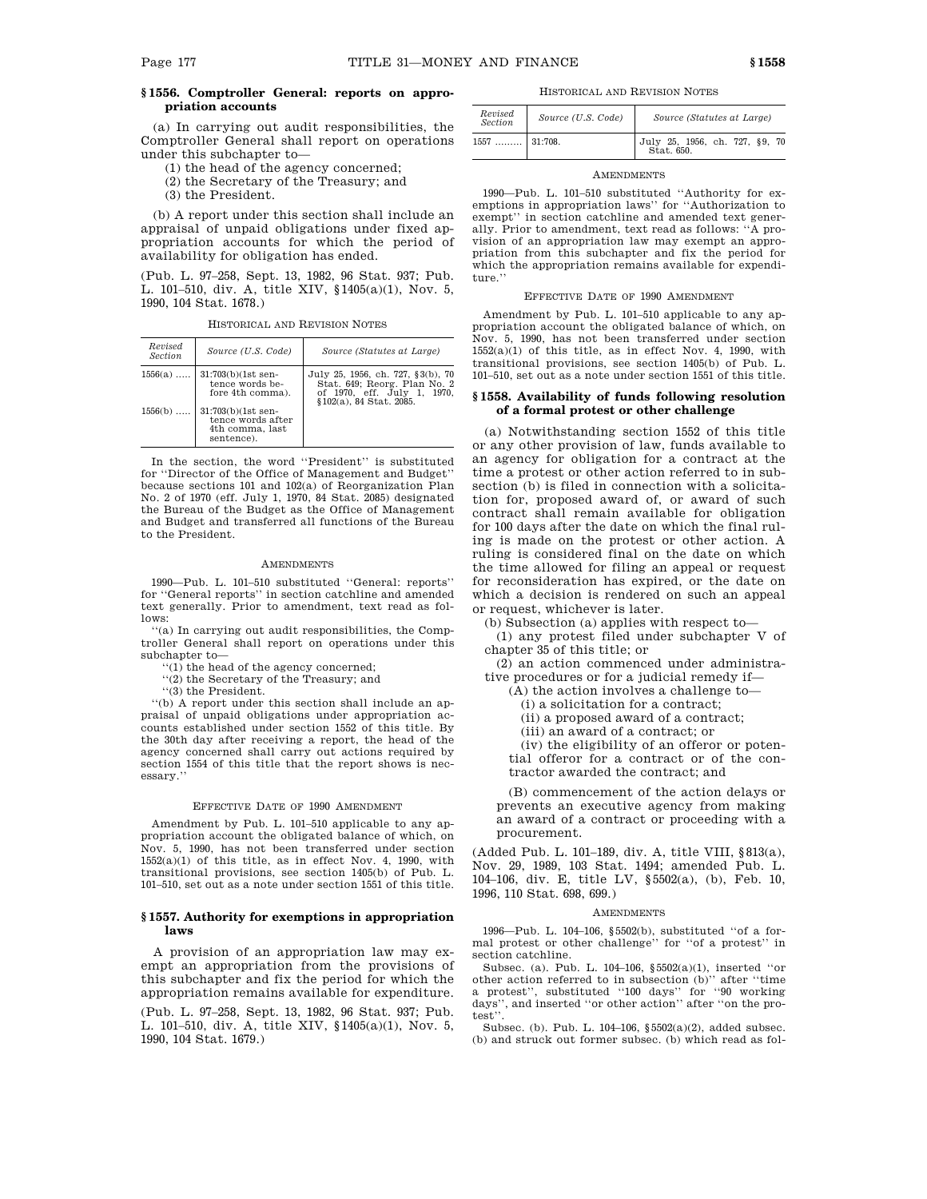### § 1556. Comptroller General: reports on appropriation accounts

(a) In carrying out audit responsibilities, the Comptroller General shall report on operations under this subchapter to—

(1) the head of the agency concerned;

(2) the Secretary of the Treasury; and

(3) the President.

(b) A report under this section shall include an appraisal of unpaid obligations under fixed appropriation accounts for which the period of availability for obligation has ended.

(Pub. L. 97–258, Sept. 13, 1982, 96 Stat. 937; Pub. L. 101–510, div. A, title XIV, §1405(a)(1), Nov. 5, 1990, 104 Stat. 1678.)

HISTORICAL AND REVISION NOTES

| Revised Section | Source (U.S. Code) | Source (Statutes at Large) |
|---|---|---|
| 1556(a) ..... | 31:703(b)(1st sentence words before 4th comma). | July 25, 1956, ch. 727, §3(b), 70 Stat. 649; Reorg. Plan No. 2 of 1970, eff. July 1, 1970, §102(a), 84 Stat. 2085. |
| 1556(b) ..... | 31:703(b)(1st sentence words after 4th comma, last sentence). | |

In the section, the word "President" is substituted for "Director of the Office of Management and Budget" because sections 101 and 102(a) of Reorganization Plan No. 2 of 1970 (eff. July 1, 1970, 84 Stat. 2085) designated the Bureau of the Budget as the Office of Management and Budget and transferred all functions of the Bureau to the President.

AMENDMENTS

1990—Pub. L. 101–510 substituted "General: reports" for "General reports" in section catchline and amended text generally. Prior to amendment, text read as follows:

"(a) In carrying out audit responsibilities, the Comptroller General shall report on operations under this subchapter to—

"(1) the head of the agency concerned;

"(2) the Secretary of the Treasury; and

"(3) the President.

"(b) A report under this section shall include an appraisal of unpaid obligations under appropriation accounts established under section 1552 of this title. By the 30th day after receiving a report, the head of the agency concerned shall carry out actions required by section 1554 of this title that the report shows is necessary."

EFFECTIVE DATE OF 1990 AMENDMENT

Amendment by Pub. L. 101–510 applicable to any appropriation account the obligated balance of which, on Nov. 5, 1990, has not been transferred under section 1552(a)(1) of this title, as in effect Nov. 4, 1990, with transitional provisions, see section 1405(b) of Pub. L. 101–510, set out as a note under section 1551 of this title.

### § 1557. Authority for exemptions in appropriation laws

A provision of an appropriation law may exempt an appropriation from the provisions of this subchapter and fix the period for which the appropriation remains available for expenditure.

(Pub. L. 97–258, Sept. 13, 1982, 96 Stat. 937; Pub. L. 101–510, div. A, title XIV, §1405(a)(1), Nov. 5, 1990, 104 Stat. 1679.)

HISTORICAL AND REVISION NOTES

| Revised Section | Source (U.S. Code) | Source (Statutes at Large) |
|---|---|---|
| 1557 ......... | 31:708. | July 25, 1956, ch. 727, §9, 70 Stat. 650. |

AMENDMENTS

1990—Pub. L. 101–510 substituted "Authority for exemptions in appropriation laws" for "Authorization to exempt" in section catchline and amended text generally. Prior to amendment, text read as follows: "A provision of an appropriation law may exempt an appropriation from this subchapter and fix the period for which the appropriation remains available for expenditure."

EFFECTIVE DATE OF 1990 AMENDMENT

Amendment by Pub. L. 101–510 applicable to any appropriation account the obligated balance of which, on Nov. 5, 1990, has not been transferred under section 1552(a)(1) of this title, as in effect Nov. 4, 1990, with transitional provisions, see section 1405(b) of Pub. L. 101–510, set out as a note under section 1551 of this title.

### § 1558. Availability of funds following resolution of a formal protest or other challenge

(a) Notwithstanding section 1552 of this title or any other provision of law, funds available to an agency for obligation for a contract at the time a protest or other action referred to in subsection (b) is filed in connection with a solicitation for, proposed award of, or award of such contract shall remain available for obligation for 100 days after the date on which the final ruling is made on the protest or other action. A ruling is considered final on the date on which the time allowed for filing an appeal or request for reconsideration has expired, or the date on which a decision is rendered on such an appeal or request, whichever is later.

(b) Subsection (a) applies with respect to—

(1) any protest filed under subchapter V of chapter 35 of this title; or

(2) an action commenced under administrative procedures or for a judicial remedy if—

(A) the action involves a challenge to—

(i) a solicitation for a contract;

(ii) a proposed award of a contract;

(iii) an award of a contract; or

(iv) the eligibility of an offeror or potential offeror for a contract or of the contractor awarded the contract; and

(B) commencement of the action delays or prevents an executive agency from making an award of a contract or proceeding with a procurement.

(Added Pub. L. 101–189, div. A, title VIII, §813(a), Nov. 29, 1989, 103 Stat. 1494; amended Pub. L. 104–106, div. E, title LV, §5502(a), (b), Feb. 10, 1996, 110 Stat. 698, 699.)

AMENDMENTS

1996—Pub. L. 104–106, §5502(b), substituted "of a formal protest or other challenge" for "of a protest" in section catchline.

Subsec. (a). Pub. L. 104–106, §5502(a)(1), inserted "or other action referred to in subsection (b)" after "time a protest", substituted "100 days" for "90 working days", and inserted "or other action" after "on the protest".

Subsec. (b). Pub. L. 104–106, §5502(a)(2), added subsec. (b) and struck out former subsec. (b) which read as fol-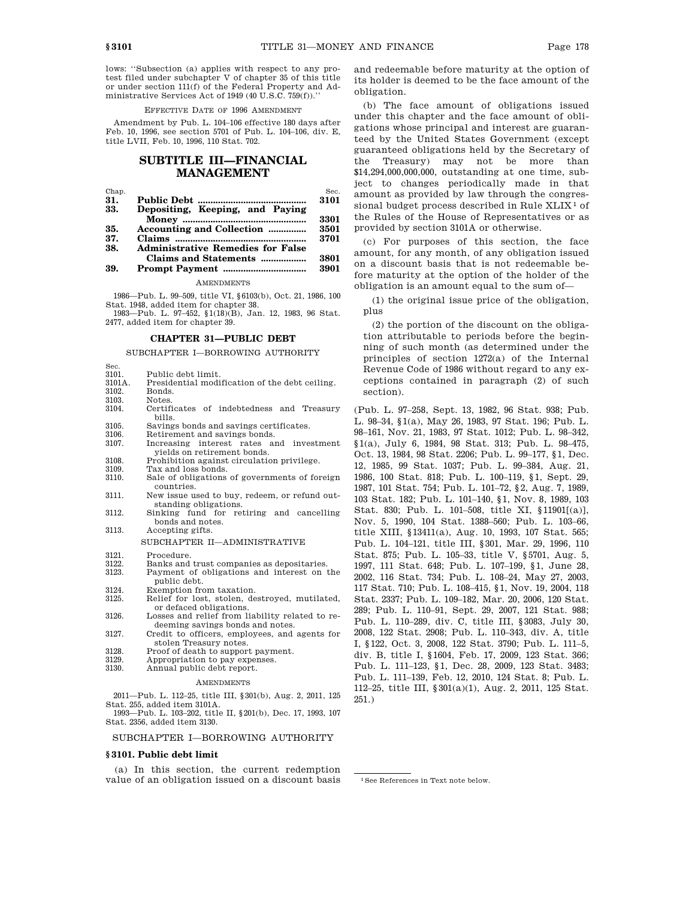lows: ''Subsection (a) applies with respect to any protest filed under subchapter V of chapter 35 of this title or under section 111(f) of the Federal Property and Administrative Services Act of 1949 (40 U.S.C. 759(f)).''

EFFECTIVE DATE OF 1996 AMENDMENT

Amendment by Pub. L. 104–106 effective 180 days after Feb. 10, 1996, see section 5701 of Pub. L. 104–106, div. E, title LVII, Feb. 10, 1996, 110 Stat. 702.

# SUBTITLE III—FINANCIAL MANAGEMENT

| Chap. | | Sec. |
|---|---|---|
| **31.** | **Public Debt** | **3101** |
| **33.** | **Depositing, Keeping, and Paying Money** | **3301** |
| **35.** | **Accounting and Collection** | **3501** |
| **37.** | **Claims** | **3701** |
| **38.** | **Administrative Remedies for False Claims and Statements** | **3801** |
| **39.** | **Prompt Payment** | **3901** |

AMENDMENTS

1986—Pub. L. 99–509, title VI, §6103(b), Oct. 21, 1986, 100 Stat. 1948, added item for chapter 38.

1983—Pub. L. 97–452, §1(18)(B), Jan. 12, 1983, 96 Stat. 2477, added item for chapter 39.

## CHAPTER 31—PUBLIC DEBT

SUBCHAPTER I—BORROWING AUTHORITY

| Sec. | |
|---|---|
| 3101. | Public debt limit. |
| 3101A. | Presidential modification of the debt ceiling. |
| 3102. | Bonds. |
| 3103. | Notes. |
| 3104. | Certificates of indebtedness and Treasury bills. |
| 3105. | Savings bonds and savings certificates. |
| 3106. | Retirement and savings bonds. |
| 3107. | Increasing interest rates and investment yields on retirement bonds. |
| 3108. | Prohibition against circulation privilege. |
| 3109. | Tax and loss bonds. |
| 3110. | Sale of obligations of governments of foreign countries. |
| 3111. | New issue used to buy, redeem, or refund outstanding obligations. |
| 3112. | Sinking fund for retiring and cancelling bonds and notes. |
| 3113. | Accepting gifts. |

SUBCHAPTER II—ADMINISTRATIVE

| | |
|---|---|
| 3121. | Procedure. |
| 3122. | Banks and trust companies as depositaries. |
| 3123. | Payment of obligations and interest on the public debt. |
| 3124. | Exemption from taxation. |
| 3125. | Relief for lost, stolen, destroyed, mutilated, or defaced obligations. |
| 3126. | Losses and relief from liability related to redeeming savings bonds and notes. |
| 3127. | Credit to officers, employees, and agents for stolen Treasury notes. |
| 3128. | Proof of death to support payment. |
| 3129. | Appropriation to pay expenses. |
| 3130. | Annual public debt report. |

AMENDMENTS

2011—Pub. L. 112–25, title III, §301(b), Aug. 2, 2011, 125 Stat. 255, added item 3101A.

1993—Pub. L. 103–202, title II, §201(b), Dec. 17, 1993, 107 Stat. 2356, added item 3130.

SUBCHAPTER I—BORROWING AUTHORITY

### §3101. Public debt limit

(a) In this section, the current redemption value of an obligation issued on a discount basis and redeemable before maturity at the option of its holder is deemed to be the face amount of the obligation.

(b) The face amount of obligations issued under this chapter and the face amount of obligations whose principal and interest are guaranteed by the United States Government (except guaranteed obligations held by the Secretary of the Treasury) may not be more than $14,294,000,000,000, outstanding at one time, subject to changes periodically made in that amount as provided by law through the congressional budget process described in Rule XLIX[1] of the Rules of the House of Representatives or as provided by section 3101A or otherwise.

(c) For purposes of this section, the face amount, for any month, of any obligation issued on a discount basis that is not redeemable before maturity at the option of the holder of the obligation is an amount equal to the sum of—

(1) the original issue price of the obligation, plus

(2) the portion of the discount on the obligation attributable to periods before the beginning of such month (as determined under the principles of section 1272(a) of the Internal Revenue Code of 1986 without regard to any exceptions contained in paragraph (2) of such section).

(Pub. L. 97–258, Sept. 13, 1982, 96 Stat. 938; Pub. L. 98–34, §1(a), May 26, 1983, 97 Stat. 196; Pub. L. 98–161, Nov. 21, 1983, 97 Stat. 1012; Pub. L. 98–342, §1(a), July 6, 1984, 98 Stat. 313; Pub. L. 98–475, Oct. 13, 1984, 98 Stat. 2206; Pub. L. 99–177, §1, Dec. 12, 1985, 99 Stat. 1037; Pub. L. 99–384, Aug. 21, 1986, 100 Stat. 818; Pub. L. 100–119, §1, Sept. 29, 1987, 101 Stat. 754; Pub. L. 101–72, §2, Aug. 7, 1989, 103 Stat. 182; Pub. L. 101–140, §1, Nov. 8, 1989, 103 Stat. 830; Pub. L. 101–508, title XI, §11901[(a)], Nov. 5, 1990, 104 Stat. 1388–560; Pub. L. 103–66, title XIII, §13411(a), Aug. 10, 1993, 107 Stat. 565; Pub. L. 104–121, title III, §301, Mar. 29, 1996, 110 Stat. 875; Pub. L. 105–33, title V, §5701, Aug. 5, 1997, 111 Stat. 648; Pub. L. 107–199, §1, June 28, 2002, 116 Stat. 734; Pub. L. 108–24, May 27, 2003, 117 Stat. 710; Pub. L. 108–415, §1, Nov. 19, 2004, 118 Stat. 2337; Pub. L. 109–182, Mar. 20, 2006, 120 Stat. 289; Pub. L. 110–91, Sept. 29, 2007, 121 Stat. 988; Pub. L. 110–289, div. C, title III, §3083, July 30, 2008, 122 Stat. 2908; Pub. L. 110–343, div. A, title I, §122, Oct. 3, 2008, 122 Stat. 3790; Pub. L. 111–5, div. B, title I, §1604, Feb. 17, 2009, 123 Stat. 366; Pub. L. 111–123, §1, Dec. 28, 2009, 123 Stat. 3483; Pub. L. 111–139, Feb. 12, 2010, 124 Stat. 8; Pub. L. 112–25, title III, §301(a)(1), Aug. 2, 2011, 125 Stat. 251.)

[1] See References in Text note below.